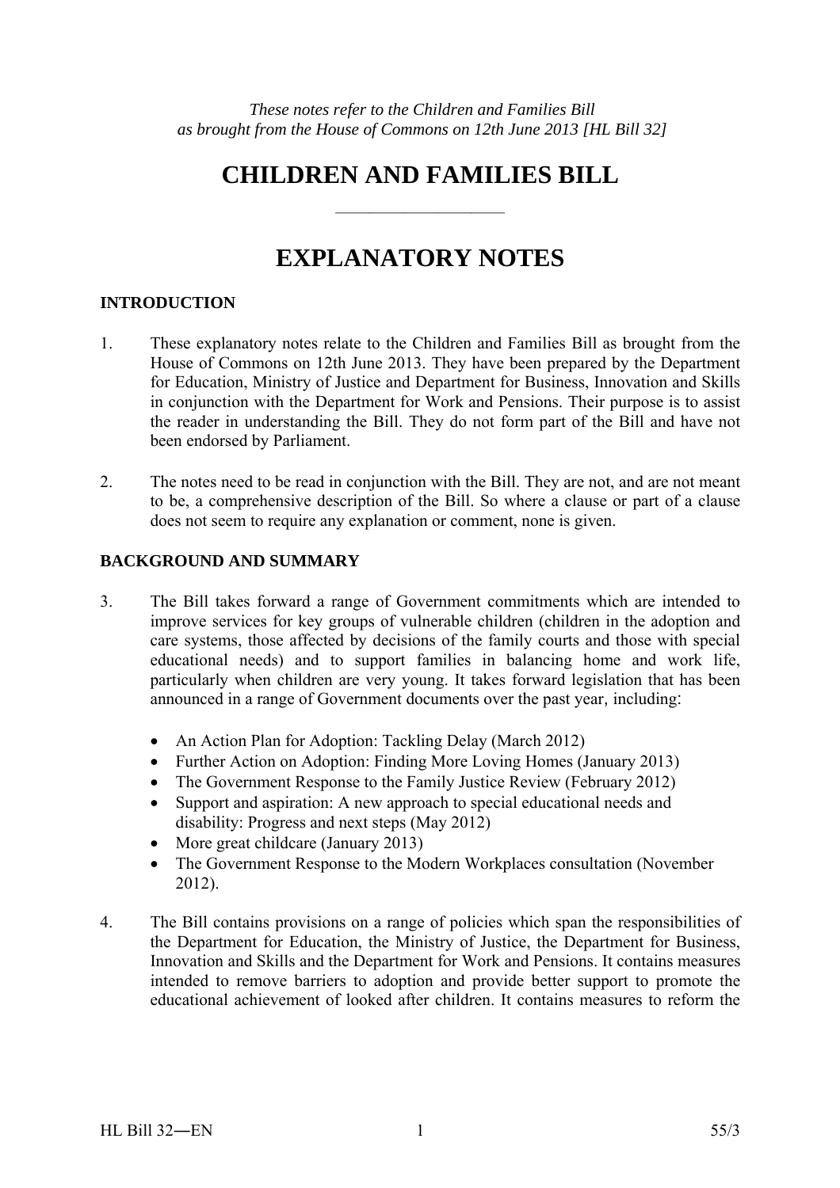*These notes refer to the Children and Families Bill as brought from the House of Commons on 12th June 2013 [HL Bill 32]*

# CHILDREN AND FAMILIES BILL

---

# EXPLANATORY NOTES

## INTRODUCTION

1. These explanatory notes relate to the Children and Families Bill as brought from the House of Commons on 12th June 2013. They have been prepared by the Department for Education, Ministry of Justice and Department for Business, Innovation and Skills in conjunction with the Department for Work and Pensions. Their purpose is to assist the reader in understanding the Bill. They do not form part of the Bill and have not been endorsed by Parliament.

2. The notes need to be read in conjunction with the Bill. They are not, and are not meant to be, a comprehensive description of the Bill. So where a clause or part of a clause does not seem to require any explanation or comment, none is given.

## BACKGROUND AND SUMMARY

3. The Bill takes forward a range of Government commitments which are intended to improve services for key groups of vulnerable children (children in the adoption and care systems, those affected by decisions of the family courts and those with special educational needs) and to support families in balancing home and work life, particularly when children are very young. It takes forward legislation that has been announced in a range of Government documents over the past year, including:

   - An Action Plan for Adoption: Tackling Delay (March 2012)
   - Further Action on Adoption: Finding More Loving Homes (January 2013)
   - The Government Response to the Family Justice Review (February 2012)
   - Support and aspiration: A new approach to special educational needs and disability: Progress and next steps (May 2012)
   - More great childcare (January 2013)
   - The Government Response to the Modern Workplaces consultation (November 2012).

4. The Bill contains provisions on a range of policies which span the responsibilities of the Department for Education, the Ministry of Justice, the Department for Business, Innovation and Skills and the Department for Work and Pensions. It contains measures intended to remove barriers to adoption and provide better support to promote the educational achievement of looked after children. It contains measures to reform the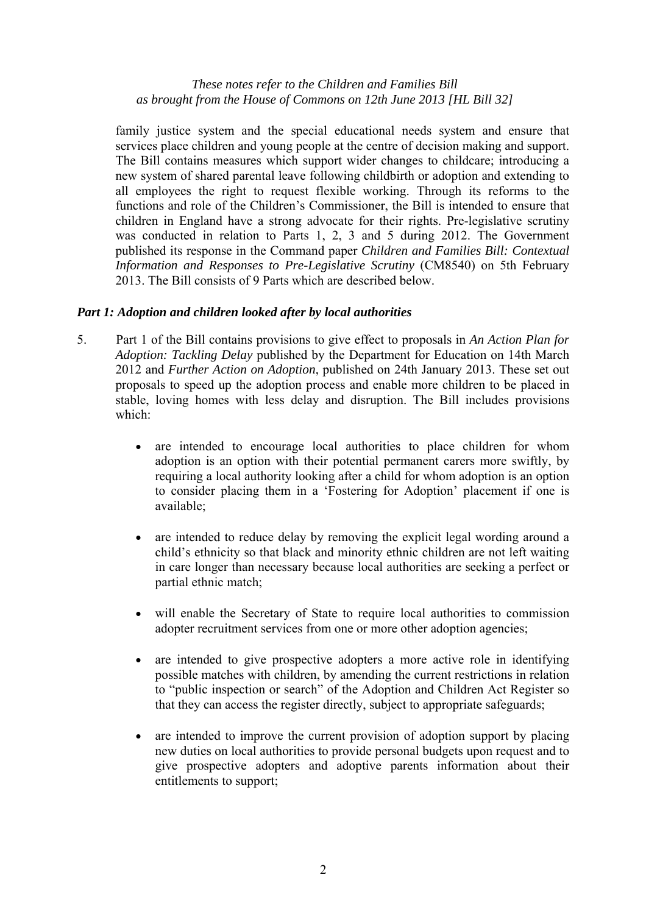family justice system and the special educational needs system and ensure that services place children and young people at the centre of decision making and support. The Bill contains measures which support wider changes to childcare; introducing a new system of shared parental leave following childbirth or adoption and extending to all employees the right to request flexible working. Through its reforms to the functions and role of the Children's Commissioner, the Bill is intended to ensure that children in England have a strong advocate for their rights. Pre-legislative scrutiny was conducted in relation to Parts 1, 2, 3 and 5 during 2012. The Government published its response in the Command paper *Children and Families Bill: Contextual Information and Responses to Pre-Legislative Scrutiny* (CM8540) on 5th February 2013. The Bill consists of 9 Parts which are described below.

### *Part 1: Adoption and children looked after by local authorities*

5. Part 1 of the Bill contains provisions to give effect to proposals in *An Action Plan for Adoption: Tackling Delay* published by the Department for Education on 14th March 2012 and *Further Action on Adoption*, published on 24th January 2013. These set out proposals to speed up the adoption process and enable more children to be placed in stable, loving homes with less delay and disruption. The Bill includes provisions which:

   - are intended to encourage local authorities to place children for whom adoption is an option with their potential permanent carers more swiftly, by requiring a local authority looking after a child for whom adoption is an option to consider placing them in a 'Fostering for Adoption' placement if one is available;

   - are intended to reduce delay by removing the explicit legal wording around a child's ethnicity so that black and minority ethnic children are not left waiting in care longer than necessary because local authorities are seeking a perfect or partial ethnic match;

   - will enable the Secretary of State to require local authorities to commission adopter recruitment services from one or more other adoption agencies;

   - are intended to give prospective adopters a more active role in identifying possible matches with children, by amending the current restrictions in relation to "public inspection or search" of the Adoption and Children Act Register so that they can access the register directly, subject to appropriate safeguards;

   - are intended to improve the current provision of adoption support by placing new duties on local authorities to provide personal budgets upon request and to give prospective adopters and adoptive parents information about their entitlements to support;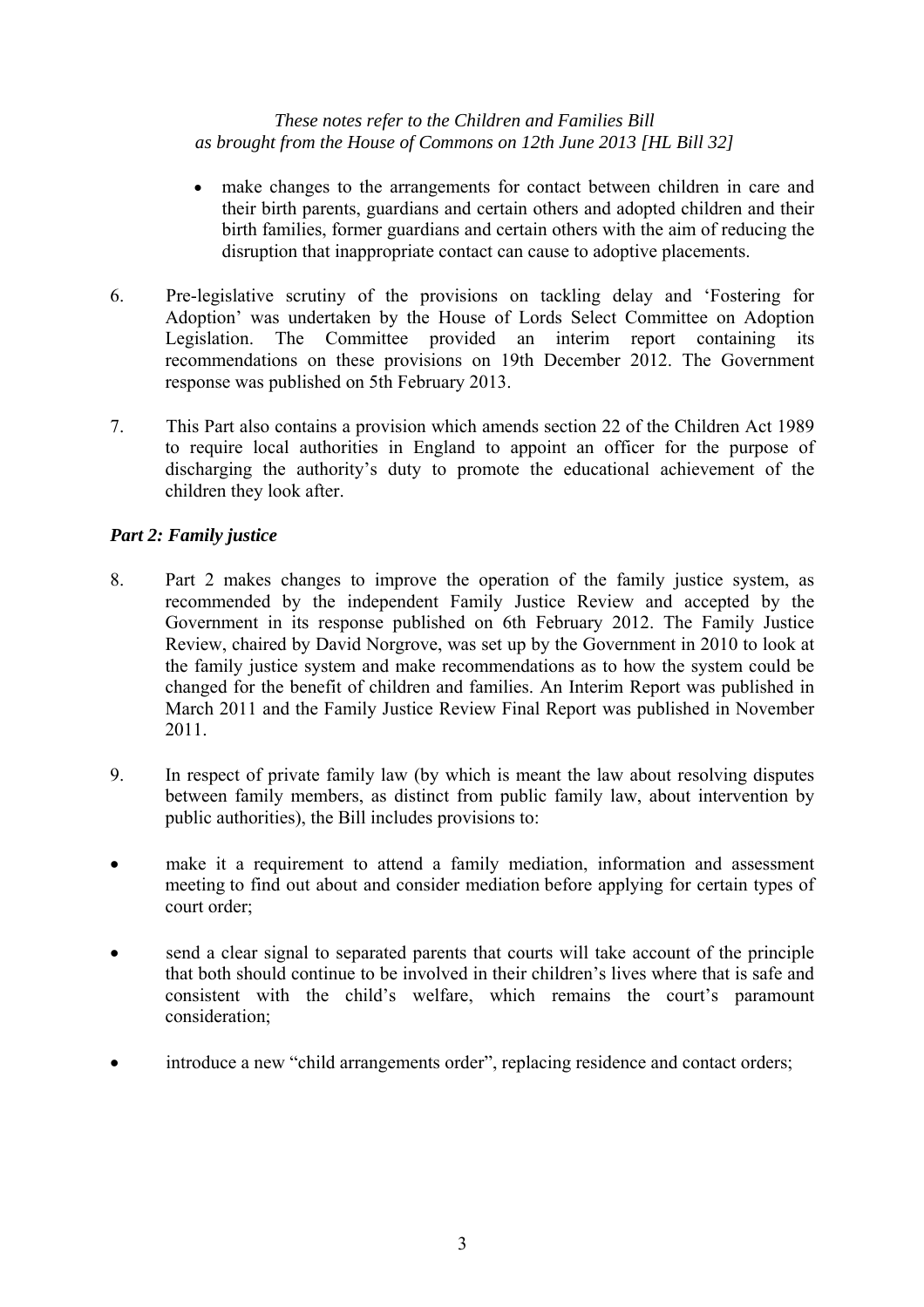- make changes to the arrangements for contact between children in care and their birth parents, guardians and certain others and adopted children and their birth families, former guardians and certain others with the aim of reducing the disruption that inappropriate contact can cause to adoptive placements.

6. Pre-legislative scrutiny of the provisions on tackling delay and 'Fostering for Adoption' was undertaken by the House of Lords Select Committee on Adoption Legislation. The Committee provided an interim report containing its recommendations on these provisions on 19th December 2012. The Government response was published on 5th February 2013.

7. This Part also contains a provision which amends section 22 of the Children Act 1989 to require local authorities in England to appoint an officer for the purpose of discharging the authority's duty to promote the educational achievement of the children they look after.

### *Part 2: Family justice*

8. Part 2 makes changes to improve the operation of the family justice system, as recommended by the independent Family Justice Review and accepted by the Government in its response published on 6th February 2012. The Family Justice Review, chaired by David Norgrove, was set up by the Government in 2010 to look at the family justice system and make recommendations as to how the system could be changed for the benefit of children and families. An Interim Report was published in March 2011 and the Family Justice Review Final Report was published in November 2011.

9. In respect of private family law (by which is meant the law about resolving disputes between family members, as distinct from public family law, about intervention by public authorities), the Bill includes provisions to:

- make it a requirement to attend a family mediation, information and assessment meeting to find out about and consider mediation before applying for certain types of court order;

- send a clear signal to separated parents that courts will take account of the principle that both should continue to be involved in their children's lives where that is safe and consistent with the child's welfare, which remains the court's paramount consideration;

- introduce a new "child arrangements order", replacing residence and contact orders;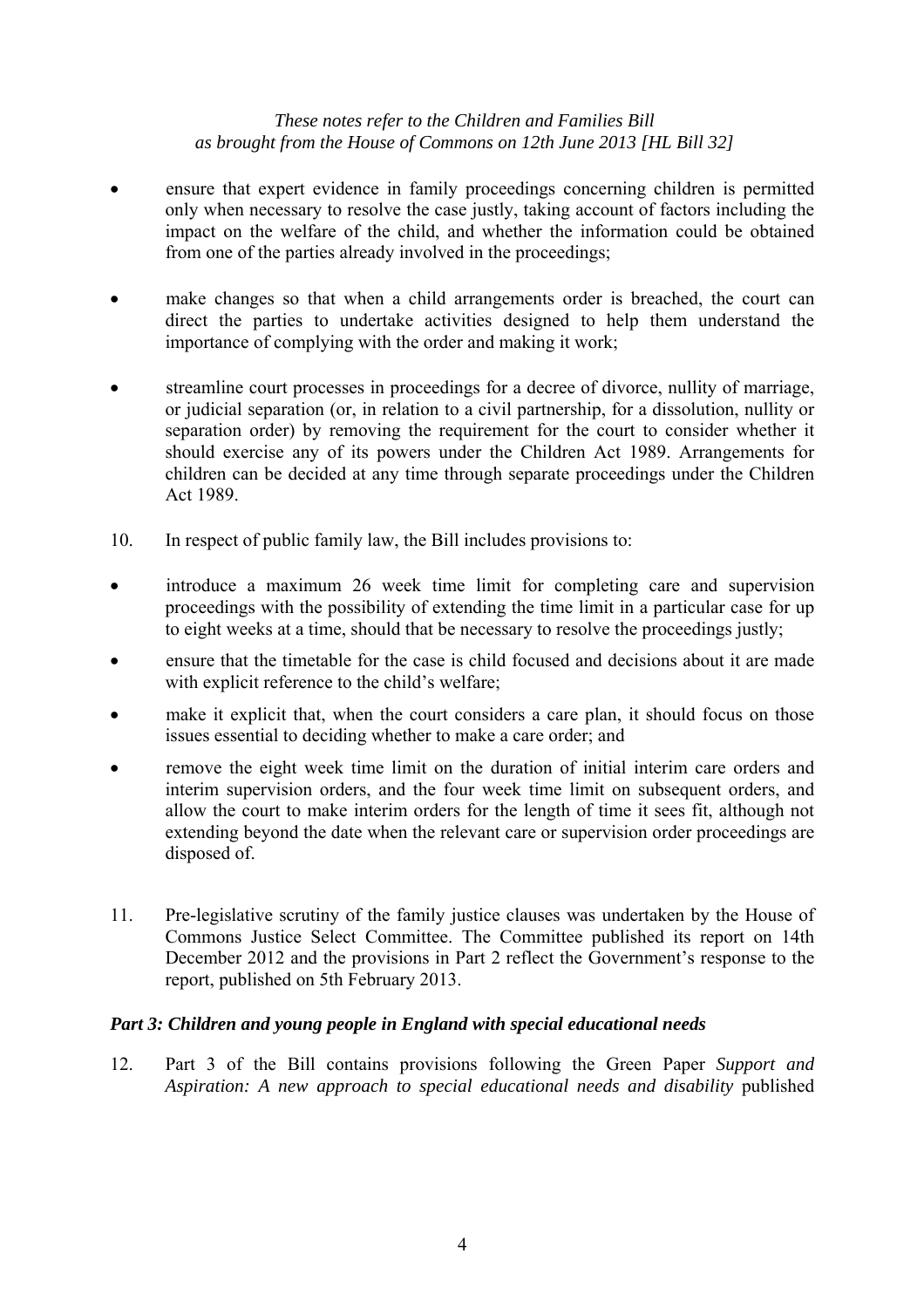- ensure that expert evidence in family proceedings concerning children is permitted only when necessary to resolve the case justly, taking account of factors including the impact on the welfare of the child, and whether the information could be obtained from one of the parties already involved in the proceedings;

- make changes so that when a child arrangements order is breached, the court can direct the parties to undertake activities designed to help them understand the importance of complying with the order and making it work;

- streamline court processes in proceedings for a decree of divorce, nullity of marriage, or judicial separation (or, in relation to a civil partnership, for a dissolution, nullity or separation order) by removing the requirement for the court to consider whether it should exercise any of its powers under the Children Act 1989. Arrangements for children can be decided at any time through separate proceedings under the Children Act 1989.

10. In respect of public family law, the Bill includes provisions to:

- introduce a maximum 26 week time limit for completing care and supervision proceedings with the possibility of extending the time limit in a particular case for up to eight weeks at a time, should that be necessary to resolve the proceedings justly;
- ensure that the timetable for the case is child focused and decisions about it are made with explicit reference to the child's welfare;
- make it explicit that, when the court considers a care plan, it should focus on those issues essential to deciding whether to make a care order; and
- remove the eight week time limit on the duration of initial interim care orders and interim supervision orders, and the four week time limit on subsequent orders, and allow the court to make interim orders for the length of time it sees fit, although not extending beyond the date when the relevant care or supervision order proceedings are disposed of.

11. Pre-legislative scrutiny of the family justice clauses was undertaken by the House of Commons Justice Select Committee. The Committee published its report on 14th December 2012 and the provisions in Part 2 reflect the Government's response to the report, published on 5th February 2013.

### *Part 3: Children and young people in England with special educational needs*

12. Part 3 of the Bill contains provisions following the Green Paper *Support and Aspiration: A new approach to special educational needs and disability* published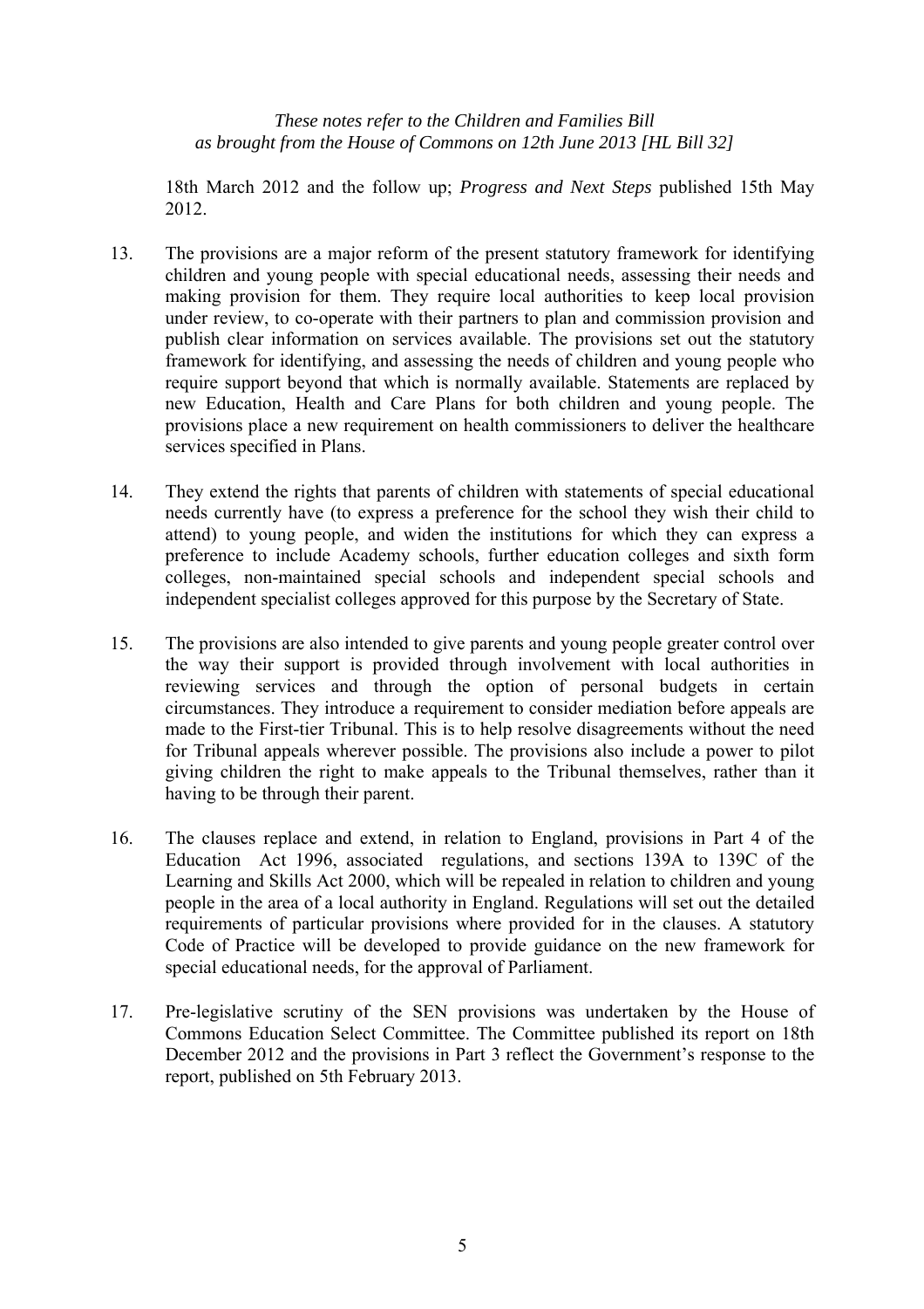18th March 2012 and the follow up; *Progress and Next Steps* published 15th May 2012.

13. The provisions are a major reform of the present statutory framework for identifying children and young people with special educational needs, assessing their needs and making provision for them. They require local authorities to keep local provision under review, to co-operate with their partners to plan and commission provision and publish clear information on services available. The provisions set out the statutory framework for identifying, and assessing the needs of children and young people who require support beyond that which is normally available. Statements are replaced by new Education, Health and Care Plans for both children and young people. The provisions place a new requirement on health commissioners to deliver the healthcare services specified in Plans.

14. They extend the rights that parents of children with statements of special educational needs currently have (to express a preference for the school they wish their child to attend) to young people, and widen the institutions for which they can express a preference to include Academy schools, further education colleges and sixth form colleges, non-maintained special schools and independent special schools and independent specialist colleges approved for this purpose by the Secretary of State.

15. The provisions are also intended to give parents and young people greater control over the way their support is provided through involvement with local authorities in reviewing services and through the option of personal budgets in certain circumstances. They introduce a requirement to consider mediation before appeals are made to the First-tier Tribunal. This is to help resolve disagreements without the need for Tribunal appeals wherever possible. The provisions also include a power to pilot giving children the right to make appeals to the Tribunal themselves, rather than it having to be through their parent.

16. The clauses replace and extend, in relation to England, provisions in Part 4 of the Education Act 1996, associated regulations, and sections 139A to 139C of the Learning and Skills Act 2000, which will be repealed in relation to children and young people in the area of a local authority in England. Regulations will set out the detailed requirements of particular provisions where provided for in the clauses. A statutory Code of Practice will be developed to provide guidance on the new framework for special educational needs, for the approval of Parliament.

17. Pre-legislative scrutiny of the SEN provisions was undertaken by the House of Commons Education Select Committee. The Committee published its report on 18th December 2012 and the provisions in Part 3 reflect the Government's response to the report, published on 5th February 2013.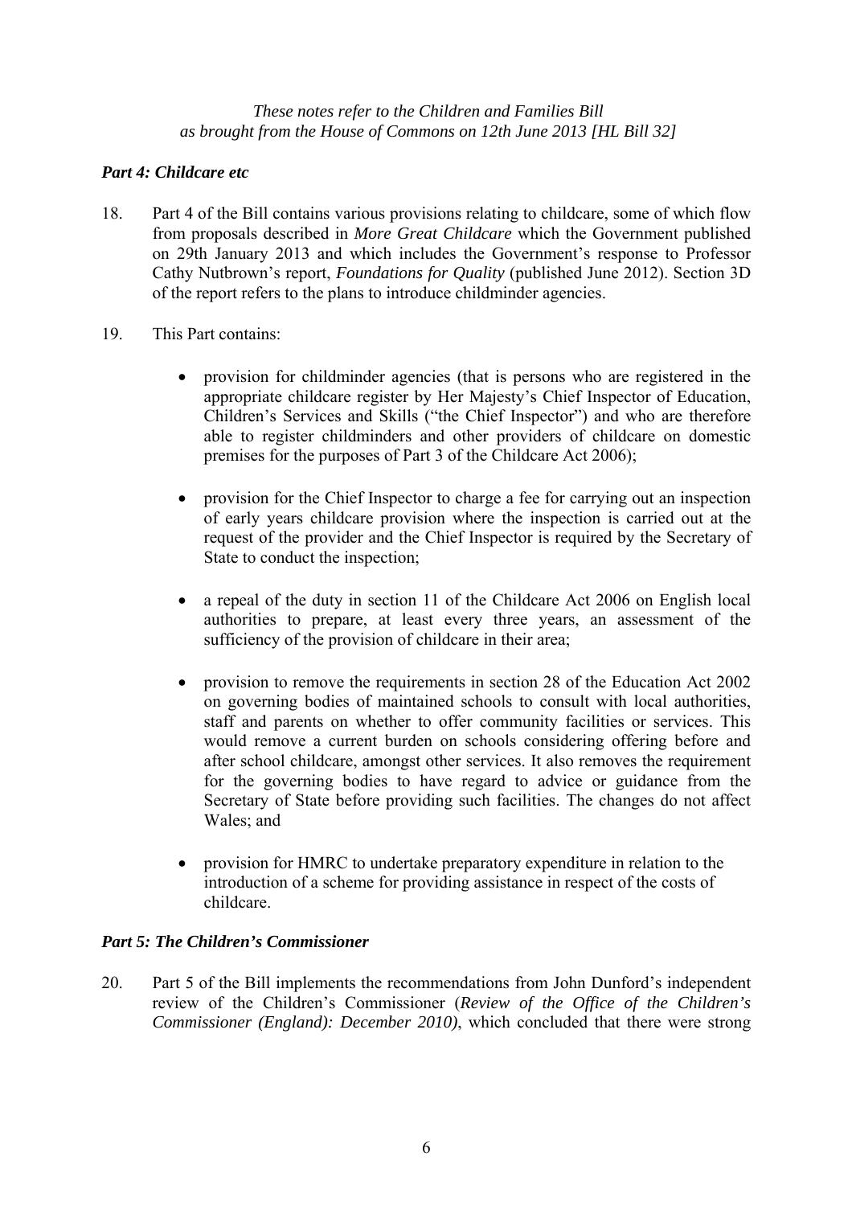*These notes refer to the Children and Families Bill as brought from the House of Commons on 12th June 2013 [HL Bill 32]*

### *Part 4: Childcare etc*

18. Part 4 of the Bill contains various provisions relating to childcare, some of which flow from proposals described in *More Great Childcare* which the Government published on 29th January 2013 and which includes the Government's response to Professor Cathy Nutbrown's report, *Foundations for Quality* (published June 2012). Section 3D of the report refers to the plans to introduce childminder agencies.

19. This Part contains:

- provision for childminder agencies (that is persons who are registered in the appropriate childcare register by Her Majesty's Chief Inspector of Education, Children's Services and Skills ("the Chief Inspector") and who are therefore able to register childminders and other providers of childcare on domestic premises for the purposes of Part 3 of the Childcare Act 2006);

- provision for the Chief Inspector to charge a fee for carrying out an inspection of early years childcare provision where the inspection is carried out at the request of the provider and the Chief Inspector is required by the Secretary of State to conduct the inspection;

- a repeal of the duty in section 11 of the Childcare Act 2006 on English local authorities to prepare, at least every three years, an assessment of the sufficiency of the provision of childcare in their area;

- provision to remove the requirements in section 28 of the Education Act 2002 on governing bodies of maintained schools to consult with local authorities, staff and parents on whether to offer community facilities or services. This would remove a current burden on schools considering offering before and after school childcare, amongst other services. It also removes the requirement for the governing bodies to have regard to advice or guidance from the Secretary of State before providing such facilities. The changes do not affect Wales; and

- provision for HMRC to undertake preparatory expenditure in relation to the introduction of a scheme for providing assistance in respect of the costs of childcare.

### *Part 5: The Children's Commissioner*

20. Part 5 of the Bill implements the recommendations from John Dunford's independent review of the Children's Commissioner (*Review of the Office of the Children's Commissioner (England): December 2010)*, which concluded that there were strong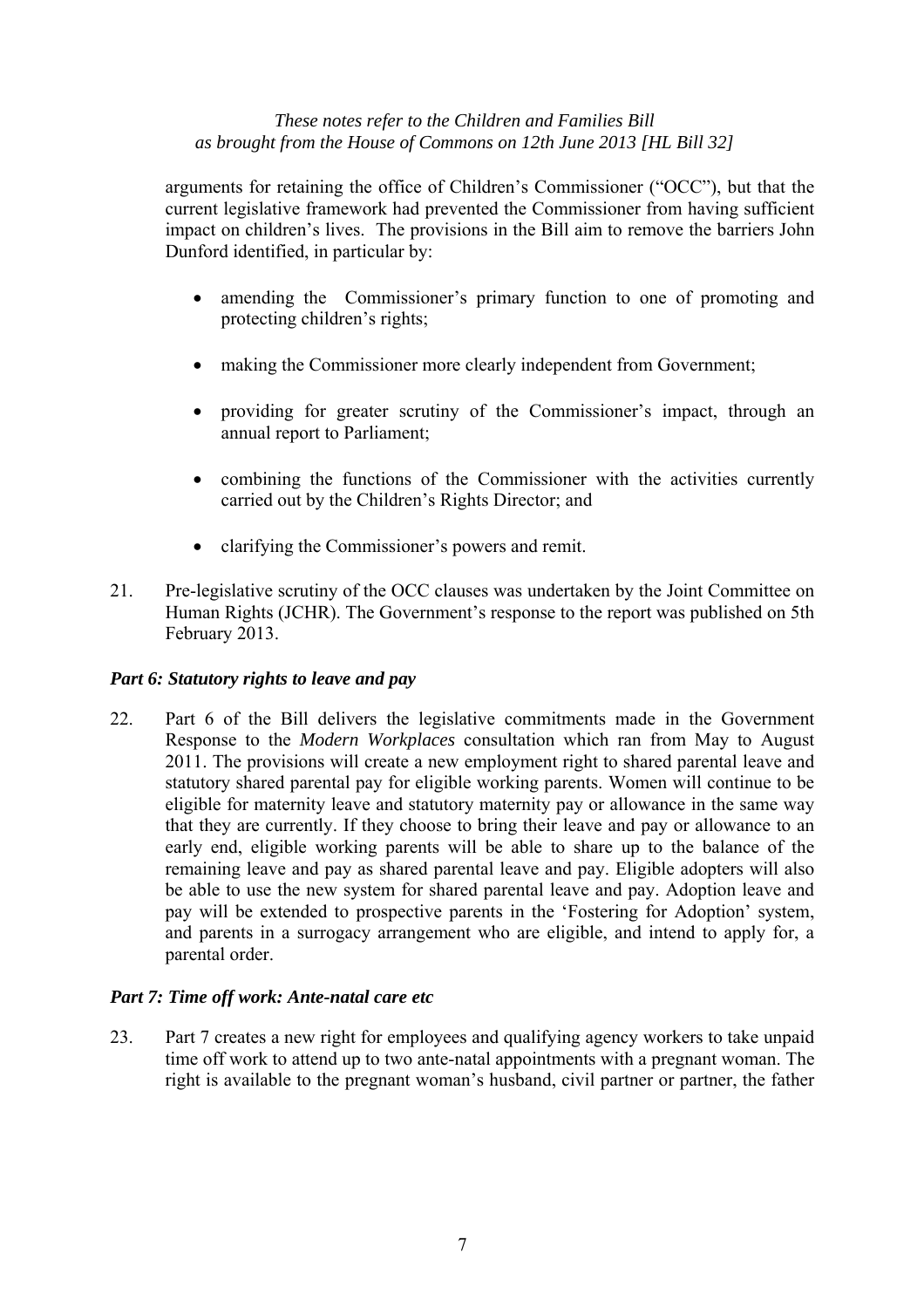arguments for retaining the office of Children's Commissioner ("OCC"), but that the current legislative framework had prevented the Commissioner from having sufficient impact on children's lives. The provisions in the Bill aim to remove the barriers John Dunford identified, in particular by:

- amending the Commissioner's primary function to one of promoting and protecting children's rights;
- making the Commissioner more clearly independent from Government;
- providing for greater scrutiny of the Commissioner's impact, through an annual report to Parliament;
- combining the functions of the Commissioner with the activities currently carried out by the Children's Rights Director; and
- clarifying the Commissioner's powers and remit.

21. Pre-legislative scrutiny of the OCC clauses was undertaken by the Joint Committee on Human Rights (JCHR). The Government's response to the report was published on 5th February 2013.

### *Part 6: Statutory rights to leave and pay*

22. Part 6 of the Bill delivers the legislative commitments made in the Government Response to the *Modern Workplaces* consultation which ran from May to August 2011. The provisions will create a new employment right to shared parental leave and statutory shared parental pay for eligible working parents. Women will continue to be eligible for maternity leave and statutory maternity pay or allowance in the same way that they are currently. If they choose to bring their leave and pay or allowance to an early end, eligible working parents will be able to share up to the balance of the remaining leave and pay as shared parental leave and pay. Eligible adopters will also be able to use the new system for shared parental leave and pay. Adoption leave and pay will be extended to prospective parents in the 'Fostering for Adoption' system, and parents in a surrogacy arrangement who are eligible, and intend to apply for, a parental order.

### *Part 7: Time off work: Ante-natal care etc*

23. Part 7 creates a new right for employees and qualifying agency workers to take unpaid time off work to attend up to two ante-natal appointments with a pregnant woman. The right is available to the pregnant woman's husband, civil partner or partner, the father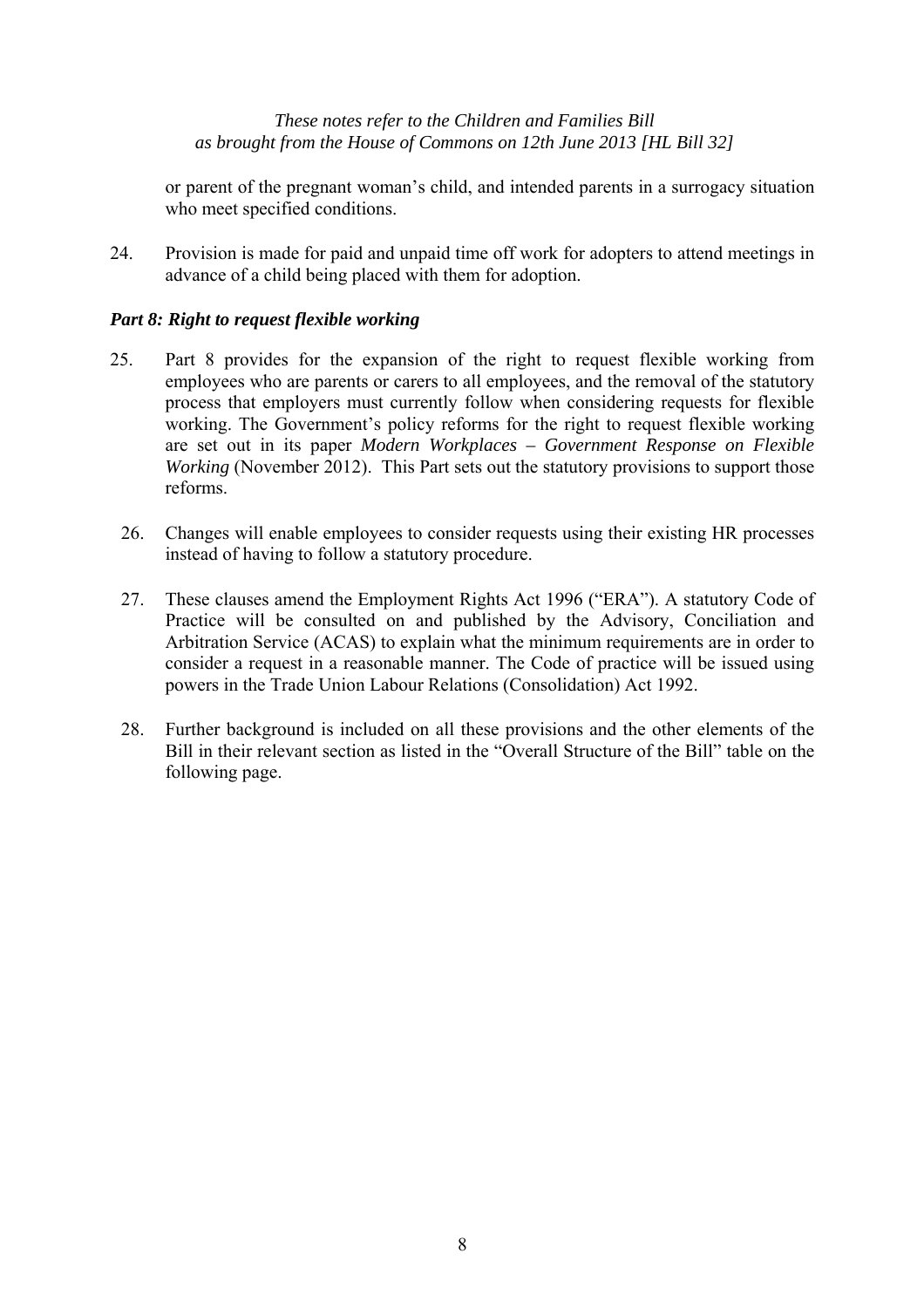or parent of the pregnant woman's child, and intended parents in a surrogacy situation who meet specified conditions.

24. Provision is made for paid and unpaid time off work for adopters to attend meetings in advance of a child being placed with them for adoption.

### *Part 8: Right to request flexible working*

25. Part 8 provides for the expansion of the right to request flexible working from employees who are parents or carers to all employees, and the removal of the statutory process that employers must currently follow when considering requests for flexible working. The Government's policy reforms for the right to request flexible working are set out in its paper *Modern Workplaces – Government Response on Flexible Working* (November 2012). This Part sets out the statutory provisions to support those reforms.

26. Changes will enable employees to consider requests using their existing HR processes instead of having to follow a statutory procedure.

27. These clauses amend the Employment Rights Act 1996 ("ERA"). A statutory Code of Practice will be consulted on and published by the Advisory, Conciliation and Arbitration Service (ACAS) to explain what the minimum requirements are in order to consider a request in a reasonable manner. The Code of practice will be issued using powers in the Trade Union Labour Relations (Consolidation) Act 1992.

28. Further background is included on all these provisions and the other elements of the Bill in their relevant section as listed in the "Overall Structure of the Bill" table on the following page.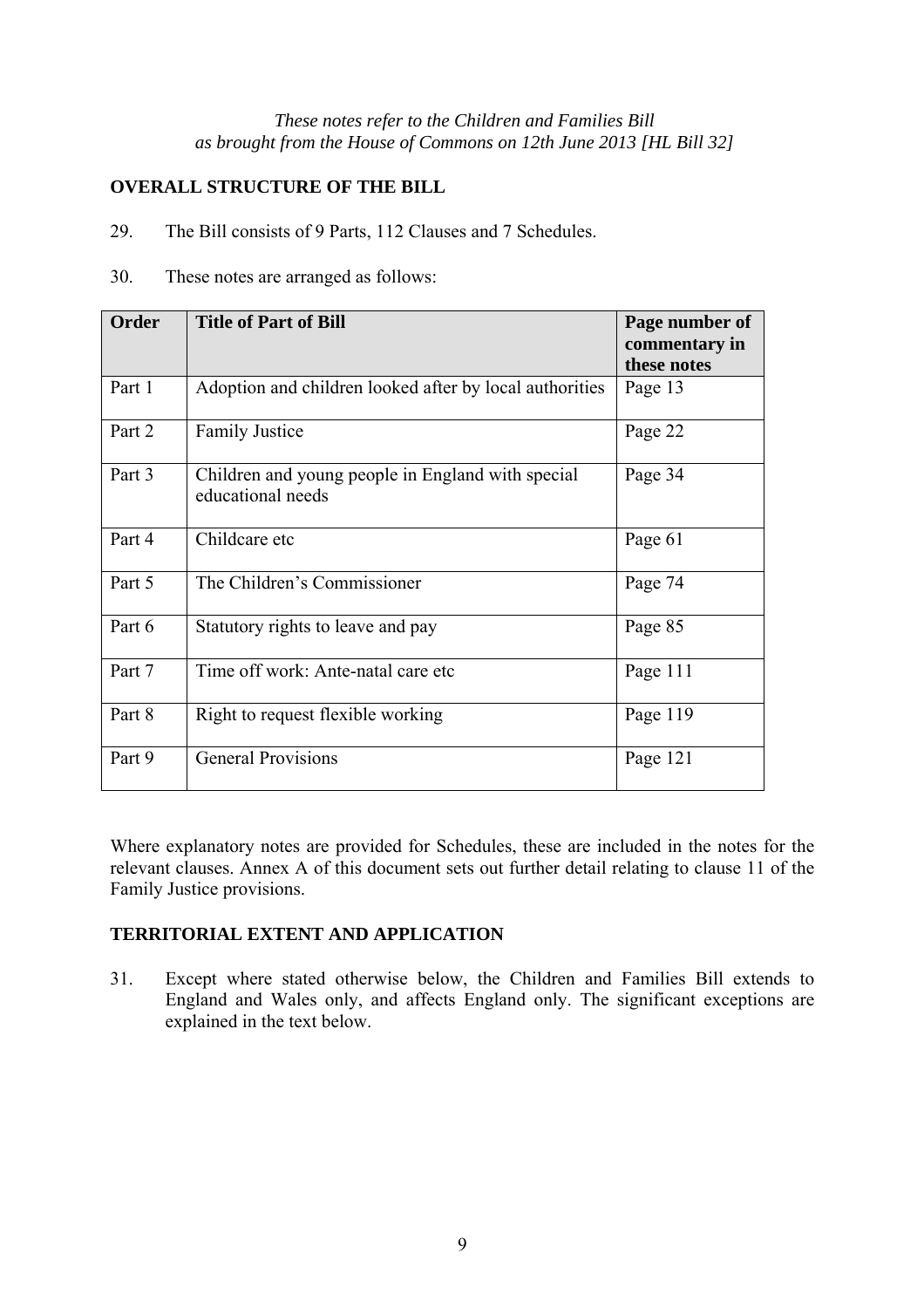*These notes refer to the Children and Families Bill as brought from the House of Commons on 12th June 2013 [HL Bill 32]*

## OVERALL STRUCTURE OF THE BILL

29. The Bill consists of 9 Parts, 112 Clauses and 7 Schedules.

30. These notes are arranged as follows:

| Order | Title of Part of Bill | Page number of commentary in these notes |
|---|---|---|
| Part 1 | Adoption and children looked after by local authorities | Page 13 |
| Part 2 | Family Justice | Page 22 |
| Part 3 | Children and young people in England with special educational needs | Page 34 |
| Part 4 | Childcare etc | Page 61 |
| Part 5 | The Children's Commissioner | Page 74 |
| Part 6 | Statutory rights to leave and pay | Page 85 |
| Part 7 | Time off work: Ante-natal care etc | Page 111 |
| Part 8 | Right to request flexible working | Page 119 |
| Part 9 | General Provisions | Page 121 |

Where explanatory notes are provided for Schedules, these are included in the notes for the relevant clauses. Annex A of this document sets out further detail relating to clause 11 of the Family Justice provisions.

## TERRITORIAL EXTENT AND APPLICATION

31. Except where stated otherwise below, the Children and Families Bill extends to England and Wales only, and affects England only. The significant exceptions are explained in the text below.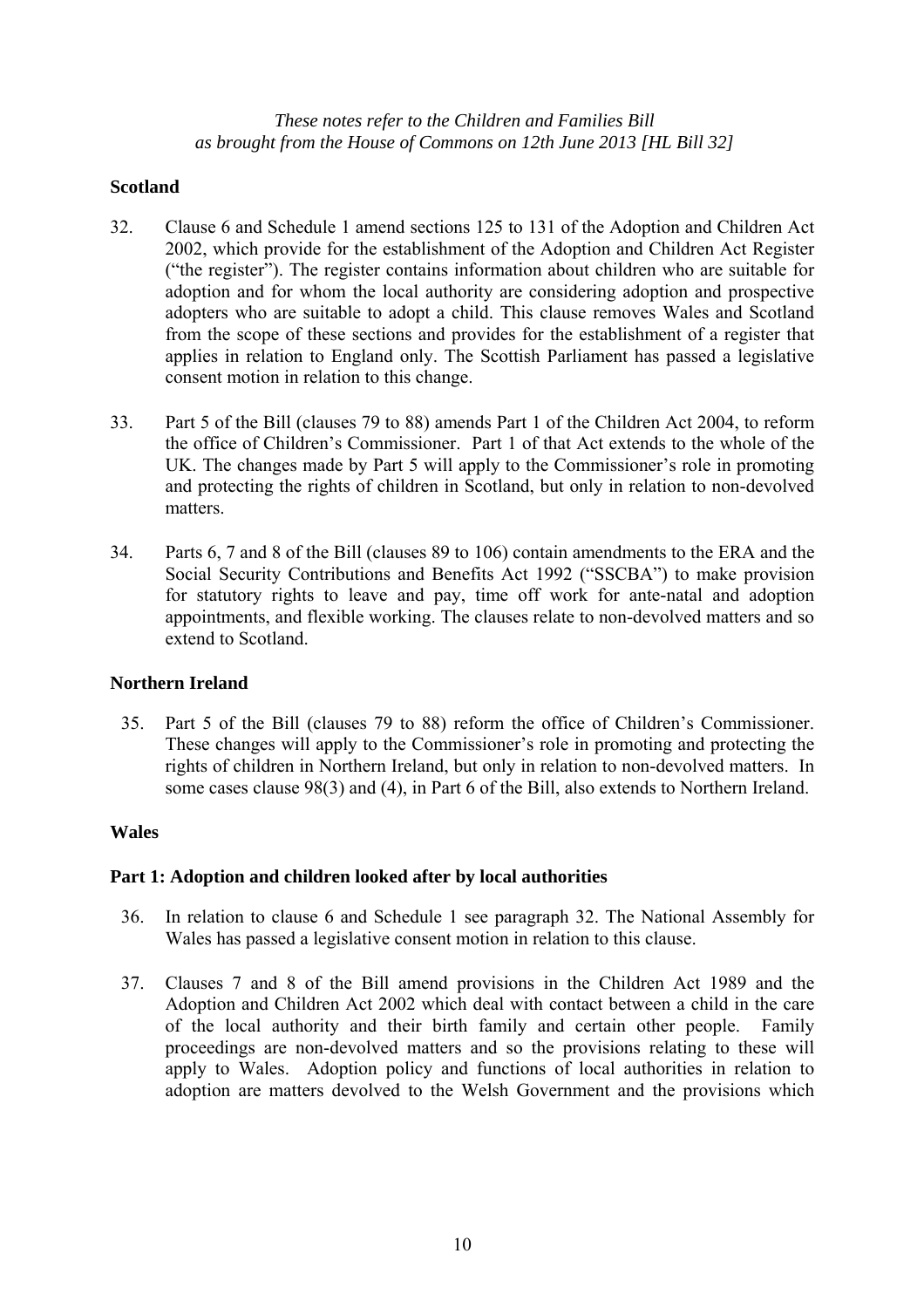*These notes refer to the Children and Families Bill as brought from the House of Commons on 12th June 2013 [HL Bill 32]*

**Scotland**

32. Clause 6 and Schedule 1 amend sections 125 to 131 of the Adoption and Children Act 2002, which provide for the establishment of the Adoption and Children Act Register ("the register"). The register contains information about children who are suitable for adoption and for whom the local authority are considering adoption and prospective adopters who are suitable to adopt a child. This clause removes Wales and Scotland from the scope of these sections and provides for the establishment of a register that applies in relation to England only. The Scottish Parliament has passed a legislative consent motion in relation to this change.

33. Part 5 of the Bill (clauses 79 to 88) amends Part 1 of the Children Act 2004, to reform the office of Children's Commissioner. Part 1 of that Act extends to the whole of the UK. The changes made by Part 5 will apply to the Commissioner's role in promoting and protecting the rights of children in Scotland, but only in relation to non-devolved matters.

34. Parts 6, 7 and 8 of the Bill (clauses 89 to 106) contain amendments to the ERA and the Social Security Contributions and Benefits Act 1992 ("SSCBA") to make provision for statutory rights to leave and pay, time off work for ante-natal and adoption appointments, and flexible working. The clauses relate to non-devolved matters and so extend to Scotland.

**Northern Ireland**

35. Part 5 of the Bill (clauses 79 to 88) reform the office of Children's Commissioner. These changes will apply to the Commissioner's role in promoting and protecting the rights of children in Northern Ireland, but only in relation to non-devolved matters. In some cases clause 98(3) and (4), in Part 6 of the Bill, also extends to Northern Ireland.

**Wales**

**Part 1: Adoption and children looked after by local authorities**

36. In relation to clause 6 and Schedule 1 see paragraph 32. The National Assembly for Wales has passed a legislative consent motion in relation to this clause.

37. Clauses 7 and 8 of the Bill amend provisions in the Children Act 1989 and the Adoption and Children Act 2002 which deal with contact between a child in the care of the local authority and their birth family and certain other people. Family proceedings are non-devolved matters and so the provisions relating to these will apply to Wales. Adoption policy and functions of local authorities in relation to adoption are matters devolved to the Welsh Government and the provisions which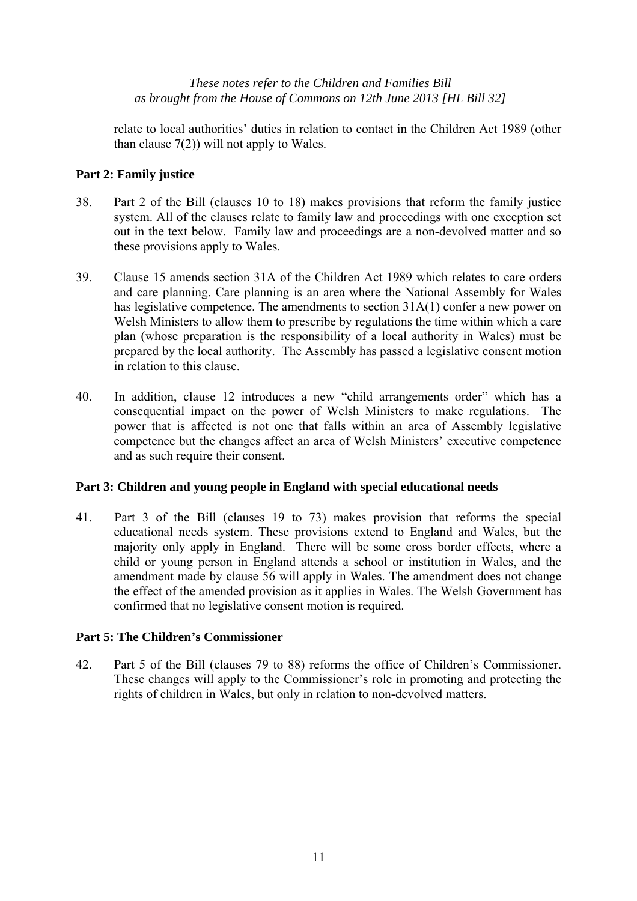relate to local authorities' duties in relation to contact in the Children Act 1989 (other than clause 7(2)) will not apply to Wales.

**Part 2: Family justice**

38. Part 2 of the Bill (clauses 10 to 18) makes provisions that reform the family justice system. All of the clauses relate to family law and proceedings with one exception set out in the text below. Family law and proceedings are a non-devolved matter and so these provisions apply to Wales.

39. Clause 15 amends section 31A of the Children Act 1989 which relates to care orders and care planning. Care planning is an area where the National Assembly for Wales has legislative competence. The amendments to section 31A(1) confer a new power on Welsh Ministers to allow them to prescribe by regulations the time within which a care plan (whose preparation is the responsibility of a local authority in Wales) must be prepared by the local authority. The Assembly has passed a legislative consent motion in relation to this clause.

40. In addition, clause 12 introduces a new "child arrangements order" which has a consequential impact on the power of Welsh Ministers to make regulations. The power that is affected is not one that falls within an area of Assembly legislative competence but the changes affect an area of Welsh Ministers' executive competence and as such require their consent.

**Part 3: Children and young people in England with special educational needs**

41. Part 3 of the Bill (clauses 19 to 73) makes provision that reforms the special educational needs system. These provisions extend to England and Wales, but the majority only apply in England. There will be some cross border effects, where a child or young person in England attends a school or institution in Wales, and the amendment made by clause 56 will apply in Wales. The amendment does not change the effect of the amended provision as it applies in Wales. The Welsh Government has confirmed that no legislative consent motion is required.

**Part 5: The Children's Commissioner**

42. Part 5 of the Bill (clauses 79 to 88) reforms the office of Children's Commissioner. These changes will apply to the Commissioner's role in promoting and protecting the rights of children in Wales, but only in relation to non-devolved matters.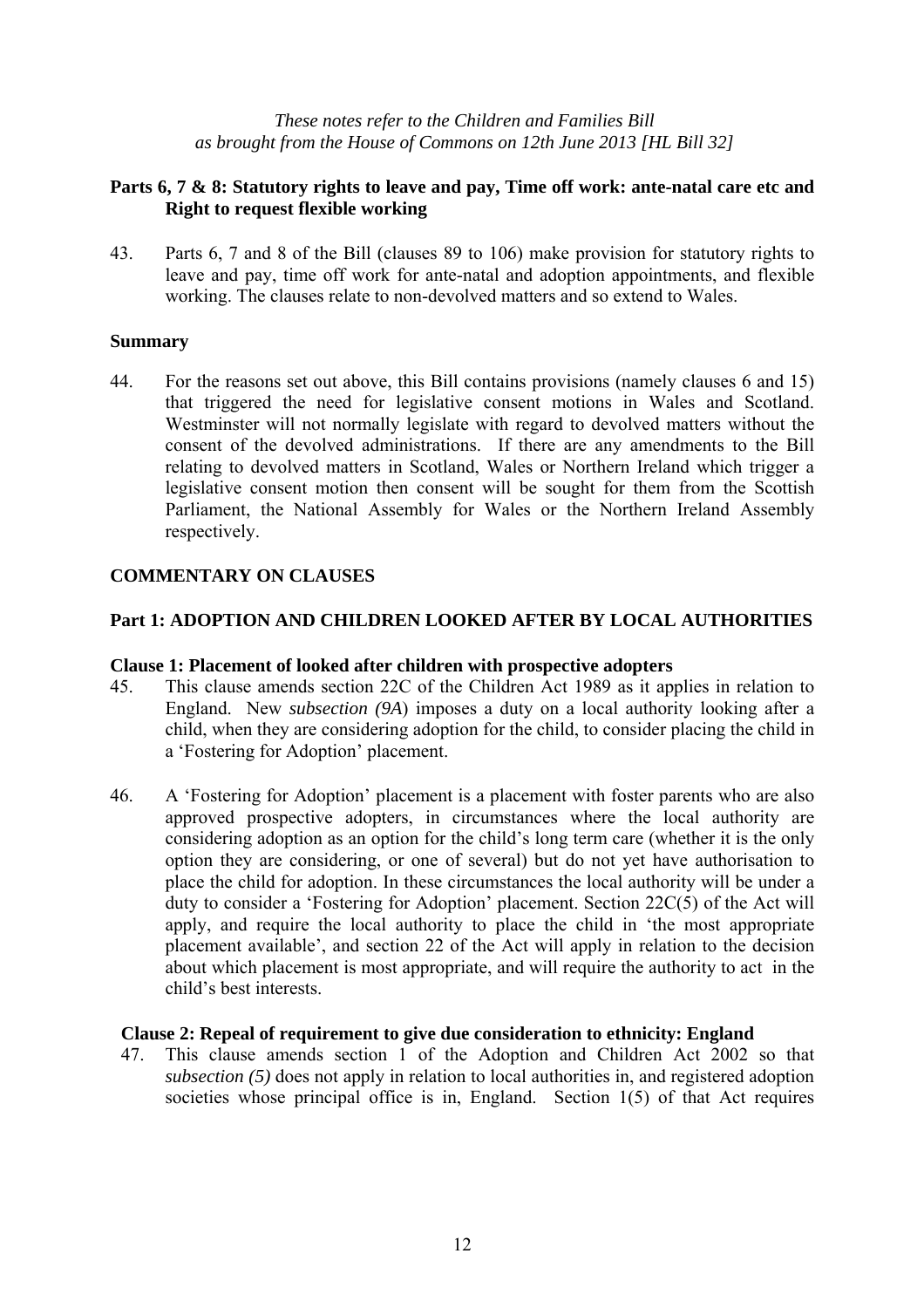*These notes refer to the Children and Families Bill as brought from the House of Commons on 12th June 2013 [HL Bill 32]*

**Parts 6, 7 & 8: Statutory rights to leave and pay, Time off work: ante-natal care etc and Right to request flexible working**

43. Parts 6, 7 and 8 of the Bill (clauses 89 to 106) make provision for statutory rights to leave and pay, time off work for ante-natal and adoption appointments, and flexible working. The clauses relate to non-devolved matters and so extend to Wales.

**Summary**

44. For the reasons set out above, this Bill contains provisions (namely clauses 6 and 15) that triggered the need for legislative consent motions in Wales and Scotland. Westminster will not normally legislate with regard to devolved matters without the consent of the devolved administrations. If there are any amendments to the Bill relating to devolved matters in Scotland, Wales or Northern Ireland which trigger a legislative consent motion then consent will be sought for them from the Scottish Parliament, the National Assembly for Wales or the Northern Ireland Assembly respectively.

## COMMENTARY ON CLAUSES

## Part 1: ADOPTION AND CHILDREN LOOKED AFTER BY LOCAL AUTHORITIES

### Clause 1: Placement of looked after children with prospective adopters

45. This clause amends section 22C of the Children Act 1989 as it applies in relation to England. New *subsection (9A*) imposes a duty on a local authority looking after a child, when they are considering adoption for the child, to consider placing the child in a 'Fostering for Adoption' placement.

46. A 'Fostering for Adoption' placement is a placement with foster parents who are also approved prospective adopters, in circumstances where the local authority are considering adoption as an option for the child's long term care (whether it is the only option they are considering, or one of several) but do not yet have authorisation to place the child for adoption. In these circumstances the local authority will be under a duty to consider a 'Fostering for Adoption' placement. Section 22C(5) of the Act will apply, and require the local authority to place the child in 'the most appropriate placement available', and section 22 of the Act will apply in relation to the decision about which placement is most appropriate, and will require the authority to act in the child's best interests.

### Clause 2: Repeal of requirement to give due consideration to ethnicity: England

47. This clause amends section 1 of the Adoption and Children Act 2002 so that *subsection (5)* does not apply in relation to local authorities in, and registered adoption societies whose principal office is in, England. Section 1(5) of that Act requires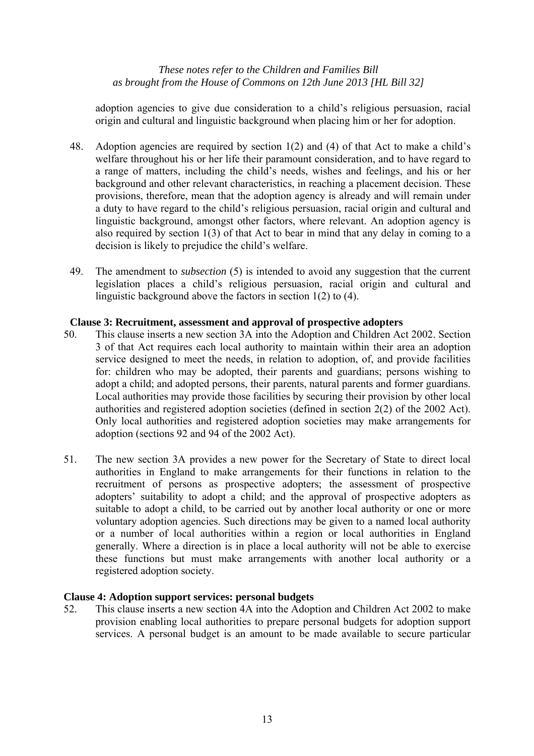adoption agencies to give due consideration to a child's religious persuasion, racial origin and cultural and linguistic background when placing him or her for adoption.

48. Adoption agencies are required by section 1(2) and (4) of that Act to make a child's welfare throughout his or her life their paramount consideration, and to have regard to a range of matters, including the child's needs, wishes and feelings, and his or her background and other relevant characteristics, in reaching a placement decision. These provisions, therefore, mean that the adoption agency is already and will remain under a duty to have regard to the child's religious persuasion, racial origin and cultural and linguistic background, amongst other factors, where relevant. An adoption agency is also required by section 1(3) of that Act to bear in mind that any delay in coming to a decision is likely to prejudice the child's welfare.

49. The amendment to *subsection* (5) is intended to avoid any suggestion that the current legislation places a child's religious persuasion, racial origin and cultural and linguistic background above the factors in section 1(2) to (4).

**Clause 3: Recruitment, assessment and approval of prospective adopters**

50. This clause inserts a new section 3A into the Adoption and Children Act 2002. Section 3 of that Act requires each local authority to maintain within their area an adoption service designed to meet the needs, in relation to adoption, of, and provide facilities for: children who may be adopted, their parents and guardians; persons wishing to adopt a child; and adopted persons, their parents, natural parents and former guardians. Local authorities may provide those facilities by securing their provision by other local authorities and registered adoption societies (defined in section 2(2) of the 2002 Act). Only local authorities and registered adoption societies may make arrangements for adoption (sections 92 and 94 of the 2002 Act).

51. The new section 3A provides a new power for the Secretary of State to direct local authorities in England to make arrangements for their functions in relation to the recruitment of persons as prospective adopters; the assessment of prospective adopters' suitability to adopt a child; and the approval of prospective adopters as suitable to adopt a child, to be carried out by another local authority or one or more voluntary adoption agencies. Such directions may be given to a named local authority or a number of local authorities within a region or local authorities in England generally. Where a direction is in place a local authority will not be able to exercise these functions but must make arrangements with another local authority or a registered adoption society.

**Clause 4: Adoption support services: personal budgets**

52. This clause inserts a new section 4A into the Adoption and Children Act 2002 to make provision enabling local authorities to prepare personal budgets for adoption support services. A personal budget is an amount to be made available to secure particular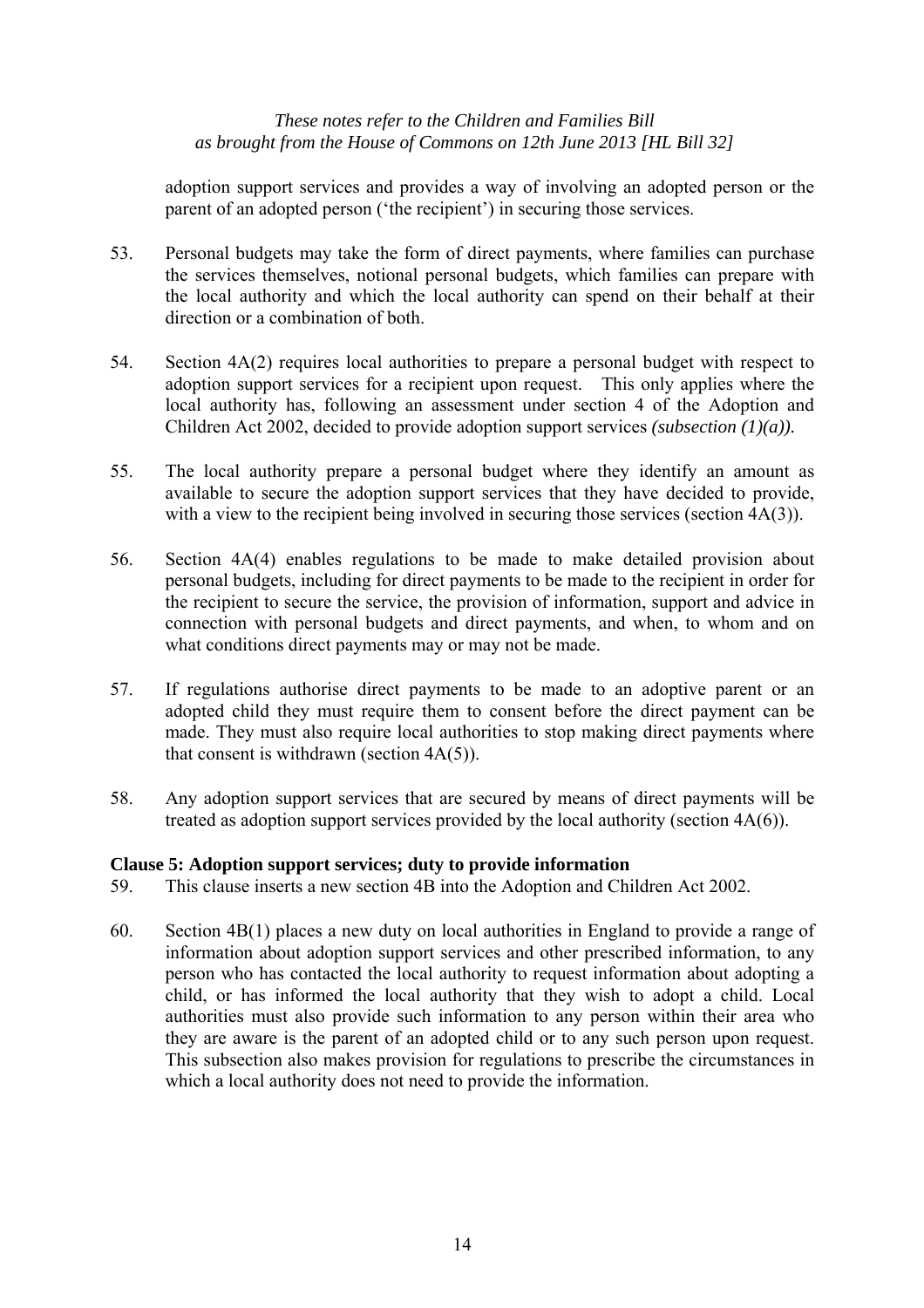adoption support services and provides a way of involving an adopted person or the parent of an adopted person ('the recipient') in securing those services.

53. Personal budgets may take the form of direct payments, where families can purchase the services themselves, notional personal budgets, which families can prepare with the local authority and which the local authority can spend on their behalf at their direction or a combination of both.

54. Section 4A(2) requires local authorities to prepare a personal budget with respect to adoption support services for a recipient upon request. This only applies where the local authority has, following an assessment under section 4 of the Adoption and Children Act 2002, decided to provide adoption support services *(subsection (1)(a)).*

55. The local authority prepare a personal budget where they identify an amount as available to secure the adoption support services that they have decided to provide, with a view to the recipient being involved in securing those services (section 4A(3)).

56. Section 4A(4) enables regulations to be made to make detailed provision about personal budgets, including for direct payments to be made to the recipient in order for the recipient to secure the service, the provision of information, support and advice in connection with personal budgets and direct payments, and when, to whom and on what conditions direct payments may or may not be made.

57. If regulations authorise direct payments to be made to an adoptive parent or an adopted child they must require them to consent before the direct payment can be made. They must also require local authorities to stop making direct payments where that consent is withdrawn (section 4A(5)).

58. Any adoption support services that are secured by means of direct payments will be treated as adoption support services provided by the local authority (section 4A(6)).

**Clause 5: Adoption support services; duty to provide information**

59. This clause inserts a new section 4B into the Adoption and Children Act 2002.

60. Section 4B(1) places a new duty on local authorities in England to provide a range of information about adoption support services and other prescribed information, to any person who has contacted the local authority to request information about adopting a child, or has informed the local authority that they wish to adopt a child. Local authorities must also provide such information to any person within their area who they are aware is the parent of an adopted child or to any such person upon request. This subsection also makes provision for regulations to prescribe the circumstances in which a local authority does not need to provide the information.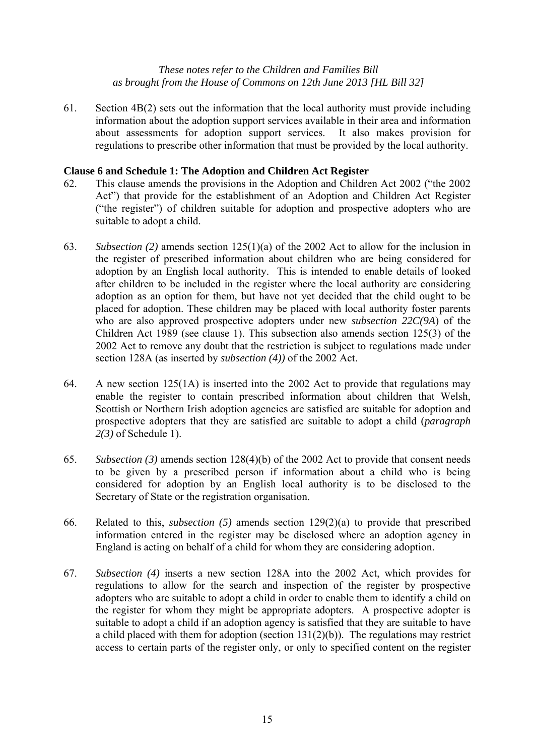61. Section 4B(2) sets out the information that the local authority must provide including information about the adoption support services available in their area and information about assessments for adoption support services. It also makes provision for regulations to prescribe other information that must be provided by the local authority.

**Clause 6 and Schedule 1: The Adoption and Children Act Register**

62. This clause amends the provisions in the Adoption and Children Act 2002 ("the 2002 Act") that provide for the establishment of an Adoption and Children Act Register ("the register") of children suitable for adoption and prospective adopters who are suitable to adopt a child.

63. *Subsection (2)* amends section 125(1)(a) of the 2002 Act to allow for the inclusion in the register of prescribed information about children who are being considered for adoption by an English local authority. This is intended to enable details of looked after children to be included in the register where the local authority are considering adoption as an option for them, but have not yet decided that the child ought to be placed for adoption. These children may be placed with local authority foster parents who are also approved prospective adopters under new ***subsection 22C(9A***) of the Children Act 1989 (see clause 1). This subsection also amends section 125(3) of the 2002 Act to remove any doubt that the restriction is subject to regulations made under section 128A (as inserted by *subsection (4))* of the 2002 Act.

64. A new section 125(1A) is inserted into the 2002 Act to provide that regulations may enable the register to contain prescribed information about children that Welsh, Scottish or Northern Irish adoption agencies are satisfied are suitable for adoption and prospective adopters that they are satisfied are suitable to adopt a child (*paragraph 2(3)* of Schedule 1).

65. *Subsection (3)* amends section 128(4)(b) of the 2002 Act to provide that consent needs to be given by a prescribed person if information about a child who is being considered for adoption by an English local authority is to be disclosed to the Secretary of State or the registration organisation.

66. Related to this, *subsection (5)* amends section 129(2)(a) to provide that prescribed information entered in the register may be disclosed where an adoption agency in England is acting on behalf of a child for whom they are considering adoption.

67. *Subsection (4)* inserts a new section 128A into the 2002 Act, which provides for regulations to allow for the search and inspection of the register by prospective adopters who are suitable to adopt a child in order to enable them to identify a child on the register for whom they might be appropriate adopters. A prospective adopter is suitable to adopt a child if an adoption agency is satisfied that they are suitable to have a child placed with them for adoption (section 131(2)(b)). The regulations may restrict access to certain parts of the register only, or only to specified content on the register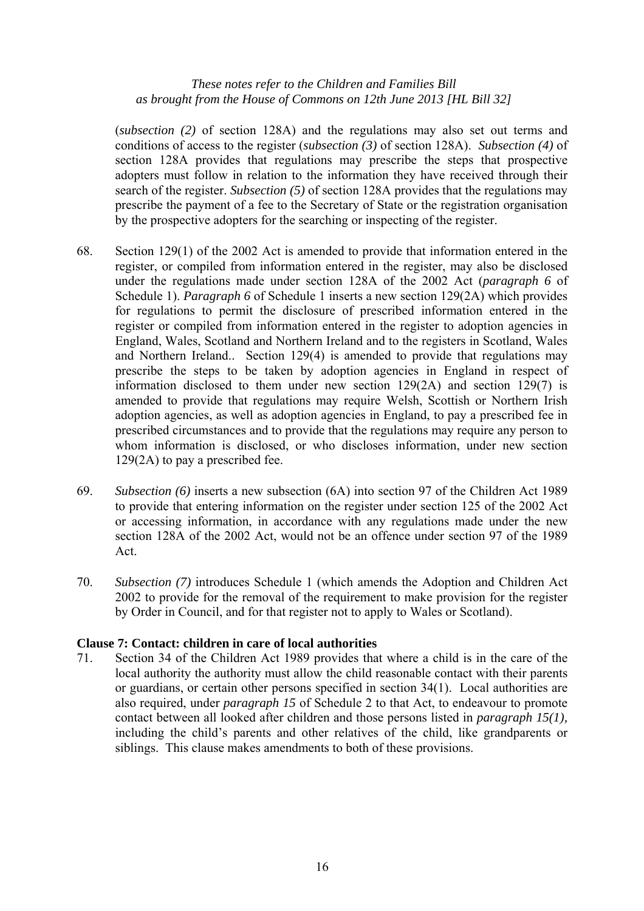(*subsection (2)* of section 128A) and the regulations may also set out terms and conditions of access to the register (*subsection (3)* of section 128A). *Subsection (4)* of section 128A provides that regulations may prescribe the steps that prospective adopters must follow in relation to the information they have received through their search of the register. *Subsection (5)* of section 128A provides that the regulations may prescribe the payment of a fee to the Secretary of State or the registration organisation by the prospective adopters for the searching or inspecting of the register.

68. Section 129(1) of the 2002 Act is amended to provide that information entered in the register, or compiled from information entered in the register, may also be disclosed under the regulations made under section 128A of the 2002 Act (*paragraph 6* of Schedule 1). *Paragraph 6* of Schedule 1 inserts a new section 129(2A) which provides for regulations to permit the disclosure of prescribed information entered in the register or compiled from information entered in the register to adoption agencies in England, Wales, Scotland and Northern Ireland and to the registers in Scotland, Wales and Northern Ireland.. Section 129(4) is amended to provide that regulations may prescribe the steps to be taken by adoption agencies in England in respect of information disclosed to them under new section 129(2A) and section 129(7) is amended to provide that regulations may require Welsh, Scottish or Northern Irish adoption agencies, as well as adoption agencies in England, to pay a prescribed fee in prescribed circumstances and to provide that the regulations may require any person to whom information is disclosed, or who discloses information, under new section 129(2A) to pay a prescribed fee.

69. *Subsection (6)* inserts a new subsection (6A) into section 97 of the Children Act 1989 to provide that entering information on the register under section 125 of the 2002 Act or accessing information, in accordance with any regulations made under the new section 128A of the 2002 Act, would not be an offence under section 97 of the 1989 Act.

70. *Subsection (7)* introduces Schedule 1 (which amends the Adoption and Children Act 2002 to provide for the removal of the requirement to make provision for the register by Order in Council, and for that register not to apply to Wales or Scotland).

**Clause 7: Contact: children in care of local authorities**

71. Section 34 of the Children Act 1989 provides that where a child is in the care of the local authority the authority must allow the child reasonable contact with their parents or guardians, or certain other persons specified in section 34(1). Local authorities are also required, under *paragraph 15* of Schedule 2 to that Act, to endeavour to promote contact between all looked after children and those persons listed in *paragraph 15(1)*, including the child's parents and other relatives of the child, like grandparents or siblings. This clause makes amendments to both of these provisions.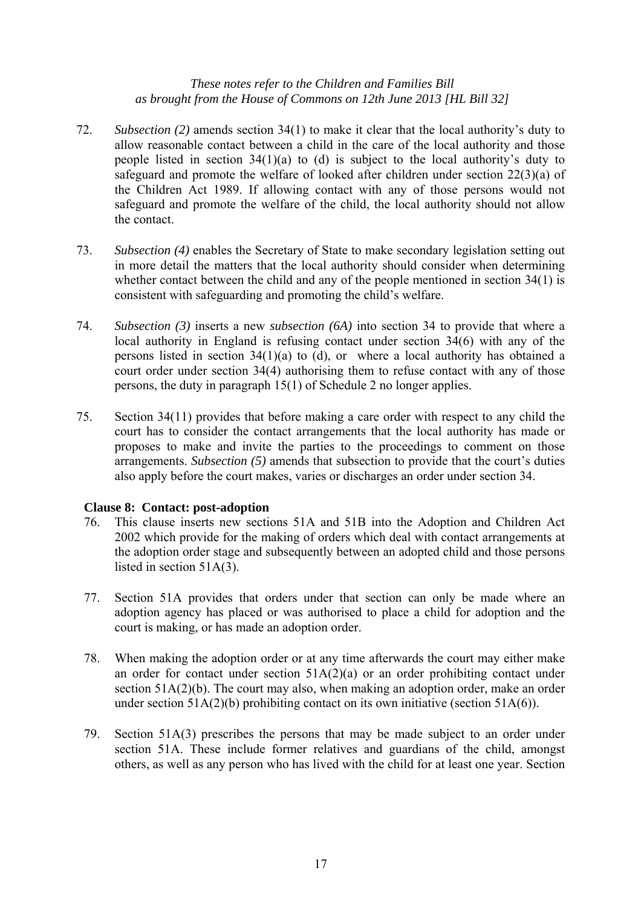72. *Subsection (2)* amends section 34(1) to make it clear that the local authority's duty to allow reasonable contact between a child in the care of the local authority and those people listed in section 34(1)(a) to (d) is subject to the local authority's duty to safeguard and promote the welfare of looked after children under section 22(3)(a) of the Children Act 1989. If allowing contact with any of those persons would not safeguard and promote the welfare of the child, the local authority should not allow the contact.

73. *Subsection (4)* enables the Secretary of State to make secondary legislation setting out in more detail the matters that the local authority should consider when determining whether contact between the child and any of the people mentioned in section 34(1) is consistent with safeguarding and promoting the child's welfare.

74. *Subsection (3)* inserts a new *subsection (6A)* into section 34 to provide that where a local authority in England is refusing contact under section 34(6) with any of the persons listed in section 34(1)(a) to (d), or where a local authority has obtained a court order under section 34(4) authorising them to refuse contact with any of those persons, the duty in paragraph 15(1) of Schedule 2 no longer applies.

75. Section 34(11) provides that before making a care order with respect to any child the court has to consider the contact arrangements that the local authority has made or proposes to make and invite the parties to the proceedings to comment on those arrangements. *Subsection (5)* amends that subsection to provide that the court's duties also apply before the court makes, varies or discharges an order under section 34.

**Clause 8: Contact: post-adoption**

76. This clause inserts new sections 51A and 51B into the Adoption and Children Act 2002 which provide for the making of orders which deal with contact arrangements at the adoption order stage and subsequently between an adopted child and those persons listed in section 51A(3).

77. Section 51A provides that orders under that section can only be made where an adoption agency has placed or was authorised to place a child for adoption and the court is making, or has made an adoption order.

78. When making the adoption order or at any time afterwards the court may either make an order for contact under section 51A(2)(a) or an order prohibiting contact under section 51A(2)(b). The court may also, when making an adoption order, make an order under section 51A(2)(b) prohibiting contact on its own initiative (section 51A(6)).

79. Section 51A(3) prescribes the persons that may be made subject to an order under section 51A. These include former relatives and guardians of the child, amongst others, as well as any person who has lived with the child for at least one year. Section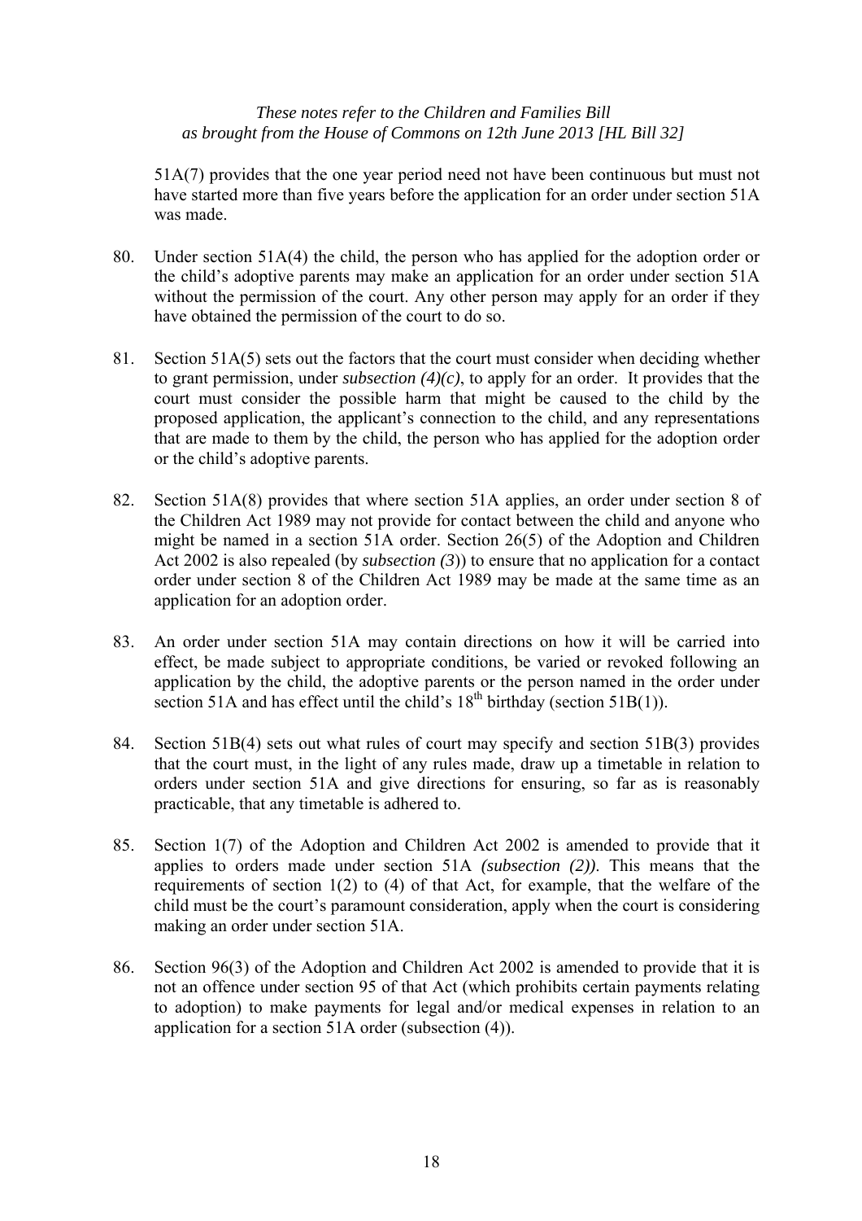51A(7) provides that the one year period need not have been continuous but must not have started more than five years before the application for an order under section 51A was made.

80. Under section 51A(4) the child, the person who has applied for the adoption order or the child's adoptive parents may make an application for an order under section 51A without the permission of the court. Any other person may apply for an order if they have obtained the permission of the court to do so.

81. Section 51A(5) sets out the factors that the court must consider when deciding whether to grant permission, under *subsection (4)(c)*, to apply for an order. It provides that the court must consider the possible harm that might be caused to the child by the proposed application, the applicant's connection to the child, and any representations that are made to them by the child, the person who has applied for the adoption order or the child's adoptive parents.

82. Section 51A(8) provides that where section 51A applies, an order under section 8 of the Children Act 1989 may not provide for contact between the child and anyone who might be named in a section 51A order. Section 26(5) of the Adoption and Children Act 2002 is also repealed (by *subsection (3)*) to ensure that no application for a contact order under section 8 of the Children Act 1989 may be made at the same time as an application for an adoption order.

83. An order under section 51A may contain directions on how it will be carried into effect, be made subject to appropriate conditions, be varied or revoked following an application by the child, the adoptive parents or the person named in the order under section 51A and has effect until the child's 18th birthday (section 51B(1)).

84. Section 51B(4) sets out what rules of court may specify and section 51B(3) provides that the court must, in the light of any rules made, draw up a timetable in relation to orders under section 51A and give directions for ensuring, so far as is reasonably practicable, that any timetable is adhered to.

85. Section 1(7) of the Adoption and Children Act 2002 is amended to provide that it applies to orders made under section 51A *(subsection (2))*. This means that the requirements of section 1(2) to (4) of that Act, for example, that the welfare of the child must be the court's paramount consideration, apply when the court is considering making an order under section 51A.

86. Section 96(3) of the Adoption and Children Act 2002 is amended to provide that it is not an offence under section 95 of that Act (which prohibits certain payments relating to adoption) to make payments for legal and/or medical expenses in relation to an application for a section 51A order (subsection (4)).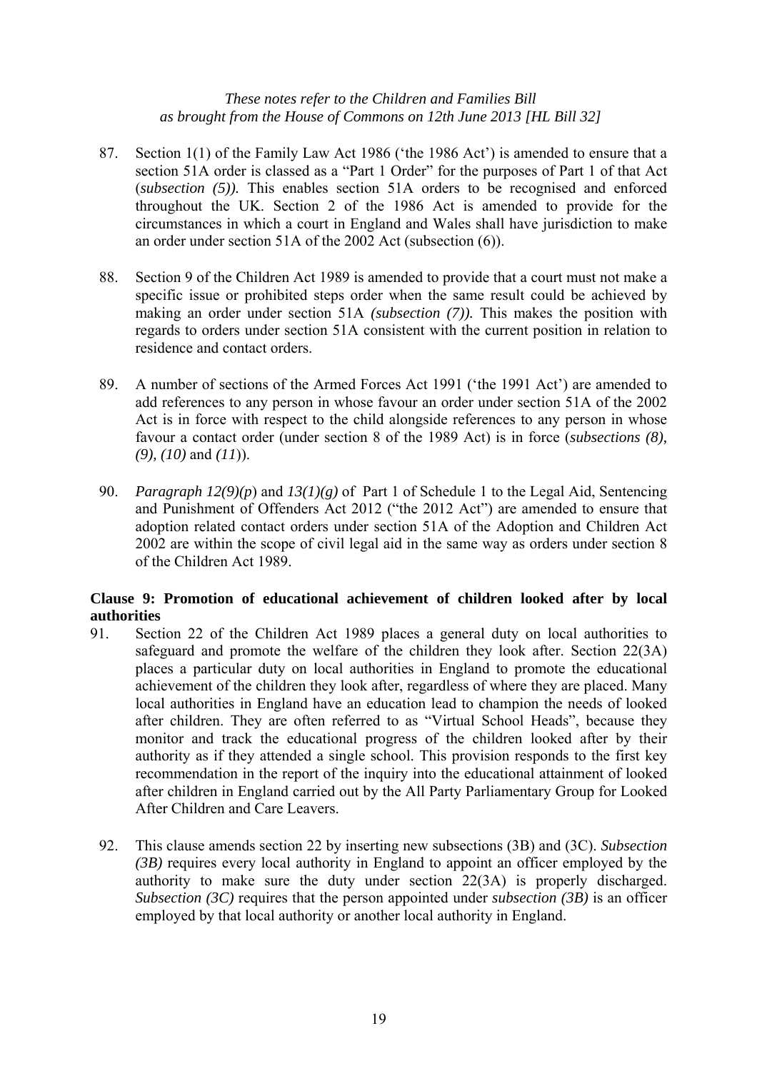87. Section 1(1) of the Family Law Act 1986 ('the 1986 Act') is amended to ensure that a section 51A order is classed as a "Part 1 Order" for the purposes of Part 1 of that Act (*subsection (5)).* This enables section 51A orders to be recognised and enforced throughout the UK. Section 2 of the 1986 Act is amended to provide for the circumstances in which a court in England and Wales shall have jurisdiction to make an order under section 51A of the 2002 Act (subsection (6)).

88. Section 9 of the Children Act 1989 is amended to provide that a court must not make a specific issue or prohibited steps order when the same result could be achieved by making an order under section 51A *(subsection (7)).* This makes the position with regards to orders under section 51A consistent with the current position in relation to residence and contact orders.

89. A number of sections of the Armed Forces Act 1991 ('the 1991 Act') are amended to add references to any person in whose favour an order under section 51A of the 2002 Act is in force with respect to the child alongside references to any person in whose favour a contact order (under section 8 of the 1989 Act) is in force (*subsections (8), (9), (10)* and *(11)*).

90. *Paragraph 12(9)(p)* and *13(1)(g)* of Part 1 of Schedule 1 to the Legal Aid, Sentencing and Punishment of Offenders Act 2012 ("the 2012 Act") are amended to ensure that adoption related contact orders under section 51A of the Adoption and Children Act 2002 are within the scope of civil legal aid in the same way as orders under section 8 of the Children Act 1989.

**Clause 9: Promotion of educational achievement of children looked after by local authorities**

91. Section 22 of the Children Act 1989 places a general duty on local authorities to safeguard and promote the welfare of the children they look after. Section 22(3A) places a particular duty on local authorities in England to promote the educational achievement of the children they look after, regardless of where they are placed. Many local authorities in England have an education lead to champion the needs of looked after children. They are often referred to as "Virtual School Heads", because they monitor and track the educational progress of the children looked after by their authority as if they attended a single school. This provision responds to the first key recommendation in the report of the inquiry into the educational attainment of looked after children in England carried out by the All Party Parliamentary Group for Looked After Children and Care Leavers.

92. This clause amends section 22 by inserting new subsections (3B) and (3C). *Subsection (3B)* requires every local authority in England to appoint an officer employed by the authority to make sure the duty under section 22(3A) is properly discharged. *Subsection (3C)* requires that the person appointed under *subsection (3B)* is an officer employed by that local authority or another local authority in England.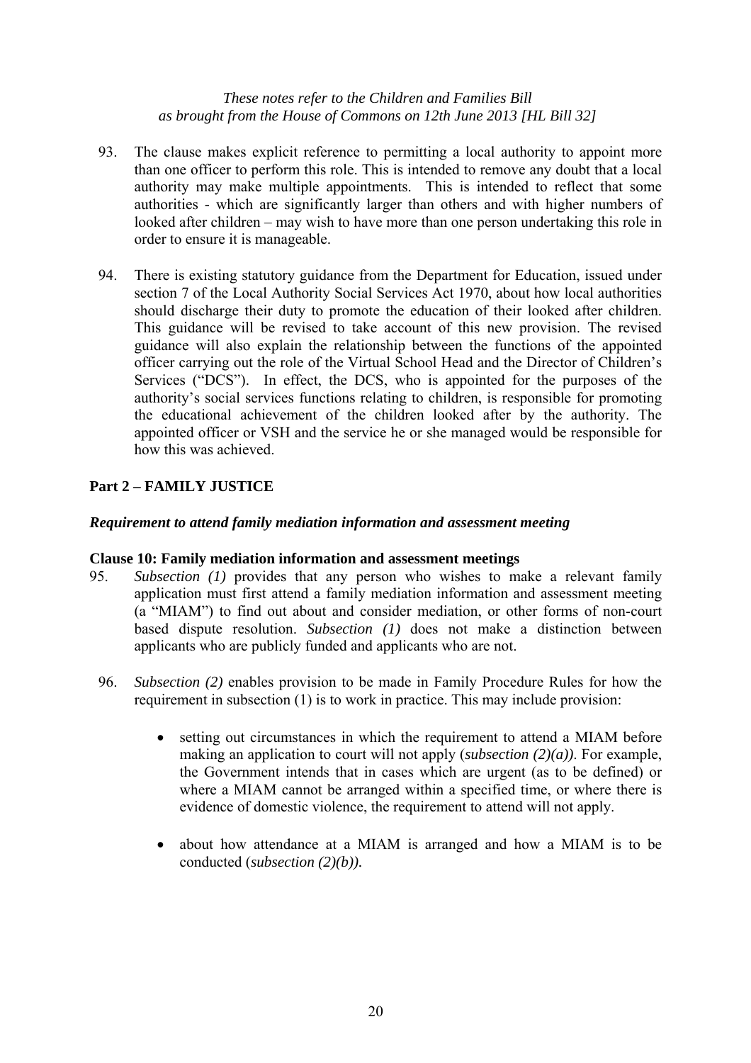93. The clause makes explicit reference to permitting a local authority to appoint more than one officer to perform this role. This is intended to remove any doubt that a local authority may make multiple appointments. This is intended to reflect that some authorities - which are significantly larger than others and with higher numbers of looked after children – may wish to have more than one person undertaking this role in order to ensure it is manageable.

94. There is existing statutory guidance from the Department for Education, issued under section 7 of the Local Authority Social Services Act 1970, about how local authorities should discharge their duty to promote the education of their looked after children. This guidance will be revised to take account of this new provision. The revised guidance will also explain the relationship between the functions of the appointed officer carrying out the role of the Virtual School Head and the Director of Children's Services ("DCS"). In effect, the DCS, who is appointed for the purposes of the authority's social services functions relating to children, is responsible for promoting the educational achievement of the children looked after by the authority. The appointed officer or VSH and the service he or she managed would be responsible for how this was achieved.

## Part 2 – FAMILY JUSTICE

### *Requirement to attend family mediation information and assessment meeting*

**Clause 10: Family mediation information and assessment meetings**

95. *Subsection (1)* provides that any person who wishes to make a relevant family application must first attend a family mediation information and assessment meeting (a "MIAM") to find out about and consider mediation, or other forms of non-court based dispute resolution. *Subsection (1)* does not make a distinction between applicants who are publicly funded and applicants who are not.

96. *Subsection (2)* enables provision to be made in Family Procedure Rules for how the requirement in subsection (1) is to work in practice. This may include provision:

- setting out circumstances in which the requirement to attend a MIAM before making an application to court will not apply (*subsection (2)(a)).* For example, the Government intends that in cases which are urgent (as to be defined) or where a MIAM cannot be arranged within a specified time, or where there is evidence of domestic violence, the requirement to attend will not apply.

- about how attendance at a MIAM is arranged and how a MIAM is to be conducted (*subsection (2)(b)).*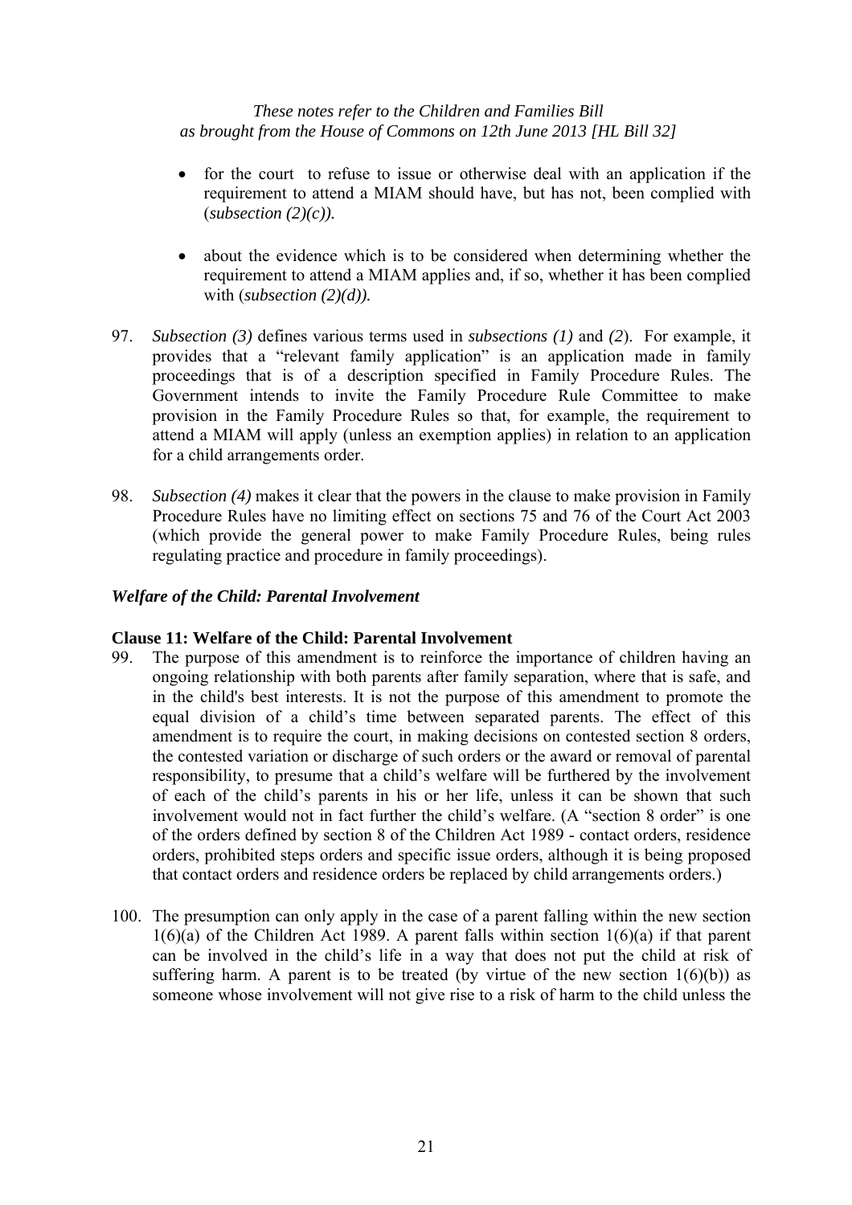- for the court to refuse to issue or otherwise deal with an application if the requirement to attend a MIAM should have, but has not, been complied with (*subsection (2)(c)).*

- about the evidence which is to be considered when determining whether the requirement to attend a MIAM applies and, if so, whether it has been complied with (*subsection (2)(d)).*

97. *Subsection (3)* defines various terms used in *subsections (1)* and *(2*). For example, it provides that a "relevant family application" is an application made in family proceedings that is of a description specified in Family Procedure Rules. The Government intends to invite the Family Procedure Rule Committee to make provision in the Family Procedure Rules so that, for example, the requirement to attend a MIAM will apply (unless an exemption applies) in relation to an application for a child arrangements order.

98. *Subsection (4)* makes it clear that the powers in the clause to make provision in Family Procedure Rules have no limiting effect on sections 75 and 76 of the Court Act 2003 (which provide the general power to make Family Procedure Rules, being rules regulating practice and procedure in family proceedings).

### *Welfare of the Child: Parental Involvement*

#### **Clause 11: Welfare of the Child: Parental Involvement**

99. The purpose of this amendment is to reinforce the importance of children having an ongoing relationship with both parents after family separation, where that is safe, and in the child's best interests. It is not the purpose of this amendment to promote the equal division of a child's time between separated parents. The effect of this amendment is to require the court, in making decisions on contested section 8 orders, the contested variation or discharge of such orders or the award or removal of parental responsibility, to presume that a child's welfare will be furthered by the involvement of each of the child's parents in his or her life, unless it can be shown that such involvement would not in fact further the child's welfare. (A "section 8 order" is one of the orders defined by section 8 of the Children Act 1989 - contact orders, residence orders, prohibited steps orders and specific issue orders, although it is being proposed that contact orders and residence orders be replaced by child arrangements orders.)

100. The presumption can only apply in the case of a parent falling within the new section 1(6)(a) of the Children Act 1989. A parent falls within section 1(6)(a) if that parent can be involved in the child's life in a way that does not put the child at risk of suffering harm. A parent is to be treated (by virtue of the new section 1(6)(b)) as someone whose involvement will not give rise to a risk of harm to the child unless the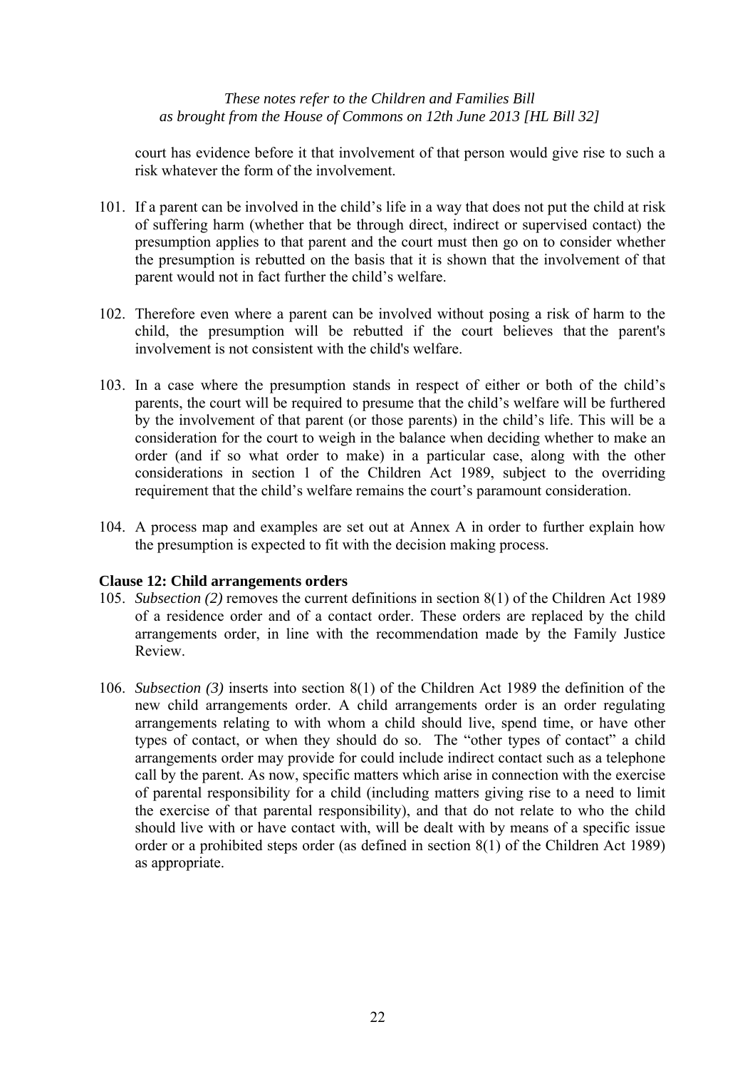court has evidence before it that involvement of that person would give rise to such a risk whatever the form of the involvement.

101. If a parent can be involved in the child's life in a way that does not put the child at risk of suffering harm (whether that be through direct, indirect or supervised contact) the presumption applies to that parent and the court must then go on to consider whether the presumption is rebutted on the basis that it is shown that the involvement of that parent would not in fact further the child's welfare.

102. Therefore even where a parent can be involved without posing a risk of harm to the child, the presumption will be rebutted if the court believes that the parent's involvement is not consistent with the child's welfare.

103. In a case where the presumption stands in respect of either or both of the child's parents, the court will be required to presume that the child's welfare will be furthered by the involvement of that parent (or those parents) in the child's life. This will be a consideration for the court to weigh in the balance when deciding whether to make an order (and if so what order to make) in a particular case, along with the other considerations in section 1 of the Children Act 1989, subject to the overriding requirement that the child's welfare remains the court's paramount consideration.

104. A process map and examples are set out at Annex A in order to further explain how the presumption is expected to fit with the decision making process.

**Clause 12: Child arrangements orders**

105. *Subsection (2)* removes the current definitions in section 8(1) of the Children Act 1989 of a residence order and of a contact order. These orders are replaced by the child arrangements order, in line with the recommendation made by the Family Justice Review.

106. *Subsection (3)* inserts into section 8(1) of the Children Act 1989 the definition of the new child arrangements order. A child arrangements order is an order regulating arrangements relating to with whom a child should live, spend time, or have other types of contact, or when they should do so. The "other types of contact" a child arrangements order may provide for could include indirect contact such as a telephone call by the parent. As now, specific matters which arise in connection with the exercise of parental responsibility for a child (including matters giving rise to a need to limit the exercise of that parental responsibility), and that do not relate to who the child should live with or have contact with, will be dealt with by means of a specific issue order or a prohibited steps order (as defined in section 8(1) of the Children Act 1989) as appropriate.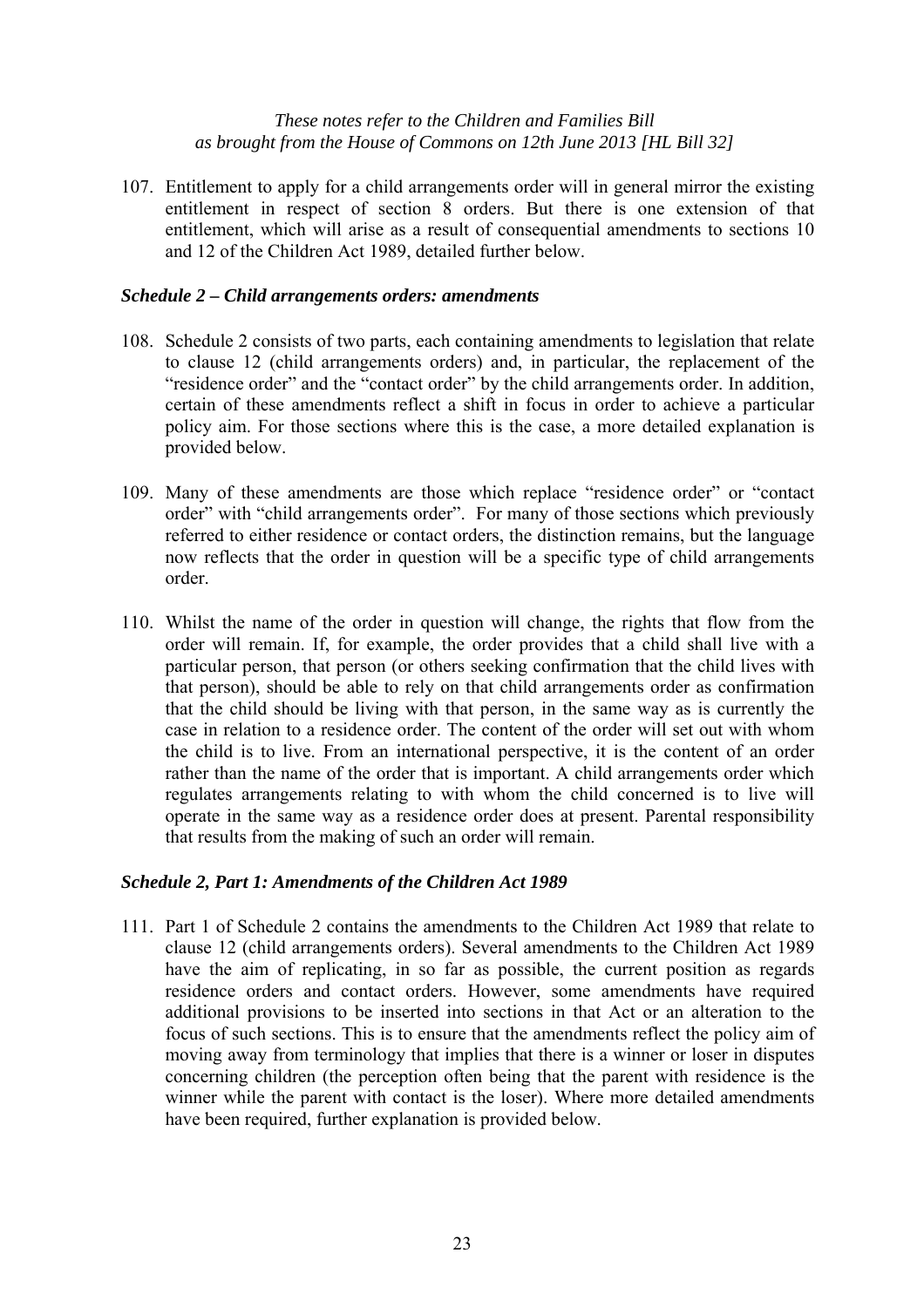107. Entitlement to apply for a child arrangements order will in general mirror the existing entitlement in respect of section 8 orders. But there is one extension of that entitlement, which will arise as a result of consequential amendments to sections 10 and 12 of the Children Act 1989, detailed further below.

### *Schedule 2 – Child arrangements orders: amendments*

108. Schedule 2 consists of two parts, each containing amendments to legislation that relate to clause 12 (child arrangements orders) and, in particular, the replacement of the "residence order" and the "contact order" by the child arrangements order. In addition, certain of these amendments reflect a shift in focus in order to achieve a particular policy aim. For those sections where this is the case, a more detailed explanation is provided below.

109. Many of these amendments are those which replace "residence order" or "contact order" with "child arrangements order". For many of those sections which previously referred to either residence or contact orders, the distinction remains, but the language now reflects that the order in question will be a specific type of child arrangements order.

110. Whilst the name of the order in question will change, the rights that flow from the order will remain. If, for example, the order provides that a child shall live with a particular person, that person (or others seeking confirmation that the child lives with that person), should be able to rely on that child arrangements order as confirmation that the child should be living with that person, in the same way as is currently the case in relation to a residence order. The content of the order will set out with whom the child is to live. From an international perspective, it is the content of an order rather than the name of the order that is important. A child arrangements order which regulates arrangements relating to with whom the child concerned is to live will operate in the same way as a residence order does at present. Parental responsibility that results from the making of such an order will remain.

### *Schedule 2, Part 1: Amendments of the Children Act 1989*

111. Part 1 of Schedule 2 contains the amendments to the Children Act 1989 that relate to clause 12 (child arrangements orders). Several amendments to the Children Act 1989 have the aim of replicating, in so far as possible, the current position as regards residence orders and contact orders. However, some amendments have required additional provisions to be inserted into sections in that Act or an alteration to the focus of such sections. This is to ensure that the amendments reflect the policy aim of moving away from terminology that implies that there is a winner or loser in disputes concerning children (the perception often being that the parent with residence is the winner while the parent with contact is the loser). Where more detailed amendments have been required, further explanation is provided below.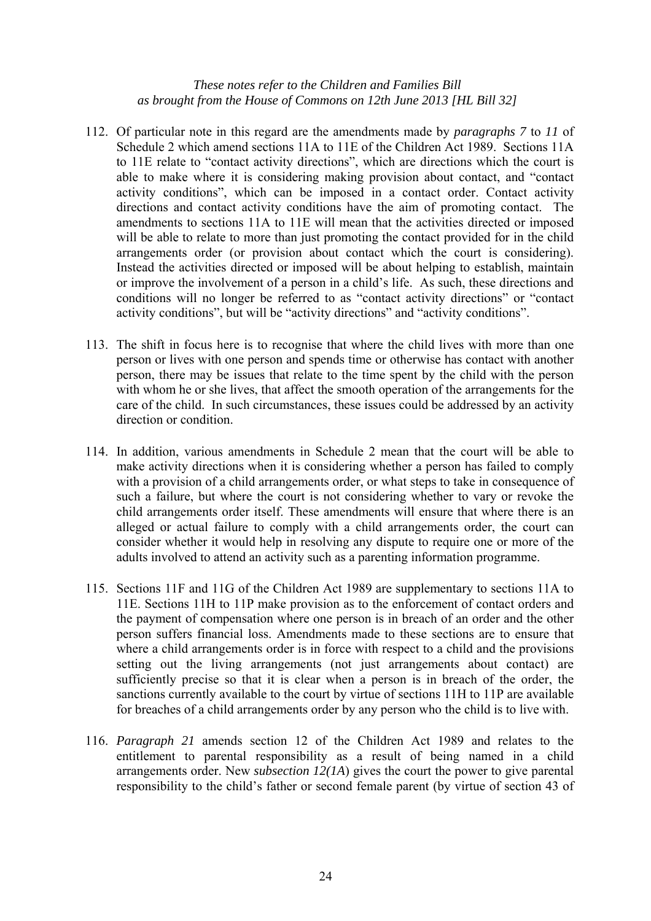112. Of particular note in this regard are the amendments made by *paragraphs 7* to *11* of Schedule 2 which amend sections 11A to 11E of the Children Act 1989. Sections 11A to 11E relate to "contact activity directions", which are directions which the court is able to make where it is considering making provision about contact, and "contact activity conditions", which can be imposed in a contact order. Contact activity directions and contact activity conditions have the aim of promoting contact. The amendments to sections 11A to 11E will mean that the activities directed or imposed will be able to relate to more than just promoting the contact provided for in the child arrangements order (or provision about contact which the court is considering). Instead the activities directed or imposed will be about helping to establish, maintain or improve the involvement of a person in a child's life. As such, these directions and conditions will no longer be referred to as "contact activity directions" or "contact activity conditions", but will be "activity directions" and "activity conditions".

113. The shift in focus here is to recognise that where the child lives with more than one person or lives with one person and spends time or otherwise has contact with another person, there may be issues that relate to the time spent by the child with the person with whom he or she lives, that affect the smooth operation of the arrangements for the care of the child. In such circumstances, these issues could be addressed by an activity direction or condition.

114. In addition, various amendments in Schedule 2 mean that the court will be able to make activity directions when it is considering whether a person has failed to comply with a provision of a child arrangements order, or what steps to take in consequence of such a failure, but where the court is not considering whether to vary or revoke the child arrangements order itself. These amendments will ensure that where there is an alleged or actual failure to comply with a child arrangements order, the court can consider whether it would help in resolving any dispute to require one or more of the adults involved to attend an activity such as a parenting information programme.

115. Sections 11F and 11G of the Children Act 1989 are supplementary to sections 11A to 11E. Sections 11H to 11P make provision as to the enforcement of contact orders and the payment of compensation where one person is in breach of an order and the other person suffers financial loss. Amendments made to these sections are to ensure that where a child arrangements order is in force with respect to a child and the provisions setting out the living arrangements (not just arrangements about contact) are sufficiently precise so that it is clear when a person is in breach of the order, the sanctions currently available to the court by virtue of sections 11H to 11P are available for breaches of a child arrangements order by any person who the child is to live with.

116. *Paragraph 21* amends section 12 of the Children Act 1989 and relates to the entitlement to parental responsibility as a result of being named in a child arrangements order. New *subsection 12(1A)* gives the court the power to give parental responsibility to the child's father or second female parent (by virtue of section 43 of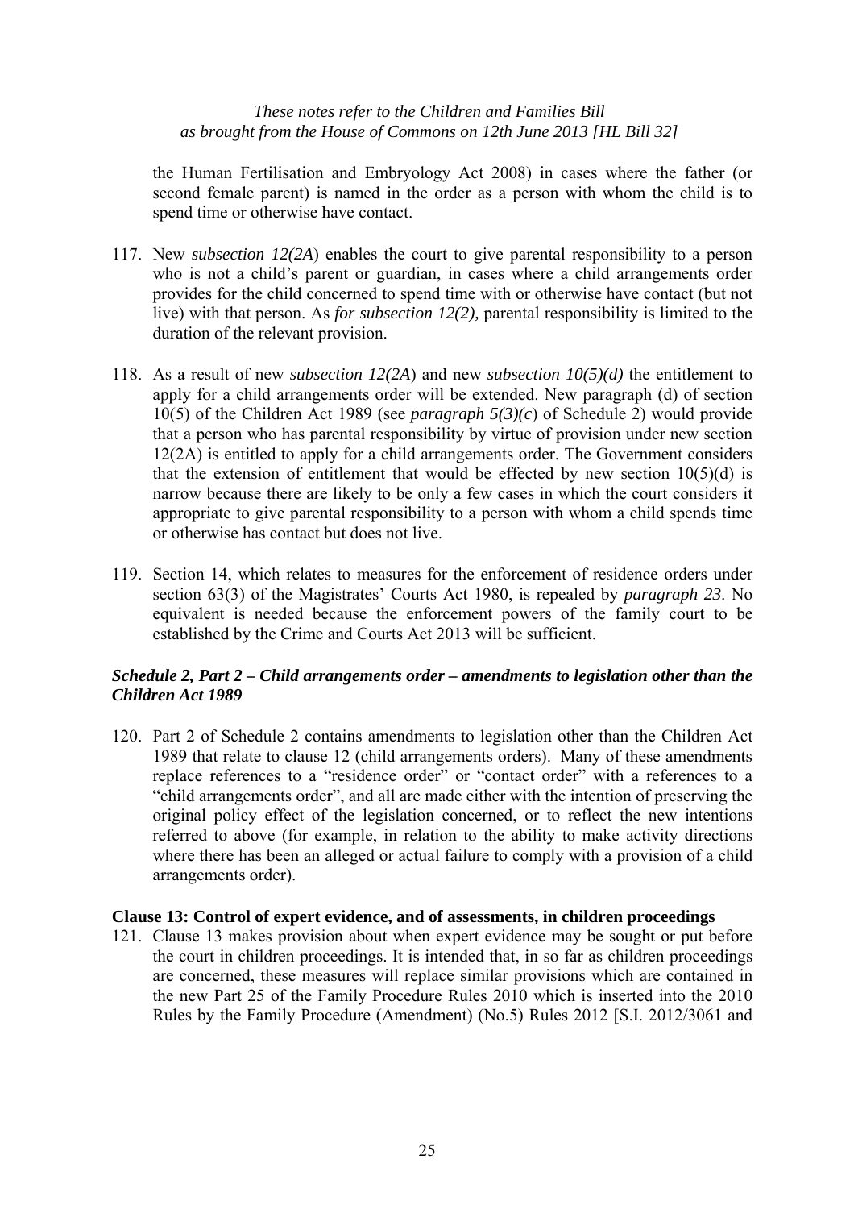the Human Fertilisation and Embryology Act 2008) in cases where the father (or second female parent) is named in the order as a person with whom the child is to spend time or otherwise have contact.

117. New *subsection 12(2A*) enables the court to give parental responsibility to a person who is not a child's parent or guardian, in cases where a child arrangements order provides for the child concerned to spend time with or otherwise have contact (but not live) with that person. As *for subsection 12(2),* parental responsibility is limited to the duration of the relevant provision.

118. As a result of new *subsection 12(2A*) and new *subsection 10(5)(d)* the entitlement to apply for a child arrangements order will be extended. New paragraph (d) of section 10(5) of the Children Act 1989 (see *paragraph 5(3)(c*) of Schedule 2) would provide that a person who has parental responsibility by virtue of provision under new section 12(2A) is entitled to apply for a child arrangements order. The Government considers that the extension of entitlement that would be effected by new section 10(5)(d) is narrow because there are likely to be only a few cases in which the court considers it appropriate to give parental responsibility to a person with whom a child spends time or otherwise has contact but does not live.

119. Section 14, which relates to measures for the enforcement of residence orders under section 63(3) of the Magistrates' Courts Act 1980, is repealed by *paragraph 23*. No equivalent is needed because the enforcement powers of the family court to be established by the Crime and Courts Act 2013 will be sufficient.

### *Schedule 2, Part 2 – Child arrangements order – amendments to legislation other than the Children Act 1989*

120. Part 2 of Schedule 2 contains amendments to legislation other than the Children Act 1989 that relate to clause 12 (child arrangements orders). Many of these amendments replace references to a "residence order" or "contact order" with a references to a "child arrangements order", and all are made either with the intention of preserving the original policy effect of the legislation concerned, or to reflect the new intentions referred to above (for example, in relation to the ability to make activity directions where there has been an alleged or actual failure to comply with a provision of a child arrangements order).

### **Clause 13: Control of expert evidence, and of assessments, in children proceedings**

121. Clause 13 makes provision about when expert evidence may be sought or put before the court in children proceedings. It is intended that, in so far as children proceedings are concerned, these measures will replace similar provisions which are contained in the new Part 25 of the Family Procedure Rules 2010 which is inserted into the 2010 Rules by the Family Procedure (Amendment) (No.5) Rules 2012 [S.I. 2012/3061 and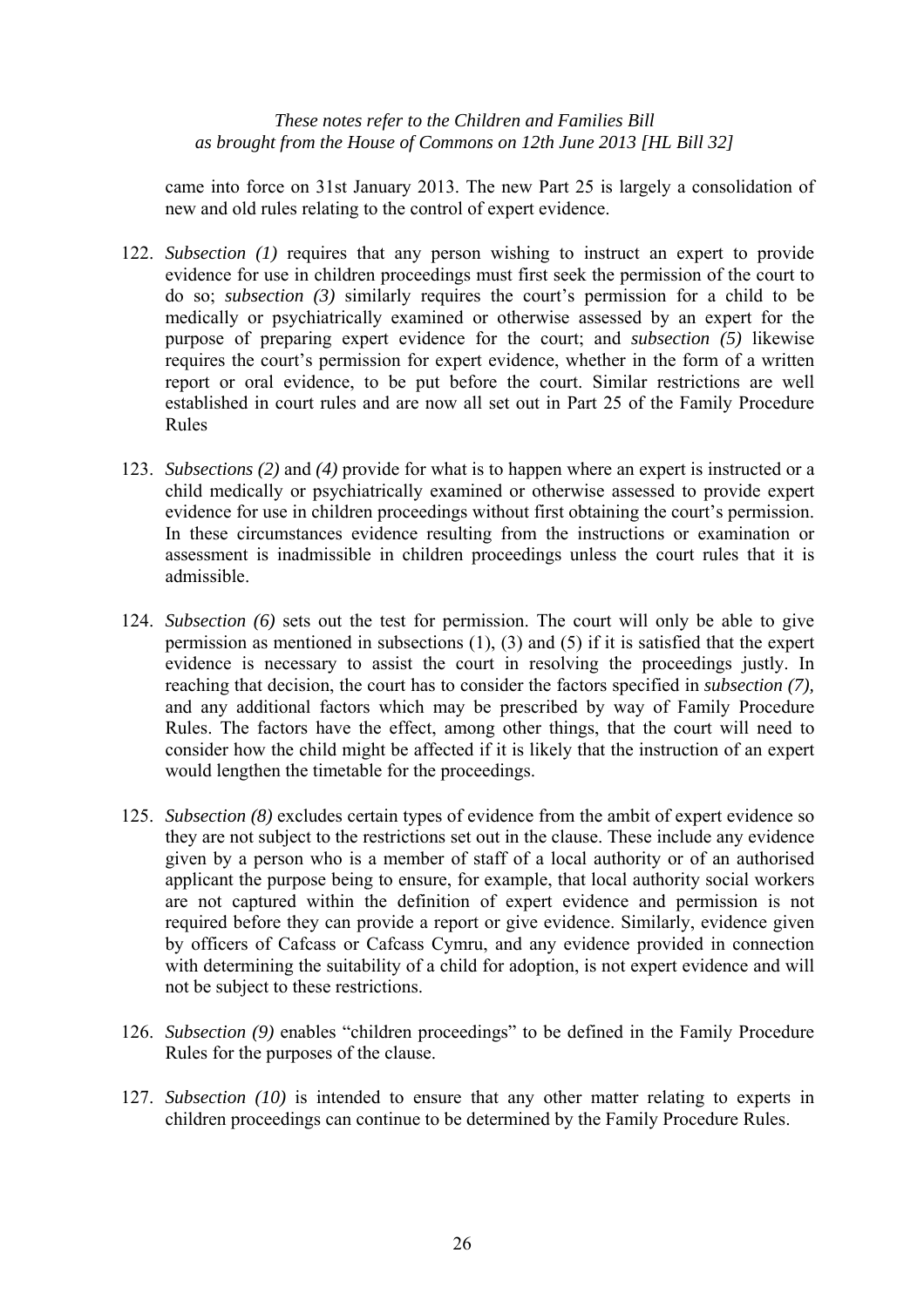came into force on 31st January 2013. The new Part 25 is largely a consolidation of new and old rules relating to the control of expert evidence.

122. *Subsection (1)* requires that any person wishing to instruct an expert to provide evidence for use in children proceedings must first seek the permission of the court to do so; *subsection (3)* similarly requires the court's permission for a child to be medically or psychiatrically examined or otherwise assessed by an expert for the purpose of preparing expert evidence for the court; and *subsection (5)* likewise requires the court's permission for expert evidence, whether in the form of a written report or oral evidence, to be put before the court. Similar restrictions are well established in court rules and are now all set out in Part 25 of the Family Procedure Rules

123. *Subsections (2)* and *(4)* provide for what is to happen where an expert is instructed or a child medically or psychiatrically examined or otherwise assessed to provide expert evidence for use in children proceedings without first obtaining the court's permission. In these circumstances evidence resulting from the instructions or examination or assessment is inadmissible in children proceedings unless the court rules that it is admissible.

124. *Subsection (6)* sets out the test for permission. The court will only be able to give permission as mentioned in subsections (1), (3) and (5) if it is satisfied that the expert evidence is necessary to assist the court in resolving the proceedings justly. In reaching that decision, the court has to consider the factors specified in *subsection (7),* and any additional factors which may be prescribed by way of Family Procedure Rules. The factors have the effect, among other things, that the court will need to consider how the child might be affected if it is likely that the instruction of an expert would lengthen the timetable for the proceedings.

125. *Subsection (8)* excludes certain types of evidence from the ambit of expert evidence so they are not subject to the restrictions set out in the clause. These include any evidence given by a person who is a member of staff of a local authority or of an authorised applicant the purpose being to ensure, for example, that local authority social workers are not captured within the definition of expert evidence and permission is not required before they can provide a report or give evidence. Similarly, evidence given by officers of Cafcass or Cafcass Cymru, and any evidence provided in connection with determining the suitability of a child for adoption, is not expert evidence and will not be subject to these restrictions.

126. *Subsection (9)* enables "children proceedings" to be defined in the Family Procedure Rules for the purposes of the clause.

127. *Subsection (10)* is intended to ensure that any other matter relating to experts in children proceedings can continue to be determined by the Family Procedure Rules.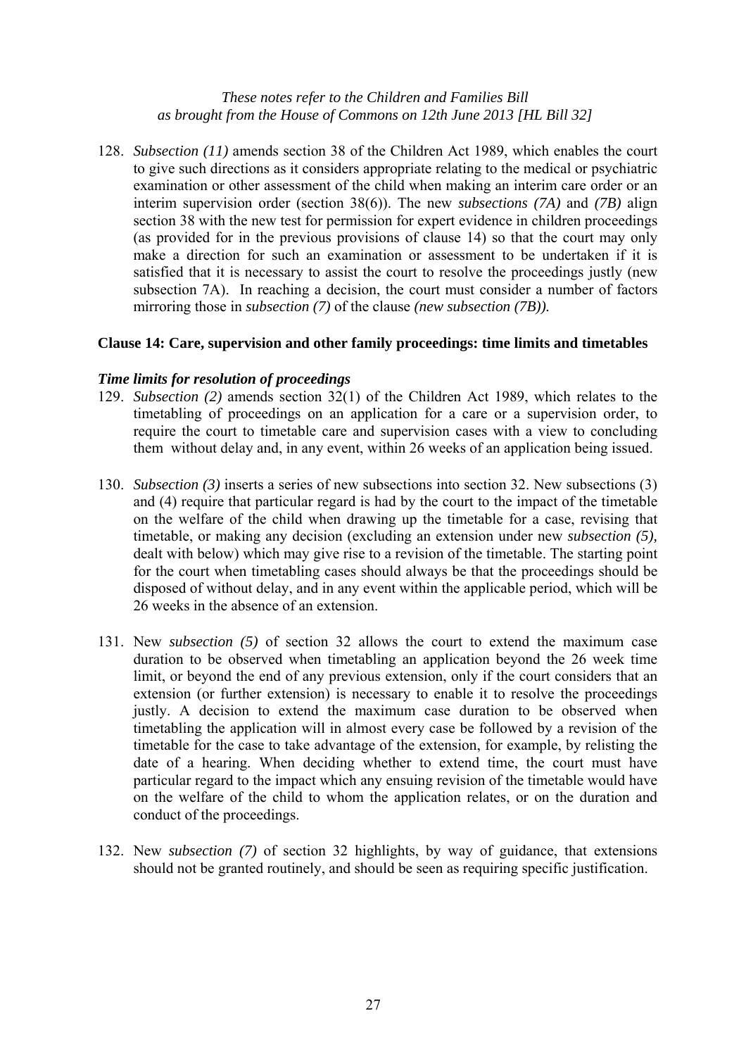128. *Subsection (11)* amends section 38 of the Children Act 1989, which enables the court to give such directions as it considers appropriate relating to the medical or psychiatric examination or other assessment of the child when making an interim care order or an interim supervision order (section 38(6)). The new *subsections (7A)* and *(7B)* align section 38 with the new test for permission for expert evidence in children proceedings (as provided for in the previous provisions of clause 14) so that the court may only make a direction for such an examination or assessment to be undertaken if it is satisfied that it is necessary to assist the court to resolve the proceedings justly (new subsection 7A). In reaching a decision, the court must consider a number of factors mirroring those in *subsection (7)* of the clause *(new subsection (7B)).*

**Clause 14: Care, supervision and other family proceedings: time limits and timetables**

***Time limits for resolution of proceedings***

129. *Subsection (2)* amends section 32(1) of the Children Act 1989, which relates to the timetabling of proceedings on an application for a care or a supervision order, to require the court to timetable care and supervision cases with a view to concluding them without delay and, in any event, within 26 weeks of an application being issued.

130. *Subsection (3)* inserts a series of new subsections into section 32. New subsections (3) and (4) require that particular regard is had by the court to the impact of the timetable on the welfare of the child when drawing up the timetable for a case, revising that timetable, or making any decision (excluding an extension under new *subsection (5),* dealt with below) which may give rise to a revision of the timetable. The starting point for the court when timetabling cases should always be that the proceedings should be disposed of without delay, and in any event within the applicable period, which will be 26 weeks in the absence of an extension.

131. New *subsection (5)* of section 32 allows the court to extend the maximum case duration to be observed when timetabling an application beyond the 26 week time limit, or beyond the end of any previous extension, only if the court considers that an extension (or further extension) is necessary to enable it to resolve the proceedings justly. A decision to extend the maximum case duration to be observed when timetabling the application will in almost every case be followed by a revision of the timetable for the case to take advantage of the extension, for example, by relisting the date of a hearing. When deciding whether to extend time, the court must have particular regard to the impact which any ensuing revision of the timetable would have on the welfare of the child to whom the application relates, or on the duration and conduct of the proceedings.

132. New *subsection (7)* of section 32 highlights, by way of guidance, that extensions should not be granted routinely, and should be seen as requiring specific justification.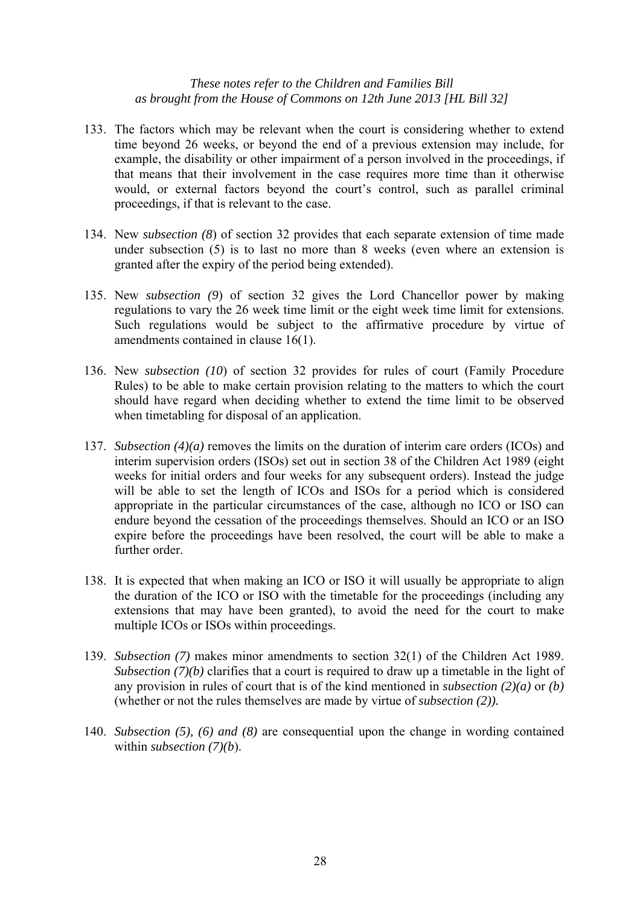133. The factors which may be relevant when the court is considering whether to extend time beyond 26 weeks, or beyond the end of a previous extension may include, for example, the disability or other impairment of a person involved in the proceedings, if that means that their involvement in the case requires more time than it otherwise would, or external factors beyond the court's control, such as parallel criminal proceedings, if that is relevant to the case.

134. New *subsection (8*) of section 32 provides that each separate extension of time made under subsection (5) is to last no more than 8 weeks (even where an extension is granted after the expiry of the period being extended).

135. New *subsection (9*) of section 32 gives the Lord Chancellor power by making regulations to vary the 26 week time limit or the eight week time limit for extensions. Such regulations would be subject to the affirmative procedure by virtue of amendments contained in clause 16(1).

136. New *subsection (10*) of section 32 provides for rules of court (Family Procedure Rules) to be able to make certain provision relating to the matters to which the court should have regard when deciding whether to extend the time limit to be observed when timetabling for disposal of an application.

137. *Subsection (4)(a)* removes the limits on the duration of interim care orders (ICOs) and interim supervision orders (ISOs) set out in section 38 of the Children Act 1989 (eight weeks for initial orders and four weeks for any subsequent orders). Instead the judge will be able to set the length of ICOs and ISOs for a period which is considered appropriate in the particular circumstances of the case, although no ICO or ISO can endure beyond the cessation of the proceedings themselves. Should an ICO or an ISO expire before the proceedings have been resolved, the court will be able to make a further order.

138. It is expected that when making an ICO or ISO it will usually be appropriate to align the duration of the ICO or ISO with the timetable for the proceedings (including any extensions that may have been granted), to avoid the need for the court to make multiple ICOs or ISOs within proceedings.

139. *Subsection (7)* makes minor amendments to section 32(1) of the Children Act 1989. *Subsection (7)(b)* clarifies that a court is required to draw up a timetable in the light of any provision in rules of court that is of the kind mentioned in *subsection (2)(a)* or *(b)* (whether or not the rules themselves are made by virtue of *subsection (2)).*

140. *Subsection (5), (6) and (8)* are consequential upon the change in wording contained within *subsection (7)(b*).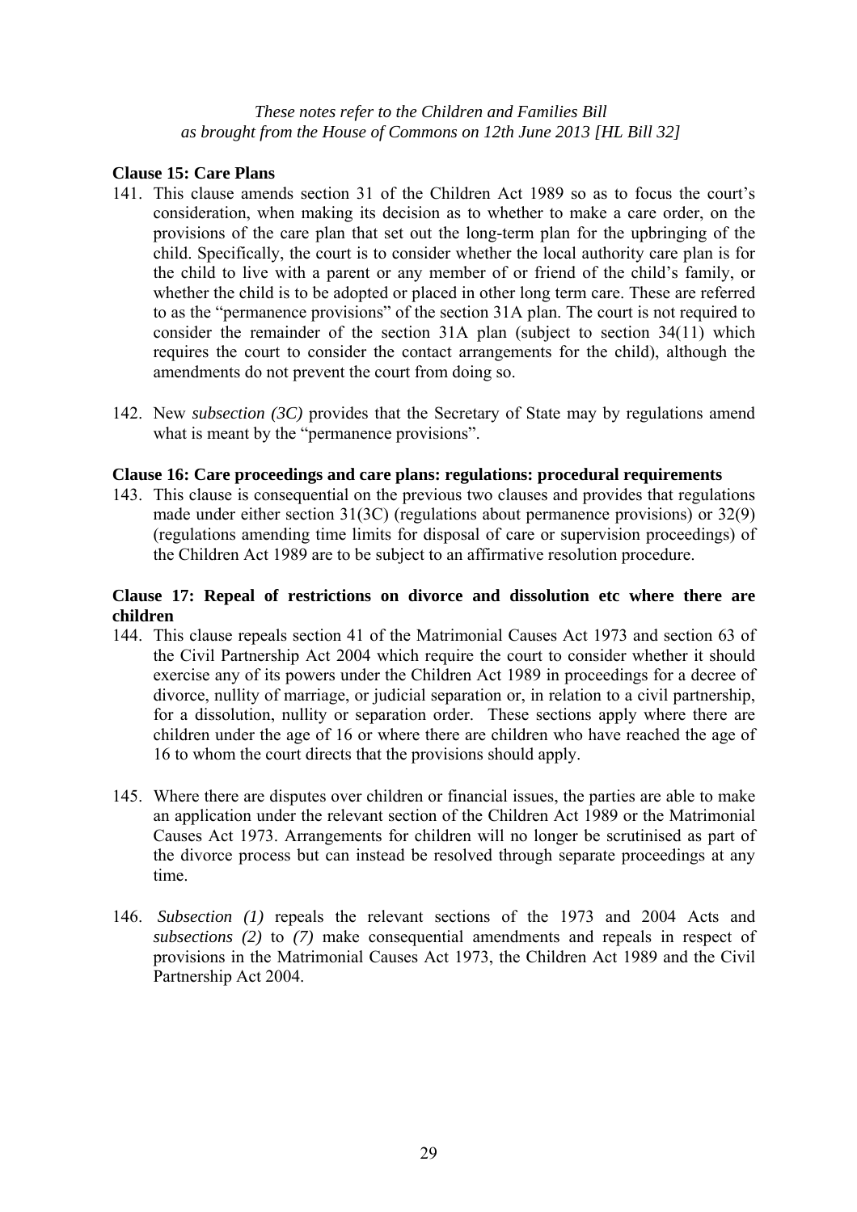*These notes refer to the Children and Families Bill as brought from the House of Commons on 12th June 2013 [HL Bill 32]*

**Clause 15: Care Plans**

141. This clause amends section 31 of the Children Act 1989 so as to focus the court's consideration, when making its decision as to whether to make a care order, on the provisions of the care plan that set out the long-term plan for the upbringing of the child. Specifically, the court is to consider whether the local authority care plan is for the child to live with a parent or any member of or friend of the child's family, or whether the child is to be adopted or placed in other long term care. These are referred to as the "permanence provisions" of the section 31A plan. The court is not required to consider the remainder of the section 31A plan (subject to section 34(11) which requires the court to consider the contact arrangements for the child), although the amendments do not prevent the court from doing so.

142. New *subsection (3C)* provides that the Secretary of State may by regulations amend what is meant by the "permanence provisions".

**Clause 16: Care proceedings and care plans: regulations: procedural requirements**

143. This clause is consequential on the previous two clauses and provides that regulations made under either section 31(3C) (regulations about permanence provisions) or 32(9) (regulations amending time limits for disposal of care or supervision proceedings) of the Children Act 1989 are to be subject to an affirmative resolution procedure.

**Clause 17: Repeal of restrictions on divorce and dissolution etc where there are children**

144. This clause repeals section 41 of the Matrimonial Causes Act 1973 and section 63 of the Civil Partnership Act 2004 which require the court to consider whether it should exercise any of its powers under the Children Act 1989 in proceedings for a decree of divorce, nullity of marriage, or judicial separation or, in relation to a civil partnership, for a dissolution, nullity or separation order. These sections apply where there are children under the age of 16 or where there are children who have reached the age of 16 to whom the court directs that the provisions should apply.

145. Where there are disputes over children or financial issues, the parties are able to make an application under the relevant section of the Children Act 1989 or the Matrimonial Causes Act 1973. Arrangements for children will no longer be scrutinised as part of the divorce process but can instead be resolved through separate proceedings at any time.

146. *Subsection (1)* repeals the relevant sections of the 1973 and 2004 Acts and *subsections (2)* to *(7)* make consequential amendments and repeals in respect of provisions in the Matrimonial Causes Act 1973, the Children Act 1989 and the Civil Partnership Act 2004.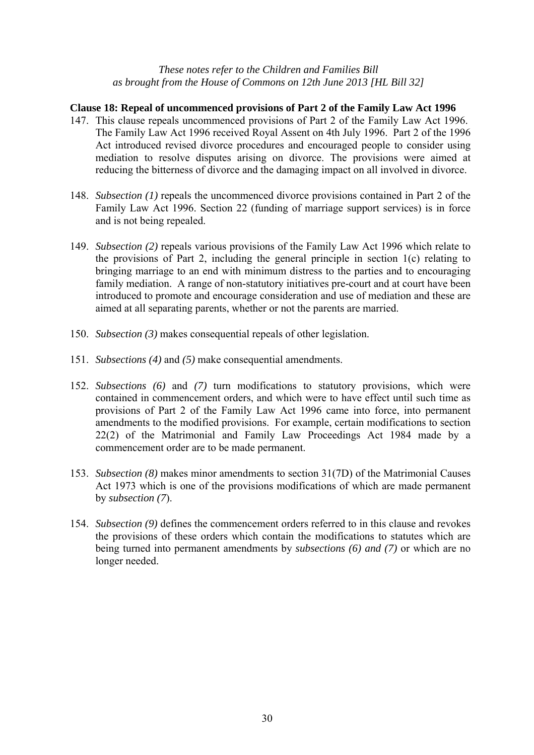*These notes refer to the Children and Families Bill as brought from the House of Commons on 12th June 2013 [HL Bill 32]*

**Clause 18: Repeal of uncommenced provisions of Part 2 of the Family Law Act 1996**

147. This clause repeals uncommenced provisions of Part 2 of the Family Law Act 1996. The Family Law Act 1996 received Royal Assent on 4th July 1996. Part 2 of the 1996 Act introduced revised divorce procedures and encouraged people to consider using mediation to resolve disputes arising on divorce. The provisions were aimed at reducing the bitterness of divorce and the damaging impact on all involved in divorce.

148. *Subsection (1)* repeals the uncommenced divorce provisions contained in Part 2 of the Family Law Act 1996. Section 22 (funding of marriage support services) is in force and is not being repealed.

149. *Subsection (2)* repeals various provisions of the Family Law Act 1996 which relate to the provisions of Part 2, including the general principle in section 1(c) relating to bringing marriage to an end with minimum distress to the parties and to encouraging family mediation. A range of non-statutory initiatives pre-court and at court have been introduced to promote and encourage consideration and use of mediation and these are aimed at all separating parents, whether or not the parents are married.

150. *Subsection (3)* makes consequential repeals of other legislation.

151. *Subsections (4)* and *(5)* make consequential amendments.

152. *Subsections (6)* and *(7)* turn modifications to statutory provisions, which were contained in commencement orders, and which were to have effect until such time as provisions of Part 2 of the Family Law Act 1996 came into force, into permanent amendments to the modified provisions. For example, certain modifications to section 22(2) of the Matrimonial and Family Law Proceedings Act 1984 made by a commencement order are to be made permanent.

153. *Subsection (8)* makes minor amendments to section 31(7D) of the Matrimonial Causes Act 1973 which is one of the provisions modifications of which are made permanent by *subsection (7)*.

154. *Subsection (9)* defines the commencement orders referred to in this clause and revokes the provisions of these orders which contain the modifications to statutes which are being turned into permanent amendments by *subsections (6) and (7)* or which are no longer needed.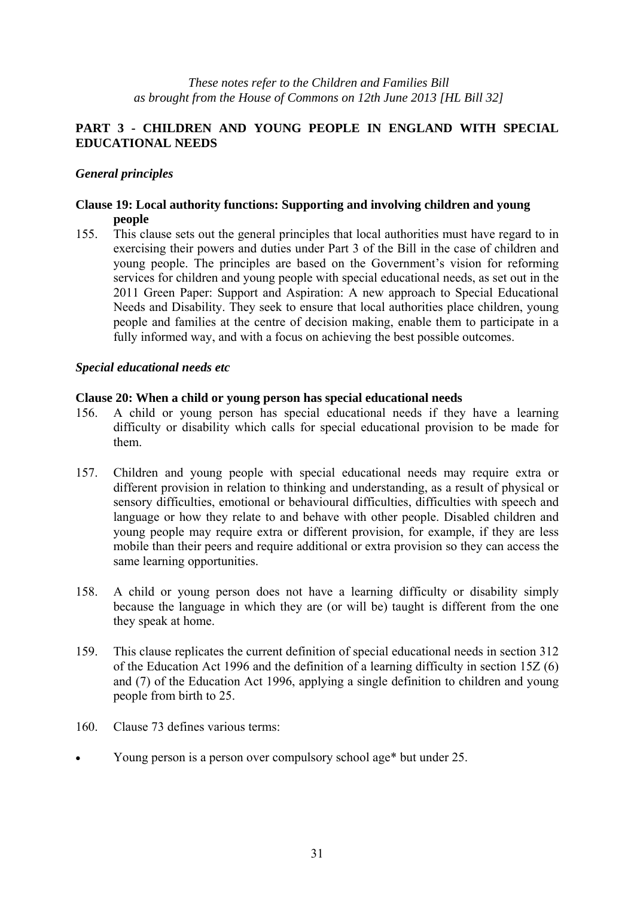*These notes refer to the Children and Families Bill as brought from the House of Commons on 12th June 2013 [HL Bill 32]*

## PART 3 - CHILDREN AND YOUNG PEOPLE IN ENGLAND WITH SPECIAL EDUCATIONAL NEEDS

### *General principles*

**Clause 19: Local authority functions: Supporting and involving children and young people**

155. This clause sets out the general principles that local authorities must have regard to in exercising their powers and duties under Part 3 of the Bill in the case of children and young people. The principles are based on the Government's vision for reforming services for children and young people with special educational needs, as set out in the 2011 Green Paper: Support and Aspiration: A new approach to Special Educational Needs and Disability. They seek to ensure that local authorities place children, young people and families at the centre of decision making, enable them to participate in a fully informed way, and with a focus on achieving the best possible outcomes.

### *Special educational needs etc*

**Clause 20: When a child or young person has special educational needs**

156. A child or young person has special educational needs if they have a learning difficulty or disability which calls for special educational provision to be made for them.

157. Children and young people with special educational needs may require extra or different provision in relation to thinking and understanding, as a result of physical or sensory difficulties, emotional or behavioural difficulties, difficulties with speech and language or how they relate to and behave with other people. Disabled children and young people may require extra or different provision, for example, if they are less mobile than their peers and require additional or extra provision so they can access the same learning opportunities.

158. A child or young person does not have a learning difficulty or disability simply because the language in which they are (or will be) taught is different from the one they speak at home.

159. This clause replicates the current definition of special educational needs in section 312 of the Education Act 1996 and the definition of a learning difficulty in section 15Z (6) and (7) of the Education Act 1996, applying a single definition to children and young people from birth to 25.

160. Clause 73 defines various terms:

- Young person is a person over compulsory school age* but under 25.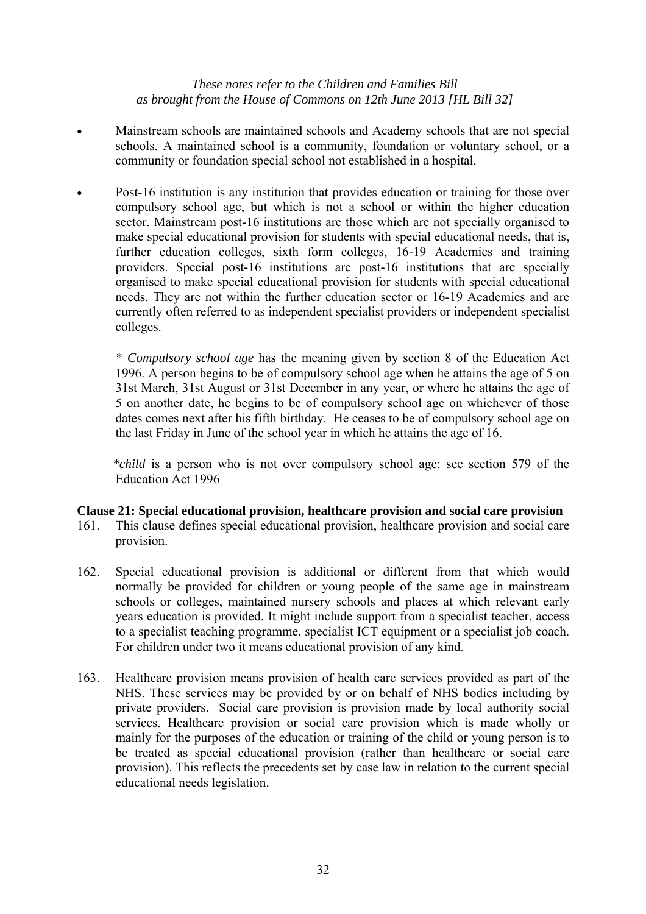- Mainstream schools are maintained schools and Academy schools that are not special schools. A maintained school is a community, foundation or voluntary school, or a community or foundation special school not established in a hospital.

- Post-16 institution is any institution that provides education or training for those over compulsory school age, but which is not a school or within the higher education sector. Mainstream post-16 institutions are those which are not specially organised to make special educational provision for students with special educational needs, that is, further education colleges, sixth form colleges, 16-19 Academies and training providers. Special post-16 institutions are post-16 institutions that are specially organised to make special educational provision for students with special educational needs. They are not within the further education sector or 16-19 Academies and are currently often referred to as independent specialist providers or independent specialist colleges.

  \* *Compulsory school age* has the meaning given by section 8 of the Education Act 1996. A person begins to be of compulsory school age when he attains the age of 5 on 31st March, 31st August or 31st December in any year, or where he attains the age of 5 on another date, he begins to be of compulsory school age on whichever of those dates comes next after his fifth birthday. He ceases to be of compulsory school age on the last Friday in June of the school year in which he attains the age of 16.

  \**child* is a person who is not over compulsory school age: see section 579 of the Education Act 1996

**Clause 21: Special educational provision, healthcare provision and social care provision**

161. This clause defines special educational provision, healthcare provision and social care provision.

162. Special educational provision is additional or different from that which would normally be provided for children or young people of the same age in mainstream schools or colleges, maintained nursery schools and places at which relevant early years education is provided. It might include support from a specialist teacher, access to a specialist teaching programme, specialist ICT equipment or a specialist job coach. For children under two it means educational provision of any kind.

163. Healthcare provision means provision of health care services provided as part of the NHS. These services may be provided by or on behalf of NHS bodies including by private providers. Social care provision is provision made by local authority social services. Healthcare provision or social care provision which is made wholly or mainly for the purposes of the education or training of the child or young person is to be treated as special educational provision (rather than healthcare or social care provision). This reflects the precedents set by case law in relation to the current special educational needs legislation.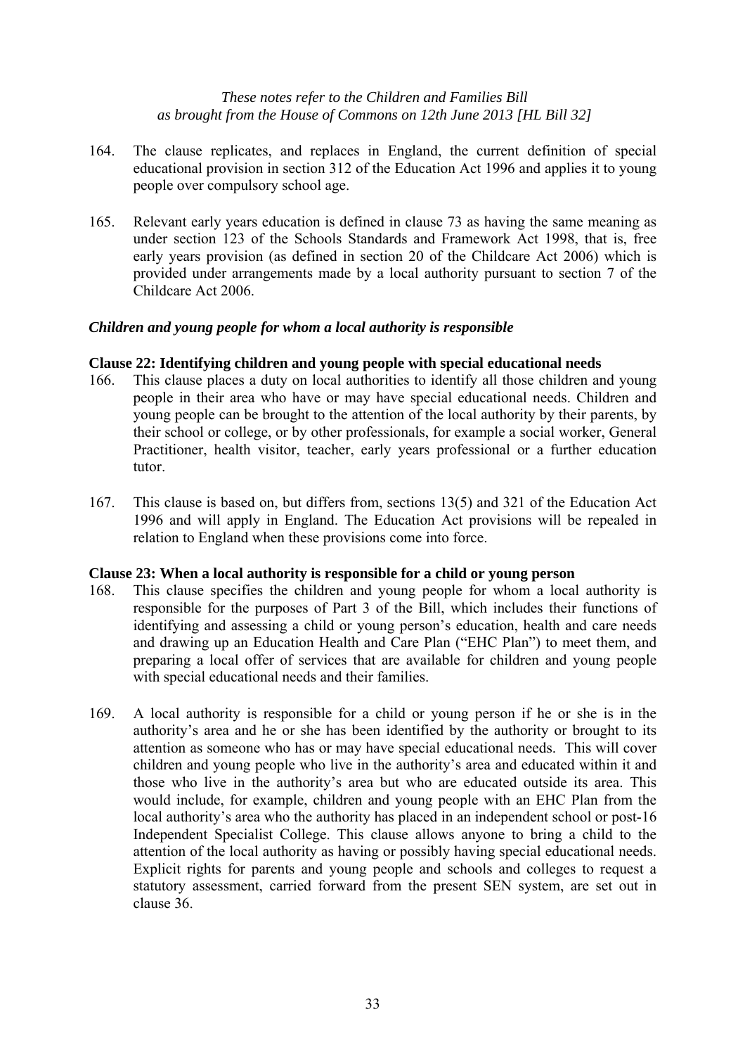164. The clause replicates, and replaces in England, the current definition of special educational provision in section 312 of the Education Act 1996 and applies it to young people over compulsory school age.

165. Relevant early years education is defined in clause 73 as having the same meaning as under section 123 of the Schools Standards and Framework Act 1998, that is, free early years provision (as defined in section 20 of the Childcare Act 2006) which is provided under arrangements made by a local authority pursuant to section 7 of the Childcare Act 2006.

### *Children and young people for whom a local authority is responsible*

**Clause 22: Identifying children and young people with special educational needs**

166. This clause places a duty on local authorities to identify all those children and young people in their area who have or may have special educational needs. Children and young people can be brought to the attention of the local authority by their parents, by their school or college, or by other professionals, for example a social worker, General Practitioner, health visitor, teacher, early years professional or a further education tutor.

167. This clause is based on, but differs from, sections 13(5) and 321 of the Education Act 1996 and will apply in England. The Education Act provisions will be repealed in relation to England when these provisions come into force.

**Clause 23: When a local authority is responsible for a child or young person**

168. This clause specifies the children and young people for whom a local authority is responsible for the purposes of Part 3 of the Bill, which includes their functions of identifying and assessing a child or young person's education, health and care needs and drawing up an Education Health and Care Plan ("EHC Plan") to meet them, and preparing a local offer of services that are available for children and young people with special educational needs and their families.

169. A local authority is responsible for a child or young person if he or she is in the authority's area and he or she has been identified by the authority or brought to its attention as someone who has or may have special educational needs. This will cover children and young people who live in the authority's area and educated within it and those who live in the authority's area but who are educated outside its area. This would include, for example, children and young people with an EHC Plan from the local authority's area who the authority has placed in an independent school or post-16 Independent Specialist College. This clause allows anyone to bring a child to the attention of the local authority as having or possibly having special educational needs. Explicit rights for parents and young people and schools and colleges to request a statutory assessment, carried forward from the present SEN system, are set out in clause 36.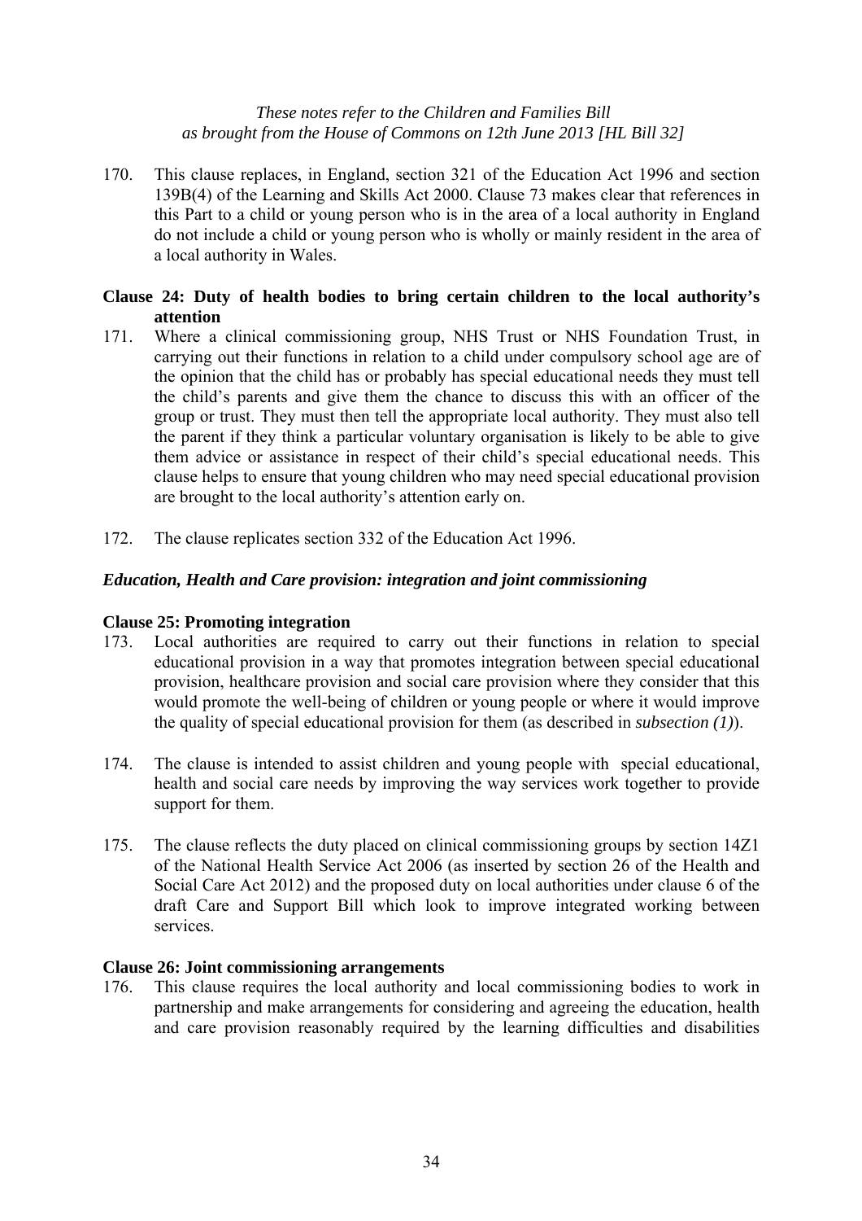*These notes refer to the Children and Families Bill as brought from the House of Commons on 12th June 2013 [HL Bill 32]*

170. This clause replaces, in England, section 321 of the Education Act 1996 and section 139B(4) of the Learning and Skills Act 2000. Clause 73 makes clear that references in this Part to a child or young person who is in the area of a local authority in England do not include a child or young person who is wholly or mainly resident in the area of a local authority in Wales.

**Clause 24: Duty of health bodies to bring certain children to the local authority's attention**

171. Where a clinical commissioning group, NHS Trust or NHS Foundation Trust, in carrying out their functions in relation to a child under compulsory school age are of the opinion that the child has or probably has special educational needs they must tell the child's parents and give them the chance to discuss this with an officer of the group or trust. They must then tell the appropriate local authority. They must also tell the parent if they think a particular voluntary organisation is likely to be able to give them advice or assistance in respect of their child's special educational needs. This clause helps to ensure that young children who may need special educational provision are brought to the local authority's attention early on.

172. The clause replicates section 332 of the Education Act 1996.

***Education, Health and Care provision: integration and joint commissioning***

**Clause 25: Promoting integration**

173. Local authorities are required to carry out their functions in relation to special educational provision in a way that promotes integration between special educational provision, healthcare provision and social care provision where they consider that this would promote the well-being of children or young people or where it would improve the quality of special educational provision for them (as described in *subsection (1)*).

174. The clause is intended to assist children and young people with special educational, health and social care needs by improving the way services work together to provide support for them.

175. The clause reflects the duty placed on clinical commissioning groups by section 14Z1 of the National Health Service Act 2006 (as inserted by section 26 of the Health and Social Care Act 2012) and the proposed duty on local authorities under clause 6 of the draft Care and Support Bill which look to improve integrated working between services.

**Clause 26: Joint commissioning arrangements**

176. This clause requires the local authority and local commissioning bodies to work in partnership and make arrangements for considering and agreeing the education, health and care provision reasonably required by the learning difficulties and disabilities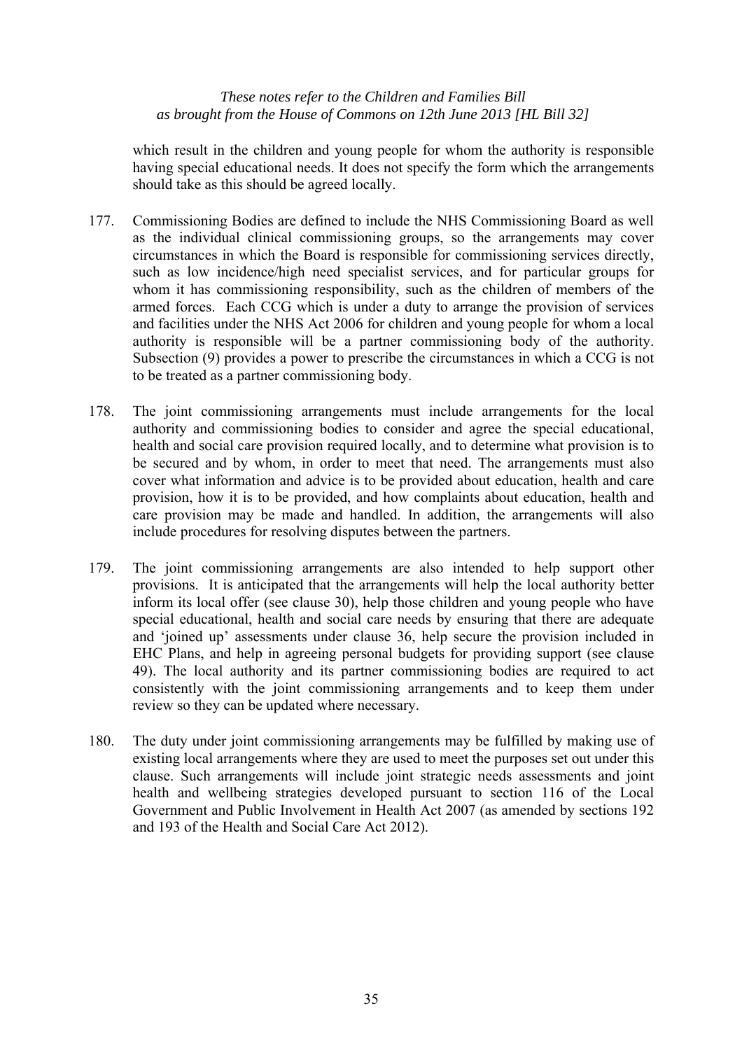which result in the children and young people for whom the authority is responsible having special educational needs. It does not specify the form which the arrangements should take as this should be agreed locally.

177. Commissioning Bodies are defined to include the NHS Commissioning Board as well as the individual clinical commissioning groups, so the arrangements may cover circumstances in which the Board is responsible for commissioning services directly, such as low incidence/high need specialist services, and for particular groups for whom it has commissioning responsibility, such as the children of members of the armed forces. Each CCG which is under a duty to arrange the provision of services and facilities under the NHS Act 2006 for children and young people for whom a local authority is responsible will be a partner commissioning body of the authority. Subsection (9) provides a power to prescribe the circumstances in which a CCG is not to be treated as a partner commissioning body.

178. The joint commissioning arrangements must include arrangements for the local authority and commissioning bodies to consider and agree the special educational, health and social care provision required locally, and to determine what provision is to be secured and by whom, in order to meet that need. The arrangements must also cover what information and advice is to be provided about education, health and care provision, how it is to be provided, and how complaints about education, health and care provision may be made and handled. In addition, the arrangements will also include procedures for resolving disputes between the partners.

179. The joint commissioning arrangements are also intended to help support other provisions. It is anticipated that the arrangements will help the local authority better inform its local offer (see clause 30), help those children and young people who have special educational, health and social care needs by ensuring that there are adequate and 'joined up' assessments under clause 36, help secure the provision included in EHC Plans, and help in agreeing personal budgets for providing support (see clause 49). The local authority and its partner commissioning bodies are required to act consistently with the joint commissioning arrangements and to keep them under review so they can be updated where necessary.

180. The duty under joint commissioning arrangements may be fulfilled by making use of existing local arrangements where they are used to meet the purposes set out under this clause. Such arrangements will include joint strategic needs assessments and joint health and wellbeing strategies developed pursuant to section 116 of the Local Government and Public Involvement in Health Act 2007 (as amended by sections 192 and 193 of the Health and Social Care Act 2012).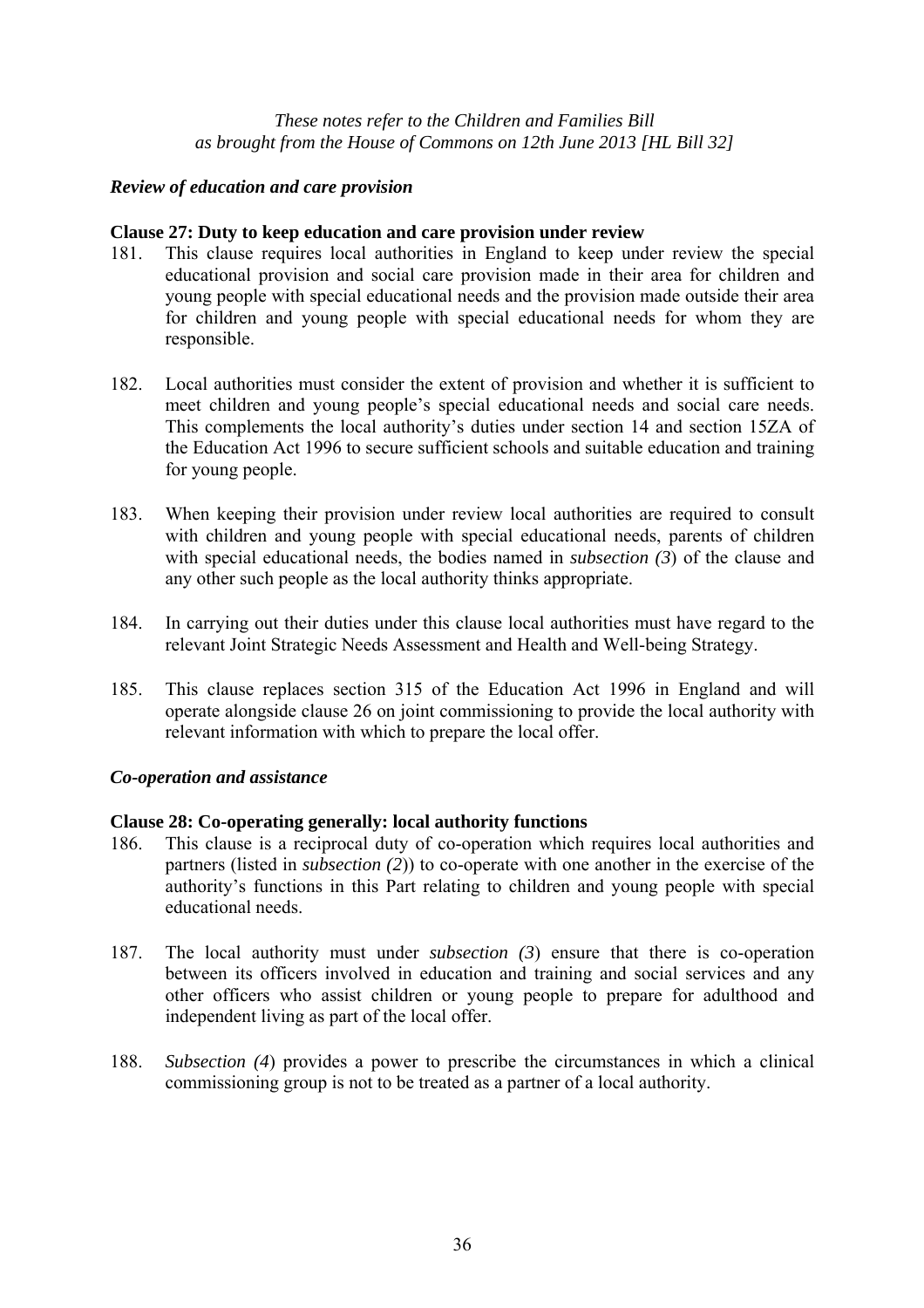*These notes refer to the Children and Families Bill as brought from the House of Commons on 12th June 2013 [HL Bill 32]*

### *Review of education and care provision*

**Clause 27: Duty to keep education and care provision under review**

181. This clause requires local authorities in England to keep under review the special educational provision and social care provision made in their area for children and young people with special educational needs and the provision made outside their area for children and young people with special educational needs for whom they are responsible.

182. Local authorities must consider the extent of provision and whether it is sufficient to meet children and young people's special educational needs and social care needs. This complements the local authority's duties under section 14 and section 15ZA of the Education Act 1996 to secure sufficient schools and suitable education and training for young people.

183. When keeping their provision under review local authorities are required to consult with children and young people with special educational needs, parents of children with special educational needs, the bodies named in *subsection (3*) of the clause and any other such people as the local authority thinks appropriate.

184. In carrying out their duties under this clause local authorities must have regard to the relevant Joint Strategic Needs Assessment and Health and Well-being Strategy.

185. This clause replaces section 315 of the Education Act 1996 in England and will operate alongside clause 26 on joint commissioning to provide the local authority with relevant information with which to prepare the local offer.

### *Co-operation and assistance*

**Clause 28: Co-operating generally: local authority functions**

186. This clause is a reciprocal duty of co-operation which requires local authorities and partners (listed in *subsection (2*)) to co-operate with one another in the exercise of the authority's functions in this Part relating to children and young people with special educational needs.

187. The local authority must under *subsection (3*) ensure that there is co-operation between its officers involved in education and training and social services and any other officers who assist children or young people to prepare for adulthood and independent living as part of the local offer.

188. *Subsection (4*) provides a power to prescribe the circumstances in which a clinical commissioning group is not to be treated as a partner of a local authority.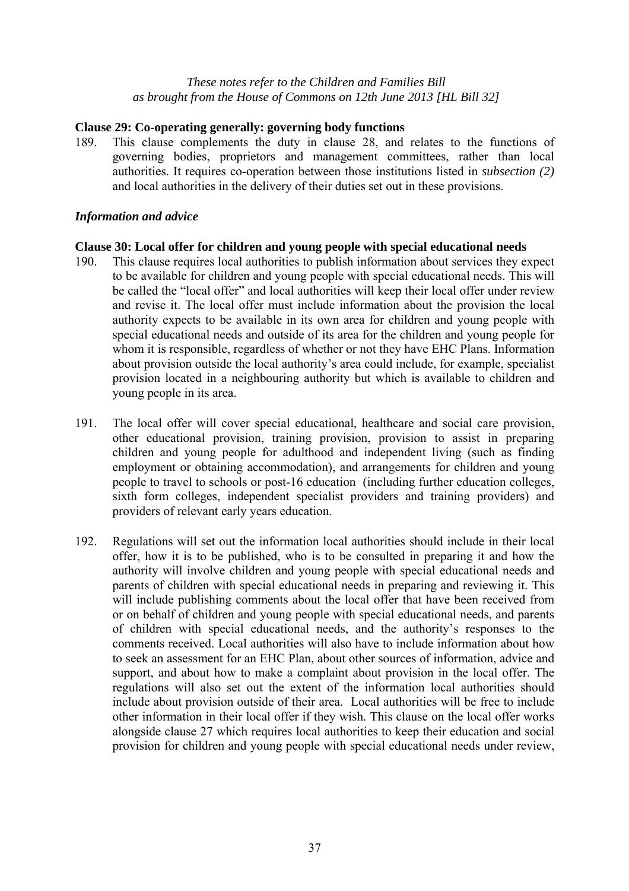*These notes refer to the Children and Families Bill as brought from the House of Commons on 12th June 2013 [HL Bill 32]*

**Clause 29: Co-operating generally: governing body functions**

189. This clause complements the duty in clause 28, and relates to the functions of governing bodies, proprietors and management committees, rather than local authorities. It requires co-operation between those institutions listed in *subsection (2)* and local authorities in the delivery of their duties set out in these provisions.

***Information and advice***

**Clause 30: Local offer for children and young people with special educational needs**

190. This clause requires local authorities to publish information about services they expect to be available for children and young people with special educational needs. This will be called the "local offer" and local authorities will keep their local offer under review and revise it. The local offer must include information about the provision the local authority expects to be available in its own area for children and young people with special educational needs and outside of its area for the children and young people for whom it is responsible, regardless of whether or not they have EHC Plans. Information about provision outside the local authority's area could include, for example, specialist provision located in a neighbouring authority but which is available to children and young people in its area.

191. The local offer will cover special educational, healthcare and social care provision, other educational provision, training provision, provision to assist in preparing children and young people for adulthood and independent living (such as finding employment or obtaining accommodation), and arrangements for children and young people to travel to schools or post-16 education (including further education colleges, sixth form colleges, independent specialist providers and training providers) and providers of relevant early years education.

192. Regulations will set out the information local authorities should include in their local offer, how it is to be published, who is to be consulted in preparing it and how the authority will involve children and young people with special educational needs and parents of children with special educational needs in preparing and reviewing it. This will include publishing comments about the local offer that have been received from or on behalf of children and young people with special educational needs, and parents of children with special educational needs, and the authority's responses to the comments received. Local authorities will also have to include information about how to seek an assessment for an EHC Plan, about other sources of information, advice and support, and about how to make a complaint about provision in the local offer. The regulations will also set out the extent of the information local authorities should include about provision outside of their area. Local authorities will be free to include other information in their local offer if they wish. This clause on the local offer works alongside clause 27 which requires local authorities to keep their education and social provision for children and young people with special educational needs under review,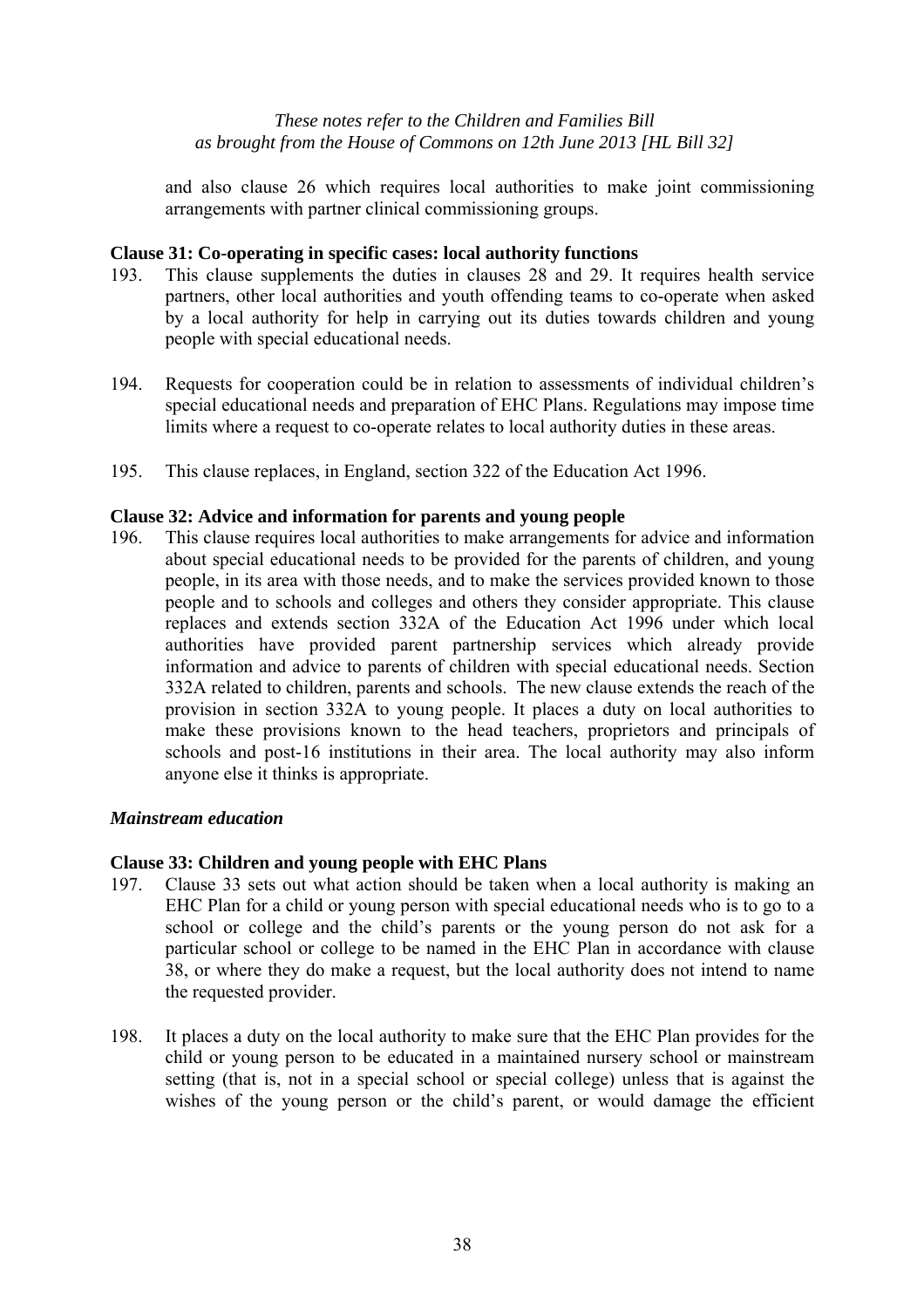and also clause 26 which requires local authorities to make joint commissioning arrangements with partner clinical commissioning groups.

**Clause 31: Co-operating in specific cases: local authority functions**

193. This clause supplements the duties in clauses 28 and 29. It requires health service partners, other local authorities and youth offending teams to co-operate when asked by a local authority for help in carrying out its duties towards children and young people with special educational needs.

194. Requests for cooperation could be in relation to assessments of individual children's special educational needs and preparation of EHC Plans. Regulations may impose time limits where a request to co-operate relates to local authority duties in these areas.

195. This clause replaces, in England, section 322 of the Education Act 1996.

**Clause 32: Advice and information for parents and young people**

196. This clause requires local authorities to make arrangements for advice and information about special educational needs to be provided for the parents of children, and young people, in its area with those needs, and to make the services provided known to those people and to schools and colleges and others they consider appropriate. This clause replaces and extends section 332A of the Education Act 1996 under which local authorities have provided parent partnership services which already provide information and advice to parents of children with special educational needs. Section 332A related to children, parents and schools. The new clause extends the reach of the provision in section 332A to young people. It places a duty on local authorities to make these provisions known to the head teachers, proprietors and principals of schools and post-16 institutions in their area. The local authority may also inform anyone else it thinks is appropriate.

***Mainstream education***

**Clause 33: Children and young people with EHC Plans**

197. Clause 33 sets out what action should be taken when a local authority is making an EHC Plan for a child or young person with special educational needs who is to go to a school or college and the child's parents or the young person do not ask for a particular school or college to be named in the EHC Plan in accordance with clause 38, or where they do make a request, but the local authority does not intend to name the requested provider.

198. It places a duty on the local authority to make sure that the EHC Plan provides for the child or young person to be educated in a maintained nursery school or mainstream setting (that is, not in a special school or special college) unless that is against the wishes of the young person or the child's parent, or would damage the efficient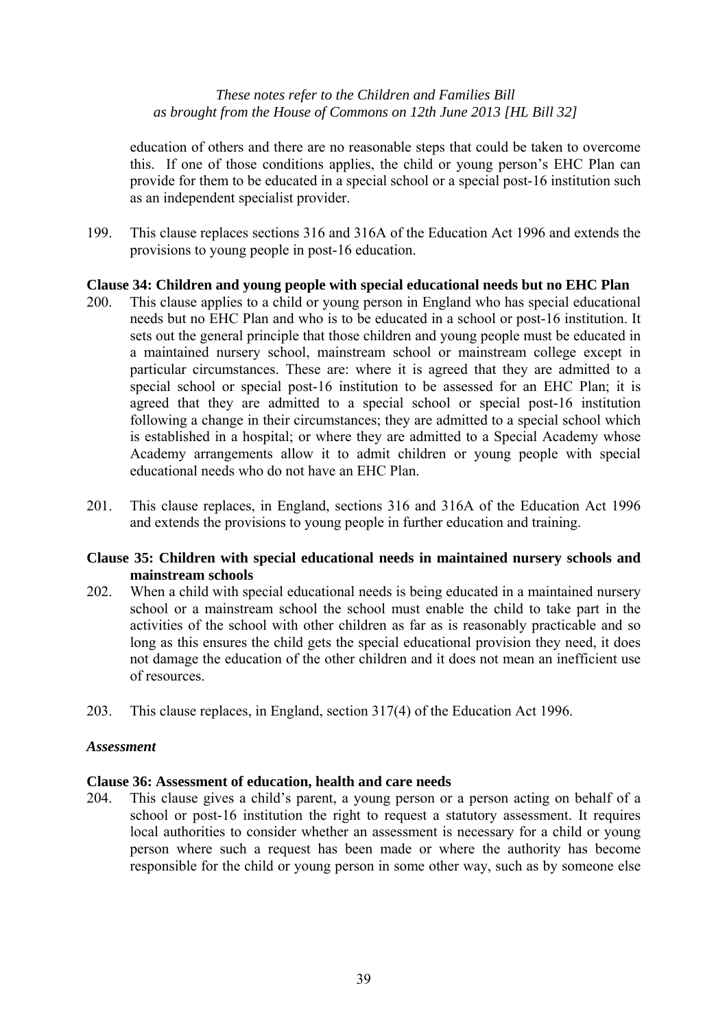education of others and there are no reasonable steps that could be taken to overcome this. If one of those conditions applies, the child or young person's EHC Plan can provide for them to be educated in a special school or a special post-16 institution such as an independent specialist provider.

199. This clause replaces sections 316 and 316A of the Education Act 1996 and extends the provisions to young people in post-16 education.

**Clause 34: Children and young people with special educational needs but no EHC Plan**

200. This clause applies to a child or young person in England who has special educational needs but no EHC Plan and who is to be educated in a school or post-16 institution. It sets out the general principle that those children and young people must be educated in a maintained nursery school, mainstream school or mainstream college except in particular circumstances. These are: where it is agreed that they are admitted to a special school or special post-16 institution to be assessed for an EHC Plan; it is agreed that they are admitted to a special school or special post-16 institution following a change in their circumstances; they are admitted to a special school which is established in a hospital; or where they are admitted to a Special Academy whose Academy arrangements allow it to admit children or young people with special educational needs who do not have an EHC Plan.

201. This clause replaces, in England, sections 316 and 316A of the Education Act 1996 and extends the provisions to young people in further education and training.

**Clause 35: Children with special educational needs in maintained nursery schools and mainstream schools**

202. When a child with special educational needs is being educated in a maintained nursery school or a mainstream school the school must enable the child to take part in the activities of the school with other children as far as is reasonably practicable and so long as this ensures the child gets the special educational provision they need, it does not damage the education of the other children and it does not mean an inefficient use of resources.

203. This clause replaces, in England, section 317(4) of the Education Act 1996.

***Assessment***

**Clause 36: Assessment of education, health and care needs**

204. This clause gives a child's parent, a young person or a person acting on behalf of a school or post-16 institution the right to request a statutory assessment. It requires local authorities to consider whether an assessment is necessary for a child or young person where such a request has been made or where the authority has become responsible for the child or young person in some other way, such as by someone else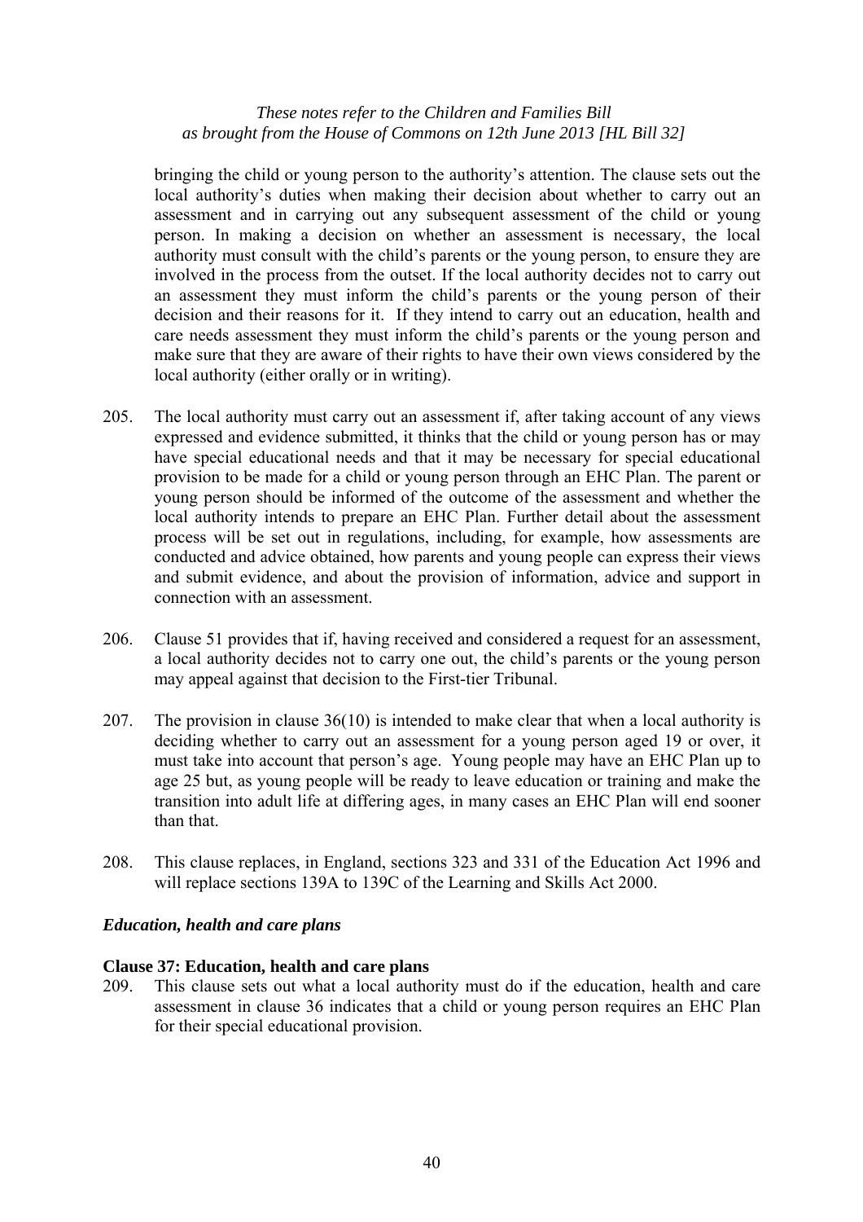bringing the child or young person to the authority's attention. The clause sets out the local authority's duties when making their decision about whether to carry out an assessment and in carrying out any subsequent assessment of the child or young person. In making a decision on whether an assessment is necessary, the local authority must consult with the child's parents or the young person, to ensure they are involved in the process from the outset. If the local authority decides not to carry out an assessment they must inform the child's parents or the young person of their decision and their reasons for it. If they intend to carry out an education, health and care needs assessment they must inform the child's parents or the young person and make sure that they are aware of their rights to have their own views considered by the local authority (either orally or in writing).

205. The local authority must carry out an assessment if, after taking account of any views expressed and evidence submitted, it thinks that the child or young person has or may have special educational needs and that it may be necessary for special educational provision to be made for a child or young person through an EHC Plan. The parent or young person should be informed of the outcome of the assessment and whether the local authority intends to prepare an EHC Plan. Further detail about the assessment process will be set out in regulations, including, for example, how assessments are conducted and advice obtained, how parents and young people can express their views and submit evidence, and about the provision of information, advice and support in connection with an assessment.

206. Clause 51 provides that if, having received and considered a request for an assessment, a local authority decides not to carry one out, the child's parents or the young person may appeal against that decision to the First-tier Tribunal.

207. The provision in clause 36(10) is intended to make clear that when a local authority is deciding whether to carry out an assessment for a young person aged 19 or over, it must take into account that person's age. Young people may have an EHC Plan up to age 25 but, as young people will be ready to leave education or training and make the transition into adult life at differing ages, in many cases an EHC Plan will end sooner than that.

208. This clause replaces, in England, sections 323 and 331 of the Education Act 1996 and will replace sections 139A to 139C of the Learning and Skills Act 2000.

### *Education, health and care plans*

**Clause 37: Education, health and care plans**

209. This clause sets out what a local authority must do if the education, health and care assessment in clause 36 indicates that a child or young person requires an EHC Plan for their special educational provision.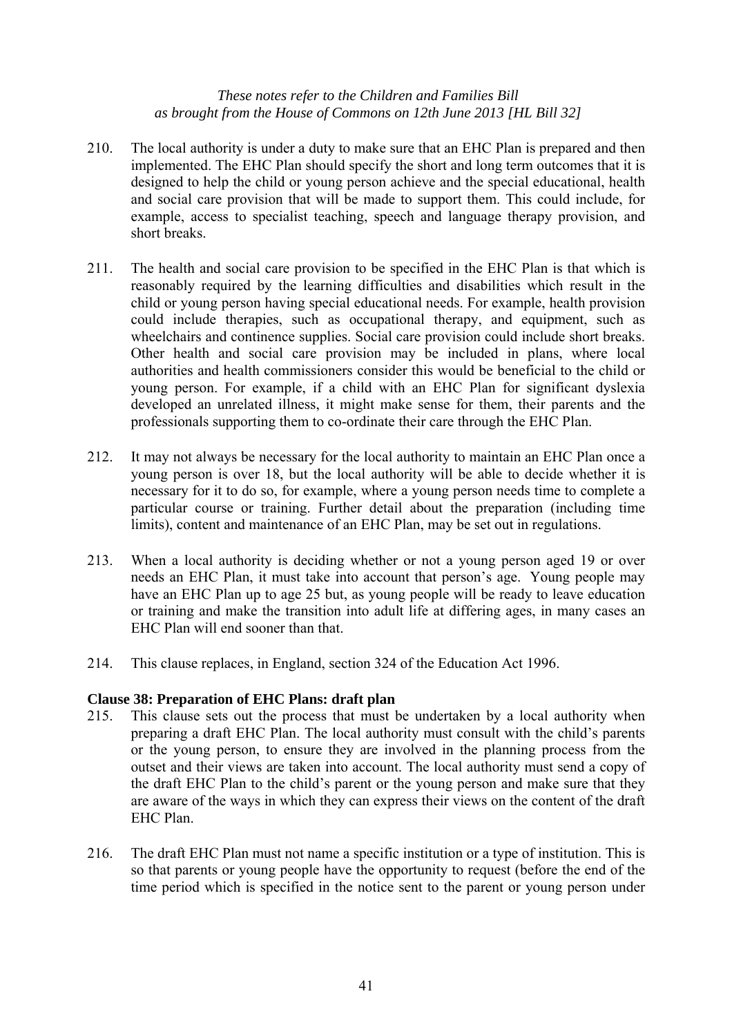210. The local authority is under a duty to make sure that an EHC Plan is prepared and then implemented. The EHC Plan should specify the short and long term outcomes that it is designed to help the child or young person achieve and the special educational, health and social care provision that will be made to support them. This could include, for example, access to specialist teaching, speech and language therapy provision, and short breaks.

211. The health and social care provision to be specified in the EHC Plan is that which is reasonably required by the learning difficulties and disabilities which result in the child or young person having special educational needs. For example, health provision could include therapies, such as occupational therapy, and equipment, such as wheelchairs and continence supplies. Social care provision could include short breaks. Other health and social care provision may be included in plans, where local authorities and health commissioners consider this would be beneficial to the child or young person. For example, if a child with an EHC Plan for significant dyslexia developed an unrelated illness, it might make sense for them, their parents and the professionals supporting them to co-ordinate their care through the EHC Plan.

212. It may not always be necessary for the local authority to maintain an EHC Plan once a young person is over 18, but the local authority will be able to decide whether it is necessary for it to do so, for example, where a young person needs time to complete a particular course or training. Further detail about the preparation (including time limits), content and maintenance of an EHC Plan, may be set out in regulations.

213. When a local authority is deciding whether or not a young person aged 19 or over needs an EHC Plan, it must take into account that person's age. Young people may have an EHC Plan up to age 25 but, as young people will be ready to leave education or training and make the transition into adult life at differing ages, in many cases an EHC Plan will end sooner than that.

214. This clause replaces, in England, section 324 of the Education Act 1996.

**Clause 38: Preparation of EHC Plans: draft plan**

215. This clause sets out the process that must be undertaken by a local authority when preparing a draft EHC Plan. The local authority must consult with the child's parents or the young person, to ensure they are involved in the planning process from the outset and their views are taken into account. The local authority must send a copy of the draft EHC Plan to the child's parent or the young person and make sure that they are aware of the ways in which they can express their views on the content of the draft EHC Plan.

216. The draft EHC Plan must not name a specific institution or a type of institution. This is so that parents or young people have the opportunity to request (before the end of the time period which is specified in the notice sent to the parent or young person under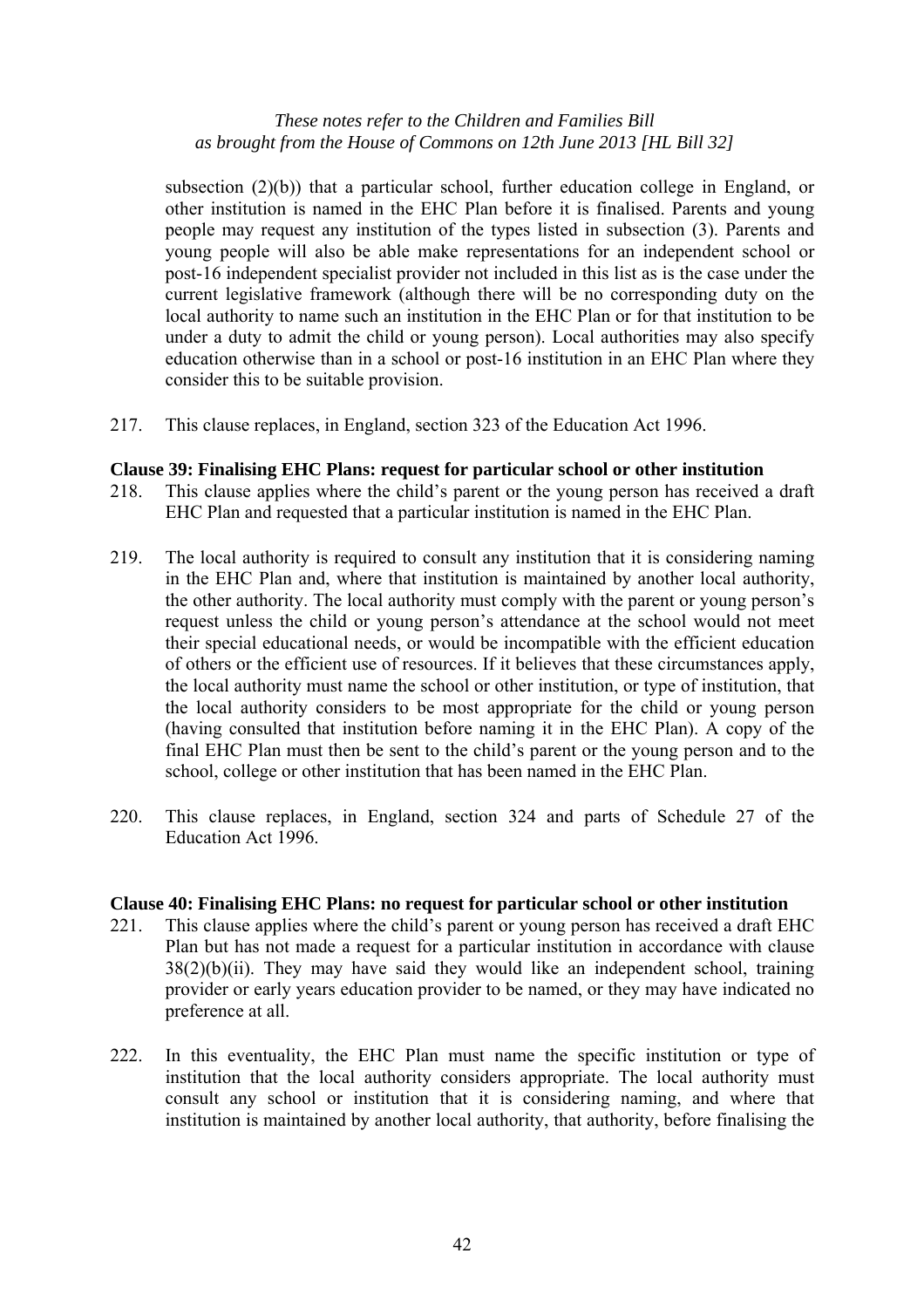subsection (2)(b)) that a particular school, further education college in England, or other institution is named in the EHC Plan before it is finalised. Parents and young people may request any institution of the types listed in subsection (3). Parents and young people will also be able make representations for an independent school or post-16 independent specialist provider not included in this list as is the case under the current legislative framework (although there will be no corresponding duty on the local authority to name such an institution in the EHC Plan or for that institution to be under a duty to admit the child or young person). Local authorities may also specify education otherwise than in a school or post-16 institution in an EHC Plan where they consider this to be suitable provision.

217. This clause replaces, in England, section 323 of the Education Act 1996.

**Clause 39: Finalising EHC Plans: request for particular school or other institution**

218. This clause applies where the child's parent or the young person has received a draft EHC Plan and requested that a particular institution is named in the EHC Plan.

219. The local authority is required to consult any institution that it is considering naming in the EHC Plan and, where that institution is maintained by another local authority, the other authority. The local authority must comply with the parent or young person's request unless the child or young person's attendance at the school would not meet their special educational needs, or would be incompatible with the efficient education of others or the efficient use of resources. If it believes that these circumstances apply, the local authority must name the school or other institution, or type of institution, that the local authority considers to be most appropriate for the child or young person (having consulted that institution before naming it in the EHC Plan). A copy of the final EHC Plan must then be sent to the child's parent or the young person and to the school, college or other institution that has been named in the EHC Plan.

220. This clause replaces, in England, section 324 and parts of Schedule 27 of the Education Act 1996.

**Clause 40: Finalising EHC Plans: no request for particular school or other institution**

221. This clause applies where the child's parent or young person has received a draft EHC Plan but has not made a request for a particular institution in accordance with clause 38(2)(b)(ii). They may have said they would like an independent school, training provider or early years education provider to be named, or they may have indicated no preference at all.

222. In this eventuality, the EHC Plan must name the specific institution or type of institution that the local authority considers appropriate. The local authority must consult any school or institution that it is considering naming, and where that institution is maintained by another local authority, that authority, before finalising the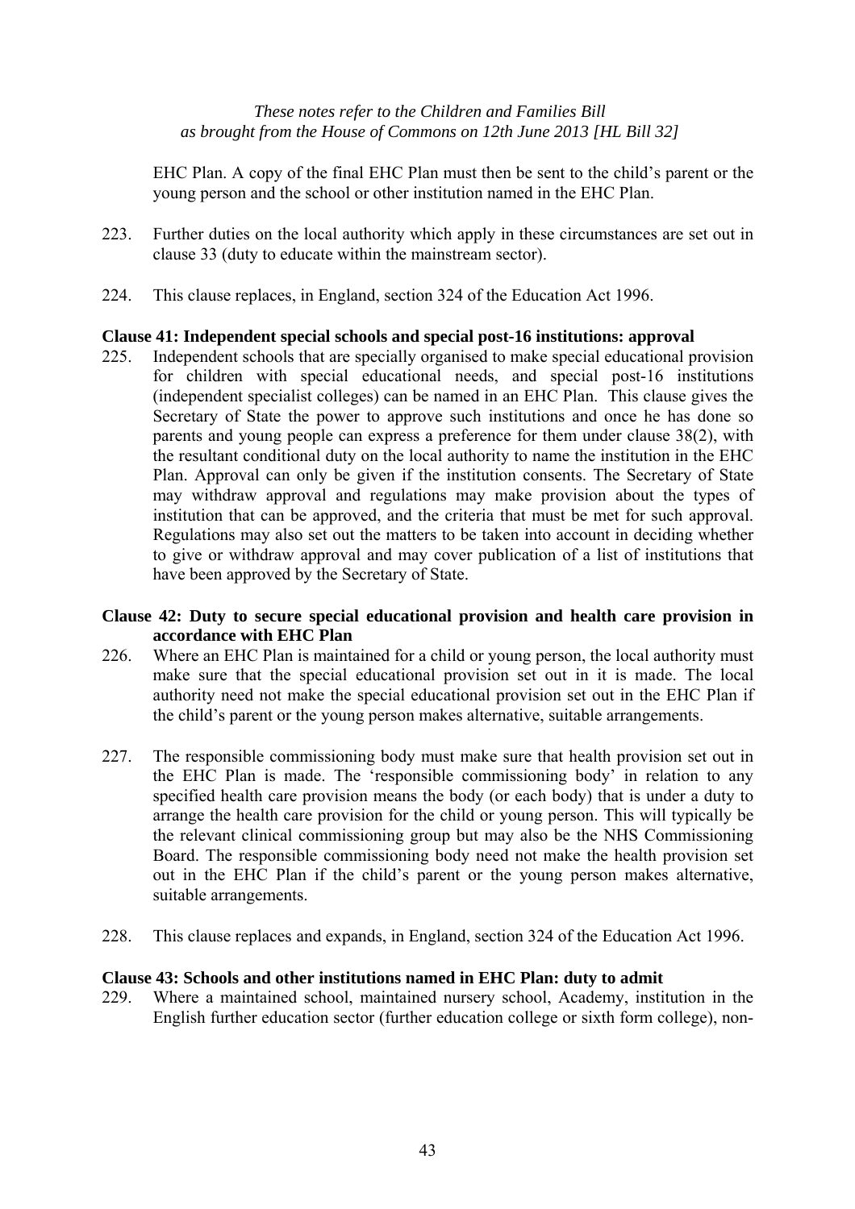EHC Plan. A copy of the final EHC Plan must then be sent to the child's parent or the young person and the school or other institution named in the EHC Plan.

223. Further duties on the local authority which apply in these circumstances are set out in clause 33 (duty to educate within the mainstream sector).

224. This clause replaces, in England, section 324 of the Education Act 1996.

**Clause 41: Independent special schools and special post-16 institutions: approval**

225. Independent schools that are specially organised to make special educational provision for children with special educational needs, and special post-16 institutions (independent specialist colleges) can be named in an EHC Plan. This clause gives the Secretary of State the power to approve such institutions and once he has done so parents and young people can express a preference for them under clause 38(2), with the resultant conditional duty on the local authority to name the institution in the EHC Plan. Approval can only be given if the institution consents. The Secretary of State may withdraw approval and regulations may make provision about the types of institution that can be approved, and the criteria that must be met for such approval. Regulations may also set out the matters to be taken into account in deciding whether to give or withdraw approval and may cover publication of a list of institutions that have been approved by the Secretary of State.

**Clause 42: Duty to secure special educational provision and health care provision in accordance with EHC Plan**

226. Where an EHC Plan is maintained for a child or young person, the local authority must make sure that the special educational provision set out in it is made. The local authority need not make the special educational provision set out in the EHC Plan if the child's parent or the young person makes alternative, suitable arrangements.

227. The responsible commissioning body must make sure that health provision set out in the EHC Plan is made. The 'responsible commissioning body' in relation to any specified health care provision means the body (or each body) that is under a duty to arrange the health care provision for the child or young person. This will typically be the relevant clinical commissioning group but may also be the NHS Commissioning Board. The responsible commissioning body need not make the health provision set out in the EHC Plan if the child's parent or the young person makes alternative, suitable arrangements.

228. This clause replaces and expands, in England, section 324 of the Education Act 1996.

**Clause 43: Schools and other institutions named in EHC Plan: duty to admit**

229. Where a maintained school, maintained nursery school, Academy, institution in the English further education sector (further education college or sixth form college), non-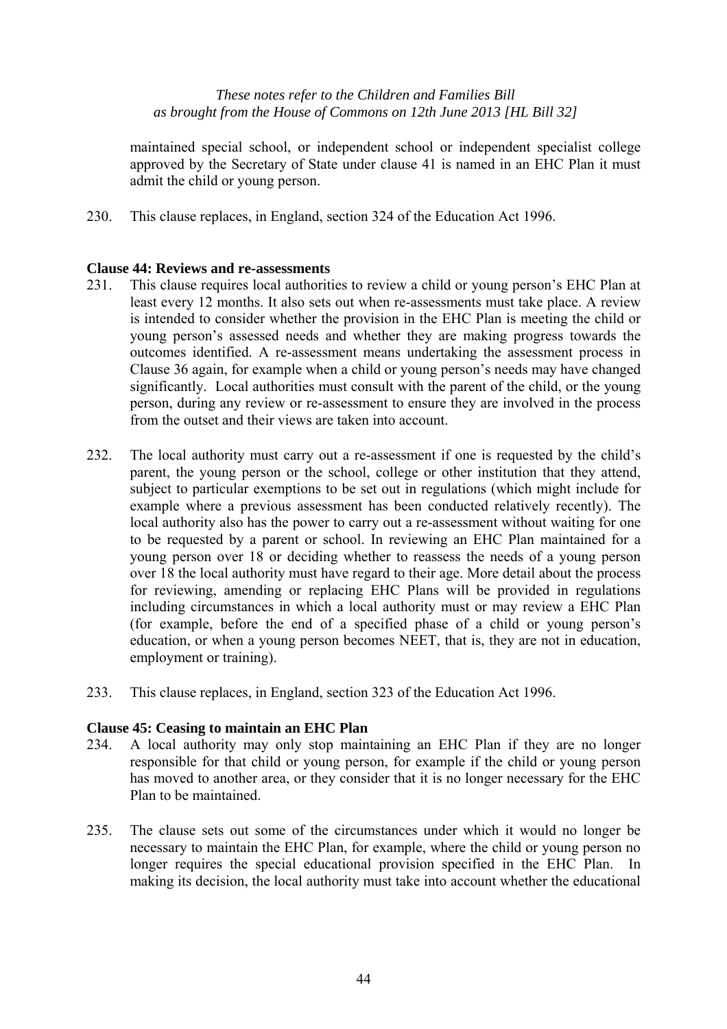maintained special school, or independent school or independent specialist college approved by the Secretary of State under clause 41 is named in an EHC Plan it must admit the child or young person.

230. This clause replaces, in England, section 324 of the Education Act 1996.

**Clause 44: Reviews and re-assessments**

231. This clause requires local authorities to review a child or young person's EHC Plan at least every 12 months. It also sets out when re-assessments must take place. A review is intended to consider whether the provision in the EHC Plan is meeting the child or young person's assessed needs and whether they are making progress towards the outcomes identified. A re-assessment means undertaking the assessment process in Clause 36 again, for example when a child or young person's needs may have changed significantly. Local authorities must consult with the parent of the child, or the young person, during any review or re-assessment to ensure they are involved in the process from the outset and their views are taken into account.

232. The local authority must carry out a re-assessment if one is requested by the child's parent, the young person or the school, college or other institution that they attend, subject to particular exemptions to be set out in regulations (which might include for example where a previous assessment has been conducted relatively recently). The local authority also has the power to carry out a re-assessment without waiting for one to be requested by a parent or school. In reviewing an EHC Plan maintained for a young person over 18 or deciding whether to reassess the needs of a young person over 18 the local authority must have regard to their age. More detail about the process for reviewing, amending or replacing EHC Plans will be provided in regulations including circumstances in which a local authority must or may review a EHC Plan (for example, before the end of a specified phase of a child or young person's education, or when a young person becomes NEET, that is, they are not in education, employment or training).

233. This clause replaces, in England, section 323 of the Education Act 1996.

**Clause 45: Ceasing to maintain an EHC Plan**

234. A local authority may only stop maintaining an EHC Plan if they are no longer responsible for that child or young person, for example if the child or young person has moved to another area, or they consider that it is no longer necessary for the EHC Plan to be maintained.

235. The clause sets out some of the circumstances under which it would no longer be necessary to maintain the EHC Plan, for example, where the child or young person no longer requires the special educational provision specified in the EHC Plan. In making its decision, the local authority must take into account whether the educational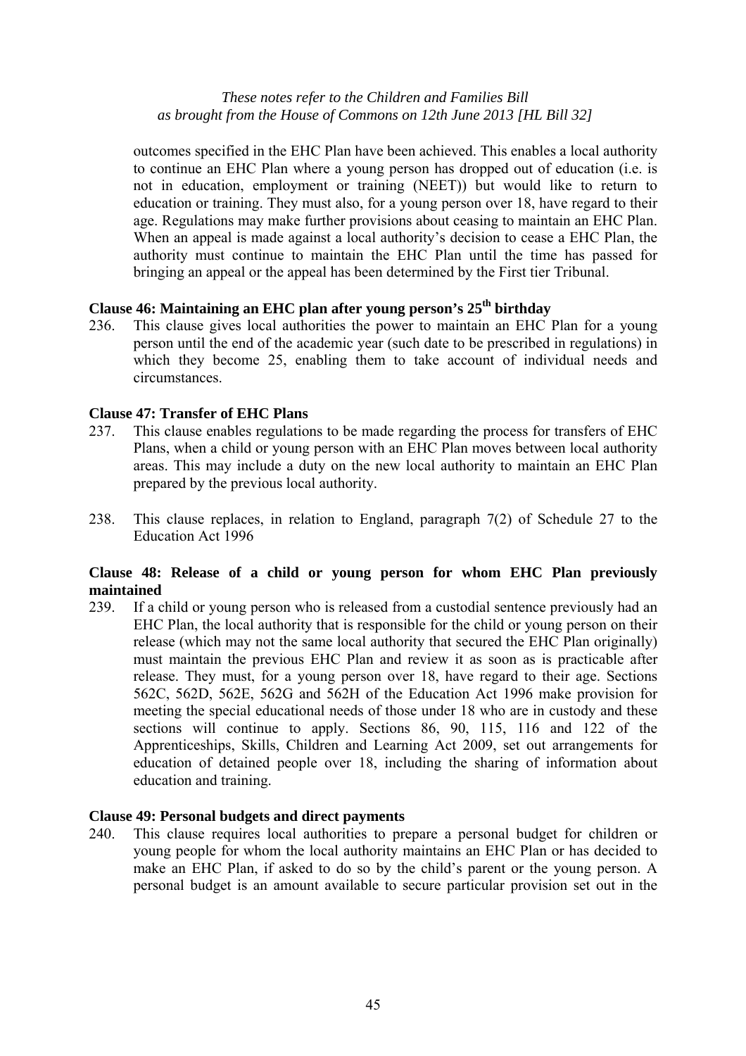outcomes specified in the EHC Plan have been achieved. This enables a local authority to continue an EHC Plan where a young person has dropped out of education (i.e. is not in education, employment or training (NEET)) but would like to return to education or training. They must also, for a young person over 18, have regard to their age. Regulations may make further provisions about ceasing to maintain an EHC Plan. When an appeal is made against a local authority's decision to cease a EHC Plan, the authority must continue to maintain the EHC Plan until the time has passed for bringing an appeal or the appeal has been determined by the First tier Tribunal.

**Clause 46: Maintaining an EHC plan after young person's 25th birthday**

236. This clause gives local authorities the power to maintain an EHC Plan for a young person until the end of the academic year (such date to be prescribed in regulations) in which they become 25, enabling them to take account of individual needs and circumstances.

**Clause 47: Transfer of EHC Plans**

237. This clause enables regulations to be made regarding the process for transfers of EHC Plans, when a child or young person with an EHC Plan moves between local authority areas. This may include a duty on the new local authority to maintain an EHC Plan prepared by the previous local authority.

238. This clause replaces, in relation to England, paragraph 7(2) of Schedule 27 to the Education Act 1996

**Clause 48: Release of a child or young person for whom EHC Plan previously maintained**

239. If a child or young person who is released from a custodial sentence previously had an EHC Plan, the local authority that is responsible for the child or young person on their release (which may not the same local authority that secured the EHC Plan originally) must maintain the previous EHC Plan and review it as soon as is practicable after release. They must, for a young person over 18, have regard to their age. Sections 562C, 562D, 562E, 562G and 562H of the Education Act 1996 make provision for meeting the special educational needs of those under 18 who are in custody and these sections will continue to apply. Sections 86, 90, 115, 116 and 122 of the Apprenticeships, Skills, Children and Learning Act 2009, set out arrangements for education of detained people over 18, including the sharing of information about education and training.

**Clause 49: Personal budgets and direct payments**

240. This clause requires local authorities to prepare a personal budget for children or young people for whom the local authority maintains an EHC Plan or has decided to make an EHC Plan, if asked to do so by the child's parent or the young person. A personal budget is an amount available to secure particular provision set out in the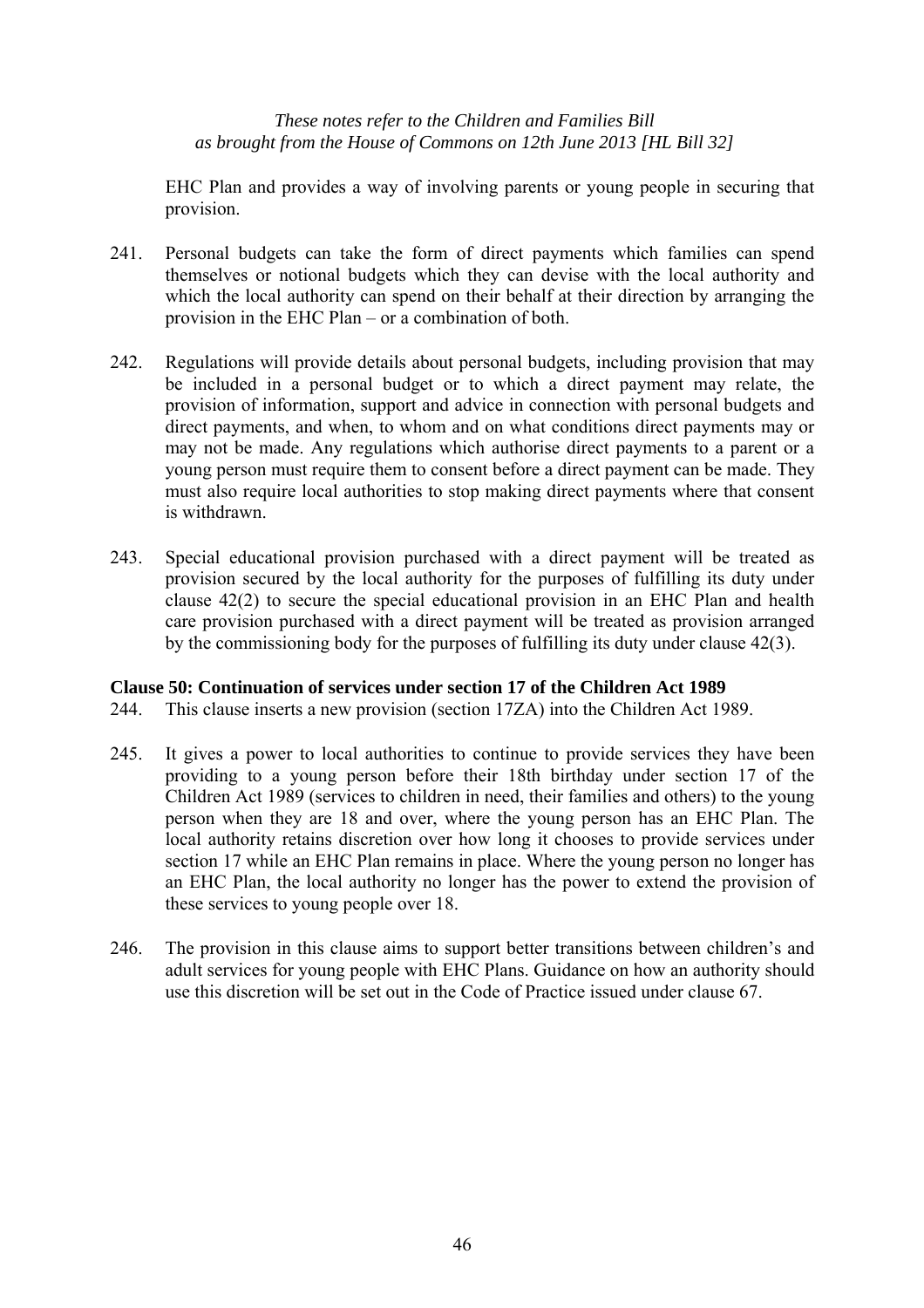EHC Plan and provides a way of involving parents or young people in securing that provision.

241. Personal budgets can take the form of direct payments which families can spend themselves or notional budgets which they can devise with the local authority and which the local authority can spend on their behalf at their direction by arranging the provision in the EHC Plan – or a combination of both.

242. Regulations will provide details about personal budgets, including provision that may be included in a personal budget or to which a direct payment may relate, the provision of information, support and advice in connection with personal budgets and direct payments, and when, to whom and on what conditions direct payments may or may not be made. Any regulations which authorise direct payments to a parent or a young person must require them to consent before a direct payment can be made. They must also require local authorities to stop making direct payments where that consent is withdrawn.

243. Special educational provision purchased with a direct payment will be treated as provision secured by the local authority for the purposes of fulfilling its duty under clause 42(2) to secure the special educational provision in an EHC Plan and health care provision purchased with a direct payment will be treated as provision arranged by the commissioning body for the purposes of fulfilling its duty under clause 42(3).

**Clause 50: Continuation of services under section 17 of the Children Act 1989**

244. This clause inserts a new provision (section 17ZA) into the Children Act 1989.

245. It gives a power to local authorities to continue to provide services they have been providing to a young person before their 18th birthday under section 17 of the Children Act 1989 (services to children in need, their families and others) to the young person when they are 18 and over, where the young person has an EHC Plan. The local authority retains discretion over how long it chooses to provide services under section 17 while an EHC Plan remains in place. Where the young person no longer has an EHC Plan, the local authority no longer has the power to extend the provision of these services to young people over 18.

246. The provision in this clause aims to support better transitions between children's and adult services for young people with EHC Plans. Guidance on how an authority should use this discretion will be set out in the Code of Practice issued under clause 67.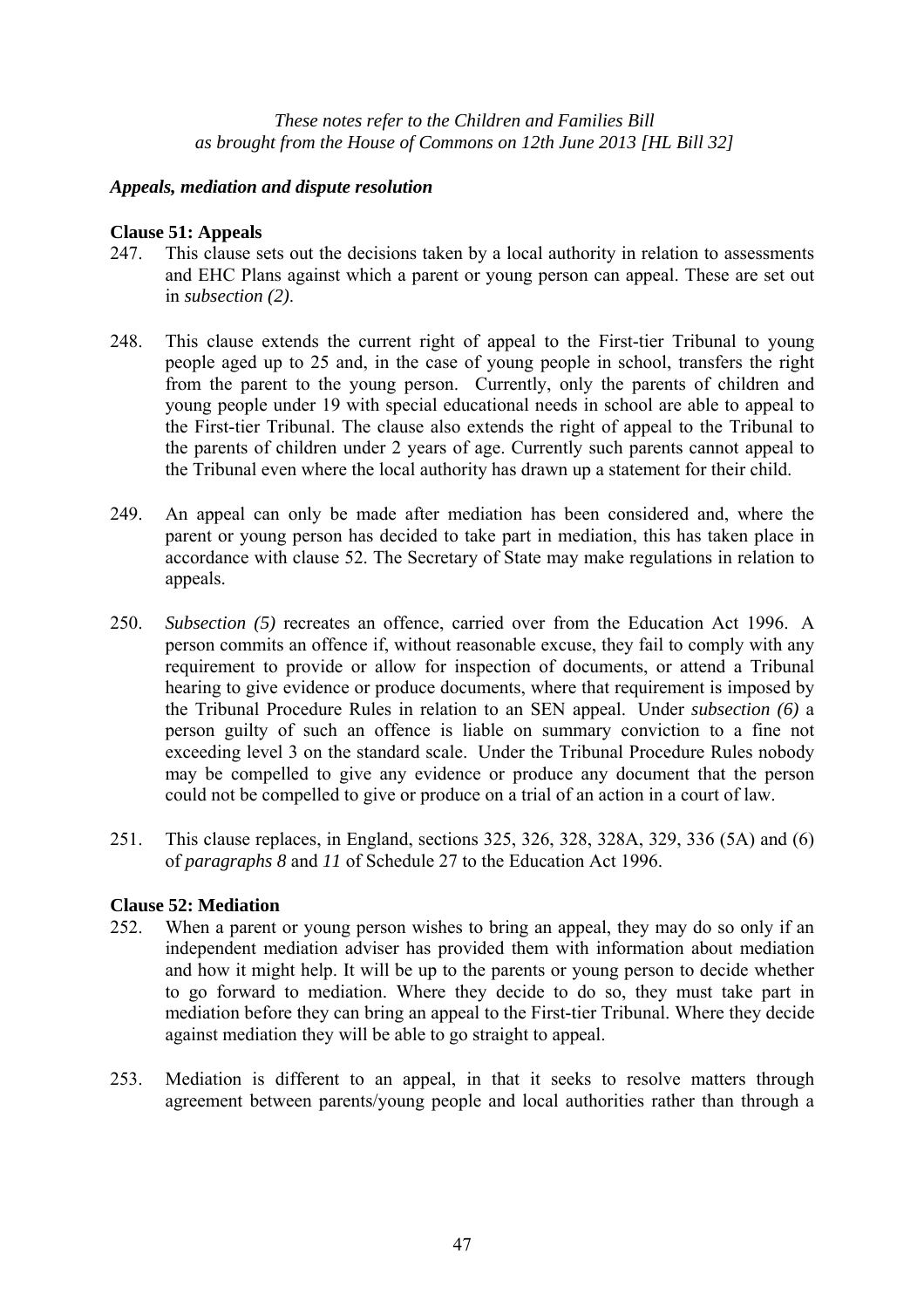*These notes refer to the Children and Families Bill as brought from the House of Commons on 12th June 2013 [HL Bill 32]*

***Appeals, mediation and dispute resolution***

**Clause 51: Appeals**

247. This clause sets out the decisions taken by a local authority in relation to assessments and EHC Plans against which a parent or young person can appeal. These are set out in *subsection (2)*.

248. This clause extends the current right of appeal to the First-tier Tribunal to young people aged up to 25 and, in the case of young people in school, transfers the right from the parent to the young person. Currently, only the parents of children and young people under 19 with special educational needs in school are able to appeal to the First-tier Tribunal. The clause also extends the right of appeal to the Tribunal to the parents of children under 2 years of age. Currently such parents cannot appeal to the Tribunal even where the local authority has drawn up a statement for their child.

249. An appeal can only be made after mediation has been considered and, where the parent or young person has decided to take part in mediation, this has taken place in accordance with clause 52. The Secretary of State may make regulations in relation to appeals.

250. *Subsection (5)* recreates an offence, carried over from the Education Act 1996. A person commits an offence if, without reasonable excuse, they fail to comply with any requirement to provide or allow for inspection of documents, or attend a Tribunal hearing to give evidence or produce documents, where that requirement is imposed by the Tribunal Procedure Rules in relation to an SEN appeal. Under *subsection (6)* a person guilty of such an offence is liable on summary conviction to a fine not exceeding level 3 on the standard scale. Under the Tribunal Procedure Rules nobody may be compelled to give any evidence or produce any document that the person could not be compelled to give or produce on a trial of an action in a court of law.

251. This clause replaces, in England, sections 325, 326, 328, 328A, 329, 336 (5A) and (6) of *paragraphs 8* and *11* of Schedule 27 to the Education Act 1996.

**Clause 52: Mediation**

252. When a parent or young person wishes to bring an appeal, they may do so only if an independent mediation adviser has provided them with information about mediation and how it might help. It will be up to the parents or young person to decide whether to go forward to mediation. Where they decide to do so, they must take part in mediation before they can bring an appeal to the First-tier Tribunal. Where they decide against mediation they will be able to go straight to appeal.

253. Mediation is different to an appeal, in that it seeks to resolve matters through agreement between parents/young people and local authorities rather than through a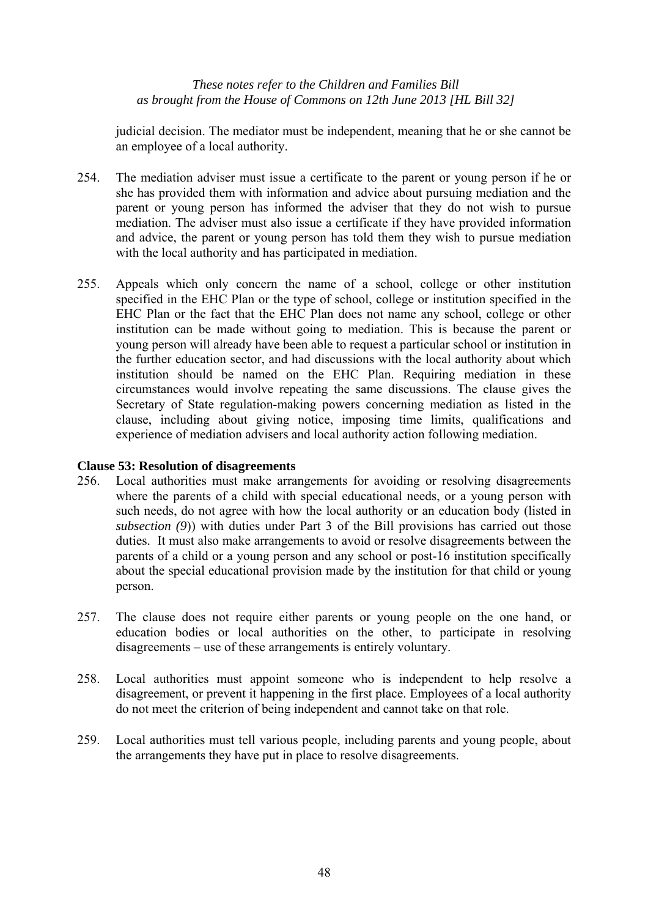judicial decision. The mediator must be independent, meaning that he or she cannot be an employee of a local authority.

254. The mediation adviser must issue a certificate to the parent or young person if he or she has provided them with information and advice about pursuing mediation and the parent or young person has informed the adviser that they do not wish to pursue mediation. The adviser must also issue a certificate if they have provided information and advice, the parent or young person has told them they wish to pursue mediation with the local authority and has participated in mediation.

255. Appeals which only concern the name of a school, college or other institution specified in the EHC Plan or the type of school, college or institution specified in the EHC Plan or the fact that the EHC Plan does not name any school, college or other institution can be made without going to mediation. This is because the parent or young person will already have been able to request a particular school or institution in the further education sector, and had discussions with the local authority about which institution should be named on the EHC Plan. Requiring mediation in these circumstances would involve repeating the same discussions. The clause gives the Secretary of State regulation-making powers concerning mediation as listed in the clause, including about giving notice, imposing time limits, qualifications and experience of mediation advisers and local authority action following mediation.

**Clause 53: Resolution of disagreements**

256. Local authorities must make arrangements for avoiding or resolving disagreements where the parents of a child with special educational needs, or a young person with such needs, do not agree with how the local authority or an education body (listed in *subsection (9)*) with duties under Part 3 of the Bill provisions has carried out those duties. It must also make arrangements to avoid or resolve disagreements between the parents of a child or a young person and any school or post-16 institution specifically about the special educational provision made by the institution for that child or young person.

257. The clause does not require either parents or young people on the one hand, or education bodies or local authorities on the other, to participate in resolving disagreements – use of these arrangements is entirely voluntary.

258. Local authorities must appoint someone who is independent to help resolve a disagreement, or prevent it happening in the first place. Employees of a local authority do not meet the criterion of being independent and cannot take on that role.

259. Local authorities must tell various people, including parents and young people, about the arrangements they have put in place to resolve disagreements.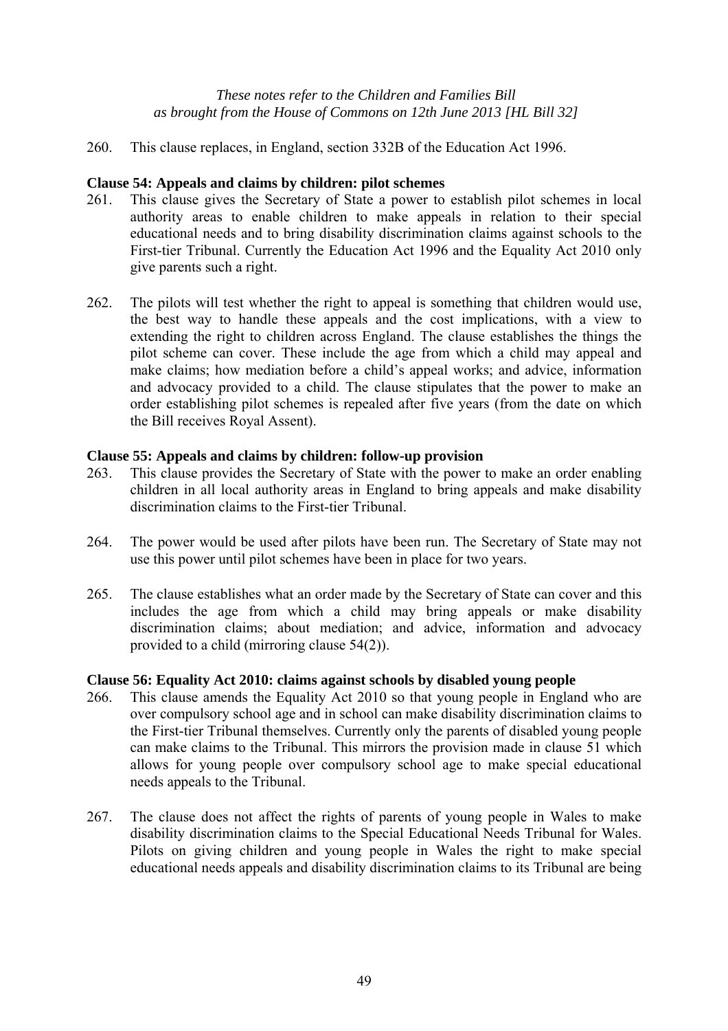260. This clause replaces, in England, section 332B of the Education Act 1996.

**Clause 54: Appeals and claims by children: pilot schemes**

261. This clause gives the Secretary of State a power to establish pilot schemes in local authority areas to enable children to make appeals in relation to their special educational needs and to bring disability discrimination claims against schools to the First-tier Tribunal. Currently the Education Act 1996 and the Equality Act 2010 only give parents such a right.

262. The pilots will test whether the right to appeal is something that children would use, the best way to handle these appeals and the cost implications, with a view to extending the right to children across England. The clause establishes the things the pilot scheme can cover. These include the age from which a child may appeal and make claims; how mediation before a child's appeal works; and advice, information and advocacy provided to a child. The clause stipulates that the power to make an order establishing pilot schemes is repealed after five years (from the date on which the Bill receives Royal Assent).

**Clause 55: Appeals and claims by children: follow-up provision**

263. This clause provides the Secretary of State with the power to make an order enabling children in all local authority areas in England to bring appeals and make disability discrimination claims to the First-tier Tribunal.

264. The power would be used after pilots have been run. The Secretary of State may not use this power until pilot schemes have been in place for two years.

265. The clause establishes what an order made by the Secretary of State can cover and this includes the age from which a child may bring appeals or make disability discrimination claims; about mediation; and advice, information and advocacy provided to a child (mirroring clause 54(2)).

**Clause 56: Equality Act 2010: claims against schools by disabled young people**

266. This clause amends the Equality Act 2010 so that young people in England who are over compulsory school age and in school can make disability discrimination claims to the First-tier Tribunal themselves. Currently only the parents of disabled young people can make claims to the Tribunal. This mirrors the provision made in clause 51 which allows for young people over compulsory school age to make special educational needs appeals to the Tribunal.

267. The clause does not affect the rights of parents of young people in Wales to make disability discrimination claims to the Special Educational Needs Tribunal for Wales. Pilots on giving children and young people in Wales the right to make special educational needs appeals and disability discrimination claims to its Tribunal are being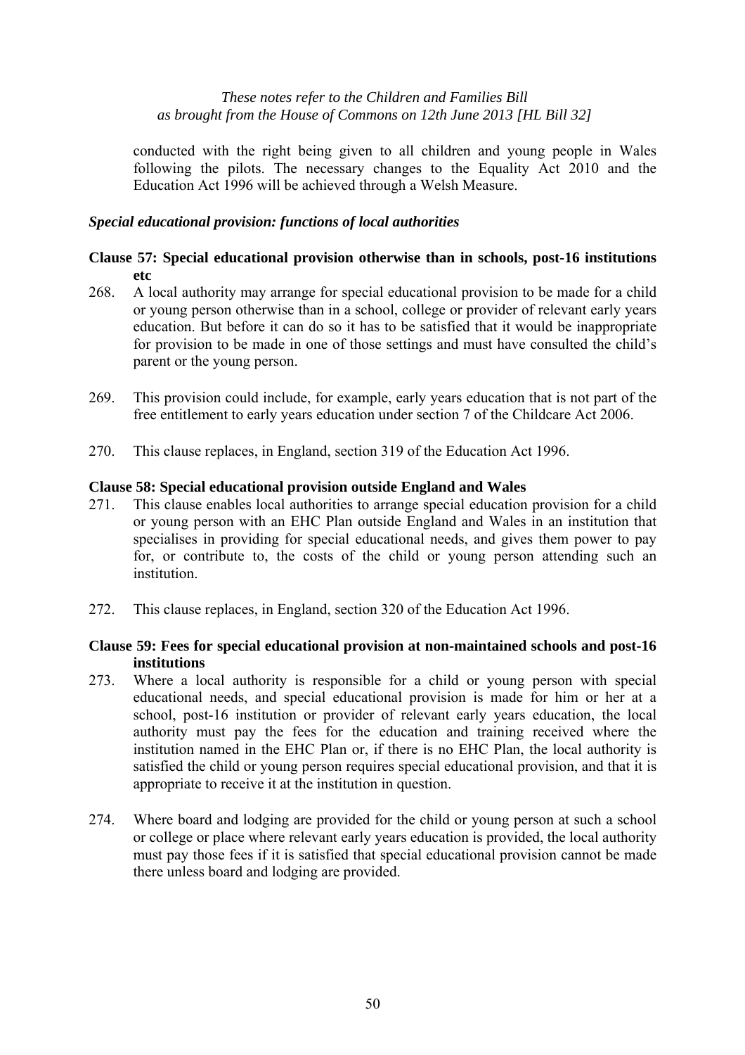conducted with the right being given to all children and young people in Wales following the pilots. The necessary changes to the Equality Act 2010 and the Education Act 1996 will be achieved through a Welsh Measure.

### *Special educational provision: functions of local authorities*

**Clause 57: Special educational provision otherwise than in schools, post-16 institutions etc**

268. A local authority may arrange for special educational provision to be made for a child or young person otherwise than in a school, college or provider of relevant early years education. But before it can do so it has to be satisfied that it would be inappropriate for provision to be made in one of those settings and must have consulted the child's parent or the young person.

269. This provision could include, for example, early years education that is not part of the free entitlement to early years education under section 7 of the Childcare Act 2006.

270. This clause replaces, in England, section 319 of the Education Act 1996.

**Clause 58: Special educational provision outside England and Wales**

271. This clause enables local authorities to arrange special education provision for a child or young person with an EHC Plan outside England and Wales in an institution that specialises in providing for special educational needs, and gives them power to pay for, or contribute to, the costs of the child or young person attending such an institution.

272. This clause replaces, in England, section 320 of the Education Act 1996.

**Clause 59: Fees for special educational provision at non-maintained schools and post-16 institutions**

273. Where a local authority is responsible for a child or young person with special educational needs, and special educational provision is made for him or her at a school, post-16 institution or provider of relevant early years education, the local authority must pay the fees for the education and training received where the institution named in the EHC Plan or, if there is no EHC Plan, the local authority is satisfied the child or young person requires special educational provision, and that it is appropriate to receive it at the institution in question.

274. Where board and lodging are provided for the child or young person at such a school or college or place where relevant early years education is provided, the local authority must pay those fees if it is satisfied that special educational provision cannot be made there unless board and lodging are provided.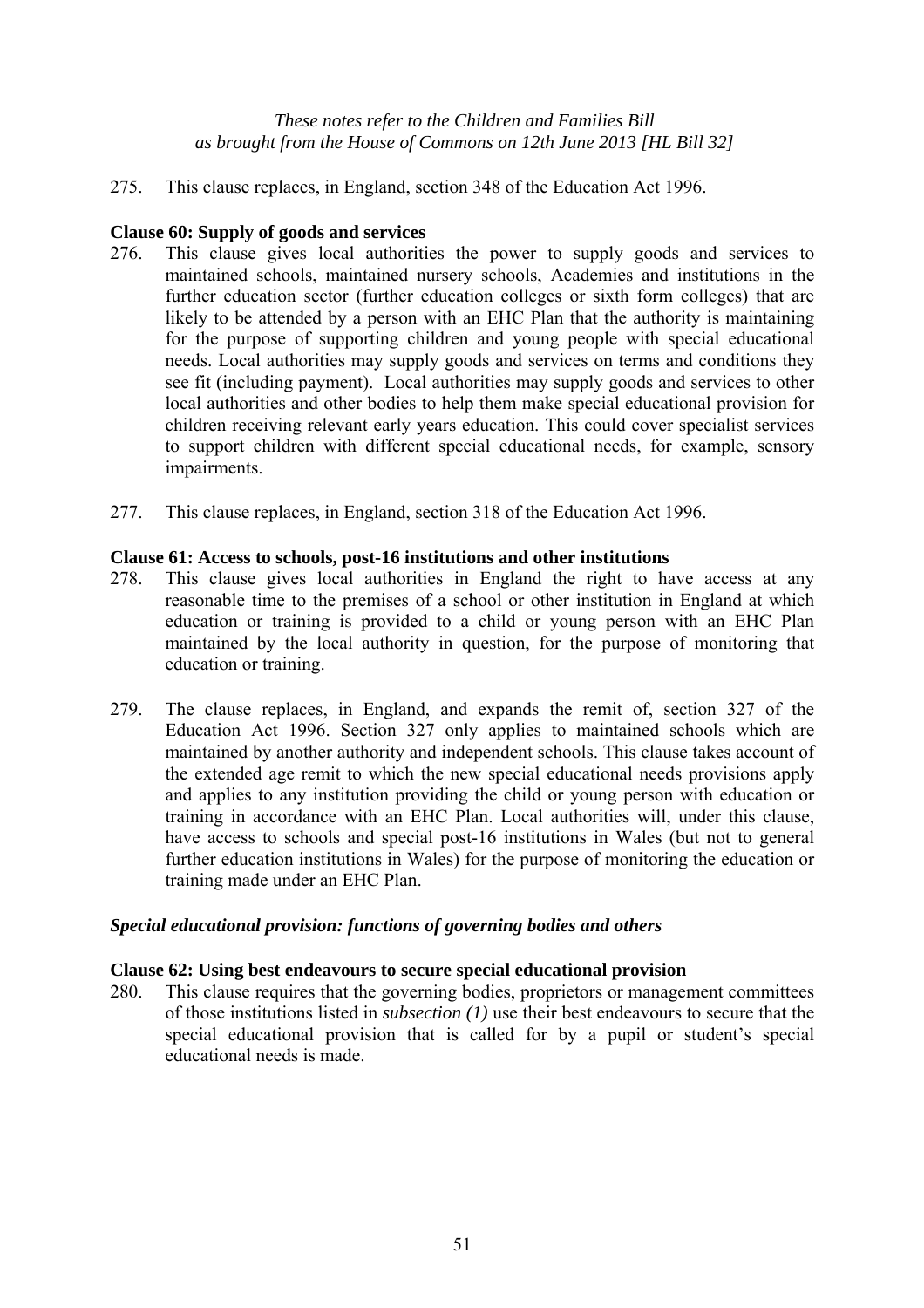275. This clause replaces, in England, section 348 of the Education Act 1996.

**Clause 60: Supply of goods and services**

276. This clause gives local authorities the power to supply goods and services to maintained schools, maintained nursery schools, Academies and institutions in the further education sector (further education colleges or sixth form colleges) that are likely to be attended by a person with an EHC Plan that the authority is maintaining for the purpose of supporting children and young people with special educational needs. Local authorities may supply goods and services on terms and conditions they see fit (including payment). Local authorities may supply goods and services to other local authorities and other bodies to help them make special educational provision for children receiving relevant early years education. This could cover specialist services to support children with different special educational needs, for example, sensory impairments.

277. This clause replaces, in England, section 318 of the Education Act 1996.

**Clause 61: Access to schools, post-16 institutions and other institutions**

278. This clause gives local authorities in England the right to have access at any reasonable time to the premises of a school or other institution in England at which education or training is provided to a child or young person with an EHC Plan maintained by the local authority in question, for the purpose of monitoring that education or training.

279. The clause replaces, in England, and expands the remit of, section 327 of the Education Act 1996. Section 327 only applies to maintained schools which are maintained by another authority and independent schools. This clause takes account of the extended age remit to which the new special educational needs provisions apply and applies to any institution providing the child or young person with education or training in accordance with an EHC Plan. Local authorities will, under this clause, have access to schools and special post-16 institutions in Wales (but not to general further education institutions in Wales) for the purpose of monitoring the education or training made under an EHC Plan.

***Special educational provision: functions of governing bodies and others***

**Clause 62: Using best endeavours to secure special educational provision**

280. This clause requires that the governing bodies, proprietors or management committees of those institutions listed in *subsection (1)* use their best endeavours to secure that the special educational provision that is called for by a pupil or student's special educational needs is made.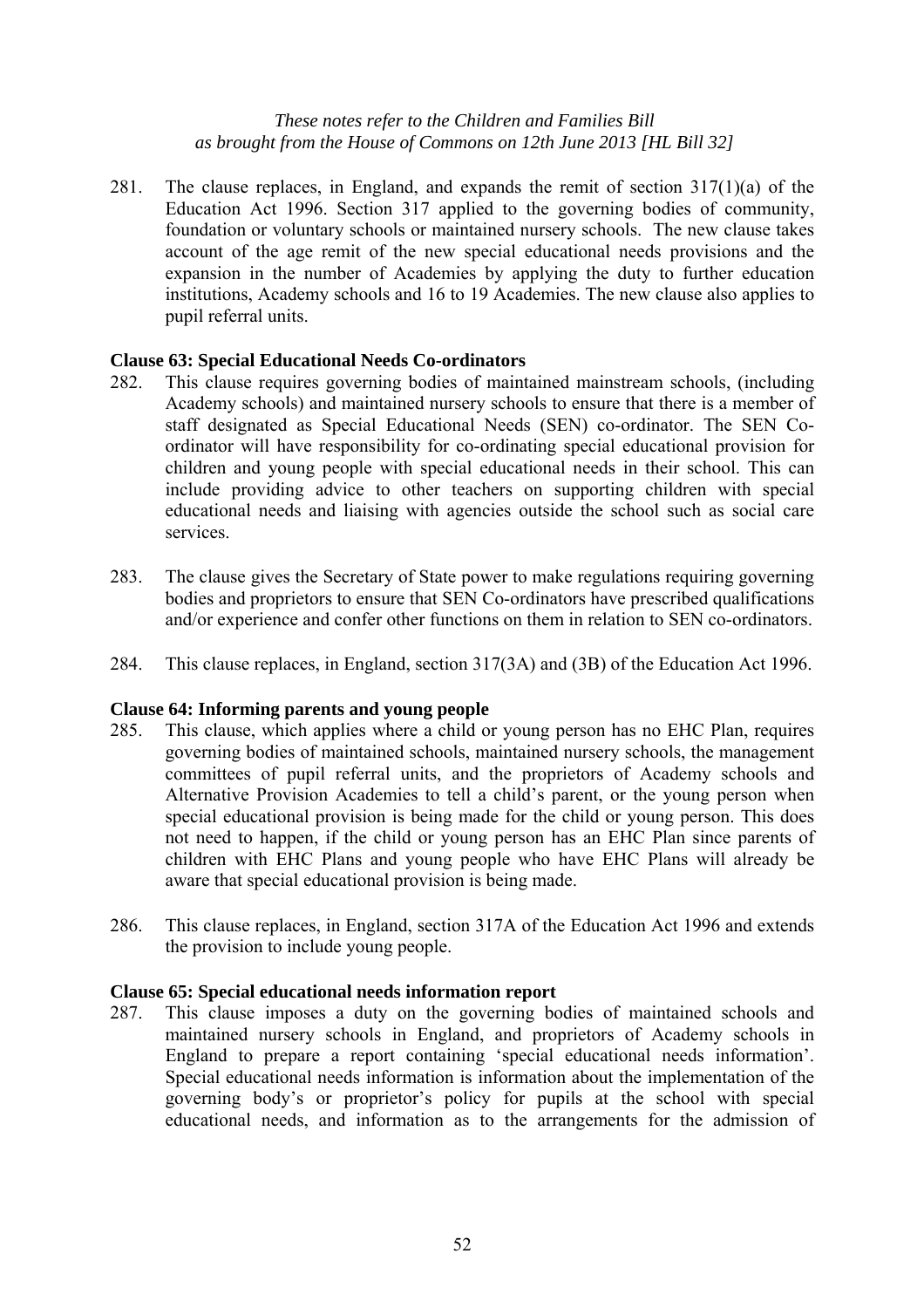281. The clause replaces, in England, and expands the remit of section 317(1)(a) of the Education Act 1996. Section 317 applied to the governing bodies of community, foundation or voluntary schools or maintained nursery schools. The new clause takes account of the age remit of the new special educational needs provisions and the expansion in the number of Academies by applying the duty to further education institutions, Academy schools and 16 to 19 Academies. The new clause also applies to pupil referral units.

**Clause 63: Special Educational Needs Co-ordinators**

282. This clause requires governing bodies of maintained mainstream schools, (including Academy schools) and maintained nursery schools to ensure that there is a member of staff designated as Special Educational Needs (SEN) co-ordinator. The SEN Co-ordinator will have responsibility for co-ordinating special educational provision for children and young people with special educational needs in their school. This can include providing advice to other teachers on supporting children with special educational needs and liaising with agencies outside the school such as social care services.

283. The clause gives the Secretary of State power to make regulations requiring governing bodies and proprietors to ensure that SEN Co-ordinators have prescribed qualifications and/or experience and confer other functions on them in relation to SEN co-ordinators.

284. This clause replaces, in England, section 317(3A) and (3B) of the Education Act 1996.

**Clause 64: Informing parents and young people**

285. This clause, which applies where a child or young person has no EHC Plan, requires governing bodies of maintained schools, maintained nursery schools, the management committees of pupil referral units, and the proprietors of Academy schools and Alternative Provision Academies to tell a child's parent, or the young person when special educational provision is being made for the child or young person. This does not need to happen, if the child or young person has an EHC Plan since parents of children with EHC Plans and young people who have EHC Plans will already be aware that special educational provision is being made.

286. This clause replaces, in England, section 317A of the Education Act 1996 and extends the provision to include young people.

**Clause 65: Special educational needs information report**

287. This clause imposes a duty on the governing bodies of maintained schools and maintained nursery schools in England, and proprietors of Academy schools in England to prepare a report containing 'special educational needs information'. Special educational needs information is information about the implementation of the governing body's or proprietor's policy for pupils at the school with special educational needs, and information as to the arrangements for the admission of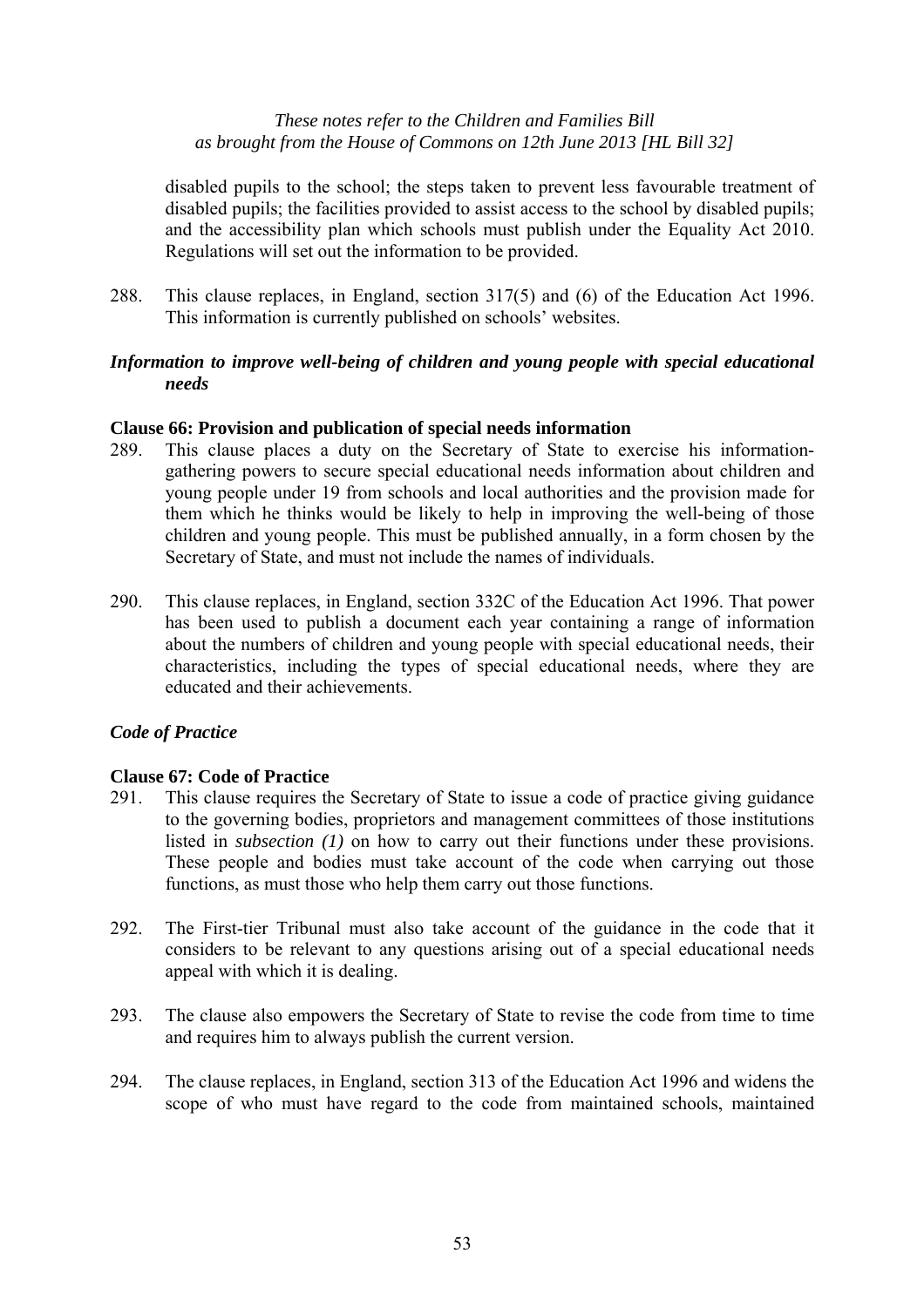disabled pupils to the school; the steps taken to prevent less favourable treatment of disabled pupils; the facilities provided to assist access to the school by disabled pupils; and the accessibility plan which schools must publish under the Equality Act 2010. Regulations will set out the information to be provided.

288. This clause replaces, in England, section 317(5) and (6) of the Education Act 1996. This information is currently published on schools' websites.

### *Information to improve well-being of children and young people with special educational needs*

**Clause 66: Provision and publication of special needs information**

289. This clause places a duty on the Secretary of State to exercise his information-gathering powers to secure special educational needs information about children and young people under 19 from schools and local authorities and the provision made for them which he thinks would be likely to help in improving the well-being of those children and young people. This must be published annually, in a form chosen by the Secretary of State, and must not include the names of individuals.

290. This clause replaces, in England, section 332C of the Education Act 1996. That power has been used to publish a document each year containing a range of information about the numbers of children and young people with special educational needs, their characteristics, including the types of special educational needs, where they are educated and their achievements.

### *Code of Practice*

**Clause 67: Code of Practice**

291. This clause requires the Secretary of State to issue a code of practice giving guidance to the governing bodies, proprietors and management committees of those institutions listed in *subsection (1)* on how to carry out their functions under these provisions. These people and bodies must take account of the code when carrying out those functions, as must those who help them carry out those functions.

292. The First-tier Tribunal must also take account of the guidance in the code that it considers to be relevant to any questions arising out of a special educational needs appeal with which it is dealing.

293. The clause also empowers the Secretary of State to revise the code from time to time and requires him to always publish the current version.

294. The clause replaces, in England, section 313 of the Education Act 1996 and widens the scope of who must have regard to the code from maintained schools, maintained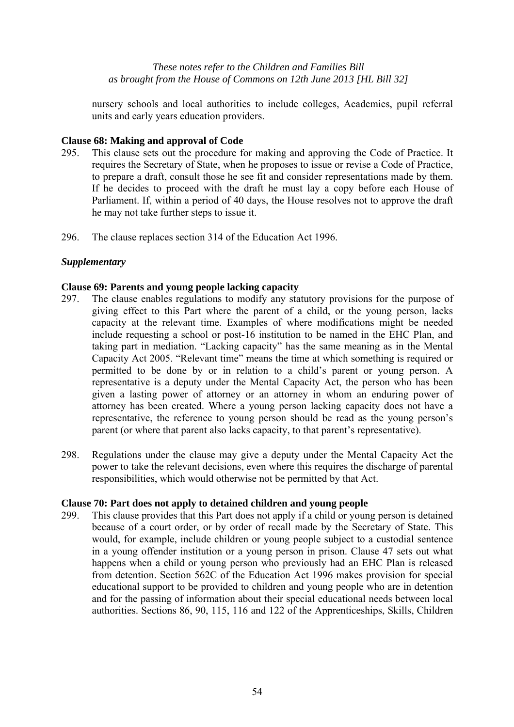nursery schools and local authorities to include colleges, Academies, pupil referral units and early years education providers.

**Clause 68: Making and approval of Code**

295. This clause sets out the procedure for making and approving the Code of Practice. It requires the Secretary of State, when he proposes to issue or revise a Code of Practice, to prepare a draft, consult those he see fit and consider representations made by them. If he decides to proceed with the draft he must lay a copy before each House of Parliament. If, within a period of 40 days, the House resolves not to approve the draft he may not take further steps to issue it.

296. The clause replaces section 314 of the Education Act 1996.

***Supplementary***

**Clause 69: Parents and young people lacking capacity**

297. The clause enables regulations to modify any statutory provisions for the purpose of giving effect to this Part where the parent of a child, or the young person, lacks capacity at the relevant time. Examples of where modifications might be needed include requesting a school or post-16 institution to be named in the EHC Plan, and taking part in mediation. "Lacking capacity" has the same meaning as in the Mental Capacity Act 2005. "Relevant time" means the time at which something is required or permitted to be done by or in relation to a child's parent or young person. A representative is a deputy under the Mental Capacity Act, the person who has been given a lasting power of attorney or an attorney in whom an enduring power of attorney has been created. Where a young person lacking capacity does not have a representative, the reference to young person should be read as the young person's parent (or where that parent also lacks capacity, to that parent's representative).

298. Regulations under the clause may give a deputy under the Mental Capacity Act the power to take the relevant decisions, even where this requires the discharge of parental responsibilities, which would otherwise not be permitted by that Act.

**Clause 70: Part does not apply to detained children and young people**

299. This clause provides that this Part does not apply if a child or young person is detained because of a court order, or by order of recall made by the Secretary of State. This would, for example, include children or young people subject to a custodial sentence in a young offender institution or a young person in prison. Clause 47 sets out what happens when a child or young person who previously had an EHC Plan is released from detention. Section 562C of the Education Act 1996 makes provision for special educational support to be provided to children and young people who are in detention and for the passing of information about their special educational needs between local authorities. Sections 86, 90, 115, 116 and 122 of the Apprenticeships, Skills, Children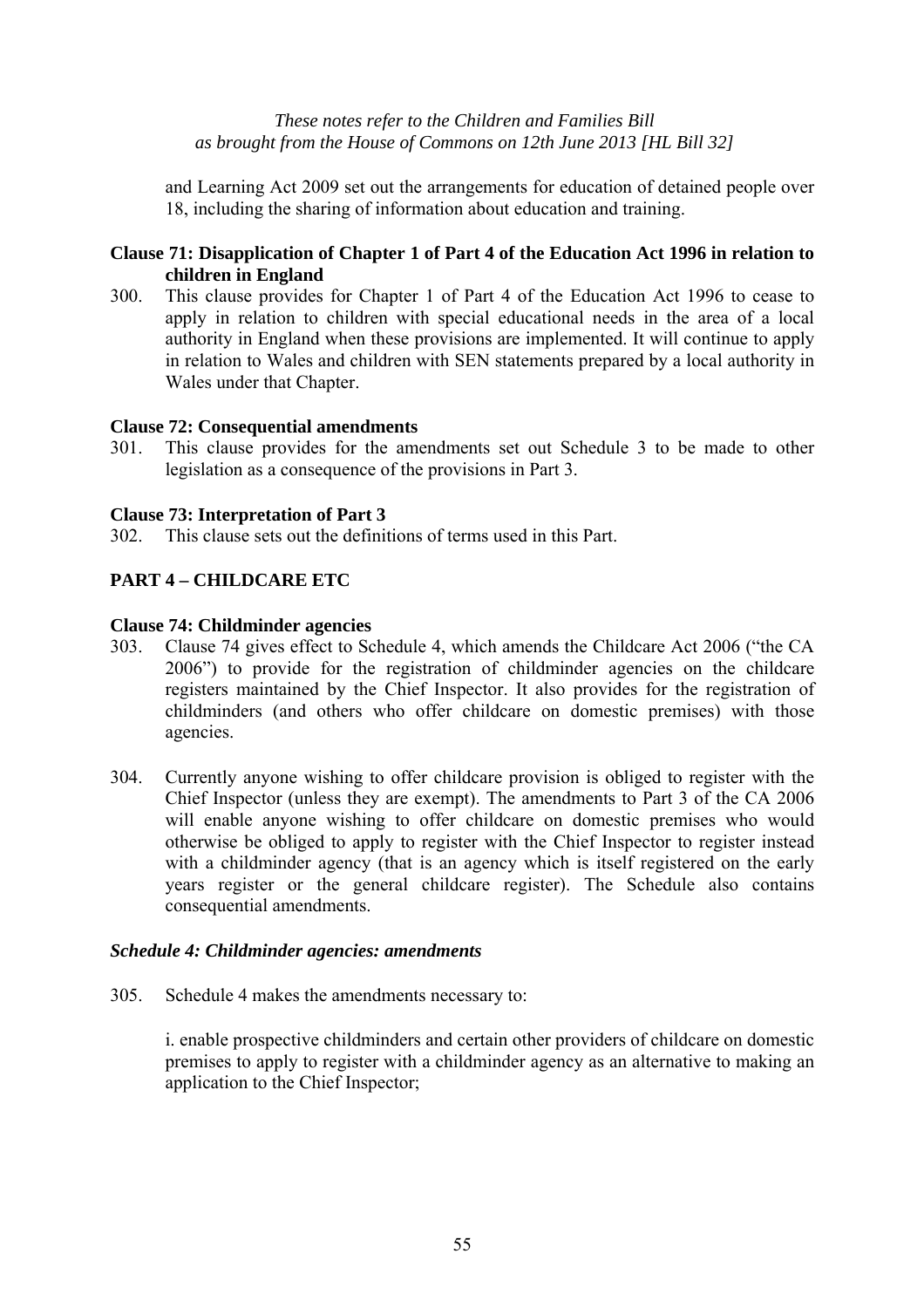and Learning Act 2009 set out the arrangements for education of detained people over 18, including the sharing of information about education and training.

**Clause 71: Disapplication of Chapter 1 of Part 4 of the Education Act 1996 in relation to children in England**

300. This clause provides for Chapter 1 of Part 4 of the Education Act 1996 to cease to apply in relation to children with special educational needs in the area of a local authority in England when these provisions are implemented. It will continue to apply in relation to Wales and children with SEN statements prepared by a local authority in Wales under that Chapter.

**Clause 72: Consequential amendments**

301. This clause provides for the amendments set out Schedule 3 to be made to other legislation as a consequence of the provisions in Part 3.

**Clause 73: Interpretation of Part 3**

302. This clause sets out the definitions of terms used in this Part.

## PART 4 – CHILDCARE ETC

**Clause 74: Childminder agencies**

303. Clause 74 gives effect to Schedule 4, which amends the Childcare Act 2006 ("the CA 2006") to provide for the registration of childminder agencies on the childcare registers maintained by the Chief Inspector. It also provides for the registration of childminders (and others who offer childcare on domestic premises) with those agencies.

304. Currently anyone wishing to offer childcare provision is obliged to register with the Chief Inspector (unless they are exempt). The amendments to Part 3 of the CA 2006 will enable anyone wishing to offer childcare on domestic premises who would otherwise be obliged to apply to register with the Chief Inspector to register instead with a childminder agency (that is an agency which is itself registered on the early years register or the general childcare register). The Schedule also contains consequential amendments.

***Schedule 4: Childminder agencies: amendments***

305. Schedule 4 makes the amendments necessary to:

i. enable prospective childminders and certain other providers of childcare on domestic premises to apply to register with a childminder agency as an alternative to making an application to the Chief Inspector;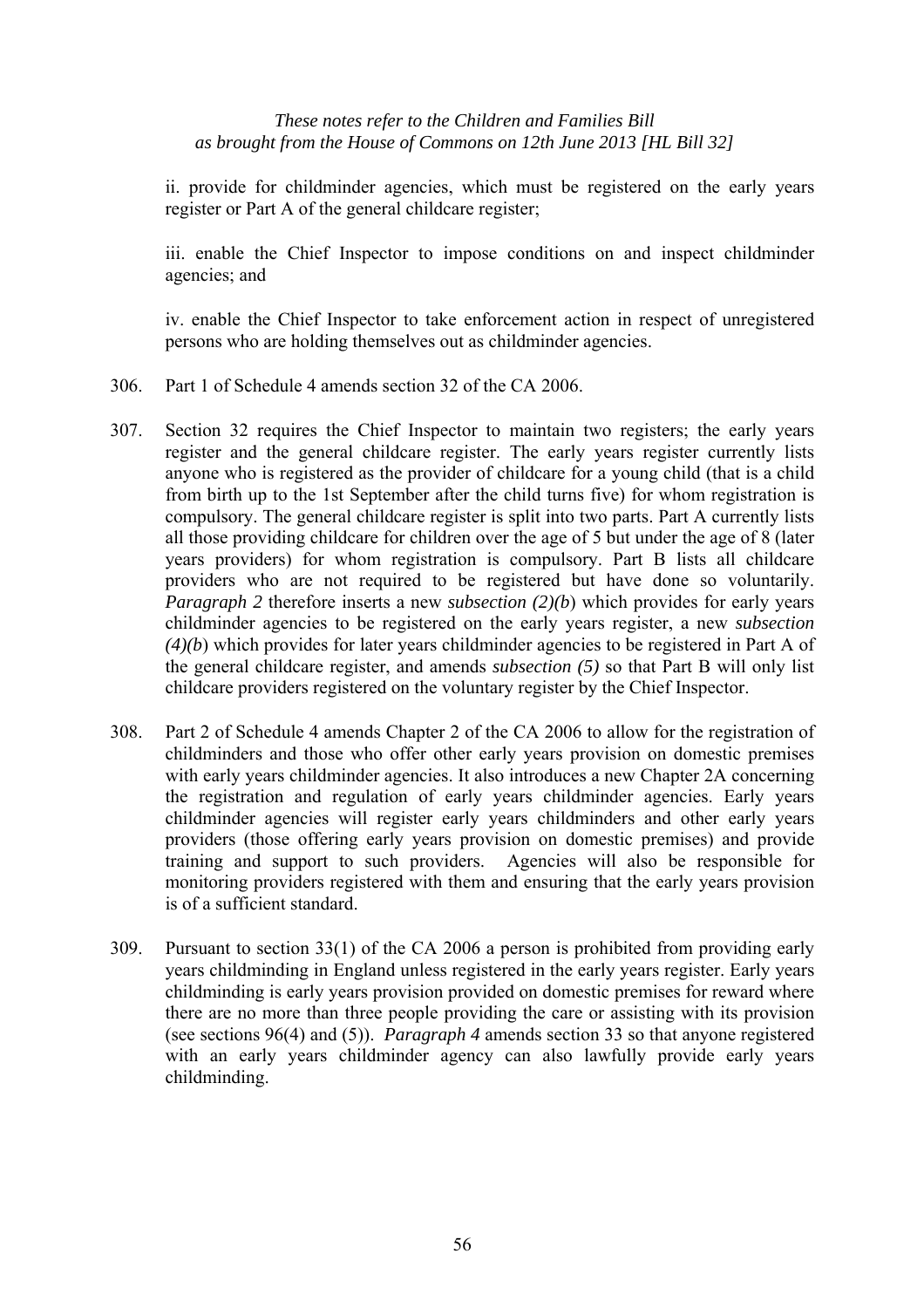ii. provide for childminder agencies, which must be registered on the early years register or Part A of the general childcare register;

iii. enable the Chief Inspector to impose conditions on and inspect childminder agencies; and

iv. enable the Chief Inspector to take enforcement action in respect of unregistered persons who are holding themselves out as childminder agencies.

306. Part 1 of Schedule 4 amends section 32 of the CA 2006.

307. Section 32 requires the Chief Inspector to maintain two registers; the early years register and the general childcare register. The early years register currently lists anyone who is registered as the provider of childcare for a young child (that is a child from birth up to the 1st September after the child turns five) for whom registration is compulsory. The general childcare register is split into two parts. Part A currently lists all those providing childcare for children over the age of 5 but under the age of 8 (later years providers) for whom registration is compulsory. Part B lists all childcare providers who are not required to be registered but have done so voluntarily. *Paragraph 2* therefore inserts a new *subsection (2)(b*) which provides for early years childminder agencies to be registered on the early years register, a new *subsection (4)(b*) which provides for later years childminder agencies to be registered in Part A of the general childcare register, and amends *subsection (5)* so that Part B will only list childcare providers registered on the voluntary register by the Chief Inspector.

308. Part 2 of Schedule 4 amends Chapter 2 of the CA 2006 to allow for the registration of childminders and those who offer other early years provision on domestic premises with early years childminder agencies. It also introduces a new Chapter 2A concerning the registration and regulation of early years childminder agencies. Early years childminder agencies will register early years childminders and other early years providers (those offering early years provision on domestic premises) and provide training and support to such providers. Agencies will also be responsible for monitoring providers registered with them and ensuring that the early years provision is of a sufficient standard.

309. Pursuant to section 33(1) of the CA 2006 a person is prohibited from providing early years childminding in England unless registered in the early years register. Early years childminding is early years provision provided on domestic premises for reward where there are no more than three people providing the care or assisting with its provision (see sections 96(4) and (5)). *Paragraph 4* amends section 33 so that anyone registered with an early years childminder agency can also lawfully provide early years childminding.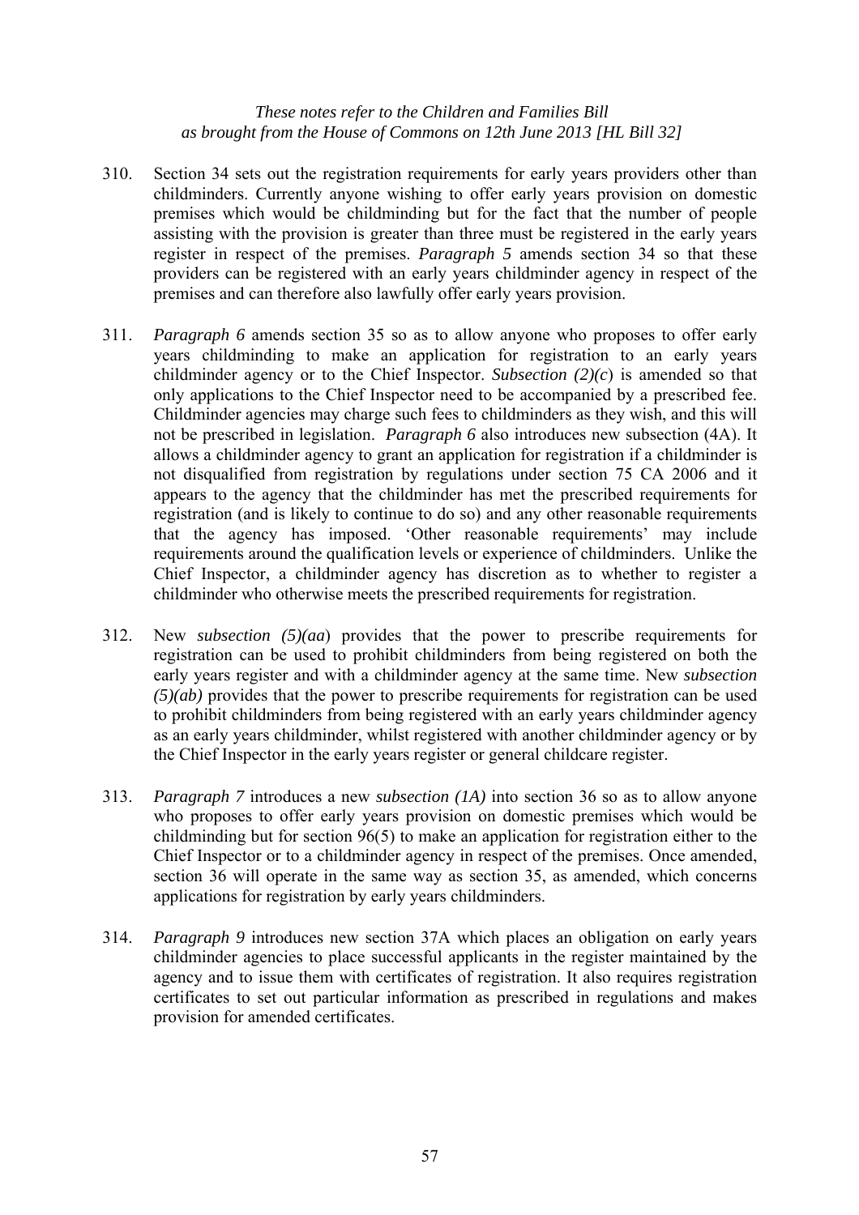310. Section 34 sets out the registration requirements for early years providers other than childminders. Currently anyone wishing to offer early years provision on domestic premises which would be childminding but for the fact that the number of people assisting with the provision is greater than three must be registered in the early years register in respect of the premises. *Paragraph 5* amends section 34 so that these providers can be registered with an early years childminder agency in respect of the premises and can therefore also lawfully offer early years provision.

311. *Paragraph 6* amends section 35 so as to allow anyone who proposes to offer early years childminding to make an application for registration to an early years childminder agency or to the Chief Inspector. *Subsection (2)(c)* is amended so that only applications to the Chief Inspector need to be accompanied by a prescribed fee. Childminder agencies may charge such fees to childminders as they wish, and this will not be prescribed in legislation. *Paragraph 6* also introduces new subsection (4A). It allows a childminder agency to grant an application for registration if a childminder is not disqualified from registration by regulations under section 75 CA 2006 and it appears to the agency that the childminder has met the prescribed requirements for registration (and is likely to continue to do so) and any other reasonable requirements that the agency has imposed. 'Other reasonable requirements' may include requirements around the qualification levels or experience of childminders. Unlike the Chief Inspector, a childminder agency has discretion as to whether to register a childminder who otherwise meets the prescribed requirements for registration.

312. New *subsection (5)(aa)* provides that the power to prescribe requirements for registration can be used to prohibit childminders from being registered on both the early years register and with a childminder agency at the same time. New *subsection (5)(ab)* provides that the power to prescribe requirements for registration can be used to prohibit childminders from being registered with an early years childminder agency as an early years childminder, whilst registered with another childminder agency or by the Chief Inspector in the early years register or general childcare register.

313. *Paragraph 7* introduces a new *subsection (1A)* into section 36 so as to allow anyone who proposes to offer early years provision on domestic premises which would be childminding but for section 96(5) to make an application for registration either to the Chief Inspector or to a childminder agency in respect of the premises. Once amended, section 36 will operate in the same way as section 35, as amended, which concerns applications for registration by early years childminders.

314. *Paragraph 9* introduces new section 37A which places an obligation on early years childminder agencies to place successful applicants in the register maintained by the agency and to issue them with certificates of registration. It also requires registration certificates to set out particular information as prescribed in regulations and makes provision for amended certificates.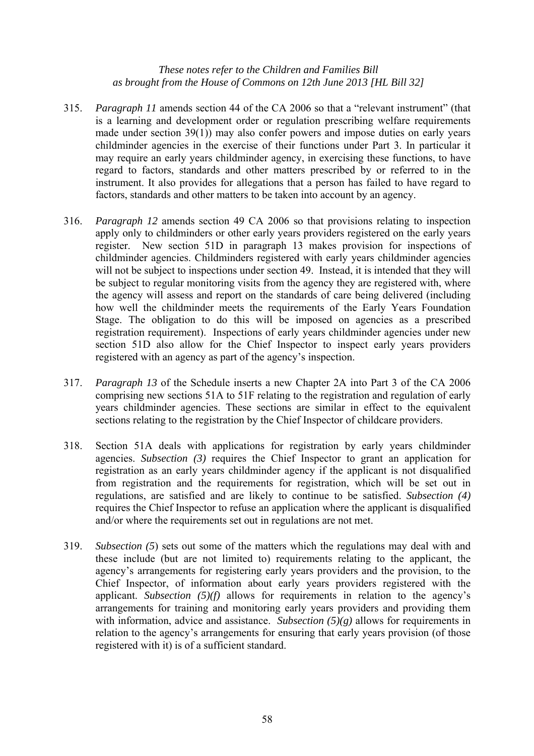*These notes refer to the Children and Families Bill as brought from the House of Commons on 12th June 2013 [HL Bill 32]*

315. *Paragraph 11* amends section 44 of the CA 2006 so that a "relevant instrument" (that is a learning and development order or regulation prescribing welfare requirements made under section 39(1)) may also confer powers and impose duties on early years childminder agencies in the exercise of their functions under Part 3. In particular it may require an early years childminder agency, in exercising these functions, to have regard to factors, standards and other matters prescribed by or referred to in the instrument. It also provides for allegations that a person has failed to have regard to factors, standards and other matters to be taken into account by an agency.

316. *Paragraph 12* amends section 49 CA 2006 so that provisions relating to inspection apply only to childminders or other early years providers registered on the early years register. New section 51D in paragraph 13 makes provision for inspections of childminder agencies. Childminders registered with early years childminder agencies will not be subject to inspections under section 49. Instead, it is intended that they will be subject to regular monitoring visits from the agency they are registered with, where the agency will assess and report on the standards of care being delivered (including how well the childminder meets the requirements of the Early Years Foundation Stage. The obligation to do this will be imposed on agencies as a prescribed registration requirement). Inspections of early years childminder agencies under new section 51D also allow for the Chief Inspector to inspect early years providers registered with an agency as part of the agency's inspection.

317. *Paragraph 13* of the Schedule inserts a new Chapter 2A into Part 3 of the CA 2006 comprising new sections 51A to 51F relating to the registration and regulation of early years childminder agencies. These sections are similar in effect to the equivalent sections relating to the registration by the Chief Inspector of childcare providers.

318. Section 51A deals with applications for registration by early years childminder agencies. *Subsection (3)* requires the Chief Inspector to grant an application for registration as an early years childminder agency if the applicant is not disqualified from registration and the requirements for registration, which will be set out in regulations, are satisfied and are likely to continue to be satisfied. *Subsection (4)* requires the Chief Inspector to refuse an application where the applicant is disqualified and/or where the requirements set out in regulations are not met.

319. *Subsection (5*) sets out some of the matters which the regulations may deal with and these include (but are not limited to) requirements relating to the applicant, the agency's arrangements for registering early years providers and the provision, to the Chief Inspector, of information about early years providers registered with the applicant. *Subsection (5)(f)* allows for requirements in relation to the agency's arrangements for training and monitoring early years providers and providing them with information, advice and assistance. *Subsection (5)(g)* allows for requirements in relation to the agency's arrangements for ensuring that early years provision (of those registered with it) is of a sufficient standard.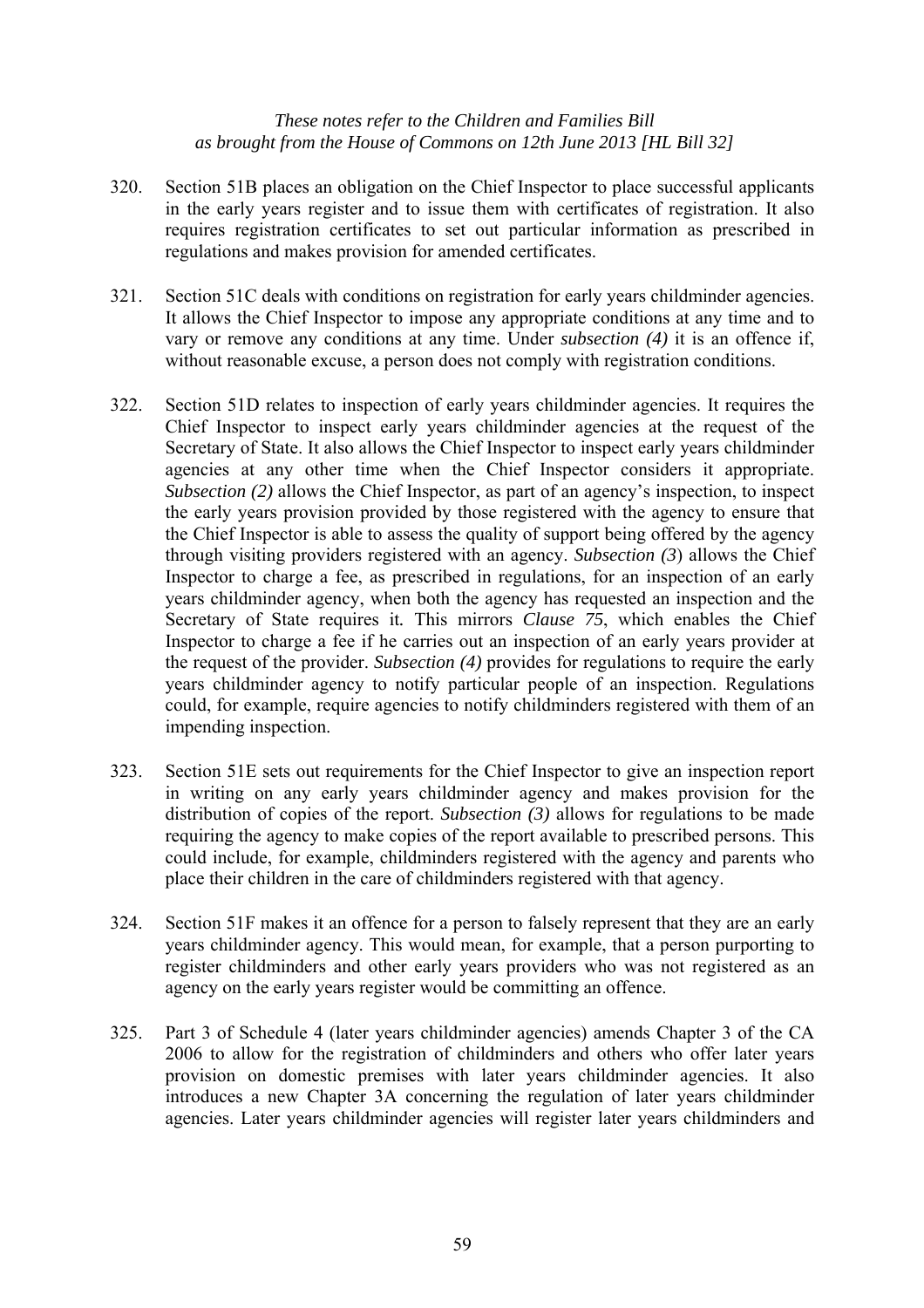*These notes refer to the Children and Families Bill as brought from the House of Commons on 12th June 2013 [HL Bill 32]*

320. Section 51B places an obligation on the Chief Inspector to place successful applicants in the early years register and to issue them with certificates of registration. It also requires registration certificates to set out particular information as prescribed in regulations and makes provision for amended certificates.

321. Section 51C deals with conditions on registration for early years childminder agencies. It allows the Chief Inspector to impose any appropriate conditions at any time and to vary or remove any conditions at any time. Under *subsection (4)* it is an offence if, without reasonable excuse, a person does not comply with registration conditions.

322. Section 51D relates to inspection of early years childminder agencies. It requires the Chief Inspector to inspect early years childminder agencies at the request of the Secretary of State. It also allows the Chief Inspector to inspect early years childminder agencies at any other time when the Chief Inspector considers it appropriate. *Subsection (2)* allows the Chief Inspector, as part of an agency's inspection, to inspect the early years provision provided by those registered with the agency to ensure that the Chief Inspector is able to assess the quality of support being offered by the agency through visiting providers registered with an agency. *Subsection (3)* allows the Chief Inspector to charge a fee, as prescribed in regulations, for an inspection of an early years childminder agency, when both the agency has requested an inspection and the Secretary of State requires it. This mirrors *Clause 75*, which enables the Chief Inspector to charge a fee if he carries out an inspection of an early years provider at the request of the provider. *Subsection (4)* provides for regulations to require the early years childminder agency to notify particular people of an inspection. Regulations could, for example, require agencies to notify childminders registered with them of an impending inspection.

323. Section 51E sets out requirements for the Chief Inspector to give an inspection report in writing on any early years childminder agency and makes provision for the distribution of copies of the report. *Subsection (3)* allows for regulations to be made requiring the agency to make copies of the report available to prescribed persons. This could include, for example, childminders registered with the agency and parents who place their children in the care of childminders registered with that agency.

324. Section 51F makes it an offence for a person to falsely represent that they are an early years childminder agency. This would mean, for example, that a person purporting to register childminders and other early years providers who was not registered as an agency on the early years register would be committing an offence.

325. Part 3 of Schedule 4 (later years childminder agencies) amends Chapter 3 of the CA 2006 to allow for the registration of childminders and others who offer later years provision on domestic premises with later years childminder agencies. It also introduces a new Chapter 3A concerning the regulation of later years childminder agencies. Later years childminder agencies will register later years childminders and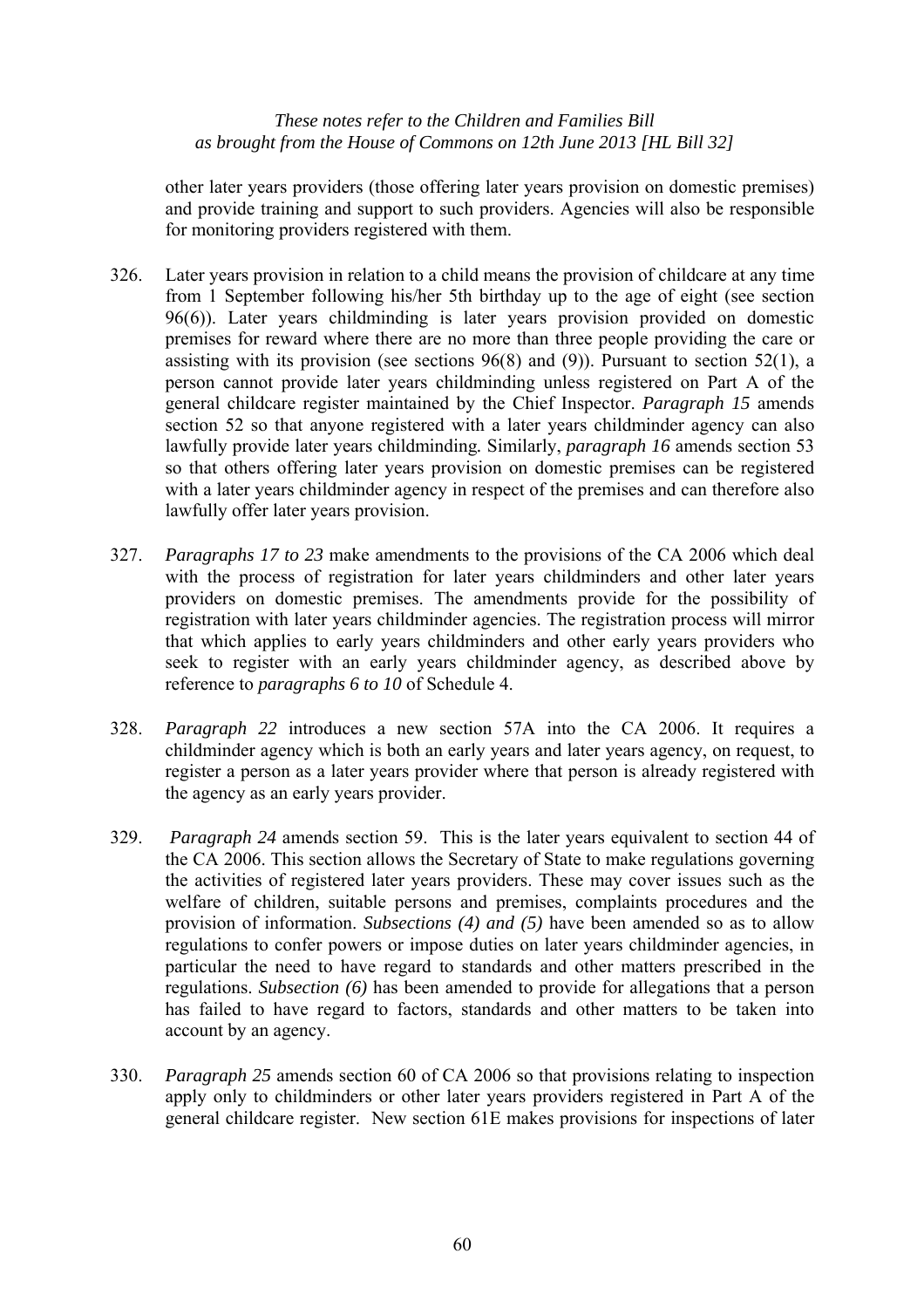other later years providers (those offering later years provision on domestic premises) and provide training and support to such providers. Agencies will also be responsible for monitoring providers registered with them.

326. Later years provision in relation to a child means the provision of childcare at any time from 1 September following his/her 5th birthday up to the age of eight (see section 96(6)). Later years childminding is later years provision provided on domestic premises for reward where there are no more than three people providing the care or assisting with its provision (see sections 96(8) and (9)). Pursuant to section 52(1), a person cannot provide later years childminding unless registered on Part A of the general childcare register maintained by the Chief Inspector. *Paragraph 15* amends section 52 so that anyone registered with a later years childminder agency can also lawfully provide later years childminding. Similarly, *paragraph 16* amends section 53 so that others offering later years provision on domestic premises can be registered with a later years childminder agency in respect of the premises and can therefore also lawfully offer later years provision.

327. *Paragraphs 17 to 23* make amendments to the provisions of the CA 2006 which deal with the process of registration for later years childminders and other later years providers on domestic premises. The amendments provide for the possibility of registration with later years childminder agencies. The registration process will mirror that which applies to early years childminders and other early years providers who seek to register with an early years childminder agency, as described above by reference to *paragraphs 6 to 10* of Schedule 4.

328. *Paragraph 22* introduces a new section 57A into the CA 2006. It requires a childminder agency which is both an early years and later years agency, on request, to register a person as a later years provider where that person is already registered with the agency as an early years provider.

329. *Paragraph 24* amends section 59. This is the later years equivalent to section 44 of the CA 2006. This section allows the Secretary of State to make regulations governing the activities of registered later years providers. These may cover issues such as the welfare of children, suitable persons and premises, complaints procedures and the provision of information. *Subsections (4) and (5)* have been amended so as to allow regulations to confer powers or impose duties on later years childminder agencies, in particular the need to have regard to standards and other matters prescribed in the regulations. *Subsection (6)* has been amended to provide for allegations that a person has failed to have regard to factors, standards and other matters to be taken into account by an agency.

330. *Paragraph 25* amends section 60 of CA 2006 so that provisions relating to inspection apply only to childminders or other later years providers registered in Part A of the general childcare register. New section 61E makes provisions for inspections of later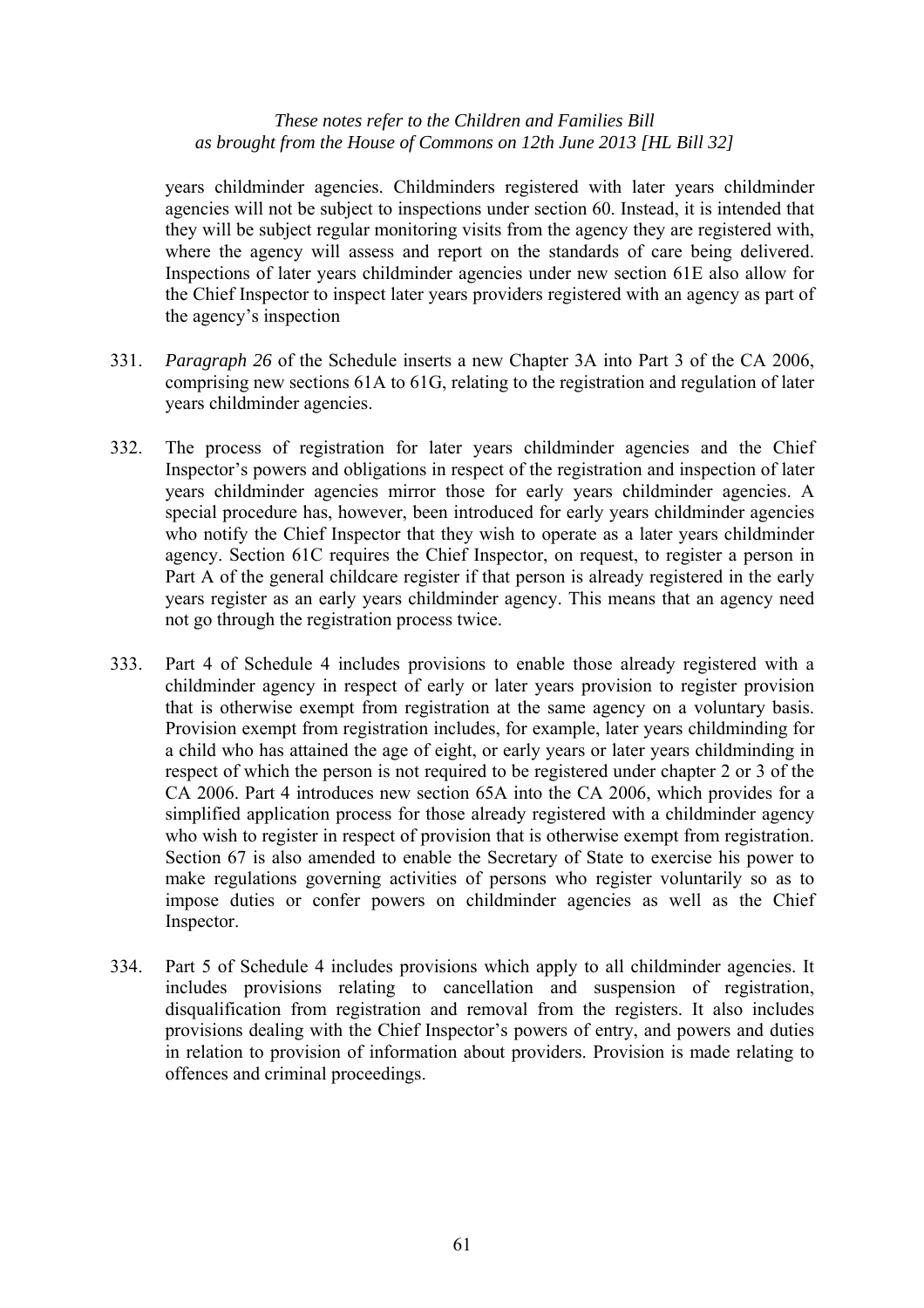years childminder agencies. Childminders registered with later years childminder agencies will not be subject to inspections under section 60. Instead, it is intended that they will be subject regular monitoring visits from the agency they are registered with, where the agency will assess and report on the standards of care being delivered. Inspections of later years childminder agencies under new section 61E also allow for the Chief Inspector to inspect later years providers registered with an agency as part of the agency's inspection

331. *Paragraph 26* of the Schedule inserts a new Chapter 3A into Part 3 of the CA 2006, comprising new sections 61A to 61G, relating to the registration and regulation of later years childminder agencies.

332. The process of registration for later years childminder agencies and the Chief Inspector's powers and obligations in respect of the registration and inspection of later years childminder agencies mirror those for early years childminder agencies. A special procedure has, however, been introduced for early years childminder agencies who notify the Chief Inspector that they wish to operate as a later years childminder agency. Section 61C requires the Chief Inspector, on request, to register a person in Part A of the general childcare register if that person is already registered in the early years register as an early years childminder agency. This means that an agency need not go through the registration process twice.

333. Part 4 of Schedule 4 includes provisions to enable those already registered with a childminder agency in respect of early or later years provision to register provision that is otherwise exempt from registration at the same agency on a voluntary basis. Provision exempt from registration includes, for example, later years childminding for a child who has attained the age of eight, or early years or later years childminding in respect of which the person is not required to be registered under chapter 2 or 3 of the CA 2006. Part 4 introduces new section 65A into the CA 2006, which provides for a simplified application process for those already registered with a childminder agency who wish to register in respect of provision that is otherwise exempt from registration. Section 67 is also amended to enable the Secretary of State to exercise his power to make regulations governing activities of persons who register voluntarily so as to impose duties or confer powers on childminder agencies as well as the Chief Inspector.

334. Part 5 of Schedule 4 includes provisions which apply to all childminder agencies. It includes provisions relating to cancellation and suspension of registration, disqualification from registration and removal from the registers. It also includes provisions dealing with the Chief Inspector's powers of entry, and powers and duties in relation to provision of information about providers. Provision is made relating to offences and criminal proceedings.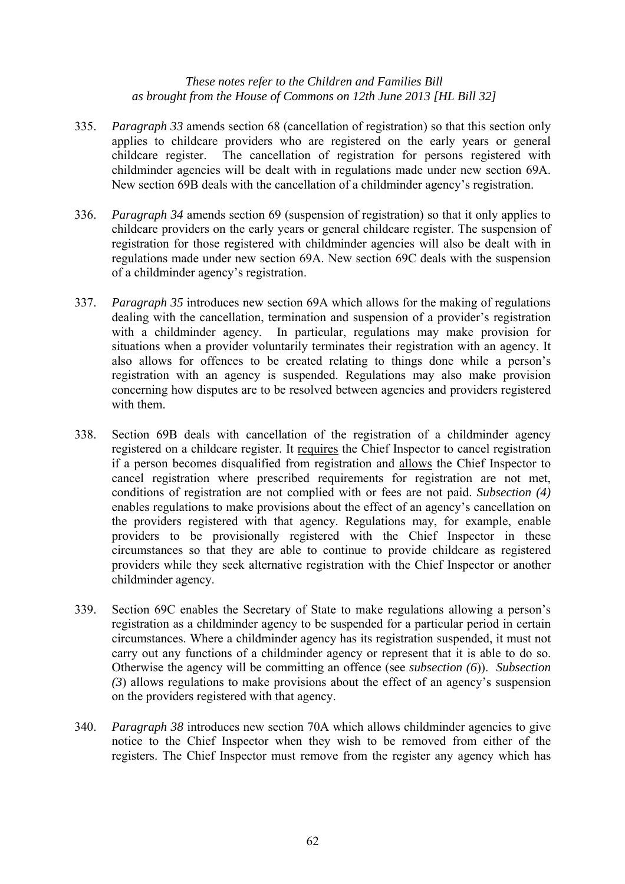335. *Paragraph 33* amends section 68 (cancellation of registration) so that this section only applies to childcare providers who are registered on the early years or general childcare register. The cancellation of registration for persons registered with childminder agencies will be dealt with in regulations made under new section 69A. New section 69B deals with the cancellation of a childminder agency's registration.

336. *Paragraph 34* amends section 69 (suspension of registration) so that it only applies to childcare providers on the early years or general childcare register. The suspension of registration for those registered with childminder agencies will also be dealt with in regulations made under new section 69A. New section 69C deals with the suspension of a childminder agency's registration.

337. *Paragraph 35* introduces new section 69A which allows for the making of regulations dealing with the cancellation, termination and suspension of a provider's registration with a childminder agency. In particular, regulations may make provision for situations when a provider voluntarily terminates their registration with an agency. It also allows for offences to be created relating to things done while a person's registration with an agency is suspended. Regulations may also make provision concerning how disputes are to be resolved between agencies and providers registered with them.

338. Section 69B deals with cancellation of the registration of a childminder agency registered on a childcare register. It requires the Chief Inspector to cancel registration if a person becomes disqualified from registration and allows the Chief Inspector to cancel registration where prescribed requirements for registration are not met, conditions of registration are not complied with or fees are not paid. *Subsection (4)* enables regulations to make provisions about the effect of an agency's cancellation on the providers registered with that agency. Regulations may, for example, enable providers to be provisionally registered with the Chief Inspector in these circumstances so that they are able to continue to provide childcare as registered providers while they seek alternative registration with the Chief Inspector or another childminder agency.

339. Section 69C enables the Secretary of State to make regulations allowing a person's registration as a childminder agency to be suspended for a particular period in certain circumstances. Where a childminder agency has its registration suspended, it must not carry out any functions of a childminder agency or represent that it is able to do so. Otherwise the agency will be committing an offence (see *subsection (6)*). *Subsection (3)* allows regulations to make provisions about the effect of an agency's suspension on the providers registered with that agency.

340. *Paragraph 38* introduces new section 70A which allows childminder agencies to give notice to the Chief Inspector when they wish to be removed from either of the registers. The Chief Inspector must remove from the register any agency which has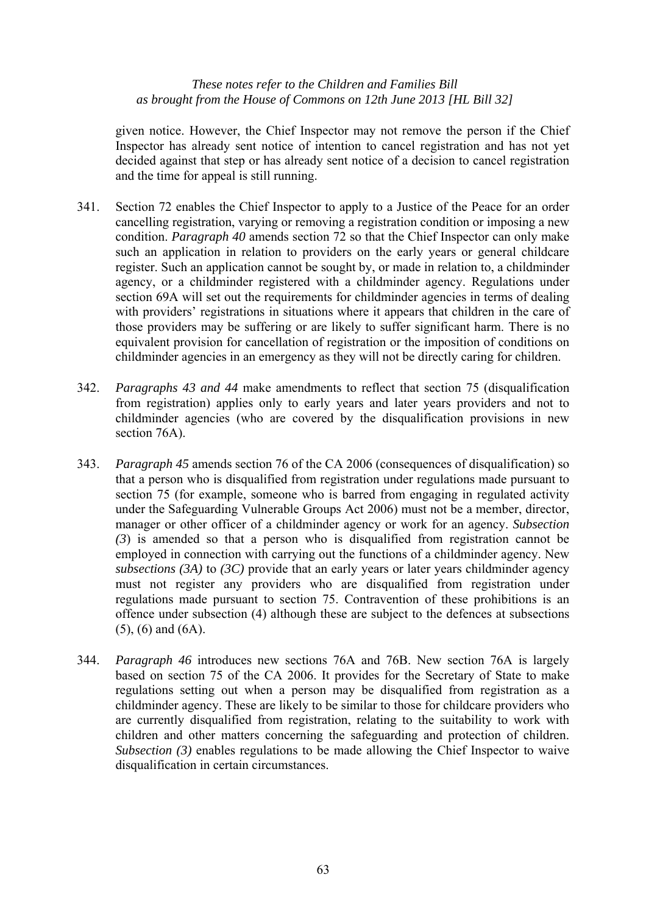given notice. However, the Chief Inspector may not remove the person if the Chief Inspector has already sent notice of intention to cancel registration and has not yet decided against that step or has already sent notice of a decision to cancel registration and the time for appeal is still running.

341. Section 72 enables the Chief Inspector to apply to a Justice of the Peace for an order cancelling registration, varying or removing a registration condition or imposing a new condition. *Paragraph 40* amends section 72 so that the Chief Inspector can only make such an application in relation to providers on the early years or general childcare register. Such an application cannot be sought by, or made in relation to, a childminder agency, or a childminder registered with a childminder agency. Regulations under section 69A will set out the requirements for childminder agencies in terms of dealing with providers' registrations in situations where it appears that children in the care of those providers may be suffering or are likely to suffer significant harm. There is no equivalent provision for cancellation of registration or the imposition of conditions on childminder agencies in an emergency as they will not be directly caring for children.

342. *Paragraphs 43 and 44* make amendments to reflect that section 75 (disqualification from registration) applies only to early years and later years providers and not to childminder agencies (who are covered by the disqualification provisions in new section 76A).

343. *Paragraph 45* amends section 76 of the CA 2006 (consequences of disqualification) so that a person who is disqualified from registration under regulations made pursuant to section 75 (for example, someone who is barred from engaging in regulated activity under the Safeguarding Vulnerable Groups Act 2006) must not be a member, director, manager or other officer of a childminder agency or work for an agency. *Subsection (3)* is amended so that a person who is disqualified from registration cannot be employed in connection with carrying out the functions of a childminder agency. New *subsections (3A)* to *(3C)* provide that an early years or later years childminder agency must not register any providers who are disqualified from registration under regulations made pursuant to section 75. Contravention of these prohibitions is an offence under subsection (4) although these are subject to the defences at subsections (5), (6) and (6A).

344. *Paragraph 46* introduces new sections 76A and 76B. New section 76A is largely based on section 75 of the CA 2006. It provides for the Secretary of State to make regulations setting out when a person may be disqualified from registration as a childminder agency. These are likely to be similar to those for childcare providers who are currently disqualified from registration, relating to the suitability to work with children and other matters concerning the safeguarding and protection of children. *Subsection (3)* enables regulations to be made allowing the Chief Inspector to waive disqualification in certain circumstances.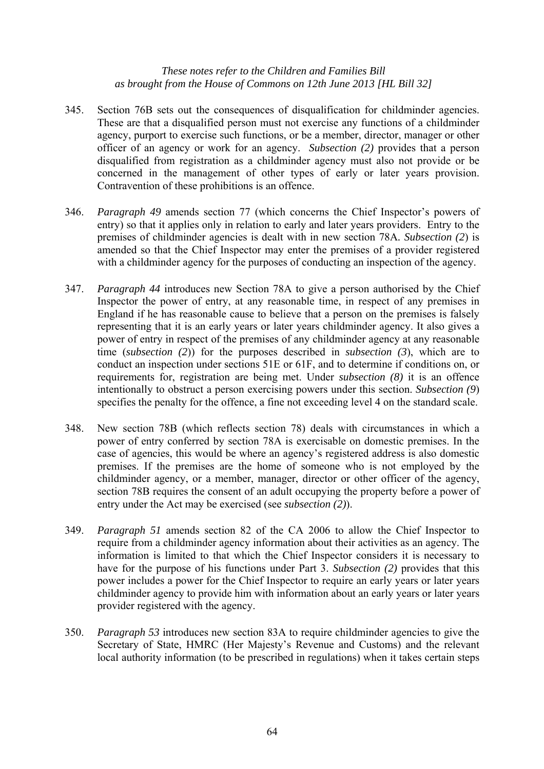345. Section 76B sets out the consequences of disqualification for childminder agencies. These are that a disqualified person must not exercise any functions of a childminder agency, purport to exercise such functions, or be a member, director, manager or other officer of an agency or work for an agency. *Subsection (2)* provides that a person disqualified from registration as a childminder agency must also not provide or be concerned in the management of other types of early or later years provision. Contravention of these prohibitions is an offence.

346. *Paragraph 49* amends section 77 (which concerns the Chief Inspector's powers of entry) so that it applies only in relation to early and later years providers. Entry to the premises of childminder agencies is dealt with in new section 78A. *Subsection (2*) is amended so that the Chief Inspector may enter the premises of a provider registered with a childminder agency for the purposes of conducting an inspection of the agency.

347. *Paragraph 44* introduces new Section 78A to give a person authorised by the Chief Inspector the power of entry, at any reasonable time, in respect of any premises in England if he has reasonable cause to believe that a person on the premises is falsely representing that it is an early years or later years childminder agency. It also gives a power of entry in respect of the premises of any childminder agency at any reasonable time (*subsection (2*)) for the purposes described in *subsection (3*), which are to conduct an inspection under sections 51E or 61F, and to determine if conditions on, or requirements for, registration are being met. Under *subsection (8)* it is an offence intentionally to obstruct a person exercising powers under this section. *Subsection (9*) specifies the penalty for the offence, a fine not exceeding level 4 on the standard scale.

348. New section 78B (which reflects section 78) deals with circumstances in which a power of entry conferred by section 78A is exercisable on domestic premises. In the case of agencies, this would be where an agency's registered address is also domestic premises. If the premises are the home of someone who is not employed by the childminder agency, or a member, manager, director or other officer of the agency, section 78B requires the consent of an adult occupying the property before a power of entry under the Act may be exercised (see *subsection (2)*).

349. *Paragraph 51* amends section 82 of the CA 2006 to allow the Chief Inspector to require from a childminder agency information about their activities as an agency. The information is limited to that which the Chief Inspector considers it is necessary to have for the purpose of his functions under Part 3. *Subsection (2)* provides that this power includes a power for the Chief Inspector to require an early years or later years childminder agency to provide him with information about an early years or later years provider registered with the agency.

350. *Paragraph 53* introduces new section 83A to require childminder agencies to give the Secretary of State, HMRC (Her Majesty's Revenue and Customs) and the relevant local authority information (to be prescribed in regulations) when it takes certain steps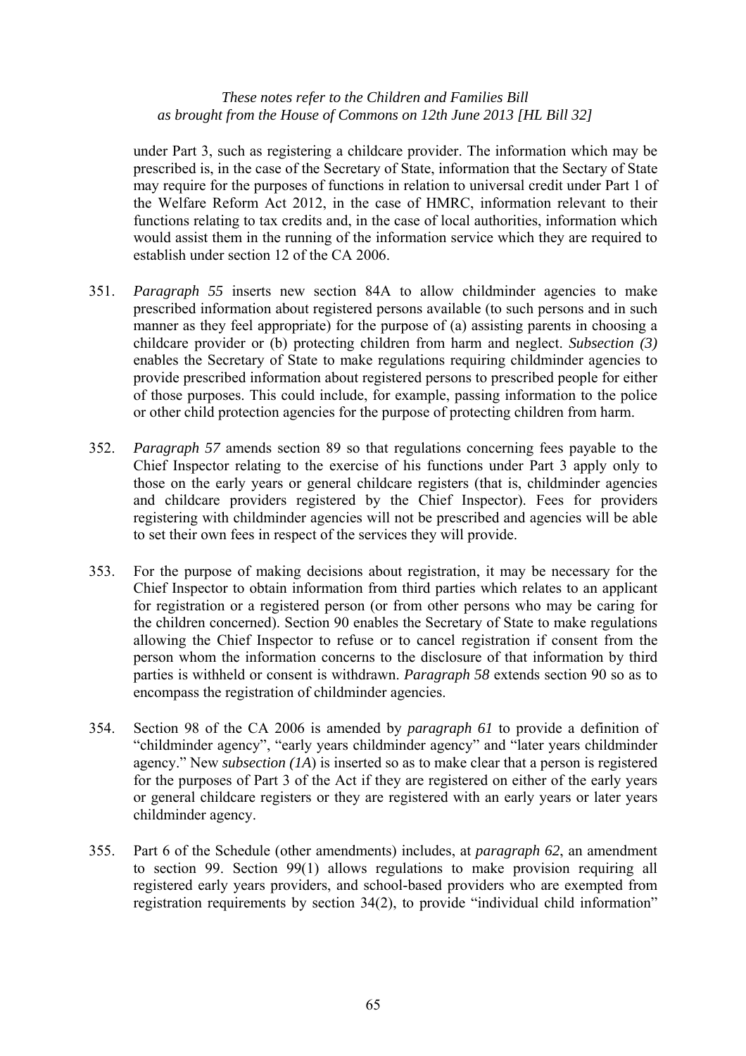under Part 3, such as registering a childcare provider. The information which may be prescribed is, in the case of the Secretary of State, information that the Sectary of State may require for the purposes of functions in relation to universal credit under Part 1 of the Welfare Reform Act 2012, in the case of HMRC, information relevant to their functions relating to tax credits and, in the case of local authorities, information which would assist them in the running of the information service which they are required to establish under section 12 of the CA 2006.

351. *Paragraph 55* inserts new section 84A to allow childminder agencies to make prescribed information about registered persons available (to such persons and in such manner as they feel appropriate) for the purpose of (a) assisting parents in choosing a childcare provider or (b) protecting children from harm and neglect. *Subsection (3)* enables the Secretary of State to make regulations requiring childminder agencies to provide prescribed information about registered persons to prescribed people for either of those purposes. This could include, for example, passing information to the police or other child protection agencies for the purpose of protecting children from harm.

352. *Paragraph 57* amends section 89 so that regulations concerning fees payable to the Chief Inspector relating to the exercise of his functions under Part 3 apply only to those on the early years or general childcare registers (that is, childminder agencies and childcare providers registered by the Chief Inspector). Fees for providers registering with childminder agencies will not be prescribed and agencies will be able to set their own fees in respect of the services they will provide.

353. For the purpose of making decisions about registration, it may be necessary for the Chief Inspector to obtain information from third parties which relates to an applicant for registration or a registered person (or from other persons who may be caring for the children concerned). Section 90 enables the Secretary of State to make regulations allowing the Chief Inspector to refuse or to cancel registration if consent from the person whom the information concerns to the disclosure of that information by third parties is withheld or consent is withdrawn. *Paragraph 58* extends section 90 so as to encompass the registration of childminder agencies.

354. Section 98 of the CA 2006 is amended by *paragraph 61* to provide a definition of "childminder agency", "early years childminder agency" and "later years childminder agency." New *subsection (1A*) is inserted so as to make clear that a person is registered for the purposes of Part 3 of the Act if they are registered on either of the early years or general childcare registers or they are registered with an early years or later years childminder agency.

355. Part 6 of the Schedule (other amendments) includes, at *paragraph 62*, an amendment to section 99. Section 99(1) allows regulations to make provision requiring all registered early years providers, and school-based providers who are exempted from registration requirements by section 34(2), to provide "individual child information"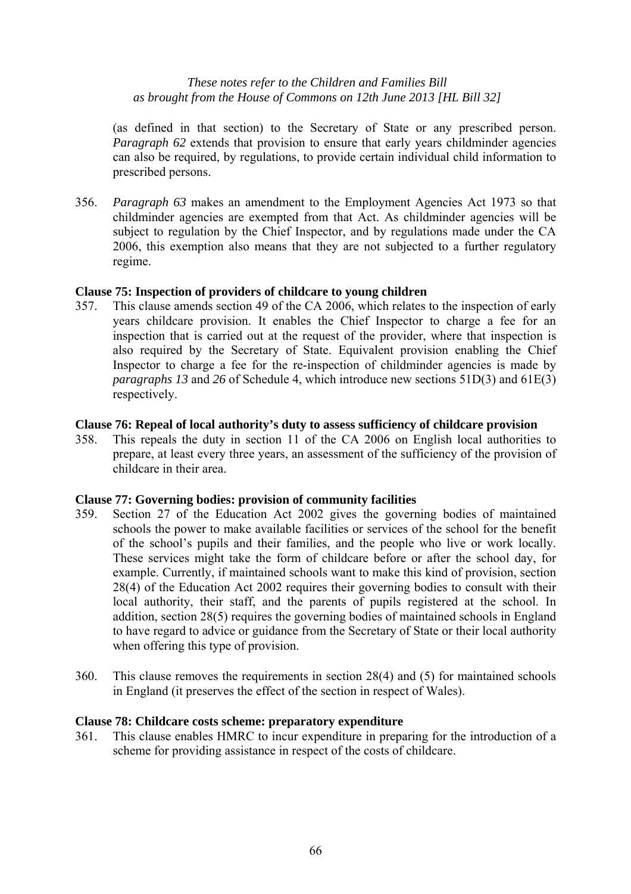(as defined in that section) to the Secretary of State or any prescribed person. *Paragraph 62* extends that provision to ensure that early years childminder agencies can also be required, by regulations, to provide certain individual child information to prescribed persons.

356. *Paragraph 63* makes an amendment to the Employment Agencies Act 1973 so that childminder agencies are exempted from that Act. As childminder agencies will be subject to regulation by the Chief Inspector, and by regulations made under the CA 2006, this exemption also means that they are not subjected to a further regulatory regime.

**Clause 75: Inspection of providers of childcare to young children**

357. This clause amends section 49 of the CA 2006, which relates to the inspection of early years childcare provision. It enables the Chief Inspector to charge a fee for an inspection that is carried out at the request of the provider, where that inspection is also required by the Secretary of State. Equivalent provision enabling the Chief Inspector to charge a fee for the re-inspection of childminder agencies is made by *paragraphs 13* and *26* of Schedule 4, which introduce new sections 51D(3) and 61E(3) respectively.

**Clause 76: Repeal of local authority's duty to assess sufficiency of childcare provision**

358. This repeals the duty in section 11 of the CA 2006 on English local authorities to prepare, at least every three years, an assessment of the sufficiency of the provision of childcare in their area.

**Clause 77: Governing bodies: provision of community facilities**

359. Section 27 of the Education Act 2002 gives the governing bodies of maintained schools the power to make available facilities or services of the school for the benefit of the school's pupils and their families, and the people who live or work locally. These services might take the form of childcare before or after the school day, for example. Currently, if maintained schools want to make this kind of provision, section 28(4) of the Education Act 2002 requires their governing bodies to consult with their local authority, their staff, and the parents of pupils registered at the school. In addition, section 28(5) requires the governing bodies of maintained schools in England to have regard to advice or guidance from the Secretary of State or their local authority when offering this type of provision.

360. This clause removes the requirements in section 28(4) and (5) for maintained schools in England (it preserves the effect of the section in respect of Wales).

**Clause 78: Childcare costs scheme: preparatory expenditure**

361. This clause enables HMRC to incur expenditure in preparing for the introduction of a scheme for providing assistance in respect of the costs of childcare.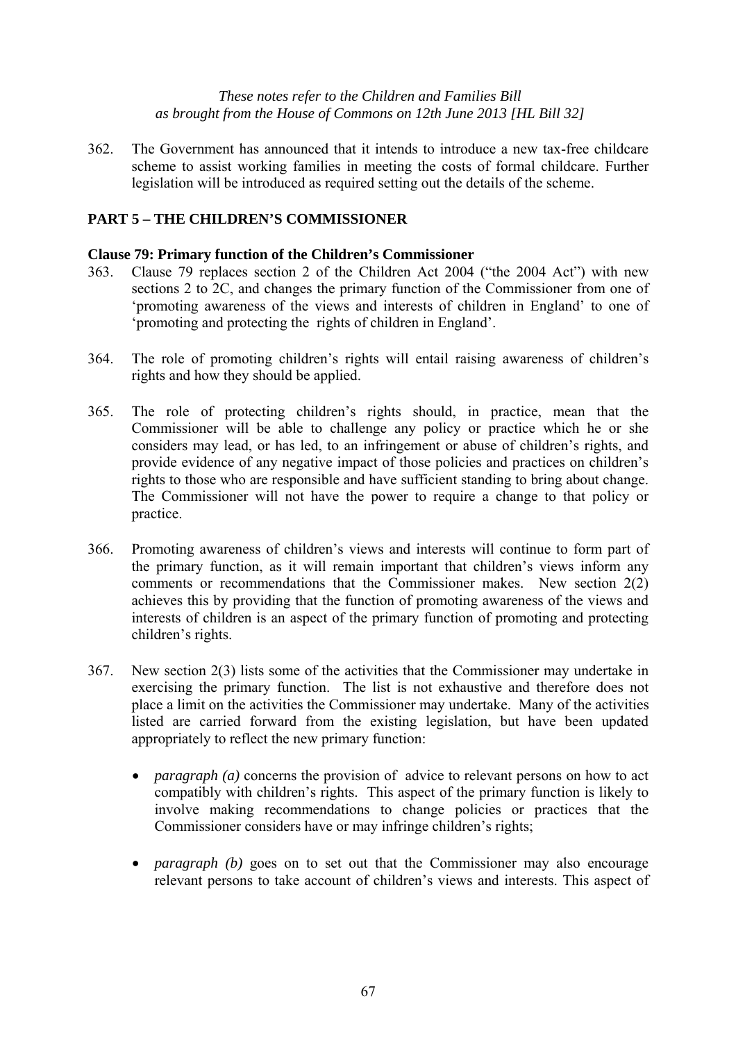*These notes refer to the Children and Families Bill as brought from the House of Commons on 12th June 2013 [HL Bill 32]*

362. The Government has announced that it intends to introduce a new tax-free childcare scheme to assist working families in meeting the costs of formal childcare. Further legislation will be introduced as required setting out the details of the scheme.

## PART 5 – THE CHILDREN'S COMMISSIONER

### Clause 79: Primary function of the Children's Commissioner

363. Clause 79 replaces section 2 of the Children Act 2004 ("the 2004 Act") with new sections 2 to 2C, and changes the primary function of the Commissioner from one of 'promoting awareness of the views and interests of children in England' to one of 'promoting and protecting the rights of children in England'.

364. The role of promoting children's rights will entail raising awareness of children's rights and how they should be applied.

365. The role of protecting children's rights should, in practice, mean that the Commissioner will be able to challenge any policy or practice which he or she considers may lead, or has led, to an infringement or abuse of children's rights, and provide evidence of any negative impact of those policies and practices on children's rights to those who are responsible and have sufficient standing to bring about change. The Commissioner will not have the power to require a change to that policy or practice.

366. Promoting awareness of children's views and interests will continue to form part of the primary function, as it will remain important that children's views inform any comments or recommendations that the Commissioner makes. New section 2(2) achieves this by providing that the function of promoting awareness of the views and interests of children is an aspect of the primary function of promoting and protecting children's rights.

367. New section 2(3) lists some of the activities that the Commissioner may undertake in exercising the primary function. The list is not exhaustive and therefore does not place a limit on the activities the Commissioner may undertake. Many of the activities listed are carried forward from the existing legislation, but have been updated appropriately to reflect the new primary function:

- *paragraph (a)* concerns the provision of advice to relevant persons on how to act compatibly with children's rights. This aspect of the primary function is likely to involve making recommendations to change policies or practices that the Commissioner considers have or may infringe children's rights;

- *paragraph (b)* goes on to set out that the Commissioner may also encourage relevant persons to take account of children's views and interests. This aspect of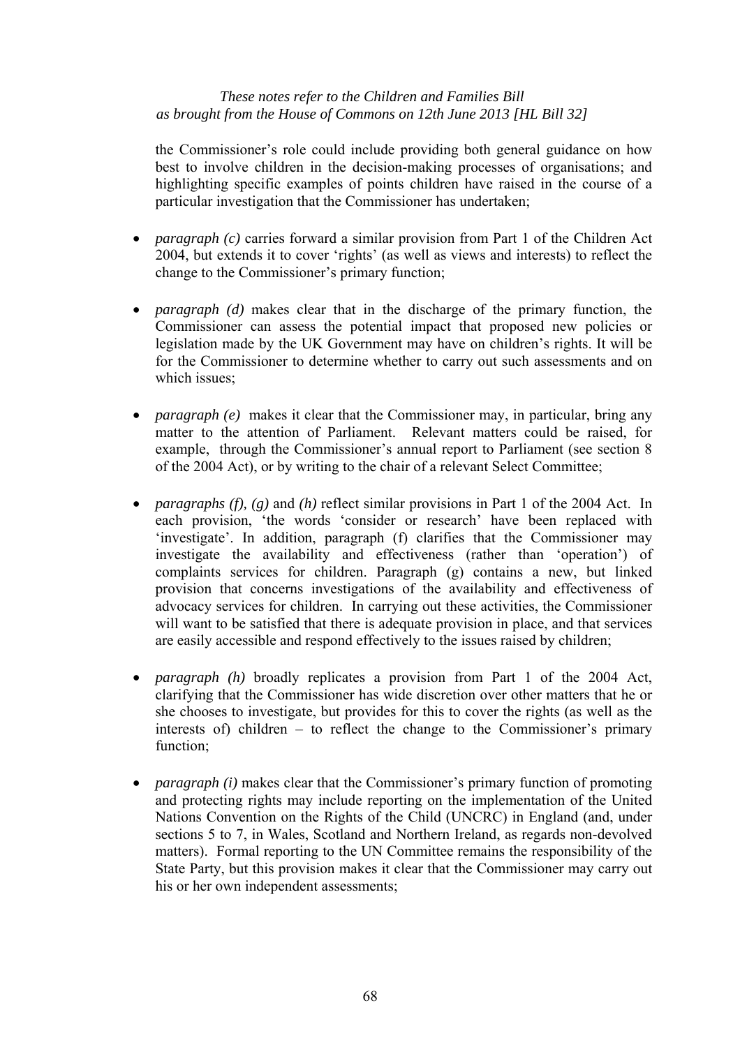the Commissioner's role could include providing both general guidance on how best to involve children in the decision-making processes of organisations; and highlighting specific examples of points children have raised in the course of a particular investigation that the Commissioner has undertaken;

- *paragraph (c)* carries forward a similar provision from Part 1 of the Children Act 2004, but extends it to cover 'rights' (as well as views and interests) to reflect the change to the Commissioner's primary function;

- *paragraph (d)* makes clear that in the discharge of the primary function, the Commissioner can assess the potential impact that proposed new policies or legislation made by the UK Government may have on children's rights. It will be for the Commissioner to determine whether to carry out such assessments and on which issues;

- *paragraph (e)* makes it clear that the Commissioner may, in particular, bring any matter to the attention of Parliament. Relevant matters could be raised, for example, through the Commissioner's annual report to Parliament (see section 8 of the 2004 Act), or by writing to the chair of a relevant Select Committee;

- *paragraphs (f), (g)* and *(h)* reflect similar provisions in Part 1 of the 2004 Act. In each provision, 'the words 'consider or research' have been replaced with 'investigate'. In addition, paragraph (f) clarifies that the Commissioner may investigate the availability and effectiveness (rather than 'operation') of complaints services for children. Paragraph (g) contains a new, but linked provision that concerns investigations of the availability and effectiveness of advocacy services for children. In carrying out these activities, the Commissioner will want to be satisfied that there is adequate provision in place, and that services are easily accessible and respond effectively to the issues raised by children;

- *paragraph (h)* broadly replicates a provision from Part 1 of the 2004 Act, clarifying that the Commissioner has wide discretion over other matters that he or she chooses to investigate, but provides for this to cover the rights (as well as the interests of) children – to reflect the change to the Commissioner's primary function;

- *paragraph (i)* makes clear that the Commissioner's primary function of promoting and protecting rights may include reporting on the implementation of the United Nations Convention on the Rights of the Child (UNCRC) in England (and, under sections 5 to 7, in Wales, Scotland and Northern Ireland, as regards non-devolved matters). Formal reporting to the UN Committee remains the responsibility of the State Party, but this provision makes it clear that the Commissioner may carry out his or her own independent assessments;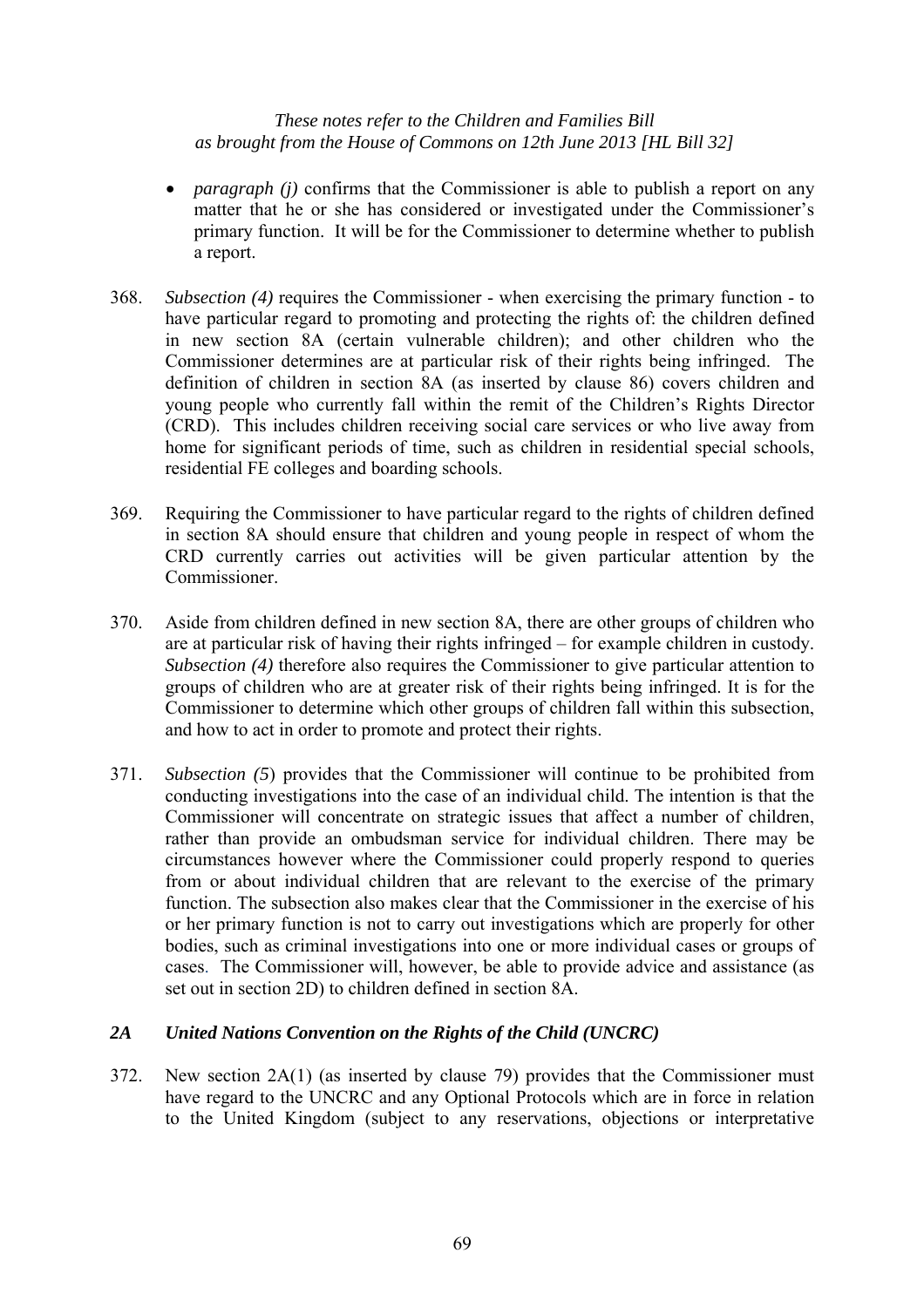- *paragraph (j)* confirms that the Commissioner is able to publish a report on any matter that he or she has considered or investigated under the Commissioner's primary function. It will be for the Commissioner to determine whether to publish a report.

368. *Subsection (4)* requires the Commissioner - when exercising the primary function - to have particular regard to promoting and protecting the rights of: the children defined in new section 8A (certain vulnerable children); and other children who the Commissioner determines are at particular risk of their rights being infringed. The definition of children in section 8A (as inserted by clause 86) covers children and young people who currently fall within the remit of the Children's Rights Director (CRD). This includes children receiving social care services or who live away from home for significant periods of time, such as children in residential special schools, residential FE colleges and boarding schools.

369. Requiring the Commissioner to have particular regard to the rights of children defined in section 8A should ensure that children and young people in respect of whom the CRD currently carries out activities will be given particular attention by the Commissioner.

370. Aside from children defined in new section 8A, there are other groups of children who are at particular risk of having their rights infringed – for example children in custody. *Subsection (4)* therefore also requires the Commissioner to give particular attention to groups of children who are at greater risk of their rights being infringed. It is for the Commissioner to determine which other groups of children fall within this subsection, and how to act in order to promote and protect their rights.

371. *Subsection (5*) provides that the Commissioner will continue to be prohibited from conducting investigations into the case of an individual child. The intention is that the Commissioner will concentrate on strategic issues that affect a number of children, rather than provide an ombudsman service for individual children. There may be circumstances however where the Commissioner could properly respond to queries from or about individual children that are relevant to the exercise of the primary function. The subsection also makes clear that the Commissioner in the exercise of his or her primary function is not to carry out investigations which are properly for other bodies, such as criminal investigations into one or more individual cases or groups of cases. The Commissioner will, however, be able to provide advice and assistance (as set out in section 2D) to children defined in section 8A.

### *2A United Nations Convention on the Rights of the Child (UNCRC)*

372. New section 2A(1) (as inserted by clause 79) provides that the Commissioner must have regard to the UNCRC and any Optional Protocols which are in force in relation to the United Kingdom (subject to any reservations, objections or interpretative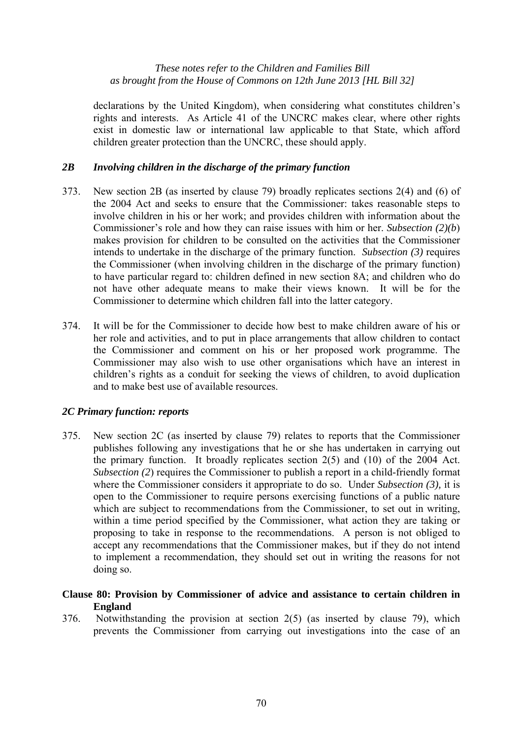declarations by the United Kingdom), when considering what constitutes children's rights and interests. As Article 41 of the UNCRC makes clear, where other rights exist in domestic law or international law applicable to that State, which afford children greater protection than the UNCRC, these should apply.

### *2B Involving children in the discharge of the primary function*

373. New section 2B (as inserted by clause 79) broadly replicates sections 2(4) and (6) of the 2004 Act and seeks to ensure that the Commissioner: takes reasonable steps to involve children in his or her work; and provides children with information about the Commissioner's role and how they can raise issues with him or her. *Subsection (2)(b)* makes provision for children to be consulted on the activities that the Commissioner intends to undertake in the discharge of the primary function. *Subsection (3)* requires the Commissioner (when involving children in the discharge of the primary function) to have particular regard to: children defined in new section 8A; and children who do not have other adequate means to make their views known. It will be for the Commissioner to determine which children fall into the latter category.

374. It will be for the Commissioner to decide how best to make children aware of his or her role and activities, and to put in place arrangements that allow children to contact the Commissioner and comment on his or her proposed work programme. The Commissioner may also wish to use other organisations which have an interest in children's rights as a conduit for seeking the views of children, to avoid duplication and to make best use of available resources.

### *2C Primary function: reports*

375. New section 2C (as inserted by clause 79) relates to reports that the Commissioner publishes following any investigations that he or she has undertaken in carrying out the primary function. It broadly replicates section 2(5) and (10) of the 2004 Act. *Subsection (2)* requires the Commissioner to publish a report in a child-friendly format where the Commissioner considers it appropriate to do so. Under *Subsection (3),* it is open to the Commissioner to require persons exercising functions of a public nature which are subject to recommendations from the Commissioner, to set out in writing, within a time period specified by the Commissioner, what action they are taking or proposing to take in response to the recommendations. A person is not obliged to accept any recommendations that the Commissioner makes, but if they do not intend to implement a recommendation, they should set out in writing the reasons for not doing so.

### **Clause 80: Provision by Commissioner of advice and assistance to certain children in England**

376. Notwithstanding the provision at section 2(5) (as inserted by clause 79), which prevents the Commissioner from carrying out investigations into the case of an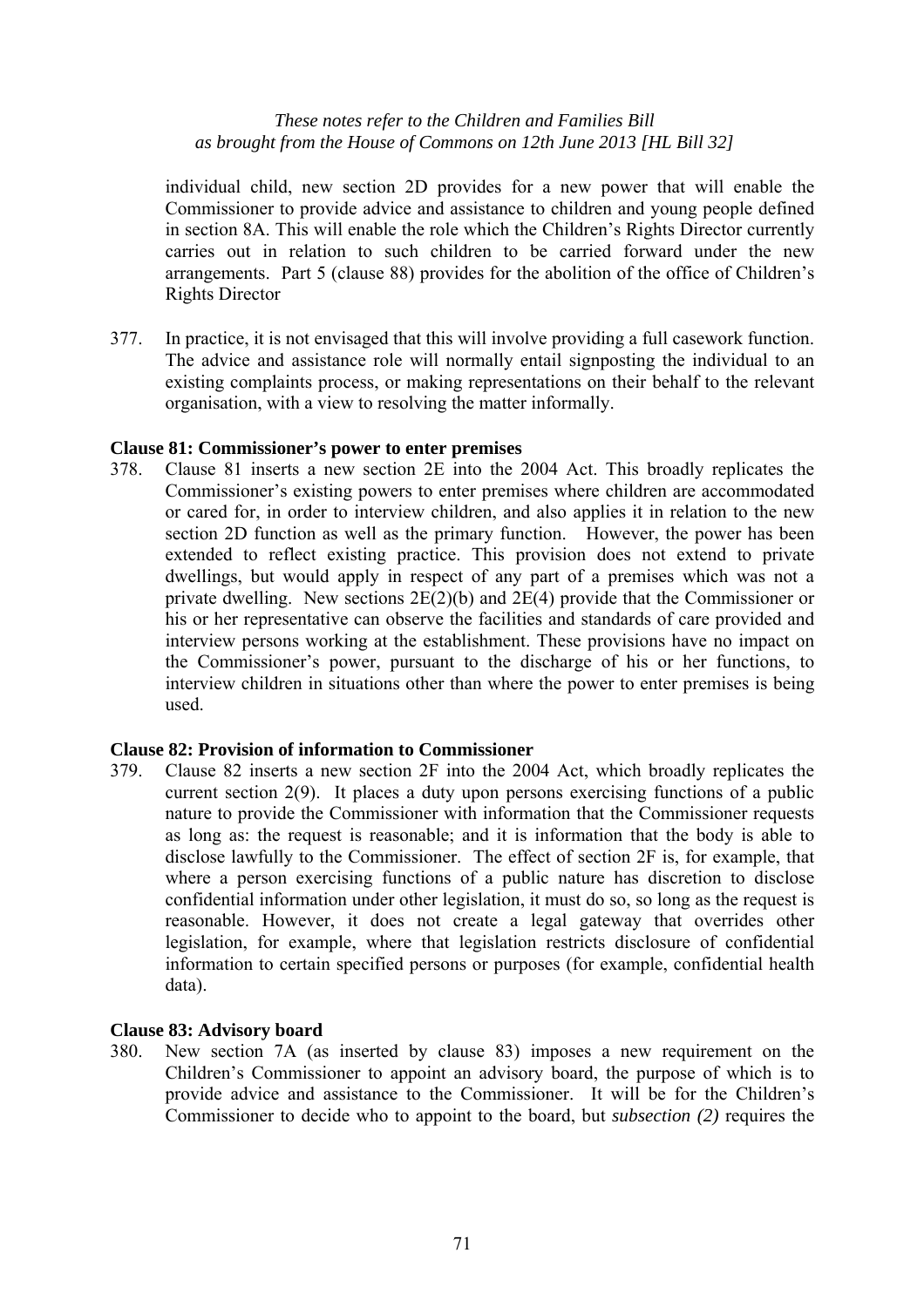individual child, new section 2D provides for a new power that will enable the Commissioner to provide advice and assistance to children and young people defined in section 8A. This will enable the role which the Children's Rights Director currently carries out in relation to such children to be carried forward under the new arrangements. Part 5 (clause 88) provides for the abolition of the office of Children's Rights Director

377. In practice, it is not envisaged that this will involve providing a full casework function. The advice and assistance role will normally entail signposting the individual to an existing complaints process, or making representations on their behalf to the relevant organisation, with a view to resolving the matter informally.

**Clause 81: Commissioner's power to enter premises**

378. Clause 81 inserts a new section 2E into the 2004 Act. This broadly replicates the Commissioner's existing powers to enter premises where children are accommodated or cared for, in order to interview children, and also applies it in relation to the new section 2D function as well as the primary function. However, the power has been extended to reflect existing practice. This provision does not extend to private dwellings, but would apply in respect of any part of a premises which was not a private dwelling. New sections 2E(2)(b) and 2E(4) provide that the Commissioner or his or her representative can observe the facilities and standards of care provided and interview persons working at the establishment. These provisions have no impact on the Commissioner's power, pursuant to the discharge of his or her functions, to interview children in situations other than where the power to enter premises is being used.

**Clause 82: Provision of information to Commissioner**

379. Clause 82 inserts a new section 2F into the 2004 Act, which broadly replicates the current section 2(9). It places a duty upon persons exercising functions of a public nature to provide the Commissioner with information that the Commissioner requests as long as: the request is reasonable; and it is information that the body is able to disclose lawfully to the Commissioner. The effect of section 2F is, for example, that where a person exercising functions of a public nature has discretion to disclose confidential information under other legislation, it must do so, so long as the request is reasonable. However, it does not create a legal gateway that overrides other legislation, for example, where that legislation restricts disclosure of confidential information to certain specified persons or purposes (for example, confidential health data).

**Clause 83: Advisory board**

380. New section 7A (as inserted by clause 83) imposes a new requirement on the Children's Commissioner to appoint an advisory board, the purpose of which is to provide advice and assistance to the Commissioner. It will be for the Children's Commissioner to decide who to appoint to the board, but *subsection (2)* requires the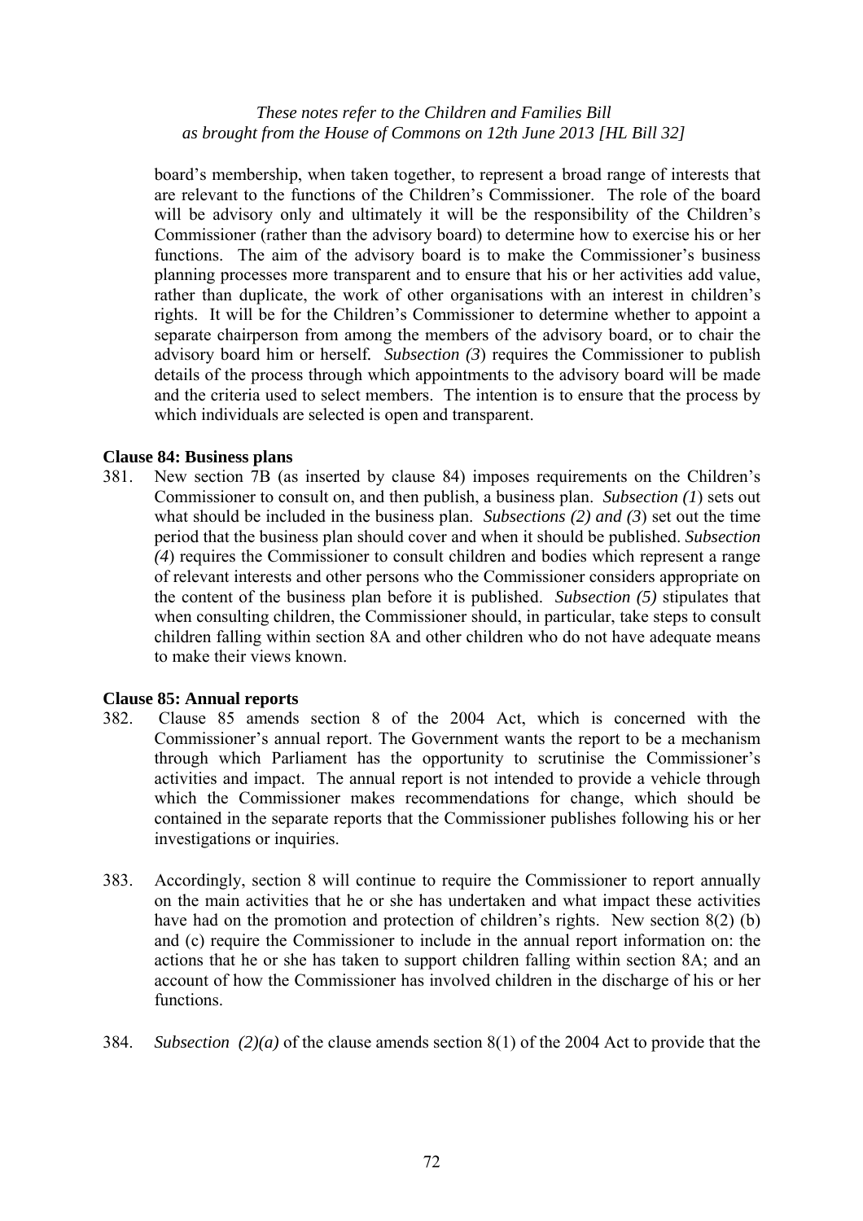board's membership, when taken together, to represent a broad range of interests that are relevant to the functions of the Children's Commissioner. The role of the board will be advisory only and ultimately it will be the responsibility of the Children's Commissioner (rather than the advisory board) to determine how to exercise his or her functions. The aim of the advisory board is to make the Commissioner's business planning processes more transparent and to ensure that his or her activities add value, rather than duplicate, the work of other organisations with an interest in children's rights. It will be for the Children's Commissioner to determine whether to appoint a separate chairperson from among the members of the advisory board, or to chair the advisory board him or herself. *Subsection (3*) requires the Commissioner to publish details of the process through which appointments to the advisory board will be made and the criteria used to select members. The intention is to ensure that the process by which individuals are selected is open and transparent.

**Clause 84: Business plans**

381. New section 7B (as inserted by clause 84) imposes requirements on the Children's Commissioner to consult on, and then publish, a business plan. *Subsection (1*) sets out what should be included in the business plan. *Subsections (2) and (3*) set out the time period that the business plan should cover and when it should be published. *Subsection (4*) requires the Commissioner to consult children and bodies which represent a range of relevant interests and other persons who the Commissioner considers appropriate on the content of the business plan before it is published. *Subsection (5)* stipulates that when consulting children, the Commissioner should, in particular, take steps to consult children falling within section 8A and other children who do not have adequate means to make their views known.

**Clause 85: Annual reports**

382. Clause 85 amends section 8 of the 2004 Act, which is concerned with the Commissioner's annual report. The Government wants the report to be a mechanism through which Parliament has the opportunity to scrutinise the Commissioner's activities and impact. The annual report is not intended to provide a vehicle through which the Commissioner makes recommendations for change, which should be contained in the separate reports that the Commissioner publishes following his or her investigations or inquiries.

383. Accordingly, section 8 will continue to require the Commissioner to report annually on the main activities that he or she has undertaken and what impact these activities have had on the promotion and protection of children's rights. New section 8(2) (b) and (c) require the Commissioner to include in the annual report information on: the actions that he or she has taken to support children falling within section 8A; and an account of how the Commissioner has involved children in the discharge of his or her functions.

384. *Subsection (2)(a)* of the clause amends section 8(1) of the 2004 Act to provide that the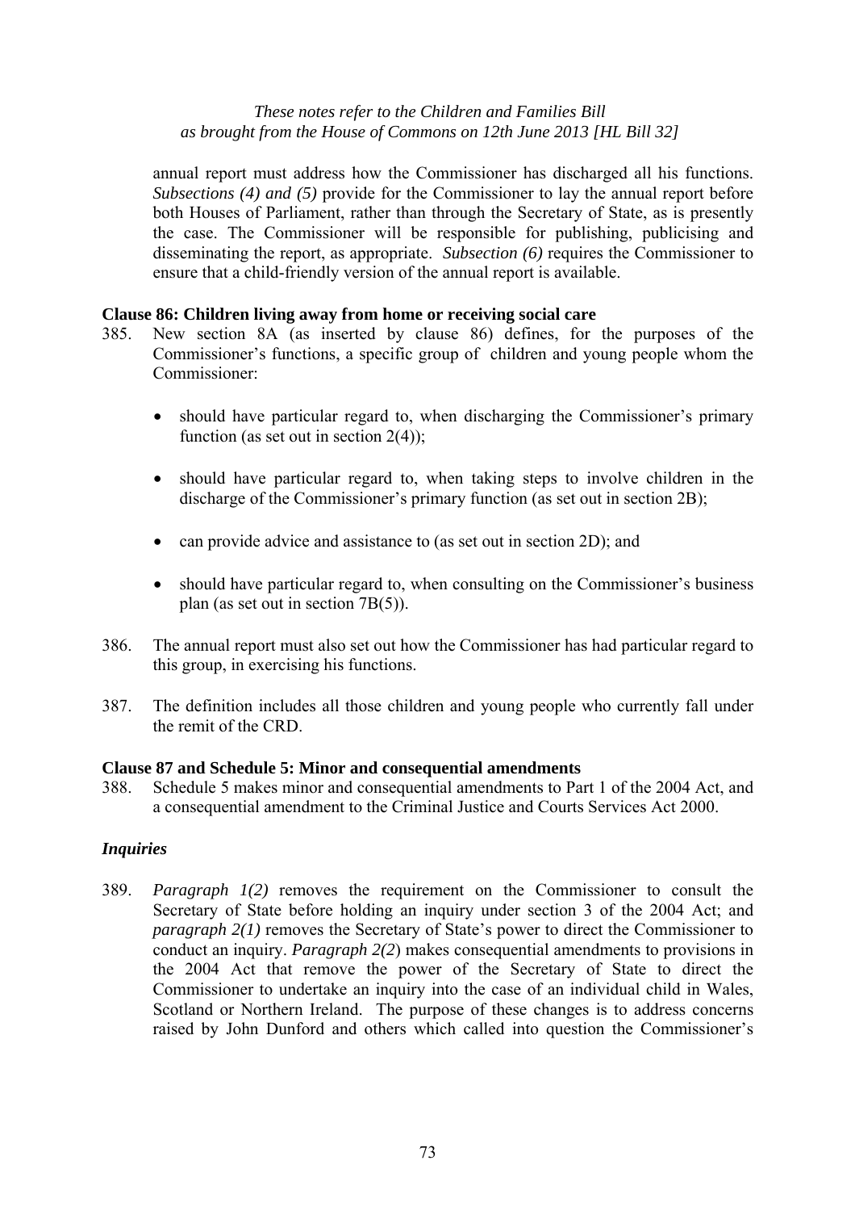annual report must address how the Commissioner has discharged all his functions. *Subsections (4) and (5)* provide for the Commissioner to lay the annual report before both Houses of Parliament, rather than through the Secretary of State, as is presently the case. The Commissioner will be responsible for publishing, publicising and disseminating the report, as appropriate. *Subsection (6)* requires the Commissioner to ensure that a child-friendly version of the annual report is available.

**Clause 86: Children living away from home or receiving social care**

385. New section 8A (as inserted by clause 86) defines, for the purposes of the Commissioner's functions, a specific group of children and young people whom the Commissioner:

- should have particular regard to, when discharging the Commissioner's primary function (as set out in section 2(4));
- should have particular regard to, when taking steps to involve children in the discharge of the Commissioner's primary function (as set out in section 2B);
- can provide advice and assistance to (as set out in section 2D); and
- should have particular regard to, when consulting on the Commissioner's business plan (as set out in section 7B(5)).

386. The annual report must also set out how the Commissioner has had particular regard to this group, in exercising his functions.

387. The definition includes all those children and young people who currently fall under the remit of the CRD.

**Clause 87 and Schedule 5: Minor and consequential amendments**

388. Schedule 5 makes minor and consequential amendments to Part 1 of the 2004 Act, and a consequential amendment to the Criminal Justice and Courts Services Act 2000.

***Inquiries***

389. *Paragraph 1(2)* removes the requirement on the Commissioner to consult the Secretary of State before holding an inquiry under section 3 of the 2004 Act; and *paragraph 2(1)* removes the Secretary of State's power to direct the Commissioner to conduct an inquiry. *Paragraph 2(2)* makes consequential amendments to provisions in the 2004 Act that remove the power of the Secretary of State to direct the Commissioner to undertake an inquiry into the case of an individual child in Wales, Scotland or Northern Ireland. The purpose of these changes is to address concerns raised by John Dunford and others which called into question the Commissioner's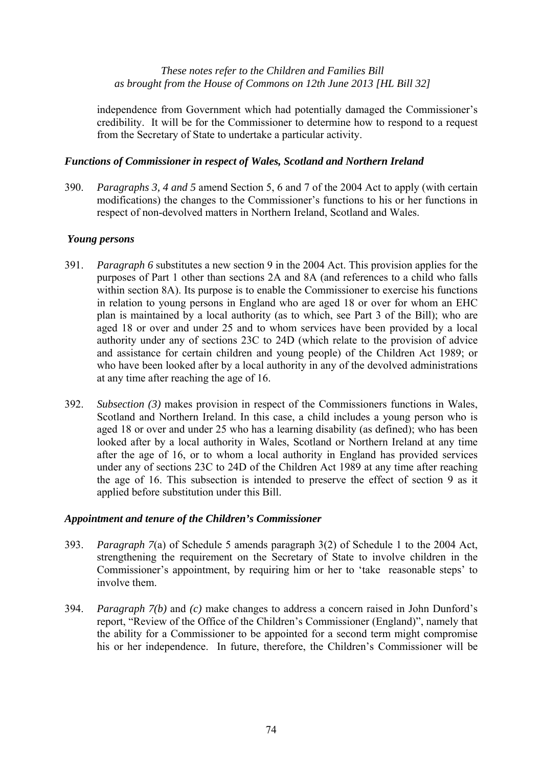independence from Government which had potentially damaged the Commissioner's credibility. It will be for the Commissioner to determine how to respond to a request from the Secretary of State to undertake a particular activity.

### *Functions of Commissioner in respect of Wales, Scotland and Northern Ireland*

390. *Paragraphs 3, 4 and 5* amend Section 5, 6 and 7 of the 2004 Act to apply (with certain modifications) the changes to the Commissioner's functions to his or her functions in respect of non-devolved matters in Northern Ireland, Scotland and Wales.

### *Young persons*

391. *Paragraph 6* substitutes a new section 9 in the 2004 Act. This provision applies for the purposes of Part 1 other than sections 2A and 8A (and references to a child who falls within section 8A). Its purpose is to enable the Commissioner to exercise his functions in relation to young persons in England who are aged 18 or over for whom an EHC plan is maintained by a local authority (as to which, see Part 3 of the Bill); who are aged 18 or over and under 25 and to whom services have been provided by a local authority under any of sections 23C to 24D (which relate to the provision of advice and assistance for certain children and young people) of the Children Act 1989; or who have been looked after by a local authority in any of the devolved administrations at any time after reaching the age of 16.

392. *Subsection (3)* makes provision in respect of the Commissioners functions in Wales, Scotland and Northern Ireland. In this case, a child includes a young person who is aged 18 or over and under 25 who has a learning disability (as defined); who has been looked after by a local authority in Wales, Scotland or Northern Ireland at any time after the age of 16, or to whom a local authority in England has provided services under any of sections 23C to 24D of the Children Act 1989 at any time after reaching the age of 16. This subsection is intended to preserve the effect of section 9 as it applied before substitution under this Bill.

### *Appointment and tenure of the Children's Commissioner*

393. *Paragraph 7*(a) of Schedule 5 amends paragraph 3(2) of Schedule 1 to the 2004 Act, strengthening the requirement on the Secretary of State to involve children in the Commissioner's appointment, by requiring him or her to 'take reasonable steps' to involve them.

394. *Paragraph 7(b)* and *(c)* make changes to address a concern raised in John Dunford's report, "Review of the Office of the Children's Commissioner (England)", namely that the ability for a Commissioner to be appointed for a second term might compromise his or her independence. In future, therefore, the Children's Commissioner will be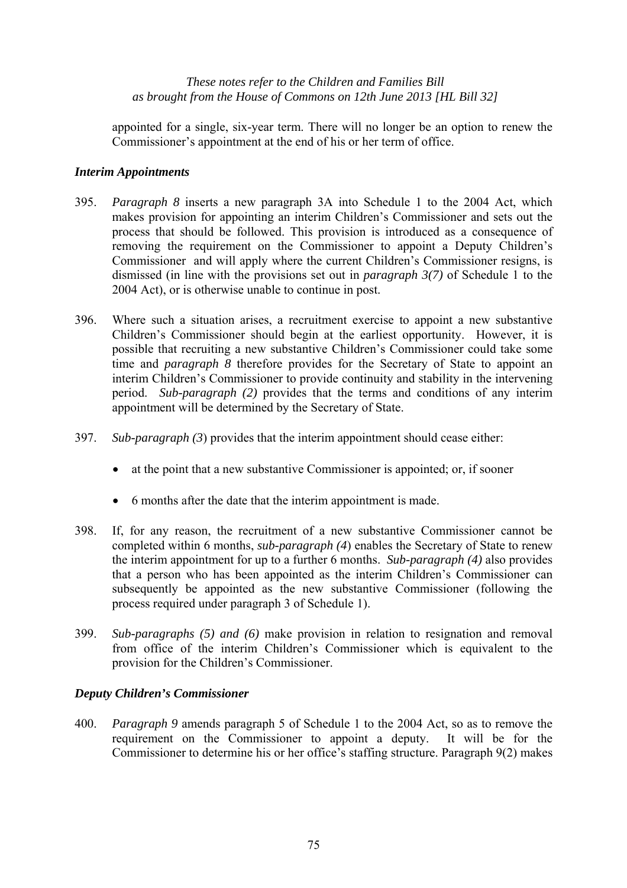appointed for a single, six-year term. There will no longer be an option to renew the Commissioner's appointment at the end of his or her term of office.

### *Interim Appointments*

395. *Paragraph 8* inserts a new paragraph 3A into Schedule 1 to the 2004 Act, which makes provision for appointing an interim Children's Commissioner and sets out the process that should be followed. This provision is introduced as a consequence of removing the requirement on the Commissioner to appoint a Deputy Children's Commissioner and will apply where the current Children's Commissioner resigns, is dismissed (in line with the provisions set out in *paragraph 3(7)* of Schedule 1 to the 2004 Act), or is otherwise unable to continue in post.

396. Where such a situation arises, a recruitment exercise to appoint a new substantive Children's Commissioner should begin at the earliest opportunity. However, it is possible that recruiting a new substantive Children's Commissioner could take some time and *paragraph 8* therefore provides for the Secretary of State to appoint an interim Children's Commissioner to provide continuity and stability in the intervening period. *Sub-paragraph (2)* provides that the terms and conditions of any interim appointment will be determined by the Secretary of State.

397. *Sub-paragraph (3*) provides that the interim appointment should cease either:

- at the point that a new substantive Commissioner is appointed; or, if sooner
- 6 months after the date that the interim appointment is made.

398. If, for any reason, the recruitment of a new substantive Commissioner cannot be completed within 6 months, *sub-paragraph (4*) enables the Secretary of State to renew the interim appointment for up to a further 6 months. *Sub-paragraph (4)* also provides that a person who has been appointed as the interim Children's Commissioner can subsequently be appointed as the new substantive Commissioner (following the process required under paragraph 3 of Schedule 1).

399. *Sub-paragraphs (5) and (6)* make provision in relation to resignation and removal from office of the interim Children's Commissioner which is equivalent to the provision for the Children's Commissioner.

### *Deputy Children's Commissioner*

400. *Paragraph 9* amends paragraph 5 of Schedule 1 to the 2004 Act, so as to remove the requirement on the Commissioner to appoint a deputy. It will be for the Commissioner to determine his or her office's staffing structure. Paragraph 9(2) makes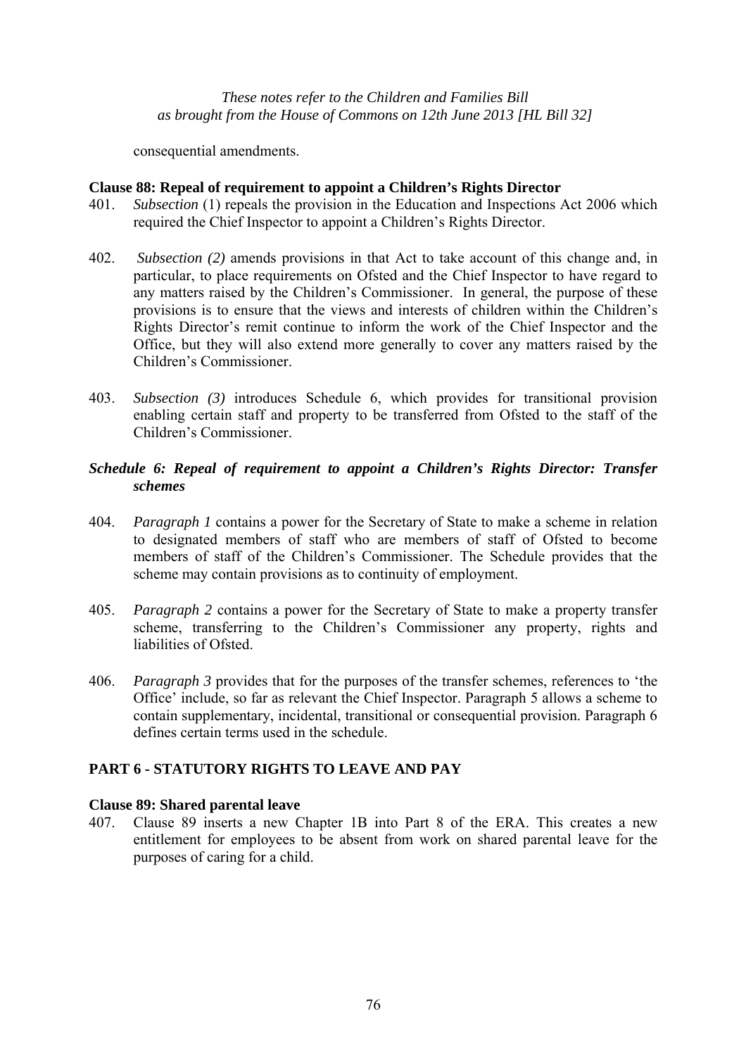consequential amendments.

**Clause 88: Repeal of requirement to appoint a Children's Rights Director**

401. *Subsection* (1) repeals the provision in the Education and Inspections Act 2006 which required the Chief Inspector to appoint a Children's Rights Director.

402. *Subsection (2)* amends provisions in that Act to take account of this change and, in particular, to place requirements on Ofsted and the Chief Inspector to have regard to any matters raised by the Children's Commissioner. In general, the purpose of these provisions is to ensure that the views and interests of children within the Children's Rights Director's remit continue to inform the work of the Chief Inspector and the Office, but they will also extend more generally to cover any matters raised by the Children's Commissioner.

403. *Subsection (3)* introduces Schedule 6, which provides for transitional provision enabling certain staff and property to be transferred from Ofsted to the staff of the Children's Commissioner.

***Schedule 6: Repeal of requirement to appoint a Children's Rights Director: Transfer schemes***

404. *Paragraph 1* contains a power for the Secretary of State to make a scheme in relation to designated members of staff who are members of staff of Ofsted to become members of staff of the Children's Commissioner. The Schedule provides that the scheme may contain provisions as to continuity of employment.

405. *Paragraph 2* contains a power for the Secretary of State to make a property transfer scheme, transferring to the Children's Commissioner any property, rights and liabilities of Ofsted.

406. *Paragraph 3* provides that for the purposes of the transfer schemes, references to 'the Office' include, so far as relevant the Chief Inspector. Paragraph 5 allows a scheme to contain supplementary, incidental, transitional or consequential provision. Paragraph 6 defines certain terms used in the schedule.

## PART 6 - STATUTORY RIGHTS TO LEAVE AND PAY

**Clause 89: Shared parental leave**

407. Clause 89 inserts a new Chapter 1B into Part 8 of the ERA. This creates a new entitlement for employees to be absent from work on shared parental leave for the purposes of caring for a child.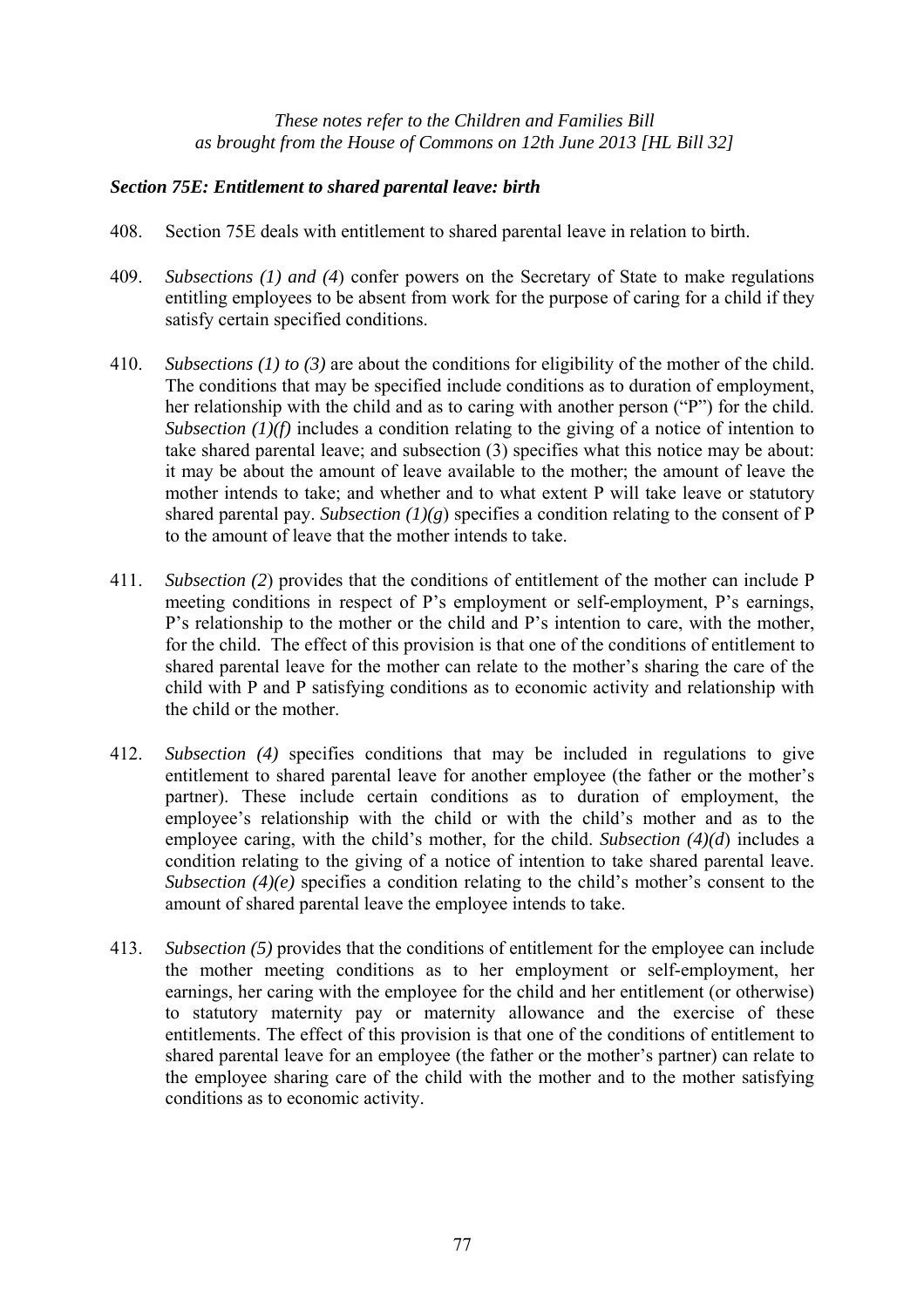*These notes refer to the Children and Families Bill as brought from the House of Commons on 12th June 2013 [HL Bill 32]*

### *Section 75E: Entitlement to shared parental leave: birth*

408. Section 75E deals with entitlement to shared parental leave in relation to birth.

409. *Subsections (1) and (4*) confer powers on the Secretary of State to make regulations entitling employees to be absent from work for the purpose of caring for a child if they satisfy certain specified conditions.

410. *Subsections (1) to (3)* are about the conditions for eligibility of the mother of the child. The conditions that may be specified include conditions as to duration of employment, her relationship with the child and as to caring with another person ("P") for the child. *Subsection (1)(f)* includes a condition relating to the giving of a notice of intention to take shared parental leave; and subsection (3) specifies what this notice may be about: it may be about the amount of leave available to the mother; the amount of leave the mother intends to take; and whether and to what extent P will take leave or statutory shared parental pay. *Subsection (1)(g*) specifies a condition relating to the consent of P to the amount of leave that the mother intends to take.

411. *Subsection (2*) provides that the conditions of entitlement of the mother can include P meeting conditions in respect of P's employment or self-employment, P's earnings, P's relationship to the mother or the child and P's intention to care, with the mother, for the child. The effect of this provision is that one of the conditions of entitlement to shared parental leave for the mother can relate to the mother's sharing the care of the child with P and P satisfying conditions as to economic activity and relationship with the child or the mother.

412. *Subsection (4)* specifies conditions that may be included in regulations to give entitlement to shared parental leave for another employee (the father or the mother's partner). These include certain conditions as to duration of employment, the employee's relationship with the child or with the child's mother and as to the employee caring, with the child's mother, for the child. *Subsection (4)(d*) includes a condition relating to the giving of a notice of intention to take shared parental leave. *Subsection (4)(e)* specifies a condition relating to the child's mother's consent to the amount of shared parental leave the employee intends to take.

413. *Subsection (5)* provides that the conditions of entitlement for the employee can include the mother meeting conditions as to her employment or self-employment, her earnings, her caring with the employee for the child and her entitlement (or otherwise) to statutory maternity pay or maternity allowance and the exercise of these entitlements. The effect of this provision is that one of the conditions of entitlement to shared parental leave for an employee (the father or the mother's partner) can relate to the employee sharing care of the child with the mother and to the mother satisfying conditions as to economic activity.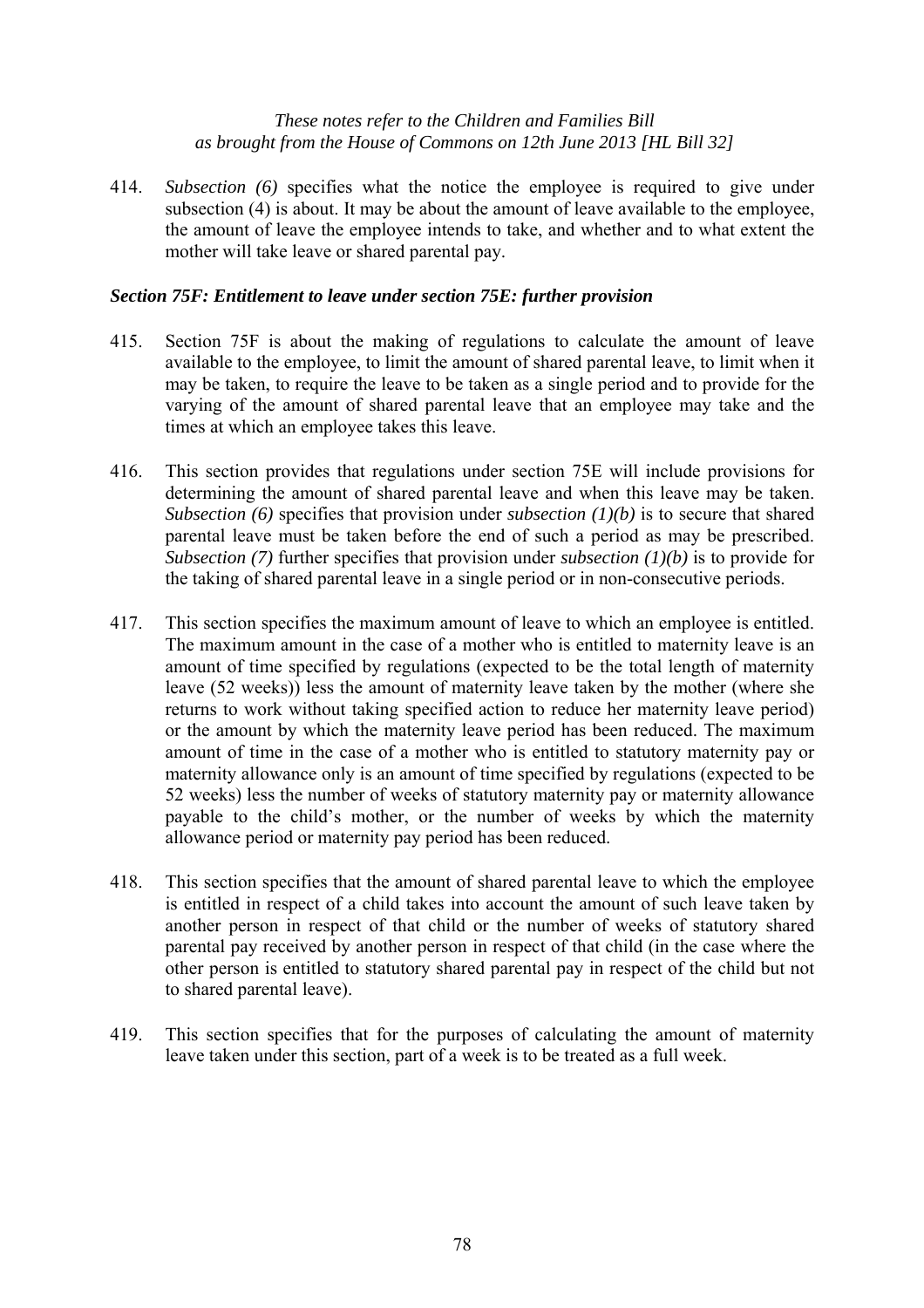414. *Subsection (6)* specifies what the notice the employee is required to give under subsection (4) is about. It may be about the amount of leave available to the employee, the amount of leave the employee intends to take, and whether and to what extent the mother will take leave or shared parental pay.

### *Section 75F: Entitlement to leave under section 75E: further provision*

415. Section 75F is about the making of regulations to calculate the amount of leave available to the employee, to limit the amount of shared parental leave, to limit when it may be taken, to require the leave to be taken as a single period and to provide for the varying of the amount of shared parental leave that an employee may take and the times at which an employee takes this leave.

416. This section provides that regulations under section 75E will include provisions for determining the amount of shared parental leave and when this leave may be taken. *Subsection (6)* specifies that provision under *subsection (1)(b)* is to secure that shared parental leave must be taken before the end of such a period as may be prescribed. *Subsection (7)* further specifies that provision under *subsection (1)(b)* is to provide for the taking of shared parental leave in a single period or in non-consecutive periods.

417. This section specifies the maximum amount of leave to which an employee is entitled. The maximum amount in the case of a mother who is entitled to maternity leave is an amount of time specified by regulations (expected to be the total length of maternity leave (52 weeks)) less the amount of maternity leave taken by the mother (where she returns to work without taking specified action to reduce her maternity leave period) or the amount by which the maternity leave period has been reduced. The maximum amount of time in the case of a mother who is entitled to statutory maternity pay or maternity allowance only is an amount of time specified by regulations (expected to be 52 weeks) less the number of weeks of statutory maternity pay or maternity allowance payable to the child's mother, or the number of weeks by which the maternity allowance period or maternity pay period has been reduced.

418. This section specifies that the amount of shared parental leave to which the employee is entitled in respect of a child takes into account the amount of such leave taken by another person in respect of that child or the number of weeks of statutory shared parental pay received by another person in respect of that child (in the case where the other person is entitled to statutory shared parental pay in respect of the child but not to shared parental leave).

419. This section specifies that for the purposes of calculating the amount of maternity leave taken under this section, part of a week is to be treated as a full week.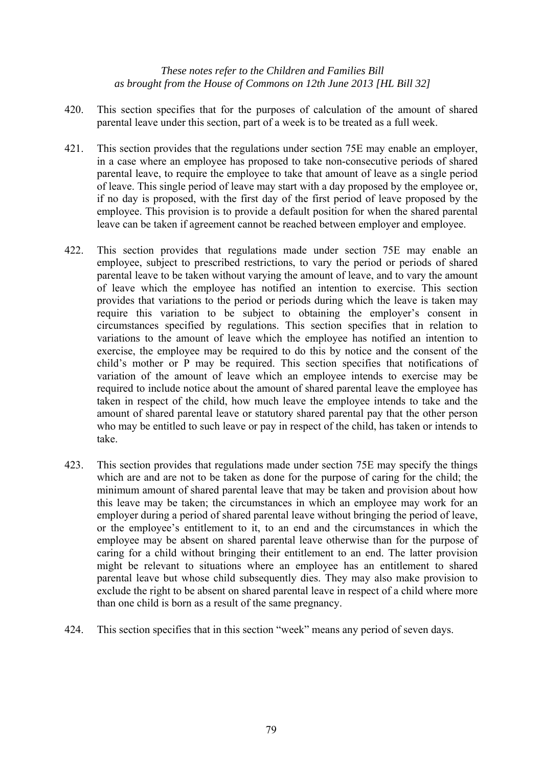*These notes refer to the Children and Families Bill as brought from the House of Commons on 12th June 2013 [HL Bill 32]*

420. This section specifies that for the purposes of calculation of the amount of shared parental leave under this section, part of a week is to be treated as a full week.

421. This section provides that the regulations under section 75E may enable an employer, in a case where an employee has proposed to take non-consecutive periods of shared parental leave, to require the employee to take that amount of leave as a single period of leave. This single period of leave may start with a day proposed by the employee or, if no day is proposed, with the first day of the first period of leave proposed by the employee. This provision is to provide a default position for when the shared parental leave can be taken if agreement cannot be reached between employer and employee.

422. This section provides that regulations made under section 75E may enable an employee, subject to prescribed restrictions, to vary the period or periods of shared parental leave to be taken without varying the amount of leave, and to vary the amount of leave which the employee has notified an intention to exercise. This section provides that variations to the period or periods during which the leave is taken may require this variation to be subject to obtaining the employer's consent in circumstances specified by regulations. This section specifies that in relation to variations to the amount of leave which the employee has notified an intention to exercise, the employee may be required to do this by notice and the consent of the child's mother or P may be required. This section specifies that notifications of variation of the amount of leave which an employee intends to exercise may be required to include notice about the amount of shared parental leave the employee has taken in respect of the child, how much leave the employee intends to take and the amount of shared parental leave or statutory shared parental pay that the other person who may be entitled to such leave or pay in respect of the child, has taken or intends to take.

423. This section provides that regulations made under section 75E may specify the things which are and are not to be taken as done for the purpose of caring for the child; the minimum amount of shared parental leave that may be taken and provision about how this leave may be taken; the circumstances in which an employee may work for an employer during a period of shared parental leave without bringing the period of leave, or the employee's entitlement to it, to an end and the circumstances in which the employee may be absent on shared parental leave otherwise than for the purpose of caring for a child without bringing their entitlement to an end. The latter provision might be relevant to situations where an employee has an entitlement to shared parental leave but whose child subsequently dies. They may also make provision to exclude the right to be absent on shared parental leave in respect of a child where more than one child is born as a result of the same pregnancy.

424. This section specifies that in this section "week" means any period of seven days.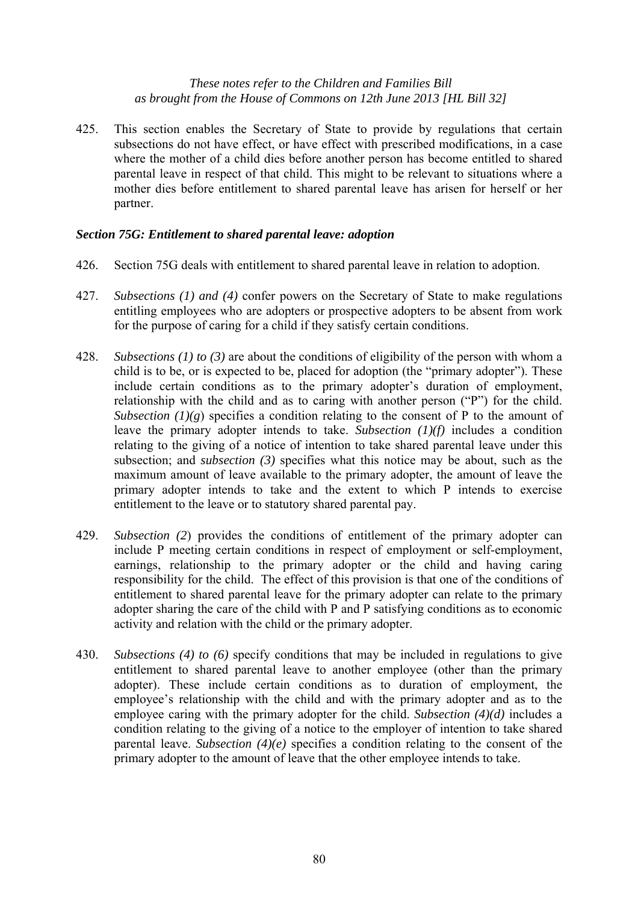*These notes refer to the Children and Families Bill as brought from the House of Commons on 12th June 2013 [HL Bill 32]*

425. This section enables the Secretary of State to provide by regulations that certain subsections do not have effect, or have effect with prescribed modifications, in a case where the mother of a child dies before another person has become entitled to shared parental leave in respect of that child. This might to be relevant to situations where a mother dies before entitlement to shared parental leave has arisen for herself or her partner.

### *Section 75G: Entitlement to shared parental leave: adoption*

426. Section 75G deals with entitlement to shared parental leave in relation to adoption.

427. *Subsections (1) and (4)* confer powers on the Secretary of State to make regulations entitling employees who are adopters or prospective adopters to be absent from work for the purpose of caring for a child if they satisfy certain conditions.

428. *Subsections (1) to (3)* are about the conditions of eligibility of the person with whom a child is to be, or is expected to be, placed for adoption (the "primary adopter"). These include certain conditions as to the primary adopter's duration of employment, relationship with the child and as to caring with another person ("P") for the child. *Subsection (1)(g)* specifies a condition relating to the consent of P to the amount of leave the primary adopter intends to take. *Subsection (1)(f)* includes a condition relating to the giving of a notice of intention to take shared parental leave under this subsection; and *subsection (3)* specifies what this notice may be about, such as the maximum amount of leave available to the primary adopter, the amount of leave the primary adopter intends to take and the extent to which P intends to exercise entitlement to the leave or to statutory shared parental pay.

429. *Subsection (2)* provides the conditions of entitlement of the primary adopter can include P meeting certain conditions in respect of employment or self-employment, earnings, relationship to the primary adopter or the child and having caring responsibility for the child. The effect of this provision is that one of the conditions of entitlement to shared parental leave for the primary adopter can relate to the primary adopter sharing the care of the child with P and P satisfying conditions as to economic activity and relation with the child or the primary adopter.

430. *Subsections (4) to (6)* specify conditions that may be included in regulations to give entitlement to shared parental leave to another employee (other than the primary adopter). These include certain conditions as to duration of employment, the employee's relationship with the child and with the primary adopter and as to the employee caring with the primary adopter for the child. *Subsection (4)(d)* includes a condition relating to the giving of a notice to the employer of intention to take shared parental leave. *Subsection (4)(e)* specifies a condition relating to the consent of the primary adopter to the amount of leave that the other employee intends to take.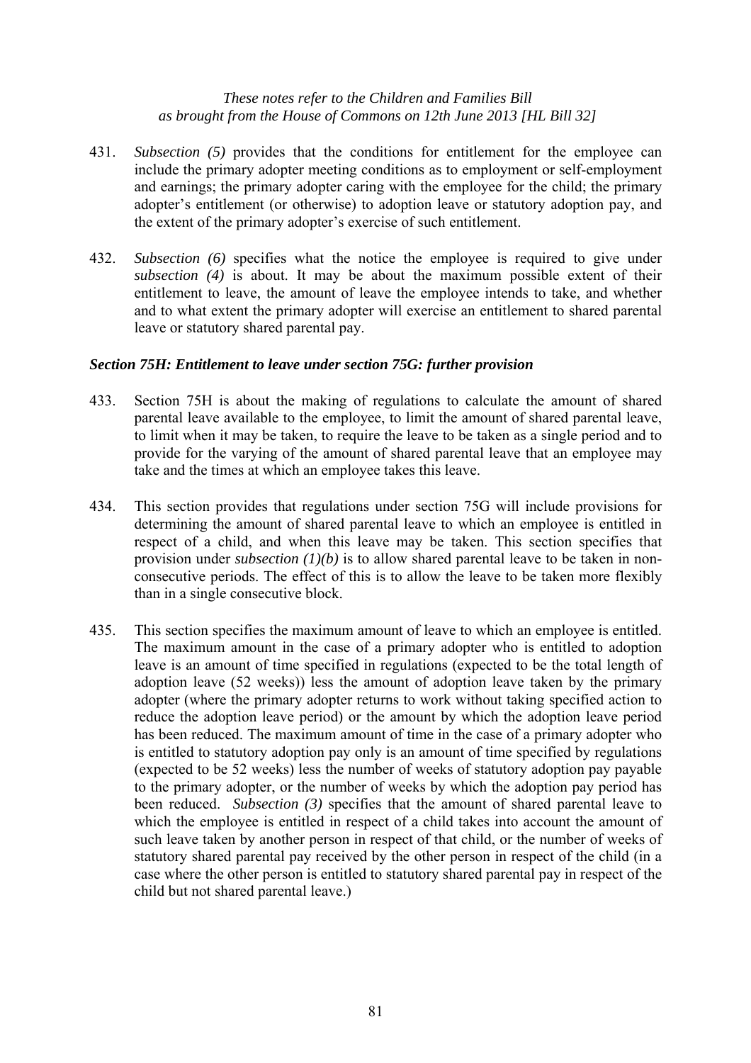431. *Subsection (5)* provides that the conditions for entitlement for the employee can include the primary adopter meeting conditions as to employment or self-employment and earnings; the primary adopter caring with the employee for the child; the primary adopter's entitlement (or otherwise) to adoption leave or statutory adoption pay, and the extent of the primary adopter's exercise of such entitlement.

432. *Subsection (6)* specifies what the notice the employee is required to give under *subsection (4)* is about. It may be about the maximum possible extent of their entitlement to leave, the amount of leave the employee intends to take, and whether and to what extent the primary adopter will exercise an entitlement to shared parental leave or statutory shared parental pay.

### *Section 75H: Entitlement to leave under section 75G: further provision*

433. Section 75H is about the making of regulations to calculate the amount of shared parental leave available to the employee, to limit the amount of shared parental leave, to limit when it may be taken, to require the leave to be taken as a single period and to provide for the varying of the amount of shared parental leave that an employee may take and the times at which an employee takes this leave.

434. This section provides that regulations under section 75G will include provisions for determining the amount of shared parental leave to which an employee is entitled in respect of a child, and when this leave may be taken. This section specifies that provision under *subsection (1)(b)* is to allow shared parental leave to be taken in non-consecutive periods. The effect of this is to allow the leave to be taken more flexibly than in a single consecutive block.

435. This section specifies the maximum amount of leave to which an employee is entitled. The maximum amount in the case of a primary adopter who is entitled to adoption leave is an amount of time specified in regulations (expected to be the total length of adoption leave (52 weeks)) less the amount of adoption leave taken by the primary adopter (where the primary adopter returns to work without taking specified action to reduce the adoption leave period) or the amount by which the adoption leave period has been reduced. The maximum amount of time in the case of a primary adopter who is entitled to statutory adoption pay only is an amount of time specified by regulations (expected to be 52 weeks) less the number of weeks of statutory adoption pay payable to the primary adopter, or the number of weeks by which the adoption pay period has been reduced. *Subsection (3)* specifies that the amount of shared parental leave to which the employee is entitled in respect of a child takes into account the amount of such leave taken by another person in respect of that child, or the number of weeks of statutory shared parental pay received by the other person in respect of the child (in a case where the other person is entitled to statutory shared parental pay in respect of the child but not shared parental leave.)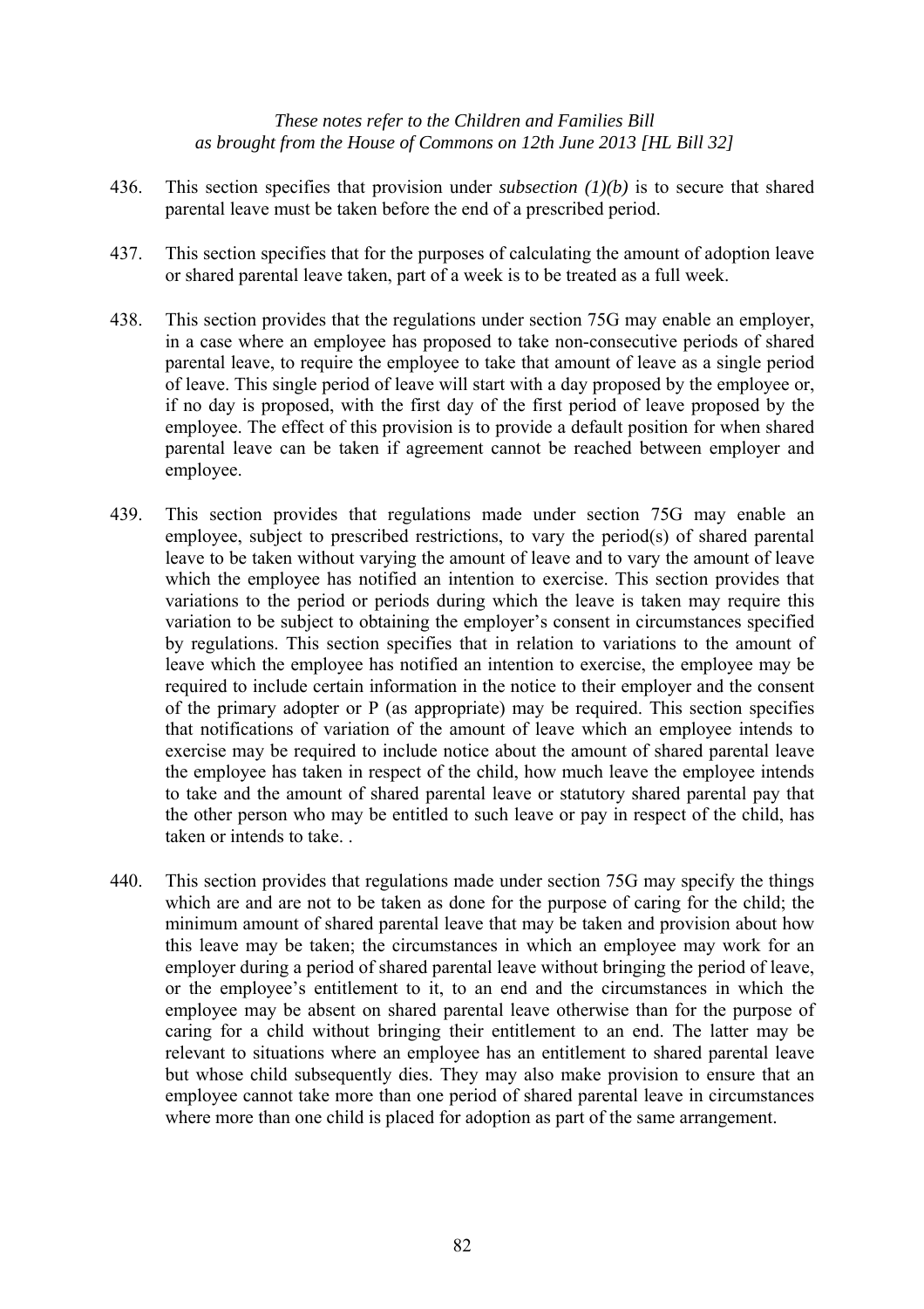436. This section specifies that provision under *subsection (1)(b)* is to secure that shared parental leave must be taken before the end of a prescribed period.

437. This section specifies that for the purposes of calculating the amount of adoption leave or shared parental leave taken, part of a week is to be treated as a full week.

438. This section provides that the regulations under section 75G may enable an employer, in a case where an employee has proposed to take non-consecutive periods of shared parental leave, to require the employee to take that amount of leave as a single period of leave. This single period of leave will start with a day proposed by the employee or, if no day is proposed, with the first day of the first period of leave proposed by the employee. The effect of this provision is to provide a default position for when shared parental leave can be taken if agreement cannot be reached between employer and employee.

439. This section provides that regulations made under section 75G may enable an employee, subject to prescribed restrictions, to vary the period(s) of shared parental leave to be taken without varying the amount of leave and to vary the amount of leave which the employee has notified an intention to exercise. This section provides that variations to the period or periods during which the leave is taken may require this variation to be subject to obtaining the employer's consent in circumstances specified by regulations. This section specifies that in relation to variations to the amount of leave which the employee has notified an intention to exercise, the employee may be required to include certain information in the notice to their employer and the consent of the primary adopter or P (as appropriate) may be required. This section specifies that notifications of variation of the amount of leave which an employee intends to exercise may be required to include notice about the amount of shared parental leave the employee has taken in respect of the child, how much leave the employee intends to take and the amount of shared parental leave or statutory shared parental pay that the other person who may be entitled to such leave or pay in respect of the child, has taken or intends to take. .

440. This section provides that regulations made under section 75G may specify the things which are and are not to be taken as done for the purpose of caring for the child; the minimum amount of shared parental leave that may be taken and provision about how this leave may be taken; the circumstances in which an employee may work for an employer during a period of shared parental leave without bringing the period of leave, or the employee's entitlement to it, to an end and the circumstances in which the employee may be absent on shared parental leave otherwise than for the purpose of caring for a child without bringing their entitlement to an end. The latter may be relevant to situations where an employee has an entitlement to shared parental leave but whose child subsequently dies. They may also make provision to ensure that an employee cannot take more than one period of shared parental leave in circumstances where more than one child is placed for adoption as part of the same arrangement.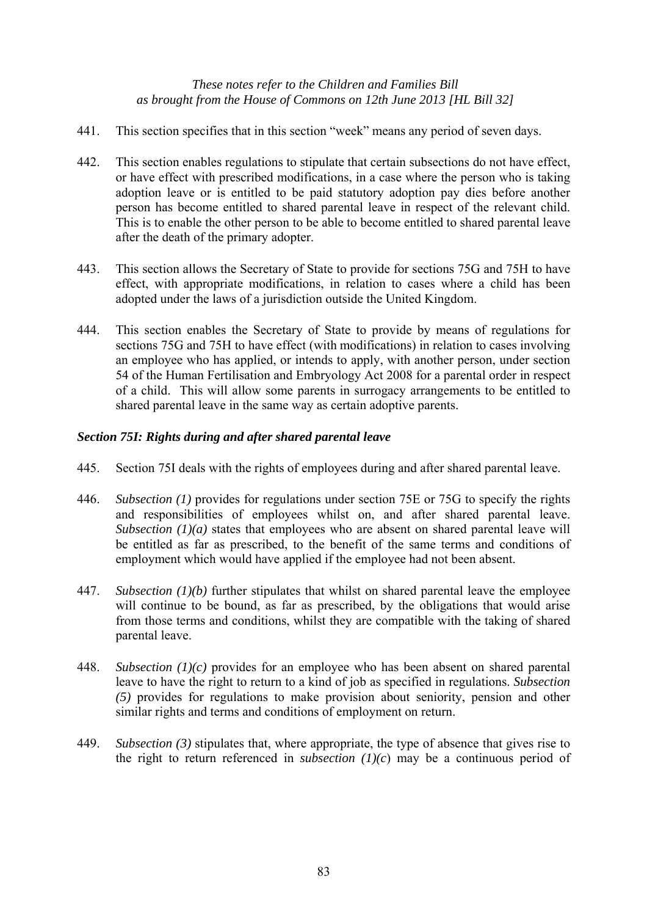441. This section specifies that in this section "week" means any period of seven days.

442. This section enables regulations to stipulate that certain subsections do not have effect, or have effect with prescribed modifications, in a case where the person who is taking adoption leave or is entitled to be paid statutory adoption pay dies before another person has become entitled to shared parental leave in respect of the relevant child. This is to enable the other person to be able to become entitled to shared parental leave after the death of the primary adopter.

443. This section allows the Secretary of State to provide for sections 75G and 75H to have effect, with appropriate modifications, in relation to cases where a child has been adopted under the laws of a jurisdiction outside the United Kingdom.

444. This section enables the Secretary of State to provide by means of regulations for sections 75G and 75H to have effect (with modifications) in relation to cases involving an employee who has applied, or intends to apply, with another person, under section 54 of the Human Fertilisation and Embryology Act 2008 for a parental order in respect of a child. This will allow some parents in surrogacy arrangements to be entitled to shared parental leave in the same way as certain adoptive parents.

### *Section 75I: Rights during and after shared parental leave*

445. Section 75I deals with the rights of employees during and after shared parental leave.

446. *Subsection (1)* provides for regulations under section 75E or 75G to specify the rights and responsibilities of employees whilst on, and after shared parental leave. *Subsection (1)(a)* states that employees who are absent on shared parental leave will be entitled as far as prescribed, to the benefit of the same terms and conditions of employment which would have applied if the employee had not been absent.

447. *Subsection (1)(b)* further stipulates that whilst on shared parental leave the employee will continue to be bound, as far as prescribed, by the obligations that would arise from those terms and conditions, whilst they are compatible with the taking of shared parental leave.

448. *Subsection (1)(c)* provides for an employee who has been absent on shared parental leave to have the right to return to a kind of job as specified in regulations. *Subsection (5)* provides for regulations to make provision about seniority, pension and other similar rights and terms and conditions of employment on return.

449. *Subsection (3)* stipulates that, where appropriate, the type of absence that gives rise to the right to return referenced in *subsection (1)(c)* may be a continuous period of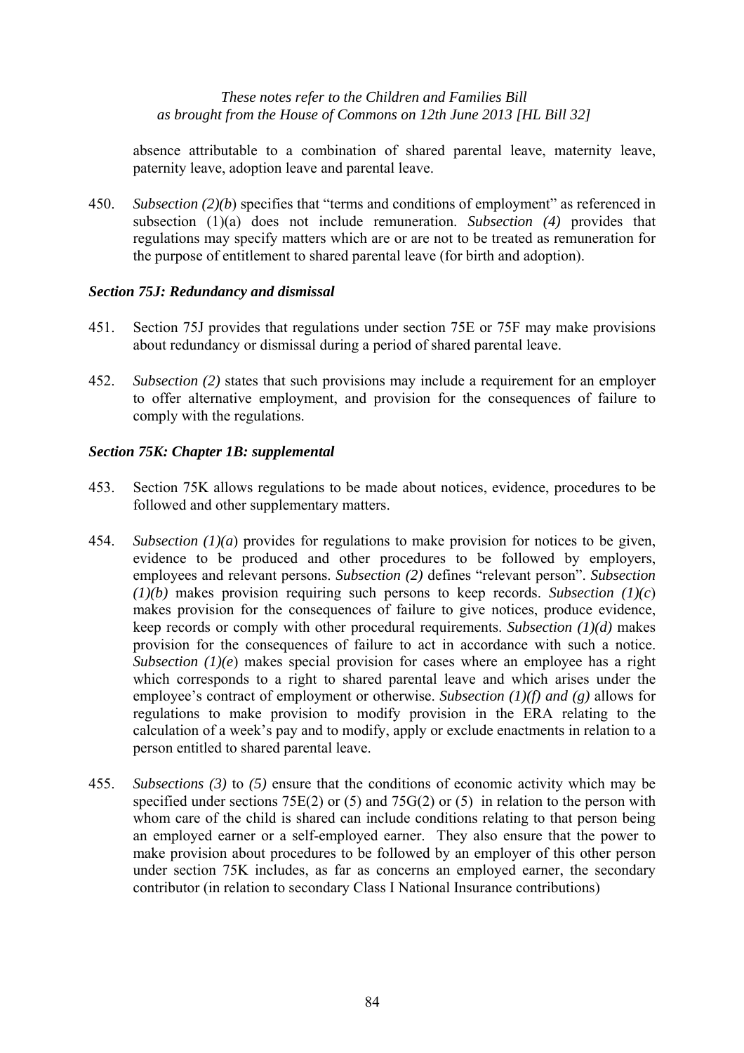absence attributable to a combination of shared parental leave, maternity leave, paternity leave, adoption leave and parental leave.

450. *Subsection (2)(b*) specifies that "terms and conditions of employment" as referenced in subsection (1)(a) does not include remuneration. *Subsection (4)* provides that regulations may specify matters which are or are not to be treated as remuneration for the purpose of entitlement to shared parental leave (for birth and adoption).

### *Section 75J: Redundancy and dismissal*

451. Section 75J provides that regulations under section 75E or 75F may make provisions about redundancy or dismissal during a period of shared parental leave.

452. *Subsection (2)* states that such provisions may include a requirement for an employer to offer alternative employment, and provision for the consequences of failure to comply with the regulations.

### *Section 75K: Chapter 1B: supplemental*

453. Section 75K allows regulations to be made about notices, evidence, procedures to be followed and other supplementary matters.

454. *Subsection (1)(a*) provides for regulations to make provision for notices to be given, evidence to be produced and other procedures to be followed by employers, employees and relevant persons. *Subsection (2)* defines "relevant person". *Subsection (1)(b)* makes provision requiring such persons to keep records. *Subsection (1)(c*) makes provision for the consequences of failure to give notices, produce evidence, keep records or comply with other procedural requirements. *Subsection (1)(d)* makes provision for the consequences of failure to act in accordance with such a notice. *Subsection (1)(e*) makes special provision for cases where an employee has a right which corresponds to a right to shared parental leave and which arises under the employee's contract of employment or otherwise. *Subsection (1)(f) and (g)* allows for regulations to make provision to modify provision in the ERA relating to the calculation of a week's pay and to modify, apply or exclude enactments in relation to a person entitled to shared parental leave.

455. *Subsections (3)* to *(5)* ensure that the conditions of economic activity which may be specified under sections 75E(2) or (5) and 75G(2) or (5) in relation to the person with whom care of the child is shared can include conditions relating to that person being an employed earner or a self-employed earner. They also ensure that the power to make provision about procedures to be followed by an employer of this other person under section 75K includes, as far as concerns an employed earner, the secondary contributor (in relation to secondary Class I National Insurance contributions)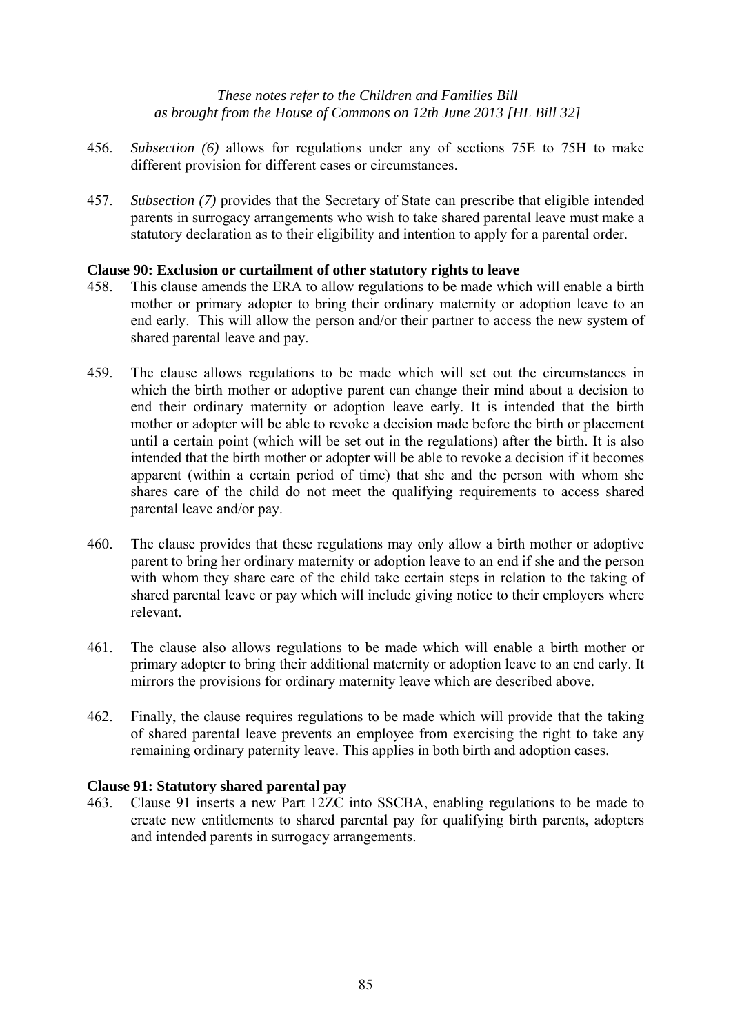456. *Subsection (6)* allows for regulations under any of sections 75E to 75H to make different provision for different cases or circumstances.

457. *Subsection (7)* provides that the Secretary of State can prescribe that eligible intended parents in surrogacy arrangements who wish to take shared parental leave must make a statutory declaration as to their eligibility and intention to apply for a parental order.

**Clause 90: Exclusion or curtailment of other statutory rights to leave**

458. This clause amends the ERA to allow regulations to be made which will enable a birth mother or primary adopter to bring their ordinary maternity or adoption leave to an end early. This will allow the person and/or their partner to access the new system of shared parental leave and pay.

459. The clause allows regulations to be made which will set out the circumstances in which the birth mother or adoptive parent can change their mind about a decision to end their ordinary maternity or adoption leave early. It is intended that the birth mother or adopter will be able to revoke a decision made before the birth or placement until a certain point (which will be set out in the regulations) after the birth. It is also intended that the birth mother or adopter will be able to revoke a decision if it becomes apparent (within a certain period of time) that she and the person with whom she shares care of the child do not meet the qualifying requirements to access shared parental leave and/or pay.

460. The clause provides that these regulations may only allow a birth mother or adoptive parent to bring her ordinary maternity or adoption leave to an end if she and the person with whom they share care of the child take certain steps in relation to the taking of shared parental leave or pay which will include giving notice to their employers where relevant.

461. The clause also allows regulations to be made which will enable a birth mother or primary adopter to bring their additional maternity or adoption leave to an end early. It mirrors the provisions for ordinary maternity leave which are described above.

462. Finally, the clause requires regulations to be made which will provide that the taking of shared parental leave prevents an employee from exercising the right to take any remaining ordinary paternity leave. This applies in both birth and adoption cases.

**Clause 91: Statutory shared parental pay**

463. Clause 91 inserts a new Part 12ZC into SSCBA, enabling regulations to be made to create new entitlements to shared parental pay for qualifying birth parents, adopters and intended parents in surrogacy arrangements.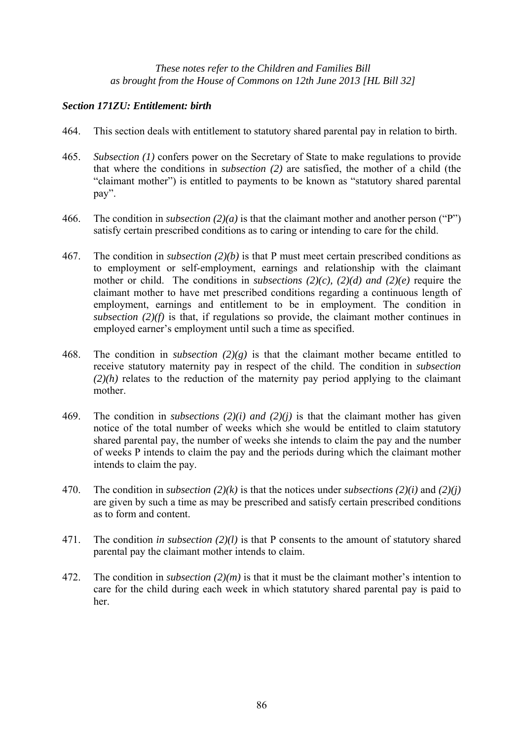*These notes refer to the Children and Families Bill as brought from the House of Commons on 12th June 2013 [HL Bill 32]*

### *Section 171ZU: Entitlement: birth*

464. This section deals with entitlement to statutory shared parental pay in relation to birth.

465. *Subsection (1)* confers power on the Secretary of State to make regulations to provide that where the conditions in *subsection (2)* are satisfied, the mother of a child (the "claimant mother") is entitled to payments to be known as "statutory shared parental pay".

466. The condition in *subsection (2)(a)* is that the claimant mother and another person ("P") satisfy certain prescribed conditions as to caring or intending to care for the child.

467. The condition in *subsection (2)(b)* is that P must meet certain prescribed conditions as to employment or self-employment, earnings and relationship with the claimant mother or child. The conditions in *subsections (2)(c), (2)(d) and (2)(e)* require the claimant mother to have met prescribed conditions regarding a continuous length of employment, earnings and entitlement to be in employment. The condition in *subsection (2)(f)* is that, if regulations so provide, the claimant mother continues in employed earner's employment until such a time as specified.

468. The condition in *subsection (2)(g)* is that the claimant mother became entitled to receive statutory maternity pay in respect of the child. The condition in *subsection (2)(h)* relates to the reduction of the maternity pay period applying to the claimant mother.

469. The condition in *subsections (2)(i) and (2)(j)* is that the claimant mother has given notice of the total number of weeks which she would be entitled to claim statutory shared parental pay, the number of weeks she intends to claim the pay and the number of weeks P intends to claim the pay and the periods during which the claimant mother intends to claim the pay.

470. The condition in *subsection (2)(k)* is that the notices under *subsections (2)(i)* and *(2)(j)* are given by such a time as may be prescribed and satisfy certain prescribed conditions as to form and content.

471. The condition *in subsection (2)(l)* is that P consents to the amount of statutory shared parental pay the claimant mother intends to claim.

472. The condition in *subsection (2)(m)* is that it must be the claimant mother's intention to care for the child during each week in which statutory shared parental pay is paid to her.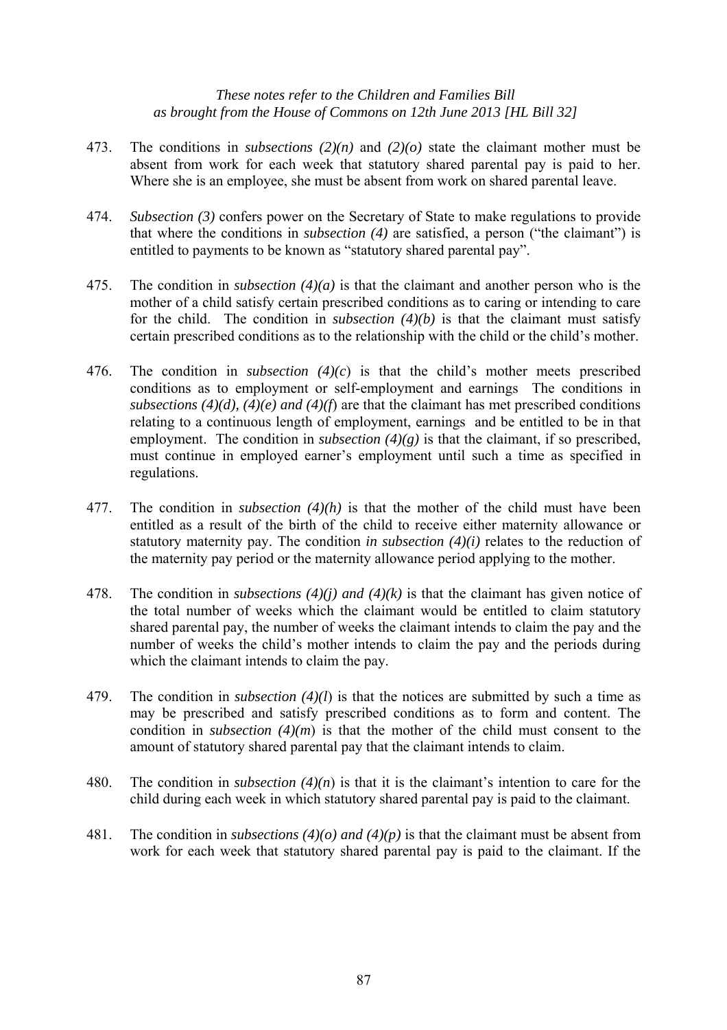473. The conditions in *subsections (2)(n)* and *(2)(o)* state the claimant mother must be absent from work for each week that statutory shared parental pay is paid to her. Where she is an employee, she must be absent from work on shared parental leave.

474. *Subsection (3)* confers power on the Secretary of State to make regulations to provide that where the conditions in *subsection (4)* are satisfied, a person ("the claimant") is entitled to payments to be known as "statutory shared parental pay".

475. The condition in *subsection (4)(a)* is that the claimant and another person who is the mother of a child satisfy certain prescribed conditions as to caring or intending to care for the child. The condition in *subsection (4)(b)* is that the claimant must satisfy certain prescribed conditions as to the relationship with the child or the child's mother.

476. The condition in *subsection (4)(c*) is that the child's mother meets prescribed conditions as to employment or self-employment and earnings The conditions in *subsections (4)(d), (4)(e) and (4)(f*) are that the claimant has met prescribed conditions relating to a continuous length of employment, earnings and be entitled to be in that employment. The condition in *subsection (4)(g)* is that the claimant, if so prescribed, must continue in employed earner's employment until such a time as specified in regulations.

477. The condition in *subsection (4)(h)* is that the mother of the child must have been entitled as a result of the birth of the child to receive either maternity allowance or statutory maternity pay. The condition *in subsection (4)(i)* relates to the reduction of the maternity pay period or the maternity allowance period applying to the mother.

478. The condition in *subsections (4)(j) and (4)(k)* is that the claimant has given notice of the total number of weeks which the claimant would be entitled to claim statutory shared parental pay, the number of weeks the claimant intends to claim the pay and the number of weeks the child's mother intends to claim the pay and the periods during which the claimant intends to claim the pay.

479. The condition in *subsection (4)(l*) is that the notices are submitted by such a time as may be prescribed and satisfy prescribed conditions as to form and content. The condition in *subsection (4)(m*) is that the mother of the child must consent to the amount of statutory shared parental pay that the claimant intends to claim.

480. The condition in *subsection (4)(n*) is that it is the claimant's intention to care for the child during each week in which statutory shared parental pay is paid to the claimant.

481. The condition in *subsections (4)(o) and (4)(p)* is that the claimant must be absent from work for each week that statutory shared parental pay is paid to the claimant. If the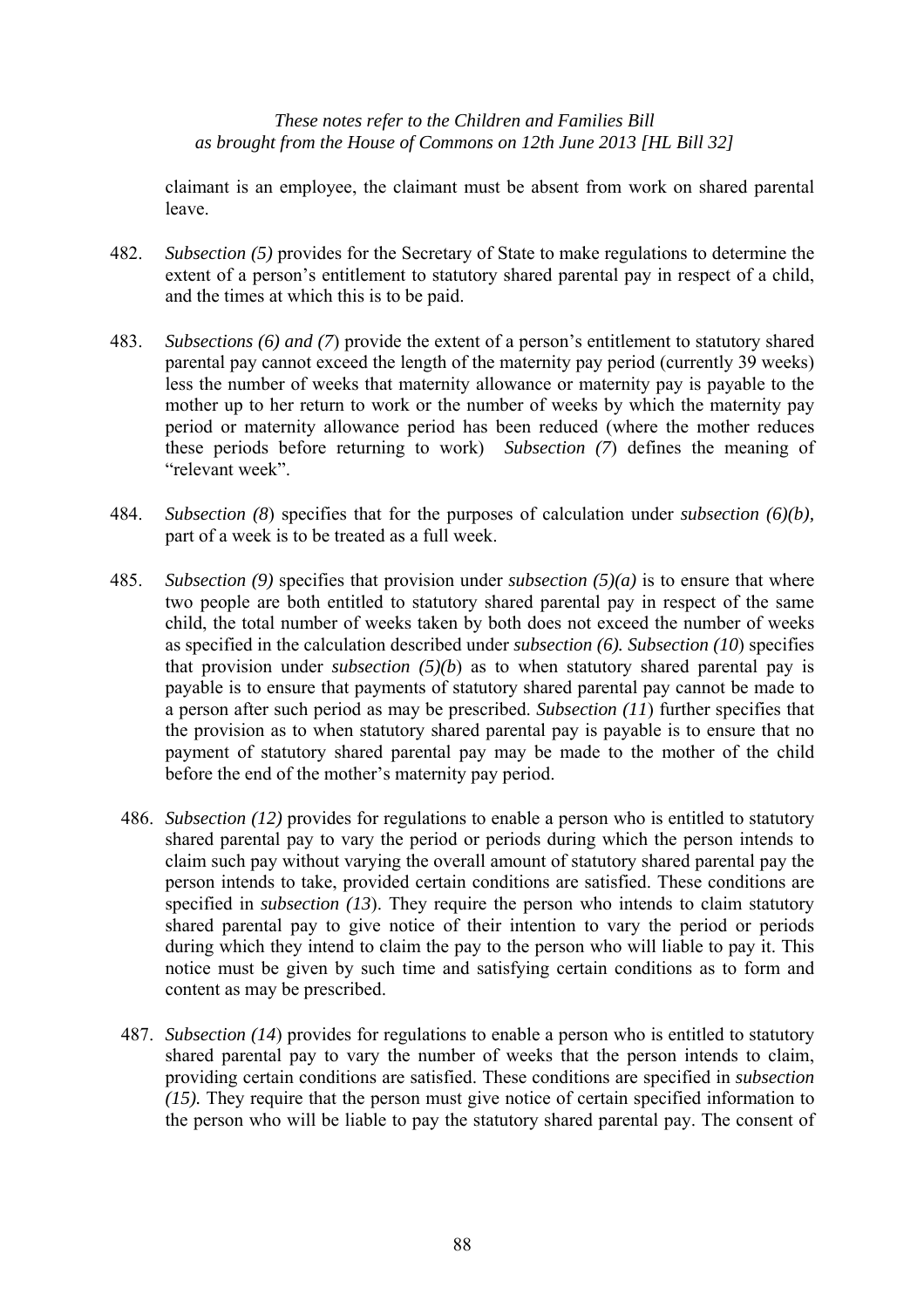claimant is an employee, the claimant must be absent from work on shared parental leave.

482. *Subsection (5)* provides for the Secretary of State to make regulations to determine the extent of a person's entitlement to statutory shared parental pay in respect of a child, and the times at which this is to be paid.

483. *Subsections (6) and (7*) provide the extent of a person's entitlement to statutory shared parental pay cannot exceed the length of the maternity pay period (currently 39 weeks) less the number of weeks that maternity allowance or maternity pay is payable to the mother up to her return to work or the number of weeks by which the maternity pay period or maternity allowance period has been reduced (where the mother reduces these periods before returning to work) *Subsection (7*) defines the meaning of "relevant week".

484. *Subsection (8*) specifies that for the purposes of calculation under *subsection (6)(b)*, part of a week is to be treated as a full week.

485. *Subsection (9)* specifies that provision under *subsection (5)(a)* is to ensure that where two people are both entitled to statutory shared parental pay in respect of the same child, the total number of weeks taken by both does not exceed the number of weeks as specified in the calculation described under *subsection (6). Subsection (10*) specifies that provision under *subsection (5)(b*) as to when statutory shared parental pay is payable is to ensure that payments of statutory shared parental pay cannot be made to a person after such period as may be prescribed. *Subsection (11*) further specifies that the provision as to when statutory shared parental pay is payable is to ensure that no payment of statutory shared parental pay may be made to the mother of the child before the end of the mother's maternity pay period.

486. *Subsection (12)* provides for regulations to enable a person who is entitled to statutory shared parental pay to vary the period or periods during which the person intends to claim such pay without varying the overall amount of statutory shared parental pay the person intends to take, provided certain conditions are satisfied. These conditions are specified in *subsection (13*). They require the person who intends to claim statutory shared parental pay to give notice of their intention to vary the period or periods during which they intend to claim the pay to the person who will liable to pay it. This notice must be given by such time and satisfying certain conditions as to form and content as may be prescribed.

487. *Subsection (14*) provides for regulations to enable a person who is entitled to statutory shared parental pay to vary the number of weeks that the person intends to claim, providing certain conditions are satisfied. These conditions are specified in *subsection (15).* They require that the person must give notice of certain specified information to the person who will be liable to pay the statutory shared parental pay. The consent of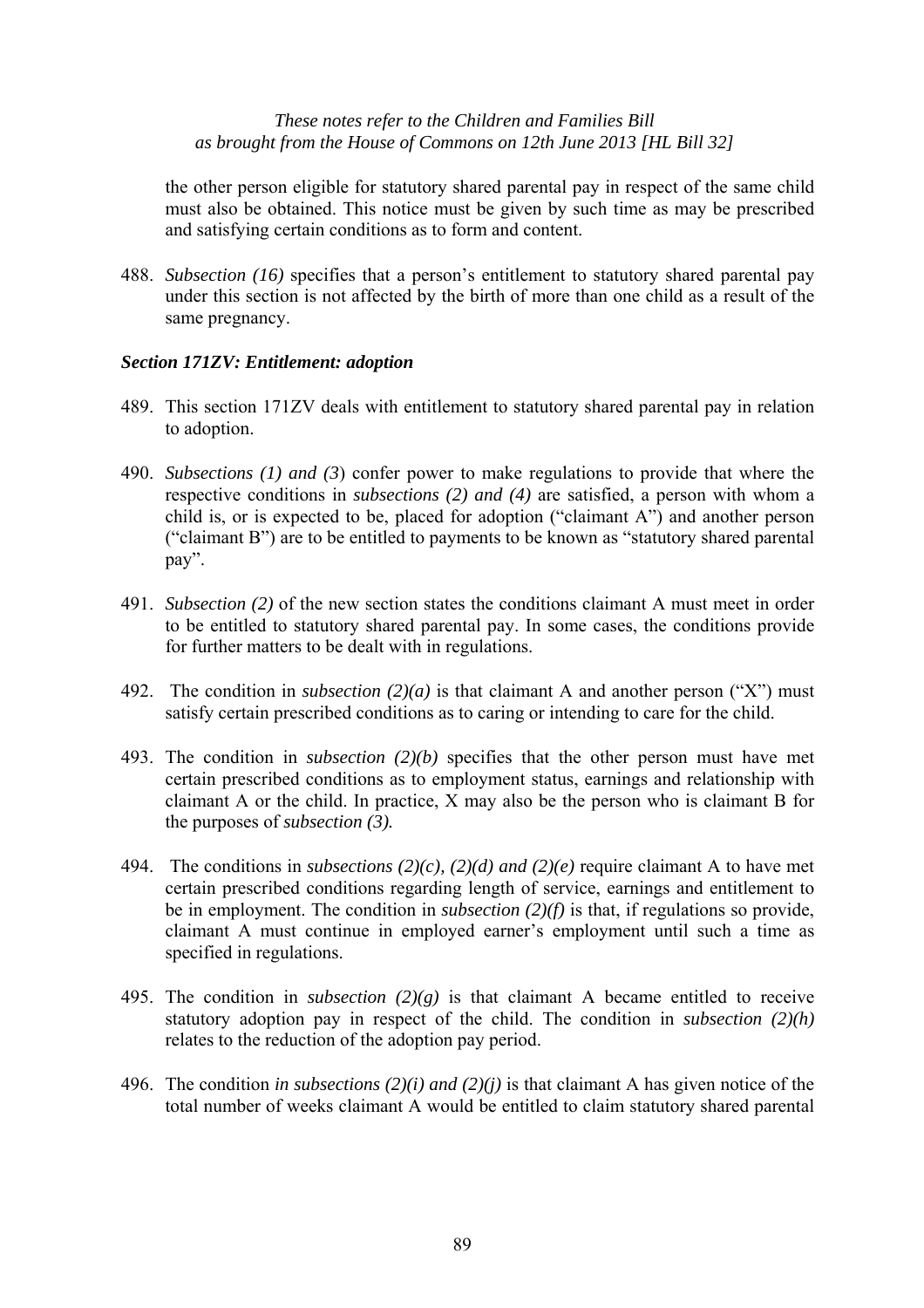the other person eligible for statutory shared parental pay in respect of the same child must also be obtained. This notice must be given by such time as may be prescribed and satisfying certain conditions as to form and content.

488. *Subsection (16)* specifies that a person's entitlement to statutory shared parental pay under this section is not affected by the birth of more than one child as a result of the same pregnancy.

***Section 171ZV: Entitlement: adoption***

489. This section 171ZV deals with entitlement to statutory shared parental pay in relation to adoption.

490. *Subsections (1) and (3*) confer power to make regulations to provide that where the respective conditions in *subsections (2) and (4)* are satisfied, a person with whom a child is, or is expected to be, placed for adoption ("claimant A") and another person ("claimant B") are to be entitled to payments to be known as "statutory shared parental pay".

491. *Subsection (2)* of the new section states the conditions claimant A must meet in order to be entitled to statutory shared parental pay. In some cases, the conditions provide for further matters to be dealt with in regulations.

492. The condition in *subsection (2)(a)* is that claimant A and another person ("X") must satisfy certain prescribed conditions as to caring or intending to care for the child.

493. The condition in *subsection (2)(b)* specifies that the other person must have met certain prescribed conditions as to employment status, earnings and relationship with claimant A or the child. In practice, X may also be the person who is claimant B for the purposes of *subsection (3).*

494. The conditions in *subsections (2)(c), (2)(d) and (2)(e)* require claimant A to have met certain prescribed conditions regarding length of service, earnings and entitlement to be in employment. The condition in *subsection (2)(f)* is that, if regulations so provide, claimant A must continue in employed earner's employment until such a time as specified in regulations.

495. The condition in *subsection (2)(g)* is that claimant A became entitled to receive statutory adoption pay in respect of the child. The condition in *subsection (2)(h)* relates to the reduction of the adoption pay period.

496. The condition *in subsections (2)(i) and (2)(j)* is that claimant A has given notice of the total number of weeks claimant A would be entitled to claim statutory shared parental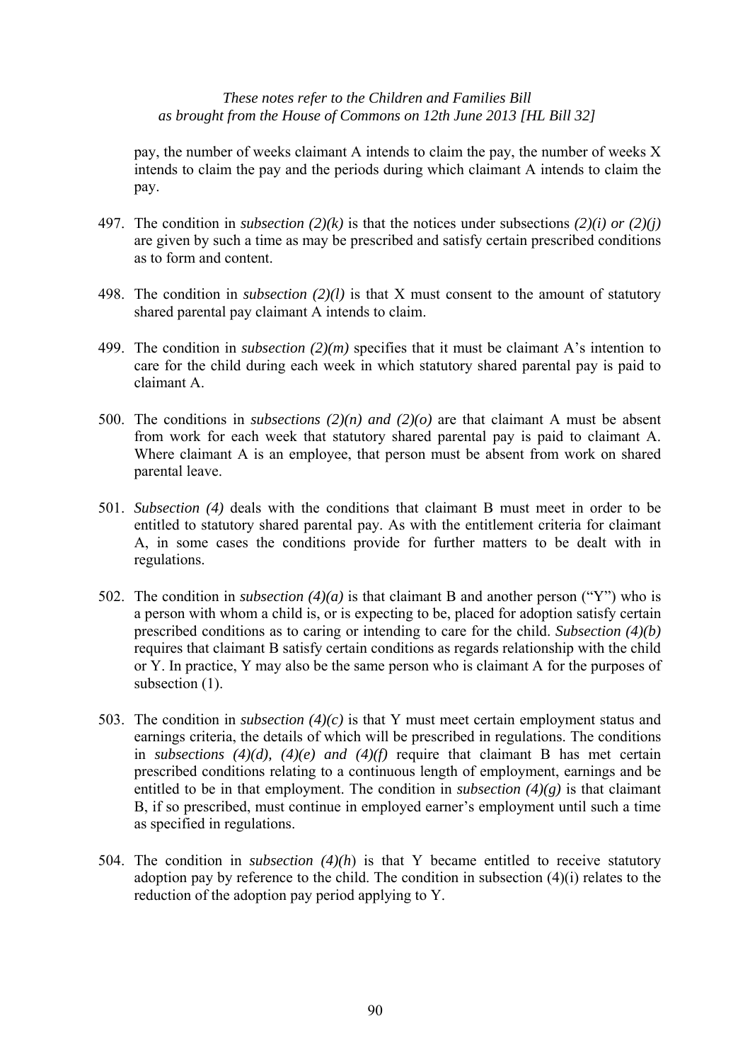pay, the number of weeks claimant A intends to claim the pay, the number of weeks X intends to claim the pay and the periods during which claimant A intends to claim the pay.

497. The condition in *subsection (2)(k)* is that the notices under subsections *(2)(i) or (2)(j)* are given by such a time as may be prescribed and satisfy certain prescribed conditions as to form and content.

498. The condition in *subsection (2)(l)* is that X must consent to the amount of statutory shared parental pay claimant A intends to claim.

499. The condition in *subsection (2)(m)* specifies that it must be claimant A's intention to care for the child during each week in which statutory shared parental pay is paid to claimant A.

500. The conditions in *subsections (2)(n) and (2)(o)* are that claimant A must be absent from work for each week that statutory shared parental pay is paid to claimant A. Where claimant A is an employee, that person must be absent from work on shared parental leave.

501. *Subsection (4)* deals with the conditions that claimant B must meet in order to be entitled to statutory shared parental pay. As with the entitlement criteria for claimant A, in some cases the conditions provide for further matters to be dealt with in regulations.

502. The condition in *subsection (4)(a)* is that claimant B and another person ("Y") who is a person with whom a child is, or is expecting to be, placed for adoption satisfy certain prescribed conditions as to caring or intending to care for the child. *Subsection (4)(b)* requires that claimant B satisfy certain conditions as regards relationship with the child or Y. In practice, Y may also be the same person who is claimant A for the purposes of subsection (1).

503. The condition in *subsection (4)(c)* is that Y must meet certain employment status and earnings criteria, the details of which will be prescribed in regulations. The conditions in *subsections (4)(d), (4)(e) and (4)(f)* require that claimant B has met certain prescribed conditions relating to a continuous length of employment, earnings and be entitled to be in that employment. The condition in *subsection (4)(g)* is that claimant B, if so prescribed, must continue in employed earner's employment until such a time as specified in regulations.

504. The condition in *subsection (4)(h*) is that Y became entitled to receive statutory adoption pay by reference to the child. The condition in subsection (4)(i) relates to the reduction of the adoption pay period applying to Y.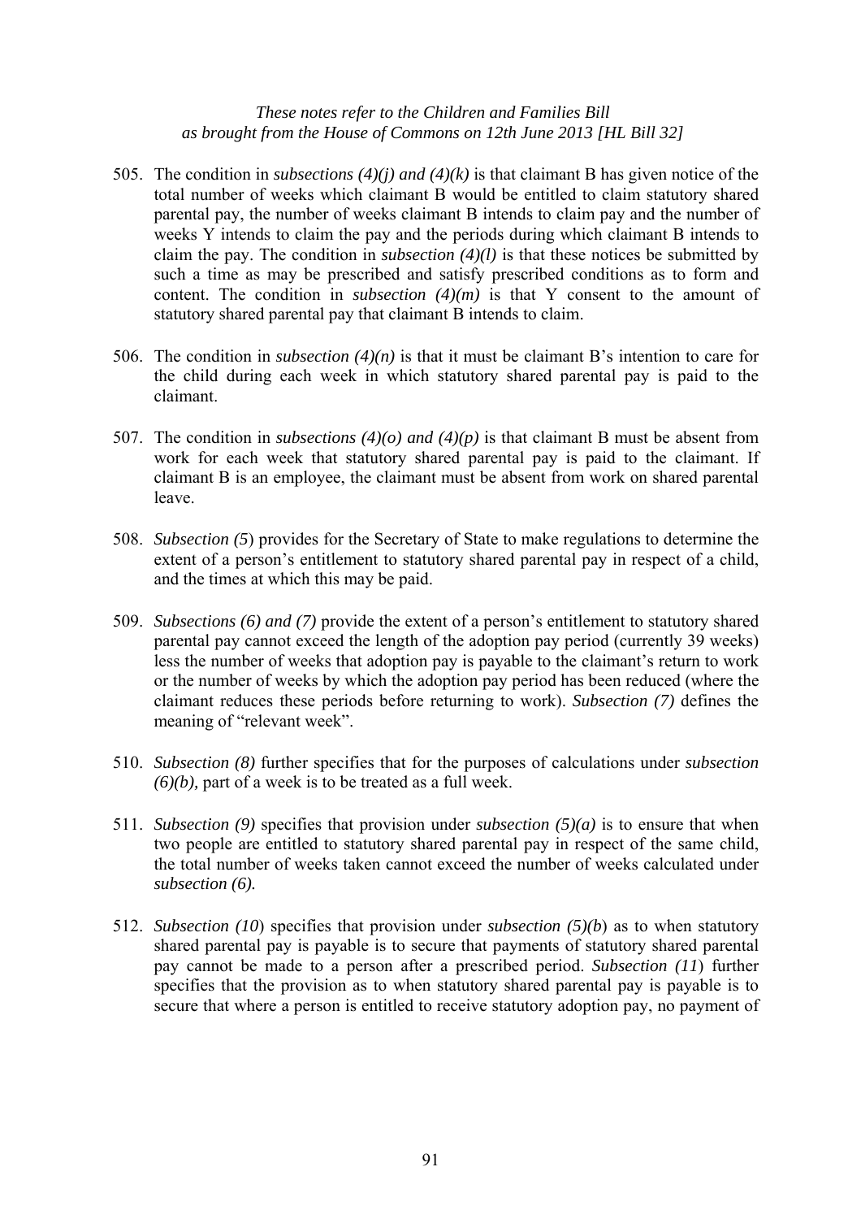*These notes refer to the Children and Families Bill as brought from the House of Commons on 12th June 2013 [HL Bill 32]*

505. The condition in *subsections (4)(j) and (4)(k)* is that claimant B has given notice of the total number of weeks which claimant B would be entitled to claim statutory shared parental pay, the number of weeks claimant B intends to claim pay and the number of weeks Y intends to claim the pay and the periods during which claimant B intends to claim the pay. The condition in *subsection (4)(l)* is that these notices be submitted by such a time as may be prescribed and satisfy prescribed conditions as to form and content. The condition in *subsection (4)(m)* is that Y consent to the amount of statutory shared parental pay that claimant B intends to claim.

506. The condition in *subsection (4)(n)* is that it must be claimant B's intention to care for the child during each week in which statutory shared parental pay is paid to the claimant.

507. The condition in *subsections (4)(o) and (4)(p)* is that claimant B must be absent from work for each week that statutory shared parental pay is paid to the claimant. If claimant B is an employee, the claimant must be absent from work on shared parental leave.

508. *Subsection (5*) provides for the Secretary of State to make regulations to determine the extent of a person's entitlement to statutory shared parental pay in respect of a child, and the times at which this may be paid.

509. *Subsections (6) and (7)* provide the extent of a person's entitlement to statutory shared parental pay cannot exceed the length of the adoption pay period (currently 39 weeks) less the number of weeks that adoption pay is payable to the claimant's return to work or the number of weeks by which the adoption pay period has been reduced (where the claimant reduces these periods before returning to work). *Subsection (7)* defines the meaning of "relevant week".

510. *Subsection (8)* further specifies that for the purposes of calculations under *subsection (6)(b),* part of a week is to be treated as a full week.

511. *Subsection (9)* specifies that provision under *subsection (5)(a)* is to ensure that when two people are entitled to statutory shared parental pay in respect of the same child, the total number of weeks taken cannot exceed the number of weeks calculated under *subsection (6).*

512. *Subsection (10*) specifies that provision under *subsection (5)(b*) as to when statutory shared parental pay is payable is to secure that payments of statutory shared parental pay cannot be made to a person after a prescribed period. *Subsection (11*) further specifies that the provision as to when statutory shared parental pay is payable is to secure that where a person is entitled to receive statutory adoption pay, no payment of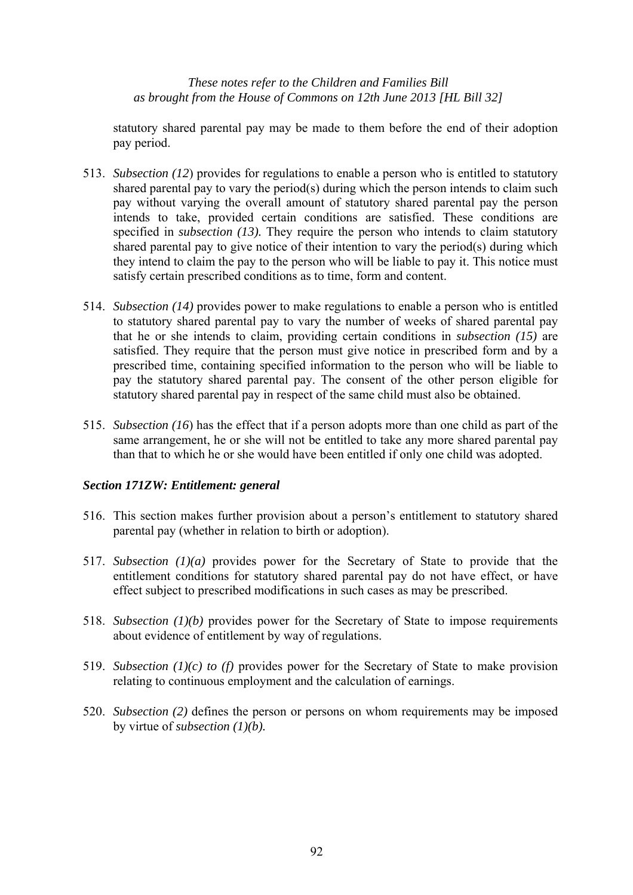statutory shared parental pay may be made to them before the end of their adoption pay period.

513. *Subsection (12*) provides for regulations to enable a person who is entitled to statutory shared parental pay to vary the period(s) during which the person intends to claim such pay without varying the overall amount of statutory shared parental pay the person intends to take, provided certain conditions are satisfied. These conditions are specified in *subsection (13).* They require the person who intends to claim statutory shared parental pay to give notice of their intention to vary the period(s) during which they intend to claim the pay to the person who will be liable to pay it. This notice must satisfy certain prescribed conditions as to time, form and content.

514. *Subsection (14)* provides power to make regulations to enable a person who is entitled to statutory shared parental pay to vary the number of weeks of shared parental pay that he or she intends to claim, providing certain conditions in *subsection (15)* are satisfied. They require that the person must give notice in prescribed form and by a prescribed time, containing specified information to the person who will be liable to pay the statutory shared parental pay. The consent of the other person eligible for statutory shared parental pay in respect of the same child must also be obtained.

515. *Subsection (16*) has the effect that if a person adopts more than one child as part of the same arrangement, he or she will not be entitled to take any more shared parental pay than that to which he or she would have been entitled if only one child was adopted.

### *Section 171ZW: Entitlement: general*

516. This section makes further provision about a person's entitlement to statutory shared parental pay (whether in relation to birth or adoption).

517. *Subsection (1)(a)* provides power for the Secretary of State to provide that the entitlement conditions for statutory shared parental pay do not have effect, or have effect subject to prescribed modifications in such cases as may be prescribed.

518. *Subsection (1)(b)* provides power for the Secretary of State to impose requirements about evidence of entitlement by way of regulations.

519. *Subsection (1)(c) to (f)* provides power for the Secretary of State to make provision relating to continuous employment and the calculation of earnings.

520. *Subsection (2)* defines the person or persons on whom requirements may be imposed by virtue of *subsection (1)(b).*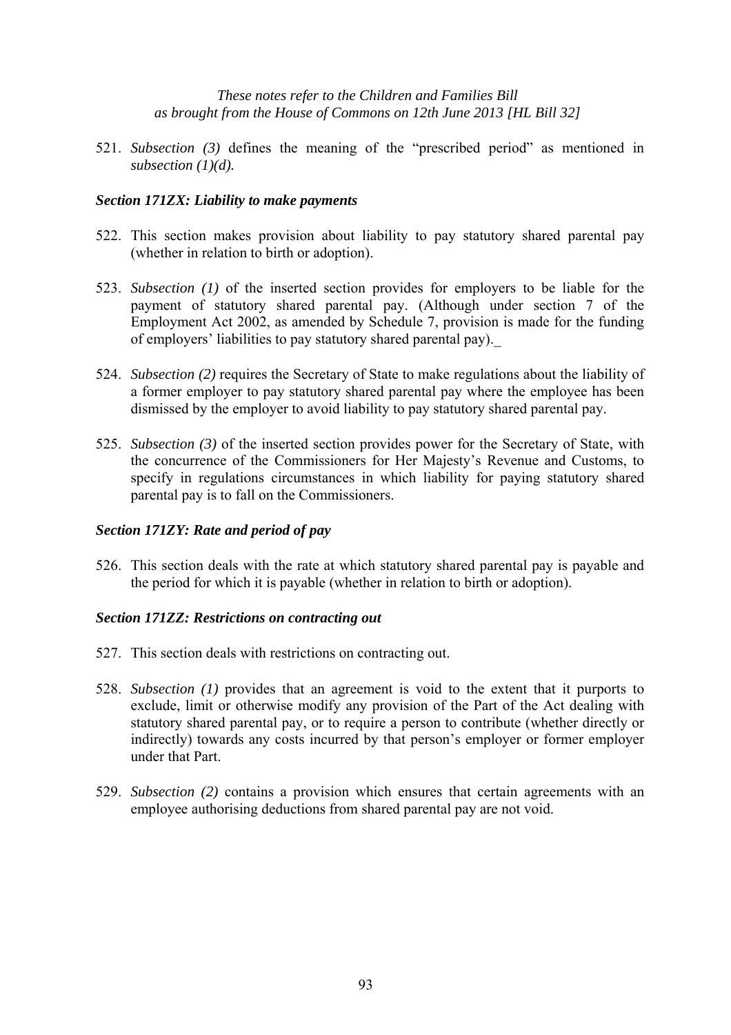521. *Subsection (3)* defines the meaning of the "prescribed period" as mentioned in *subsection (1)(d).*

### *Section 171ZX: Liability to make payments*

522. This section makes provision about liability to pay statutory shared parental pay (whether in relation to birth or adoption).

523. *Subsection (1)* of the inserted section provides for employers to be liable for the payment of statutory shared parental pay. (Although under section 7 of the Employment Act 2002, as amended by Schedule 7, provision is made for the funding of employers' liabilities to pay statutory shared parental pay)._

524. *Subsection (2)* requires the Secretary of State to make regulations about the liability of a former employer to pay statutory shared parental pay where the employee has been dismissed by the employer to avoid liability to pay statutory shared parental pay.

525. *Subsection (3)* of the inserted section provides power for the Secretary of State, with the concurrence of the Commissioners for Her Majesty's Revenue and Customs, to specify in regulations circumstances in which liability for paying statutory shared parental pay is to fall on the Commissioners.

### *Section 171ZY: Rate and period of pay*

526. This section deals with the rate at which statutory shared parental pay is payable and the period for which it is payable (whether in relation to birth or adoption).

### *Section 171ZZ: Restrictions on contracting out*

527. This section deals with restrictions on contracting out.

528. *Subsection (1)* provides that an agreement is void to the extent that it purports to exclude, limit or otherwise modify any provision of the Part of the Act dealing with statutory shared parental pay, or to require a person to contribute (whether directly or indirectly) towards any costs incurred by that person's employer or former employer under that Part.

529. *Subsection (2)* contains a provision which ensures that certain agreements with an employee authorising deductions from shared parental pay are not void.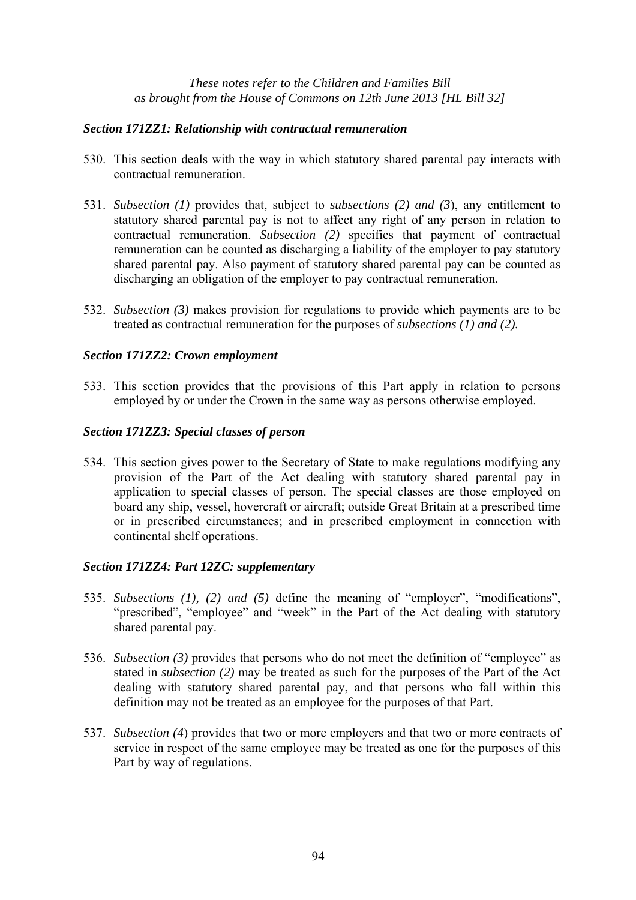### *Section 171ZZ1: Relationship with contractual remuneration*

530. This section deals with the way in which statutory shared parental pay interacts with contractual remuneration.

531. *Subsection (1)* provides that, subject to *subsections (2) and (3*), any entitlement to statutory shared parental pay is not to affect any right of any person in relation to contractual remuneration. *Subsection (2)* specifies that payment of contractual remuneration can be counted as discharging a liability of the employer to pay statutory shared parental pay. Also payment of statutory shared parental pay can be counted as discharging an obligation of the employer to pay contractual remuneration.

532. *Subsection (3)* makes provision for regulations to provide which payments are to be treated as contractual remuneration for the purposes of *subsections (1) and (2).*

### *Section 171ZZ2: Crown employment*

533. This section provides that the provisions of this Part apply in relation to persons employed by or under the Crown in the same way as persons otherwise employed.

### *Section 171ZZ3: Special classes of person*

534. This section gives power to the Secretary of State to make regulations modifying any provision of the Part of the Act dealing with statutory shared parental pay in application to special classes of person. The special classes are those employed on board any ship, vessel, hovercraft or aircraft; outside Great Britain at a prescribed time or in prescribed circumstances; and in prescribed employment in connection with continental shelf operations.

### *Section 171ZZ4: Part 12ZC: supplementary*

535. *Subsections (1), (2) and (5)* define the meaning of "employer", "modifications", "prescribed", "employee" and "week" in the Part of the Act dealing with statutory shared parental pay.

536. *Subsection (3)* provides that persons who do not meet the definition of "employee" as stated in *subsection (2)* may be treated as such for the purposes of the Part of the Act dealing with statutory shared parental pay, and that persons who fall within this definition may not be treated as an employee for the purposes of that Part.

537. *Subsection (4*) provides that two or more employers and that two or more contracts of service in respect of the same employee may be treated as one for the purposes of this Part by way of regulations.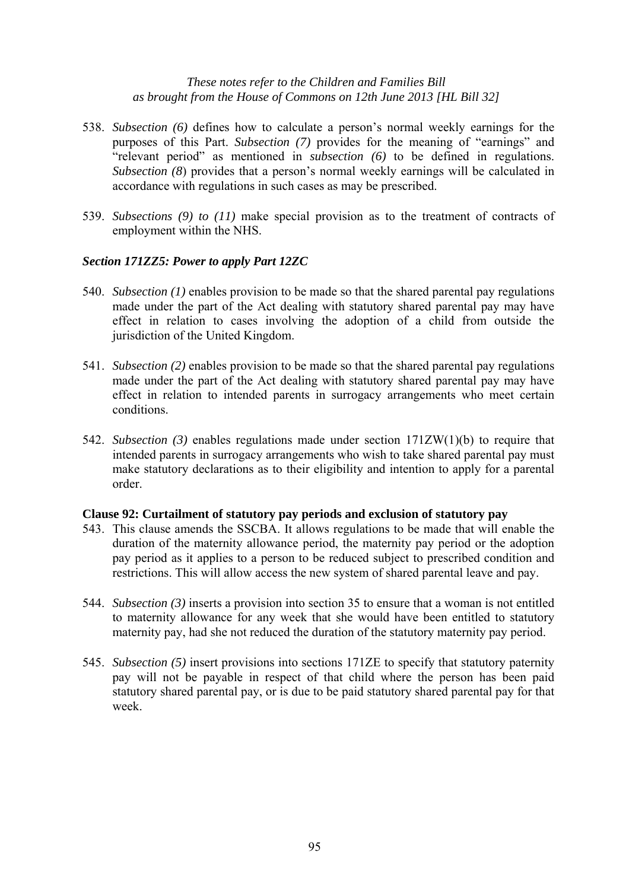538. *Subsection (6)* defines how to calculate a person's normal weekly earnings for the purposes of this Part. *Subsection (7)* provides for the meaning of "earnings" and "relevant period" as mentioned in *subsection (6)* to be defined in regulations. *Subsection (8*) provides that a person's normal weekly earnings will be calculated in accordance with regulations in such cases as may be prescribed.

539. *Subsections (9) to (11)* make special provision as to the treatment of contracts of employment within the NHS.

### *Section 171ZZ5: Power to apply Part 12ZC*

540. *Subsection (1)* enables provision to be made so that the shared parental pay regulations made under the part of the Act dealing with statutory shared parental pay may have effect in relation to cases involving the adoption of a child from outside the jurisdiction of the United Kingdom.

541. *Subsection (2)* enables provision to be made so that the shared parental pay regulations made under the part of the Act dealing with statutory shared parental pay may have effect in relation to intended parents in surrogacy arrangements who meet certain conditions.

542. *Subsection (3)* enables regulations made under section 171ZW(1)(b) to require that intended parents in surrogacy arrangements who wish to take shared parental pay must make statutory declarations as to their eligibility and intention to apply for a parental order.

### **Clause 92: Curtailment of statutory pay periods and exclusion of statutory pay**

543. This clause amends the SSCBA. It allows regulations to be made that will enable the duration of the maternity allowance period, the maternity pay period or the adoption pay period as it applies to a person to be reduced subject to prescribed condition and restrictions. This will allow access the new system of shared parental leave and pay.

544. *Subsection (3)* inserts a provision into section 35 to ensure that a woman is not entitled to maternity allowance for any week that she would have been entitled to statutory maternity pay, had she not reduced the duration of the statutory maternity pay period.

545. *Subsection (5)* insert provisions into sections 171ZE to specify that statutory paternity pay will not be payable in respect of that child where the person has been paid statutory shared parental pay, or is due to be paid statutory shared parental pay for that week.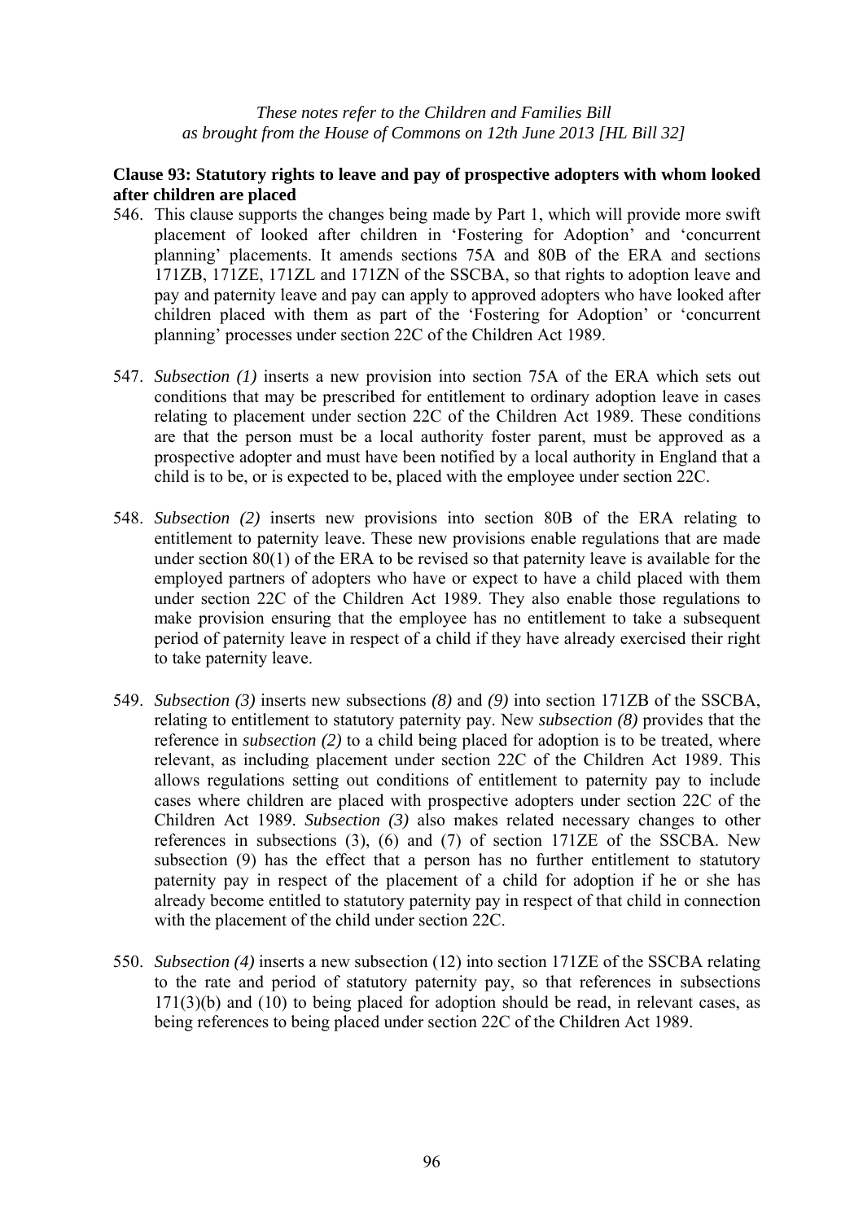*These notes refer to the Children and Families Bill as brought from the House of Commons on 12th June 2013 [HL Bill 32]*

**Clause 93: Statutory rights to leave and pay of prospective adopters with whom looked after children are placed**

546. This clause supports the changes being made by Part 1, which will provide more swift placement of looked after children in 'Fostering for Adoption' and 'concurrent planning' placements. It amends sections 75A and 80B of the ERA and sections 171ZB, 171ZE, 171ZL and 171ZN of the SSCBA, so that rights to adoption leave and pay and paternity leave and pay can apply to approved adopters who have looked after children placed with them as part of the 'Fostering for Adoption' or 'concurrent planning' processes under section 22C of the Children Act 1989.

547. *Subsection (1)* inserts a new provision into section 75A of the ERA which sets out conditions that may be prescribed for entitlement to ordinary adoption leave in cases relating to placement under section 22C of the Children Act 1989. These conditions are that the person must be a local authority foster parent, must be approved as a prospective adopter and must have been notified by a local authority in England that a child is to be, or is expected to be, placed with the employee under section 22C.

548. *Subsection (2)* inserts new provisions into section 80B of the ERA relating to entitlement to paternity leave. These new provisions enable regulations that are made under section 80(1) of the ERA to be revised so that paternity leave is available for the employed partners of adopters who have or expect to have a child placed with them under section 22C of the Children Act 1989. They also enable those regulations to make provision ensuring that the employee has no entitlement to take a subsequent period of paternity leave in respect of a child if they have already exercised their right to take paternity leave.

549. *Subsection (3)* inserts new subsections *(8)* and *(9)* into section 171ZB of the SSCBA, relating to entitlement to statutory paternity pay. New *subsection (8)* provides that the reference in *subsection (2)* to a child being placed for adoption is to be treated, where relevant, as including placement under section 22C of the Children Act 1989. This allows regulations setting out conditions of entitlement to paternity pay to include cases where children are placed with prospective adopters under section 22C of the Children Act 1989. *Subsection (3)* also makes related necessary changes to other references in subsections (3), (6) and (7) of section 171ZE of the SSCBA. New subsection (9) has the effect that a person has no further entitlement to statutory paternity pay in respect of the placement of a child for adoption if he or she has already become entitled to statutory paternity pay in respect of that child in connection with the placement of the child under section 22C.

550. *Subsection (4)* inserts a new subsection (12) into section 171ZE of the SSCBA relating to the rate and period of statutory paternity pay, so that references in subsections 171(3)(b) and (10) to being placed for adoption should be read, in relevant cases, as being references to being placed under section 22C of the Children Act 1989.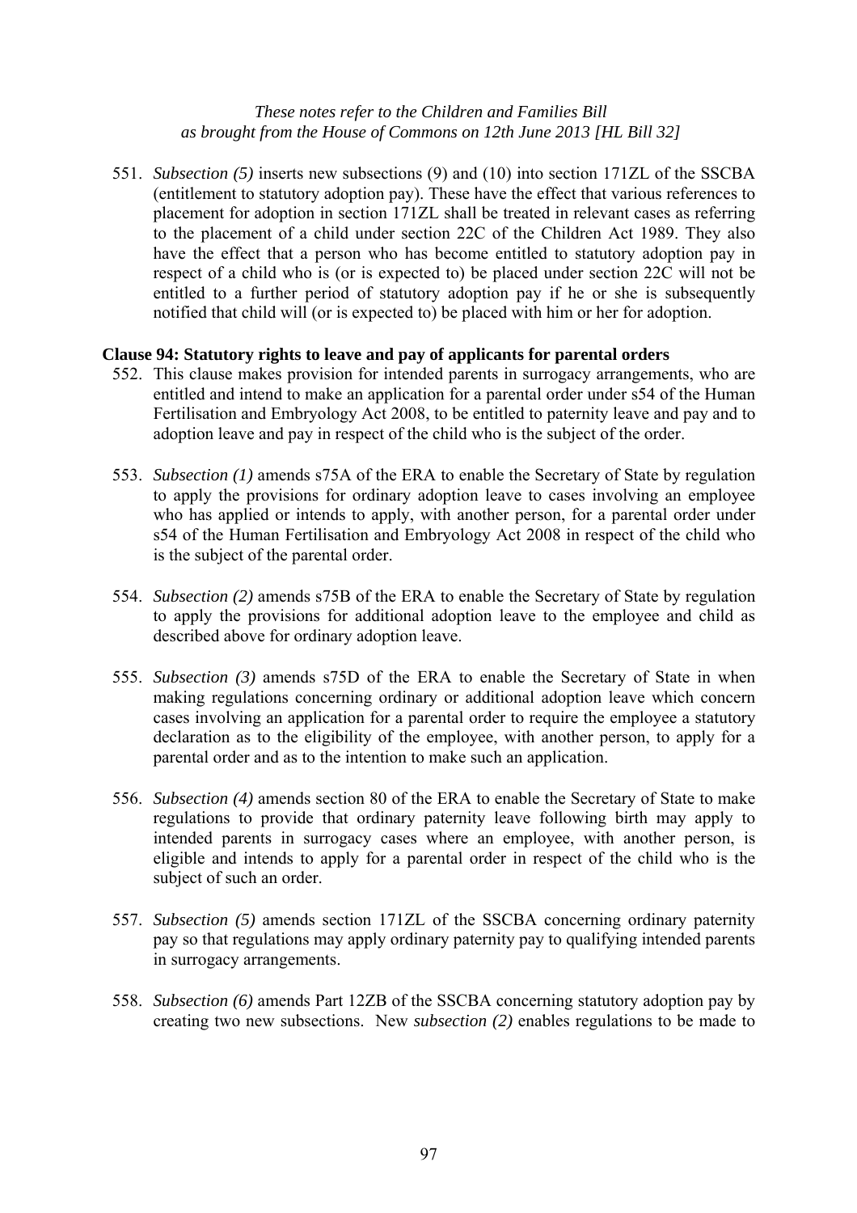551. *Subsection (5)* inserts new subsections (9) and (10) into section 171ZL of the SSCBA (entitlement to statutory adoption pay). These have the effect that various references to placement for adoption in section 171ZL shall be treated in relevant cases as referring to the placement of a child under section 22C of the Children Act 1989. They also have the effect that a person who has become entitled to statutory adoption pay in respect of a child who is (or is expected to) be placed under section 22C will not be entitled to a further period of statutory adoption pay if he or she is subsequently notified that child will (or is expected to) be placed with him or her for adoption.

**Clause 94: Statutory rights to leave and pay of applicants for parental orders**

552. This clause makes provision for intended parents in surrogacy arrangements, who are entitled and intend to make an application for a parental order under s54 of the Human Fertilisation and Embryology Act 2008, to be entitled to paternity leave and pay and to adoption leave and pay in respect of the child who is the subject of the order.

553. *Subsection (1)* amends s75A of the ERA to enable the Secretary of State by regulation to apply the provisions for ordinary adoption leave to cases involving an employee who has applied or intends to apply, with another person, for a parental order under s54 of the Human Fertilisation and Embryology Act 2008 in respect of the child who is the subject of the parental order.

554. *Subsection (2)* amends s75B of the ERA to enable the Secretary of State by regulation to apply the provisions for additional adoption leave to the employee and child as described above for ordinary adoption leave.

555. *Subsection (3)* amends s75D of the ERA to enable the Secretary of State in when making regulations concerning ordinary or additional adoption leave which concern cases involving an application for a parental order to require the employee a statutory declaration as to the eligibility of the employee, with another person, to apply for a parental order and as to the intention to make such an application.

556. *Subsection (4)* amends section 80 of the ERA to enable the Secretary of State to make regulations to provide that ordinary paternity leave following birth may apply to intended parents in surrogacy cases where an employee, with another person, is eligible and intends to apply for a parental order in respect of the child who is the subject of such an order.

557. *Subsection (5)* amends section 171ZL of the SSCBA concerning ordinary paternity pay so that regulations may apply ordinary paternity pay to qualifying intended parents in surrogacy arrangements.

558. *Subsection (6)* amends Part 12ZB of the SSCBA concerning statutory adoption pay by creating two new subsections. New *subsection (2)* enables regulations to be made to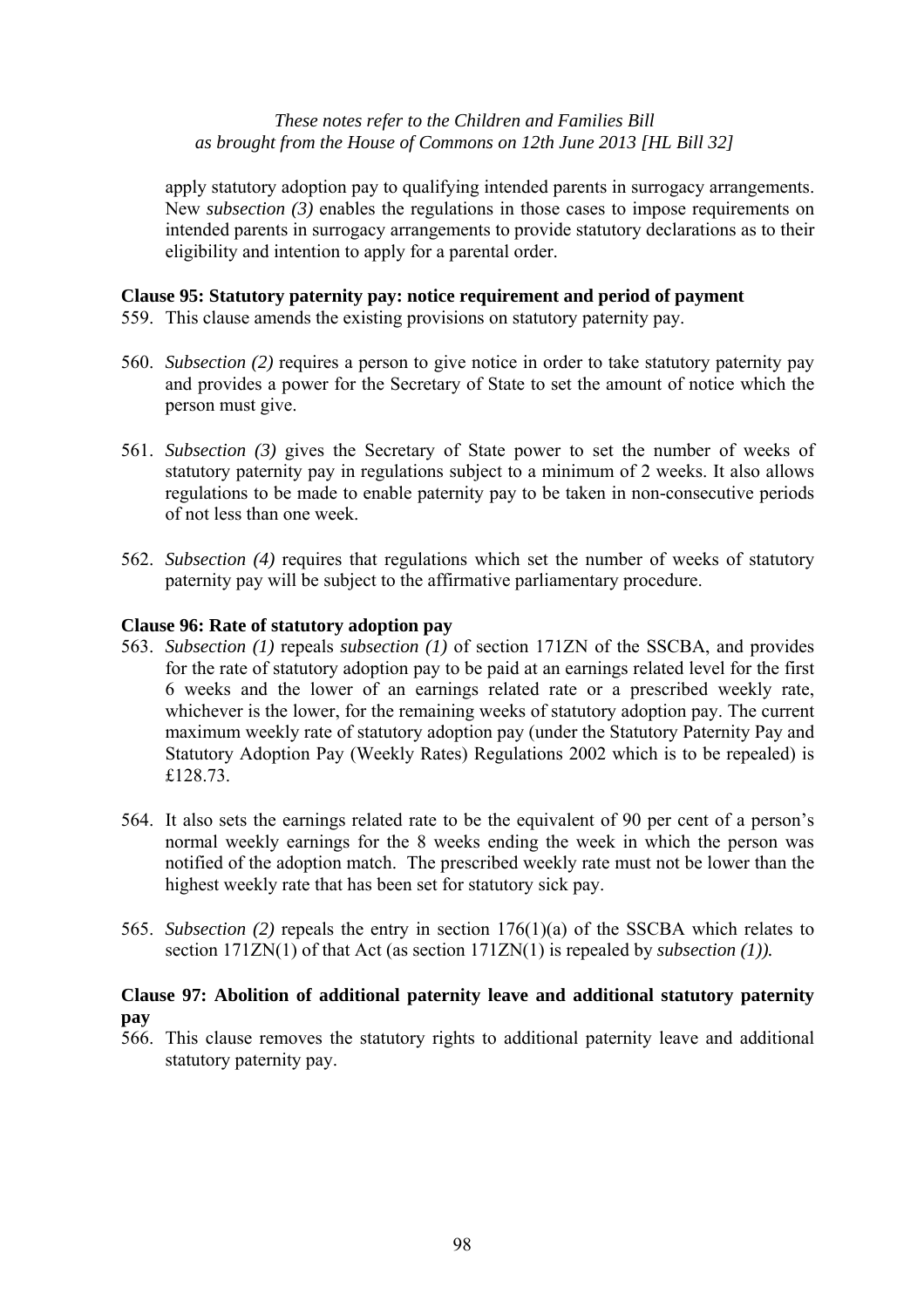apply statutory adoption pay to qualifying intended parents in surrogacy arrangements. New *subsection (3)* enables the regulations in those cases to impose requirements on intended parents in surrogacy arrangements to provide statutory declarations as to their eligibility and intention to apply for a parental order.

**Clause 95: Statutory paternity pay: notice requirement and period of payment**

559. This clause amends the existing provisions on statutory paternity pay.

560. *Subsection (2)* requires a person to give notice in order to take statutory paternity pay and provides a power for the Secretary of State to set the amount of notice which the person must give.

561. *Subsection (3)* gives the Secretary of State power to set the number of weeks of statutory paternity pay in regulations subject to a minimum of 2 weeks. It also allows regulations to be made to enable paternity pay to be taken in non-consecutive periods of not less than one week.

562. *Subsection (4)* requires that regulations which set the number of weeks of statutory paternity pay will be subject to the affirmative parliamentary procedure.

**Clause 96: Rate of statutory adoption pay**

563. *Subsection (1)* repeals *subsection (1)* of section 171ZN of the SSCBA, and provides for the rate of statutory adoption pay to be paid at an earnings related level for the first 6 weeks and the lower of an earnings related rate or a prescribed weekly rate, whichever is the lower, for the remaining weeks of statutory adoption pay. The current maximum weekly rate of statutory adoption pay (under the Statutory Paternity Pay and Statutory Adoption Pay (Weekly Rates) Regulations 2002 which is to be repealed) is £128.73.

564. It also sets the earnings related rate to be the equivalent of 90 per cent of a person's normal weekly earnings for the 8 weeks ending the week in which the person was notified of the adoption match. The prescribed weekly rate must not be lower than the highest weekly rate that has been set for statutory sick pay.

565. *Subsection (2)* repeals the entry in section 176(1)(a) of the SSCBA which relates to section 171ZN(1) of that Act (as section 171ZN(1) is repealed by *subsection (1)).*

**Clause 97: Abolition of additional paternity leave and additional statutory paternity pay**

566. This clause removes the statutory rights to additional paternity leave and additional statutory paternity pay.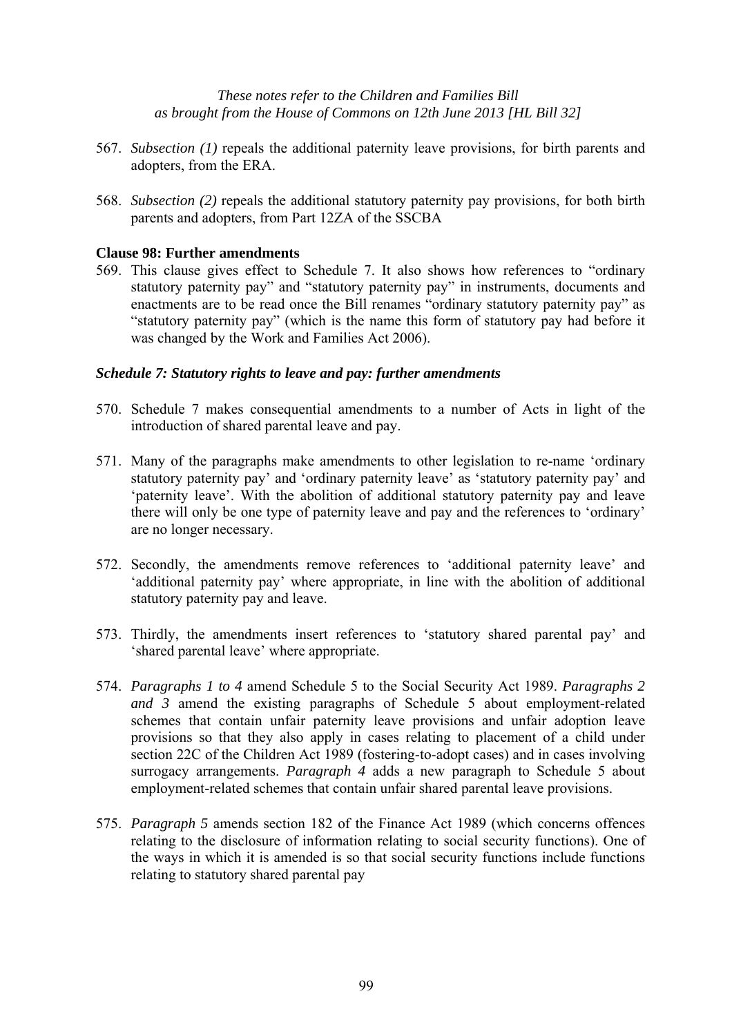567. *Subsection (1)* repeals the additional paternity leave provisions, for birth parents and adopters, from the ERA.

568. *Subsection (2)* repeals the additional statutory paternity pay provisions, for both birth parents and adopters, from Part 12ZA of the SSCBA

**Clause 98: Further amendments**

569. This clause gives effect to Schedule 7. It also shows how references to "ordinary statutory paternity pay" and "statutory paternity pay" in instruments, documents and enactments are to be read once the Bill renames "ordinary statutory paternity pay" as "statutory paternity pay" (which is the name this form of statutory pay had before it was changed by the Work and Families Act 2006).

***Schedule 7: Statutory rights to leave and pay: further amendments***

570. Schedule 7 makes consequential amendments to a number of Acts in light of the introduction of shared parental leave and pay.

571. Many of the paragraphs make amendments to other legislation to re-name 'ordinary statutory paternity pay' and 'ordinary paternity leave' as 'statutory paternity pay' and 'paternity leave'. With the abolition of additional statutory paternity pay and leave there will only be one type of paternity leave and pay and the references to 'ordinary' are no longer necessary.

572. Secondly, the amendments remove references to 'additional paternity leave' and 'additional paternity pay' where appropriate, in line with the abolition of additional statutory paternity pay and leave.

573. Thirdly, the amendments insert references to 'statutory shared parental pay' and 'shared parental leave' where appropriate.

574. *Paragraphs 1 to 4* amend Schedule 5 to the Social Security Act 1989. *Paragraphs 2 and 3* amend the existing paragraphs of Schedule 5 about employment-related schemes that contain unfair paternity leave provisions and unfair adoption leave provisions so that they also apply in cases relating to placement of a child under section 22C of the Children Act 1989 (fostering-to-adopt cases) and in cases involving surrogacy arrangements. *Paragraph 4* adds a new paragraph to Schedule 5 about employment-related schemes that contain unfair shared parental leave provisions.

575. *Paragraph 5* amends section 182 of the Finance Act 1989 (which concerns offences relating to the disclosure of information relating to social security functions). One of the ways in which it is amended is so that social security functions include functions relating to statutory shared parental pay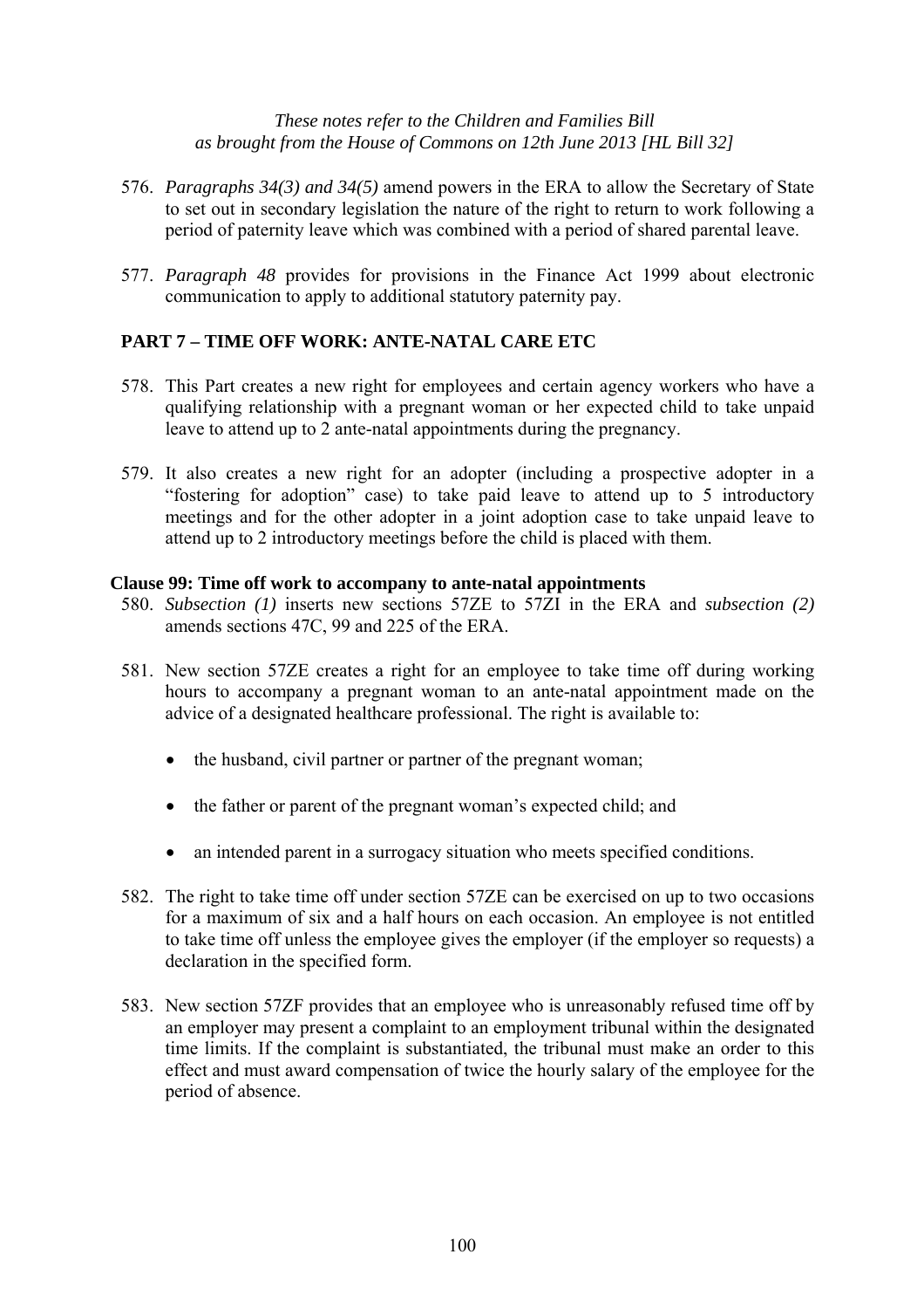576. *Paragraphs 34(3) and 34(5)* amend powers in the ERA to allow the Secretary of State to set out in secondary legislation the nature of the right to return to work following a period of paternity leave which was combined with a period of shared parental leave.

577. *Paragraph 48* provides for provisions in the Finance Act 1999 about electronic communication to apply to additional statutory paternity pay.

## PART 7 – TIME OFF WORK: ANTE-NATAL CARE ETC

578. This Part creates a new right for employees and certain agency workers who have a qualifying relationship with a pregnant woman or her expected child to take unpaid leave to attend up to 2 ante-natal appointments during the pregnancy.

579. It also creates a new right for an adopter (including a prospective adopter in a "fostering for adoption" case) to take paid leave to attend up to 5 introductory meetings and for the other adopter in a joint adoption case to take unpaid leave to attend up to 2 introductory meetings before the child is placed with them.

### Clause 99: Time off work to accompany to ante-natal appointments

580. *Subsection (1)* inserts new sections 57ZE to 57ZI in the ERA and *subsection (2)* amends sections 47C, 99 and 225 of the ERA.

581. New section 57ZE creates a right for an employee to take time off during working hours to accompany a pregnant woman to an ante-natal appointment made on the advice of a designated healthcare professional. The right is available to:

- the husband, civil partner or partner of the pregnant woman;
- the father or parent of the pregnant woman's expected child; and
- an intended parent in a surrogacy situation who meets specified conditions.

582. The right to take time off under section 57ZE can be exercised on up to two occasions for a maximum of six and a half hours on each occasion. An employee is not entitled to take time off unless the employee gives the employer (if the employer so requests) a declaration in the specified form.

583. New section 57ZF provides that an employee who is unreasonably refused time off by an employer may present a complaint to an employment tribunal within the designated time limits. If the complaint is substantiated, the tribunal must make an order to this effect and must award compensation of twice the hourly salary of the employee for the period of absence.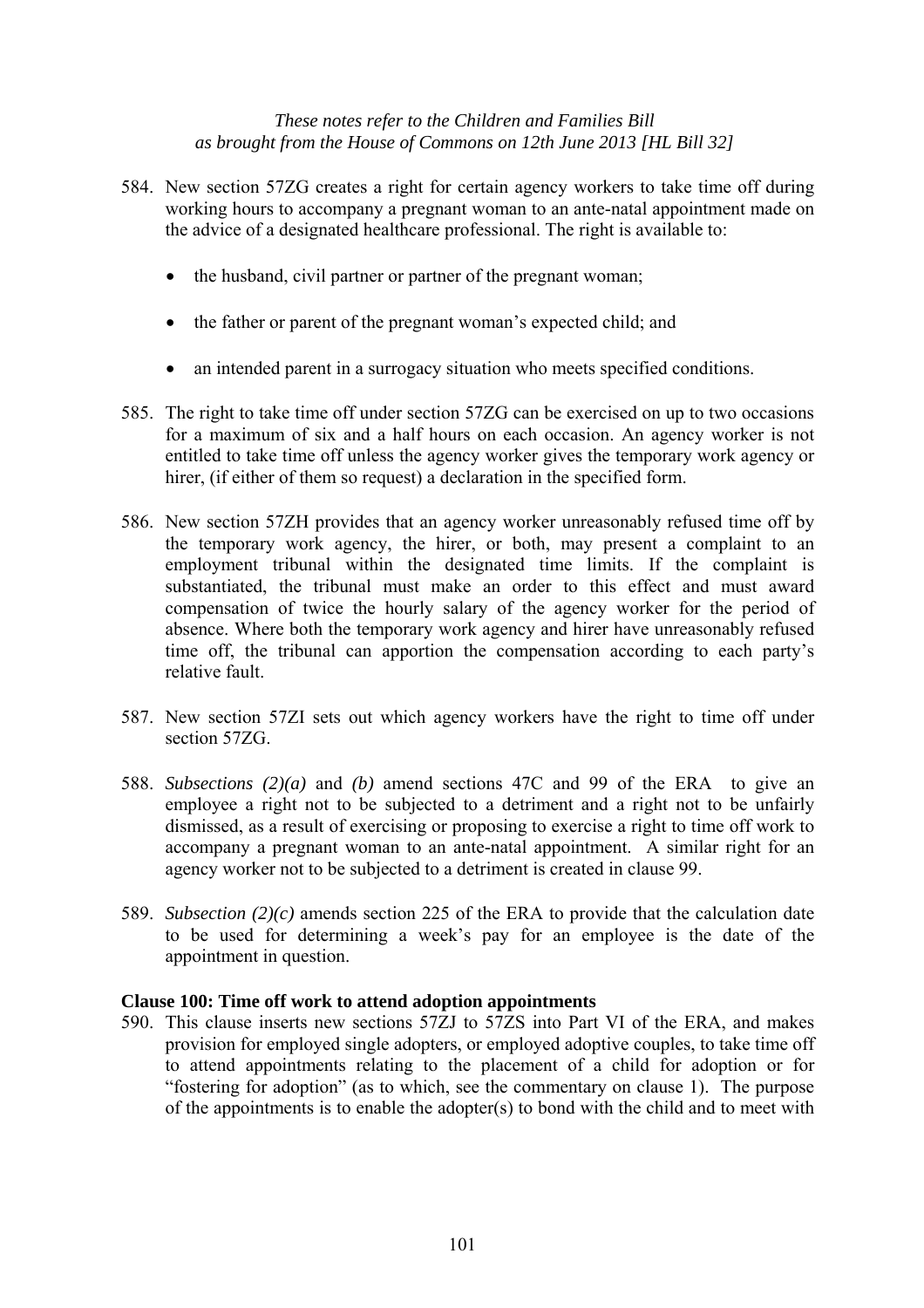584. New section 57ZG creates a right for certain agency workers to take time off during working hours to accompany a pregnant woman to an ante-natal appointment made on the advice of a designated healthcare professional. The right is available to:

    - the husband, civil partner or partner of the pregnant woman;
    - the father or parent of the pregnant woman's expected child; and
    - an intended parent in a surrogacy situation who meets specified conditions.

585. The right to take time off under section 57ZG can be exercised on up to two occasions for a maximum of six and a half hours on each occasion. An agency worker is not entitled to take time off unless the agency worker gives the temporary work agency or hirer, (if either of them so request) a declaration in the specified form.

586. New section 57ZH provides that an agency worker unreasonably refused time off by the temporary work agency, the hirer, or both, may present a complaint to an employment tribunal within the designated time limits. If the complaint is substantiated, the tribunal must make an order to this effect and must award compensation of twice the hourly salary of the agency worker for the period of absence. Where both the temporary work agency and hirer have unreasonably refused time off, the tribunal can apportion the compensation according to each party's relative fault.

587. New section 57ZI sets out which agency workers have the right to time off under section 57ZG.

588. *Subsections (2)(a)* and *(b)* amend sections 47C and 99 of the ERA to give an employee a right not to be subjected to a detriment and a right not to be unfairly dismissed, as a result of exercising or proposing to exercise a right to time off work to accompany a pregnant woman to an ante-natal appointment. A similar right for an agency worker not to be subjected to a detriment is created in clause 99.

589. *Subsection (2)(c)* amends section 225 of the ERA to provide that the calculation date to be used for determining a week's pay for an employee is the date of the appointment in question.

**Clause 100: Time off work to attend adoption appointments**

590. This clause inserts new sections 57ZJ to 57ZS into Part VI of the ERA, and makes provision for employed single adopters, or employed adoptive couples, to take time off to attend appointments relating to the placement of a child for adoption or for "fostering for adoption" (as to which, see the commentary on clause 1). The purpose of the appointments is to enable the adopter(s) to bond with the child and to meet with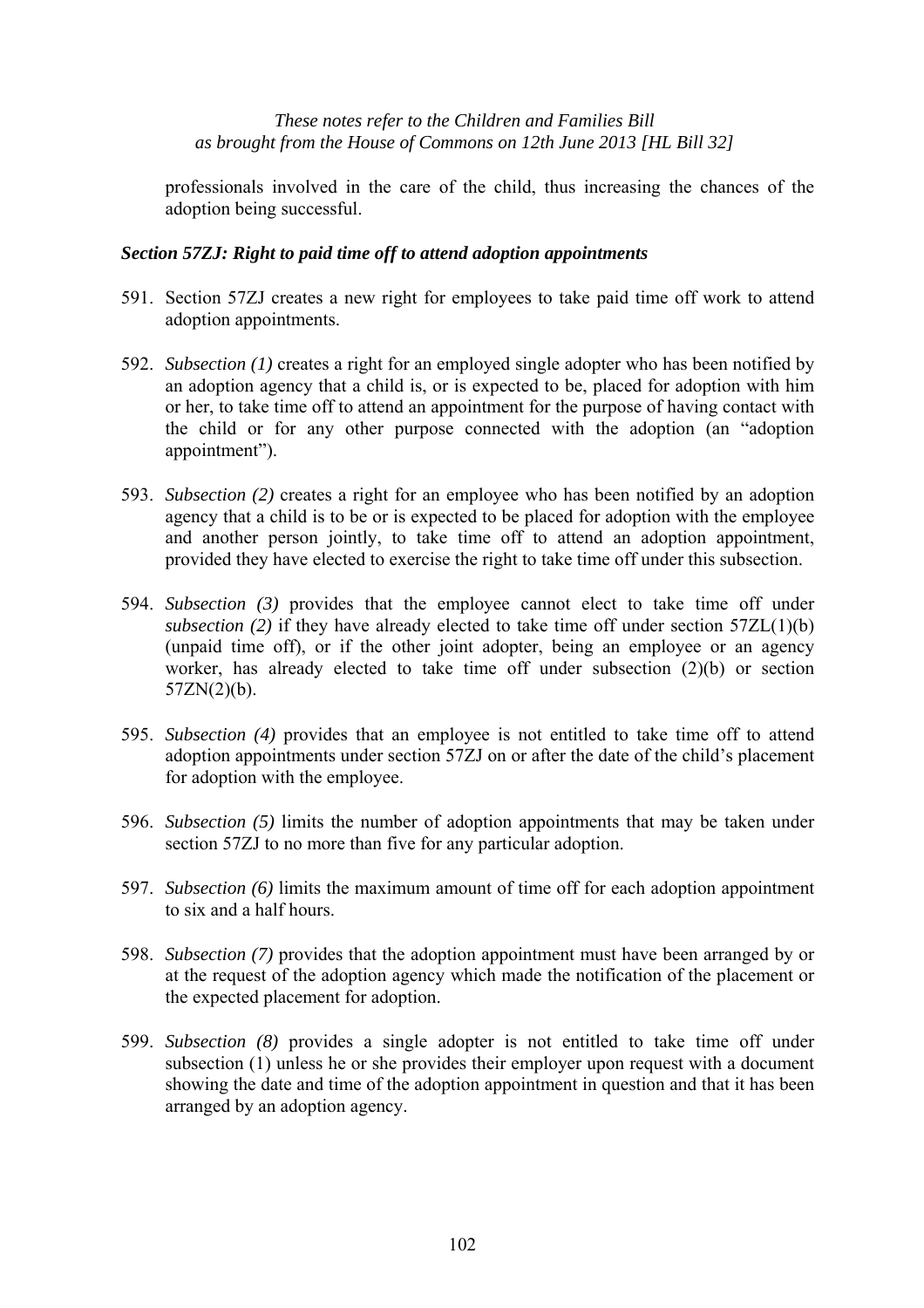professionals involved in the care of the child, thus increasing the chances of the adoption being successful.

### *Section 57ZJ: Right to paid time off to attend adoption appointments*

591. Section 57ZJ creates a new right for employees to take paid time off work to attend adoption appointments.

592. *Subsection (1)* creates a right for an employed single adopter who has been notified by an adoption agency that a child is, or is expected to be, placed for adoption with him or her, to take time off to attend an appointment for the purpose of having contact with the child or for any other purpose connected with the adoption (an "adoption appointment").

593. *Subsection (2)* creates a right for an employee who has been notified by an adoption agency that a child is to be or is expected to be placed for adoption with the employee and another person jointly, to take time off to attend an adoption appointment, provided they have elected to exercise the right to take time off under this subsection.

594. *Subsection (3)* provides that the employee cannot elect to take time off under *subsection (2)* if they have already elected to take time off under section 57ZL(1)(b) (unpaid time off), or if the other joint adopter, being an employee or an agency worker, has already elected to take time off under subsection (2)(b) or section 57ZN(2)(b).

595. *Subsection (4)* provides that an employee is not entitled to take time off to attend adoption appointments under section 57ZJ on or after the date of the child's placement for adoption with the employee.

596. *Subsection (5)* limits the number of adoption appointments that may be taken under section 57ZJ to no more than five for any particular adoption.

597. *Subsection (6)* limits the maximum amount of time off for each adoption appointment to six and a half hours.

598. *Subsection (7)* provides that the adoption appointment must have been arranged by or at the request of the adoption agency which made the notification of the placement or the expected placement for adoption.

599. *Subsection (8)* provides a single adopter is not entitled to take time off under subsection (1) unless he or she provides their employer upon request with a document showing the date and time of the adoption appointment in question and that it has been arranged by an adoption agency.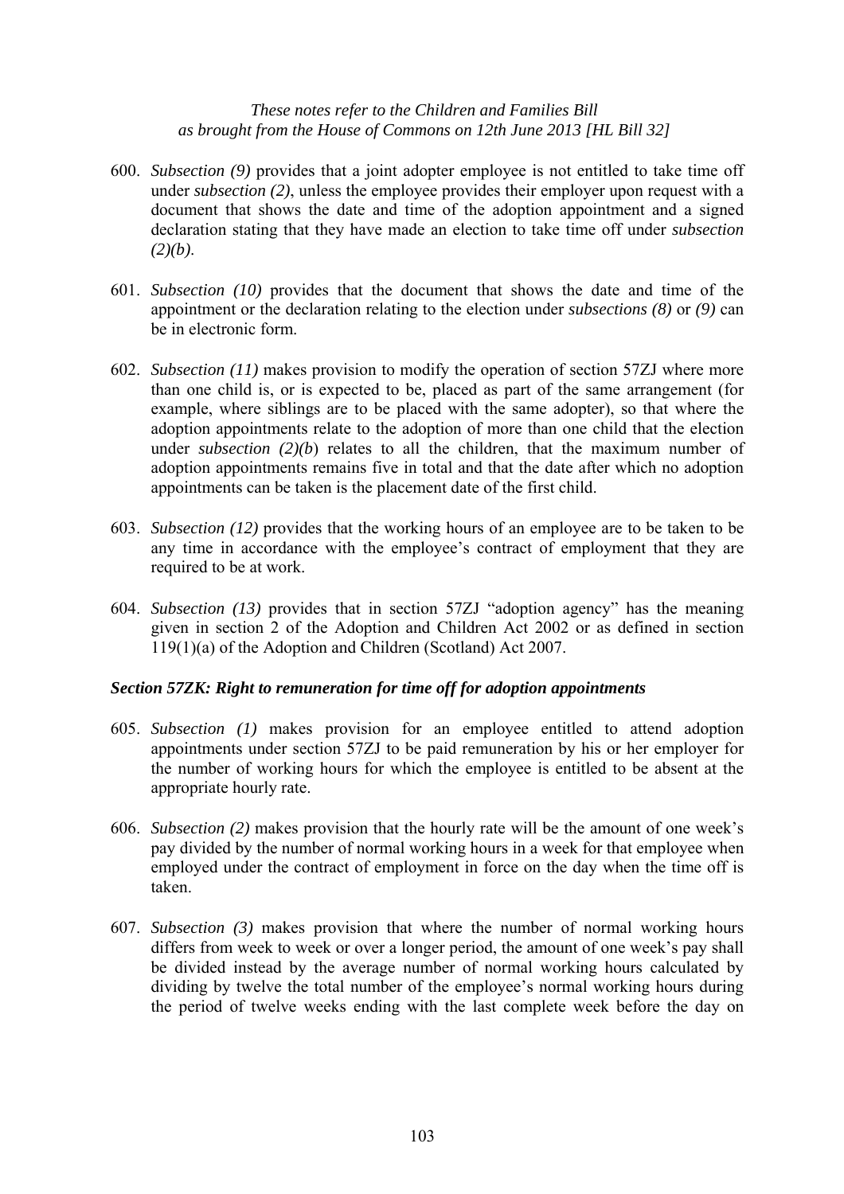600. *Subsection (9)* provides that a joint adopter employee is not entitled to take time off under *subsection (2)*, unless the employee provides their employer upon request with a document that shows the date and time of the adoption appointment and a signed declaration stating that they have made an election to take time off under *subsection (2)(b)*.

601. *Subsection (10)* provides that the document that shows the date and time of the appointment or the declaration relating to the election under *subsections (8)* or *(9)* can be in electronic form.

602. *Subsection (11)* makes provision to modify the operation of section 57ZJ where more than one child is, or is expected to be, placed as part of the same arrangement (for example, where siblings are to be placed with the same adopter), so that where the adoption appointments relate to the adoption of more than one child that the election under *subsection (2)(b*) relates to all the children, that the maximum number of adoption appointments remains five in total and that the date after which no adoption appointments can be taken is the placement date of the first child.

603. *Subsection (12)* provides that the working hours of an employee are to be taken to be any time in accordance with the employee's contract of employment that they are required to be at work.

604. *Subsection (13)* provides that in section 57ZJ "adoption agency" has the meaning given in section 2 of the Adoption and Children Act 2002 or as defined in section 119(1)(a) of the Adoption and Children (Scotland) Act 2007.

### *Section 57ZK: Right to remuneration for time off for adoption appointments*

605. *Subsection (1)* makes provision for an employee entitled to attend adoption appointments under section 57ZJ to be paid remuneration by his or her employer for the number of working hours for which the employee is entitled to be absent at the appropriate hourly rate.

606. *Subsection (2)* makes provision that the hourly rate will be the amount of one week's pay divided by the number of normal working hours in a week for that employee when employed under the contract of employment in force on the day when the time off is taken.

607. *Subsection (3)* makes provision that where the number of normal working hours differs from week to week or over a longer period, the amount of one week's pay shall be divided instead by the average number of normal working hours calculated by dividing by twelve the total number of the employee's normal working hours during the period of twelve weeks ending with the last complete week before the day on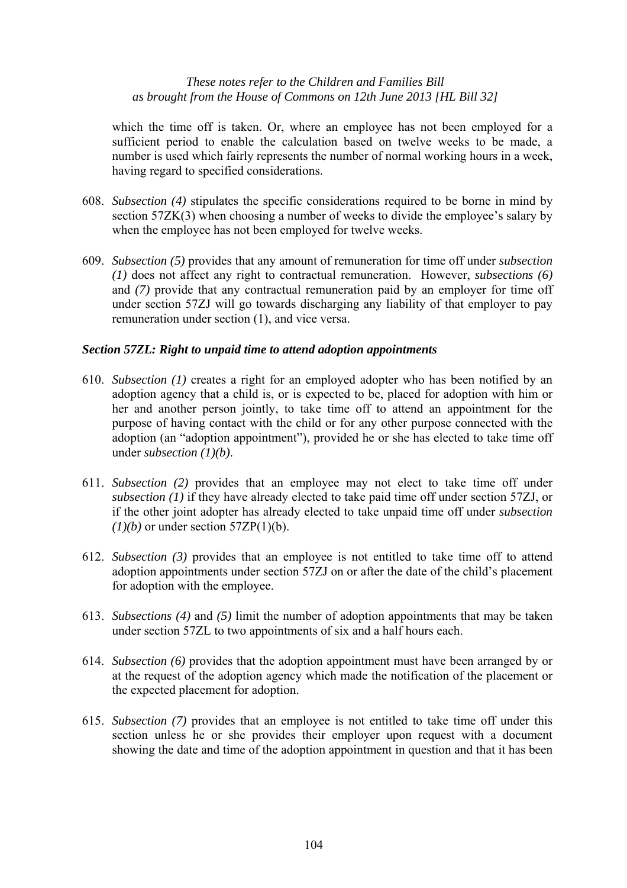which the time off is taken. Or, where an employee has not been employed for a sufficient period to enable the calculation based on twelve weeks to be made, a number is used which fairly represents the number of normal working hours in a week, having regard to specified considerations.

608. *Subsection (4)* stipulates the specific considerations required to be borne in mind by section 57ZK(3) when choosing a number of weeks to divide the employee's salary by when the employee has not been employed for twelve weeks.

609. *Subsection (5)* provides that any amount of remuneration for time off under *subsection (1)* does not affect any right to contractual remuneration. However, *subsections (6)* and *(7)* provide that any contractual remuneration paid by an employer for time off under section 57ZJ will go towards discharging any liability of that employer to pay remuneration under section (1), and vice versa.

### *Section 57ZL: Right to unpaid time to attend adoption appointments*

610. *Subsection (1)* creates a right for an employed adopter who has been notified by an adoption agency that a child is, or is expected to be, placed for adoption with him or her and another person jointly, to take time off to attend an appointment for the purpose of having contact with the child or for any other purpose connected with the adoption (an "adoption appointment"), provided he or she has elected to take time off under *subsection (1)(b)*.

611. *Subsection (2)* provides that an employee may not elect to take time off under *subsection (1)* if they have already elected to take paid time off under section 57ZJ, or if the other joint adopter has already elected to take unpaid time off under *subsection (1)(b)* or under section 57ZP(1)(b).

612. *Subsection (3)* provides that an employee is not entitled to take time off to attend adoption appointments under section 57ZJ on or after the date of the child's placement for adoption with the employee.

613. *Subsections (4)* and *(5)* limit the number of adoption appointments that may be taken under section 57ZL to two appointments of six and a half hours each.

614. *Subsection (6)* provides that the adoption appointment must have been arranged by or at the request of the adoption agency which made the notification of the placement or the expected placement for adoption.

615. *Subsection (7)* provides that an employee is not entitled to take time off under this section unless he or she provides their employer upon request with a document showing the date and time of the adoption appointment in question and that it has been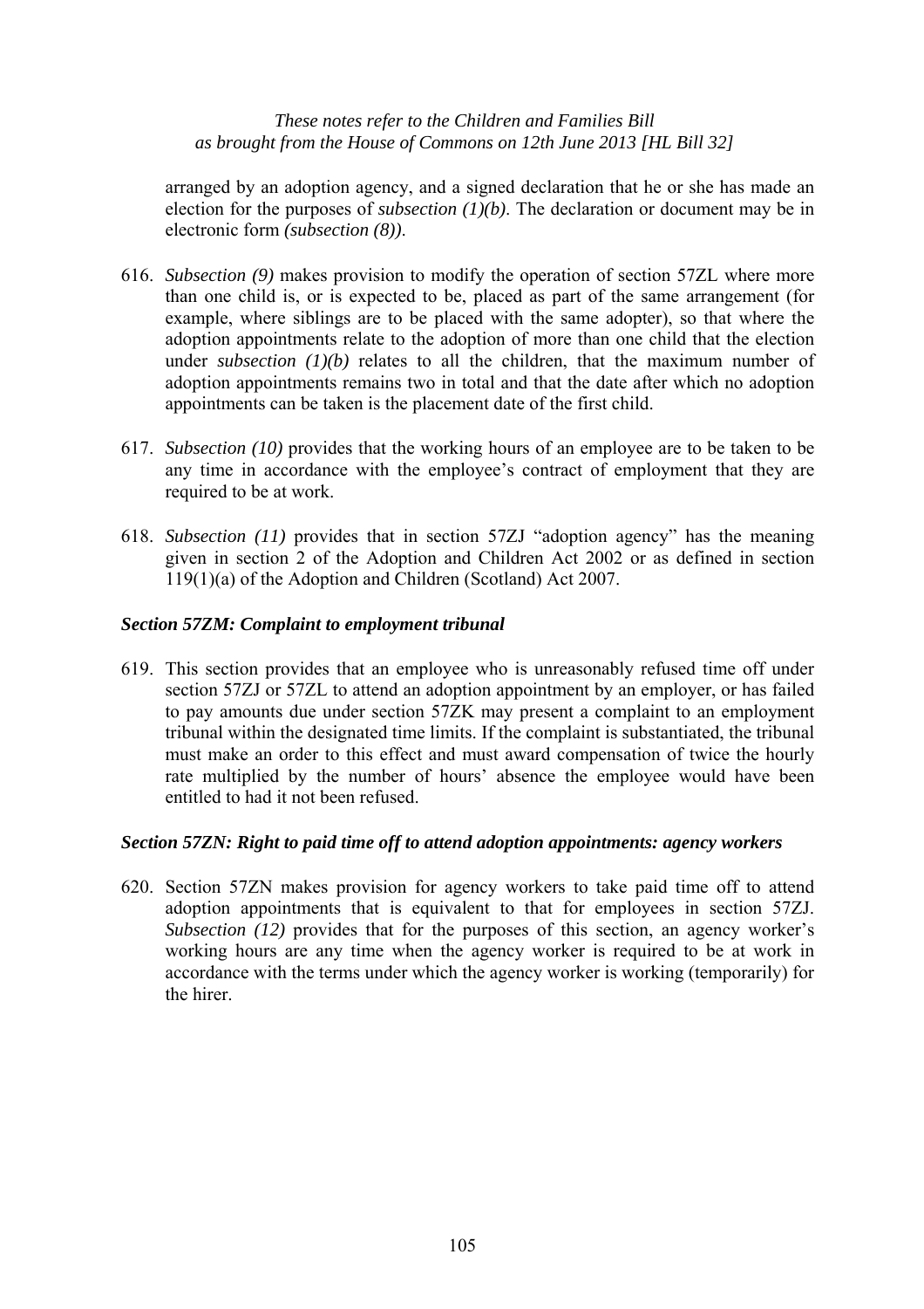arranged by an adoption agency, and a signed declaration that he or she has made an election for the purposes of *subsection (1)(b)*. The declaration or document may be in electronic form *(subsection (8))*.

616. *Subsection (9)* makes provision to modify the operation of section 57ZL where more than one child is, or is expected to be, placed as part of the same arrangement (for example, where siblings are to be placed with the same adopter), so that where the adoption appointments relate to the adoption of more than one child that the election under *subsection (1)(b)* relates to all the children, that the maximum number of adoption appointments remains two in total and that the date after which no adoption appointments can be taken is the placement date of the first child.

617. *Subsection (10)* provides that the working hours of an employee are to be taken to be any time in accordance with the employee's contract of employment that they are required to be at work.

618. *Subsection (11)* provides that in section 57ZJ "adoption agency" has the meaning given in section 2 of the Adoption and Children Act 2002 or as defined in section 119(1)(a) of the Adoption and Children (Scotland) Act 2007.

### *Section 57ZM: Complaint to employment tribunal*

619. This section provides that an employee who is unreasonably refused time off under section 57ZJ or 57ZL to attend an adoption appointment by an employer, or has failed to pay amounts due under section 57ZK may present a complaint to an employment tribunal within the designated time limits. If the complaint is substantiated, the tribunal must make an order to this effect and must award compensation of twice the hourly rate multiplied by the number of hours' absence the employee would have been entitled to had it not been refused.

### *Section 57ZN: Right to paid time off to attend adoption appointments: agency workers*

620. Section 57ZN makes provision for agency workers to take paid time off to attend adoption appointments that is equivalent to that for employees in section 57ZJ. *Subsection (12)* provides that for the purposes of this section, an agency worker's working hours are any time when the agency worker is required to be at work in accordance with the terms under which the agency worker is working (temporarily) for the hirer.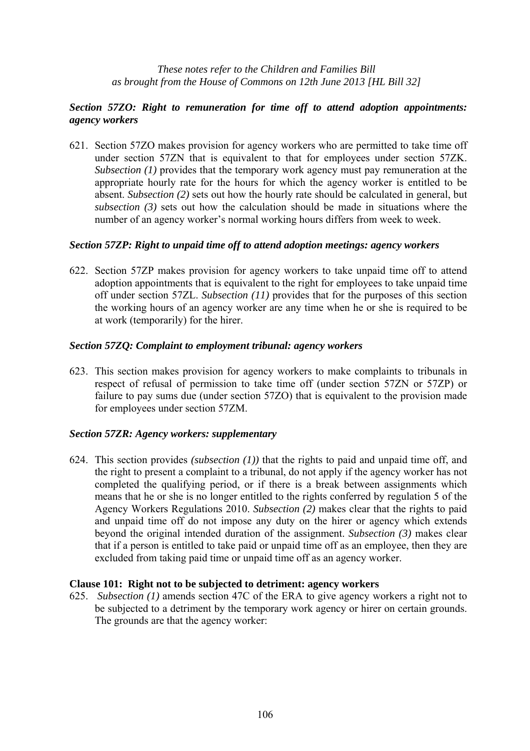*These notes refer to the Children and Families Bill as brought from the House of Commons on 12th June 2013 [HL Bill 32]*

### *Section 57ZO: Right to remuneration for time off to attend adoption appointments: agency workers*

621. Section 57ZO makes provision for agency workers who are permitted to take time off under section 57ZN that is equivalent to that for employees under section 57ZK. *Subsection (1)* provides that the temporary work agency must pay remuneration at the appropriate hourly rate for the hours for which the agency worker is entitled to be absent. *Subsection (2)* sets out how the hourly rate should be calculated in general, but *subsection (3)* sets out how the calculation should be made in situations where the number of an agency worker's normal working hours differs from week to week.

### *Section 57ZP: Right to unpaid time off to attend adoption meetings: agency workers*

622. Section 57ZP makes provision for agency workers to take unpaid time off to attend adoption appointments that is equivalent to the right for employees to take unpaid time off under section 57ZL. *Subsection (11)* provides that for the purposes of this section the working hours of an agency worker are any time when he or she is required to be at work (temporarily) for the hirer.

### *Section 57ZQ: Complaint to employment tribunal: agency workers*

623. This section makes provision for agency workers to make complaints to tribunals in respect of refusal of permission to take time off (under section 57ZN or 57ZP) or failure to pay sums due (under section 57ZO) that is equivalent to the provision made for employees under section 57ZM.

### *Section 57ZR: Agency workers: supplementary*

624. This section provides *(subsection (1))* that the rights to paid and unpaid time off, and the right to present a complaint to a tribunal, do not apply if the agency worker has not completed the qualifying period, or if there is a break between assignments which means that he or she is no longer entitled to the rights conferred by regulation 5 of the Agency Workers Regulations 2010. *Subsection (2)* makes clear that the rights to paid and unpaid time off do not impose any duty on the hirer or agency which extends beyond the original intended duration of the assignment. *Subsection (3)* makes clear that if a person is entitled to take paid or unpaid time off as an employee, then they are excluded from taking paid time or unpaid time off as an agency worker.

### **Clause 101: Right not to be subjected to detriment: agency workers**

625. *Subsection (1)* amends section 47C of the ERA to give agency workers a right not to be subjected to a detriment by the temporary work agency or hirer on certain grounds. The grounds are that the agency worker: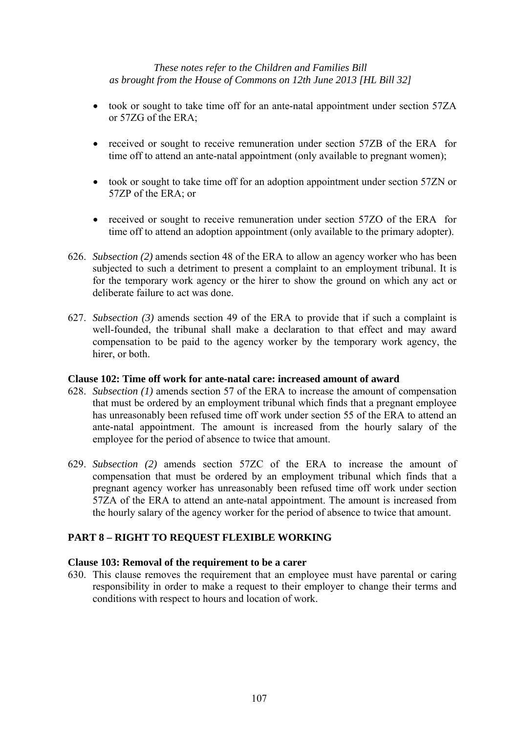- took or sought to take time off for an ante-natal appointment under section 57ZA or 57ZG of the ERA;

- received or sought to receive remuneration under section 57ZB of the ERA for time off to attend an ante-natal appointment (only available to pregnant women);

- took or sought to take time off for an adoption appointment under section 57ZN or 57ZP of the ERA; or

- received or sought to receive remuneration under section 57ZO of the ERA for time off to attend an adoption appointment (only available to the primary adopter).

626. *Subsection (2)* amends section 48 of the ERA to allow an agency worker who has been subjected to such a detriment to present a complaint to an employment tribunal. It is for the temporary work agency or the hirer to show the ground on which any act or deliberate failure to act was done.

627. *Subsection (3)* amends section 49 of the ERA to provide that if such a complaint is well-founded, the tribunal shall make a declaration to that effect and may award compensation to be paid to the agency worker by the temporary work agency, the hirer, or both.

**Clause 102: Time off work for ante-natal care: increased amount of award**

628. *Subsection (1)* amends section 57 of the ERA to increase the amount of compensation that must be ordered by an employment tribunal which finds that a pregnant employee has unreasonably been refused time off work under section 55 of the ERA to attend an ante-natal appointment. The amount is increased from the hourly salary of the employee for the period of absence to twice that amount.

629. *Subsection (2)* amends section 57ZC of the ERA to increase the amount of compensation that must be ordered by an employment tribunal which finds that a pregnant agency worker has unreasonably been refused time off work under section 57ZA of the ERA to attend an ante-natal appointment. The amount is increased from the hourly salary of the agency worker for the period of absence to twice that amount.

## PART 8 – RIGHT TO REQUEST FLEXIBLE WORKING

**Clause 103: Removal of the requirement to be a carer**

630. This clause removes the requirement that an employee must have parental or caring responsibility in order to make a request to their employer to change their terms and conditions with respect to hours and location of work.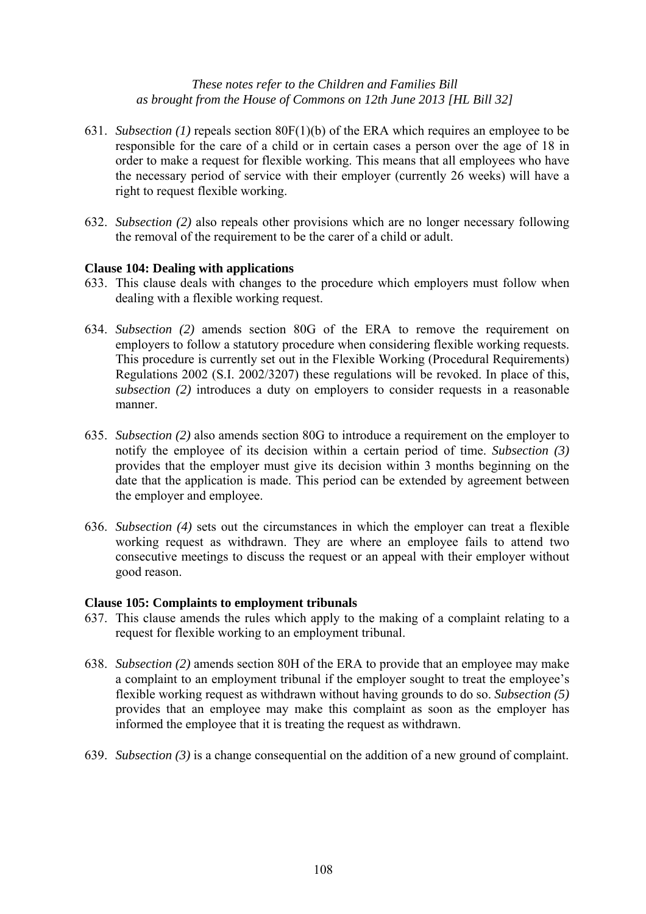631. *Subsection (1)* repeals section 80F(1)(b) of the ERA which requires an employee to be responsible for the care of a child or in certain cases a person over the age of 18 in order to make a request for flexible working. This means that all employees who have the necessary period of service with their employer (currently 26 weeks) will have a right to request flexible working.

632. *Subsection (2)* also repeals other provisions which are no longer necessary following the removal of the requirement to be the carer of a child or adult.

**Clause 104: Dealing with applications**

633. This clause deals with changes to the procedure which employers must follow when dealing with a flexible working request.

634. *Subsection (2)* amends section 80G of the ERA to remove the requirement on employers to follow a statutory procedure when considering flexible working requests. This procedure is currently set out in the Flexible Working (Procedural Requirements) Regulations 2002 (S.I. 2002/3207) these regulations will be revoked. In place of this, *subsection (2)* introduces a duty on employers to consider requests in a reasonable manner.

635. *Subsection (2)* also amends section 80G to introduce a requirement on the employer to notify the employee of its decision within a certain period of time. *Subsection (3)* provides that the employer must give its decision within 3 months beginning on the date that the application is made. This period can be extended by agreement between the employer and employee.

636. *Subsection (4)* sets out the circumstances in which the employer can treat a flexible working request as withdrawn. They are where an employee fails to attend two consecutive meetings to discuss the request or an appeal with their employer without good reason.

**Clause 105: Complaints to employment tribunals**

637. This clause amends the rules which apply to the making of a complaint relating to a request for flexible working to an employment tribunal.

638. *Subsection (2)* amends section 80H of the ERA to provide that an employee may make a complaint to an employment tribunal if the employer sought to treat the employee's flexible working request as withdrawn without having grounds to do so. *Subsection (5)* provides that an employee may make this complaint as soon as the employer has informed the employee that it is treating the request as withdrawn.

639. *Subsection (3)* is a change consequential on the addition of a new ground of complaint.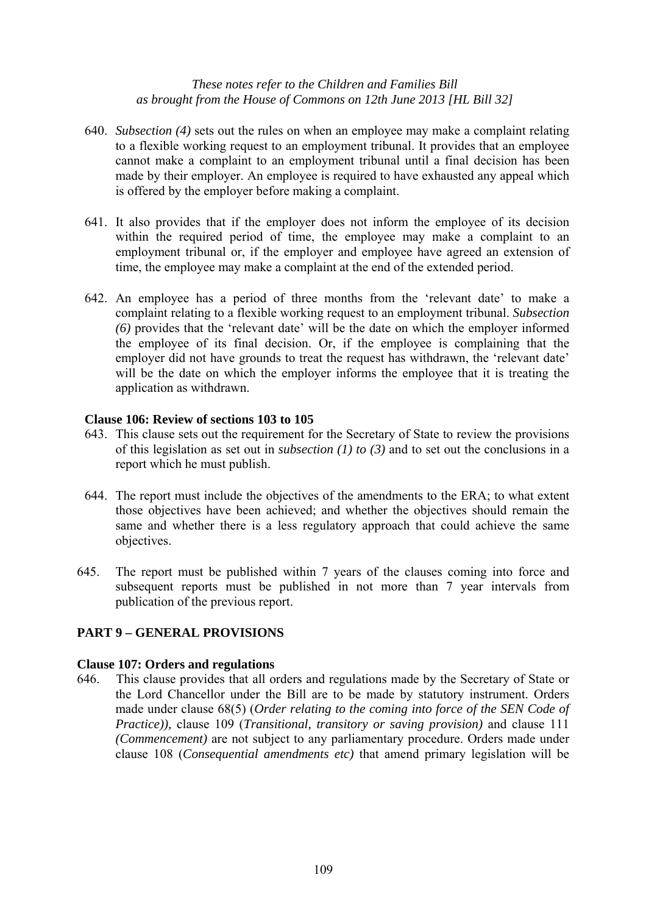*These notes refer to the Children and Families Bill as brought from the House of Commons on 12th June 2013 [HL Bill 32]*

640. *Subsection (4)* sets out the rules on when an employee may make a complaint relating to a flexible working request to an employment tribunal. It provides that an employee cannot make a complaint to an employment tribunal until a final decision has been made by their employer. An employee is required to have exhausted any appeal which is offered by the employer before making a complaint.

641. It also provides that if the employer does not inform the employee of its decision within the required period of time, the employee may make a complaint to an employment tribunal or, if the employer and employee have agreed an extension of time, the employee may make a complaint at the end of the extended period.

642. An employee has a period of three months from the 'relevant date' to make a complaint relating to a flexible working request to an employment tribunal. *Subsection (6)* provides that the 'relevant date' will be the date on which the employer informed the employee of its final decision. Or, if the employee is complaining that the employer did not have grounds to treat the request has withdrawn, the 'relevant date' will be the date on which the employer informs the employee that it is treating the application as withdrawn.

**Clause 106: Review of sections 103 to 105**

643. This clause sets out the requirement for the Secretary of State to review the provisions of this legislation as set out in *subsection (1) to (3)* and to set out the conclusions in a report which he must publish.

644. The report must include the objectives of the amendments to the ERA; to what extent those objectives have been achieved; and whether the objectives should remain the same and whether there is a less regulatory approach that could achieve the same objectives.

645. The report must be published within 7 years of the clauses coming into force and subsequent reports must be published in not more than 7 year intervals from publication of the previous report.

## PART 9 – GENERAL PROVISIONS

**Clause 107: Orders and regulations**

646. This clause provides that all orders and regulations made by the Secretary of State or the Lord Chancellor under the Bill are to be made by statutory instrument. Orders made under clause 68(5) (*Order relating to the coming into force of the SEN Code of Practice)),* clause 109 (*Transitional, transitory or saving provision)* and clause 111 *(Commencement)* are not subject to any parliamentary procedure. Orders made under clause 108 (*Consequential amendments etc)* that amend primary legislation will be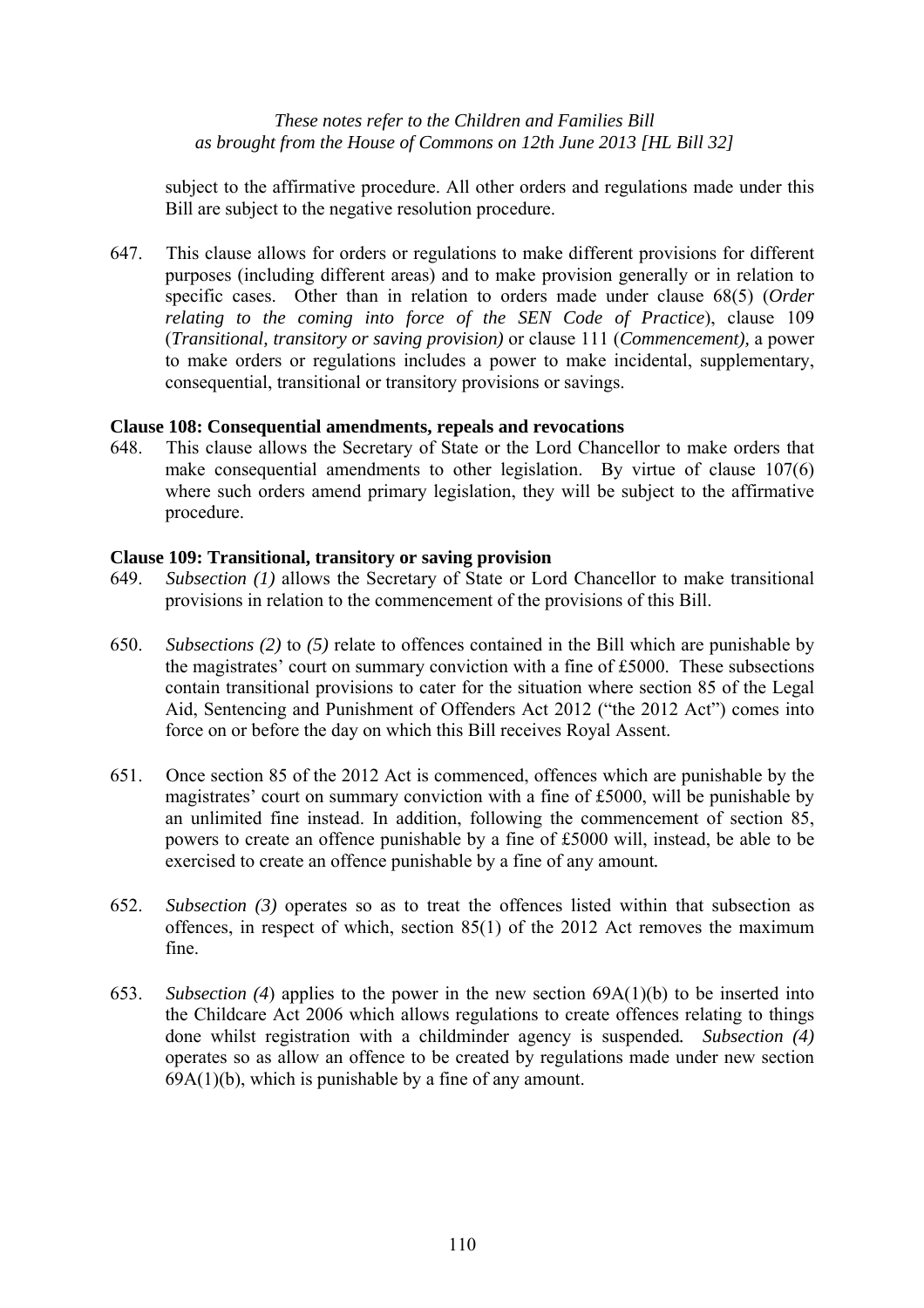subject to the affirmative procedure. All other orders and regulations made under this Bill are subject to the negative resolution procedure.

647. This clause allows for orders or regulations to make different provisions for different purposes (including different areas) and to make provision generally or in relation to specific cases. Other than in relation to orders made under clause 68(5) (*Order relating to the coming into force of the SEN Code of Practice*), clause 109 (*Transitional, transitory or saving provision)* or clause 111 (*Commencement),* a power to make orders or regulations includes a power to make incidental, supplementary, consequential, transitional or transitory provisions or savings.

**Clause 108: Consequential amendments, repeals and revocations**

648. This clause allows the Secretary of State or the Lord Chancellor to make orders that make consequential amendments to other legislation. By virtue of clause 107(6) where such orders amend primary legislation, they will be subject to the affirmative procedure.

**Clause 109: Transitional, transitory or saving provision**

649. *Subsection (1)* allows the Secretary of State or Lord Chancellor to make transitional provisions in relation to the commencement of the provisions of this Bill.

650. *Subsections (2)* to *(5)* relate to offences contained in the Bill which are punishable by the magistrates' court on summary conviction with a fine of £5000. These subsections contain transitional provisions to cater for the situation where section 85 of the Legal Aid, Sentencing and Punishment of Offenders Act 2012 ("the 2012 Act") comes into force on or before the day on which this Bill receives Royal Assent.

651. Once section 85 of the 2012 Act is commenced, offences which are punishable by the magistrates' court on summary conviction with a fine of £5000, will be punishable by an unlimited fine instead. In addition, following the commencement of section 85, powers to create an offence punishable by a fine of £5000 will, instead, be able to be exercised to create an offence punishable by a fine of any amount*.*

652. *Subsection (3)* operates so as to treat the offences listed within that subsection as offences, in respect of which, section 85(1) of the 2012 Act removes the maximum fine.

653. *Subsection (4*) applies to the power in the new section 69A(1)(b) to be inserted into the Childcare Act 2006 which allows regulations to create offences relating to things done whilst registration with a childminder agency is suspended*. Subsection (4)* operates so as allow an offence to be created by regulations made under new section 69A(1)(b), which is punishable by a fine of any amount.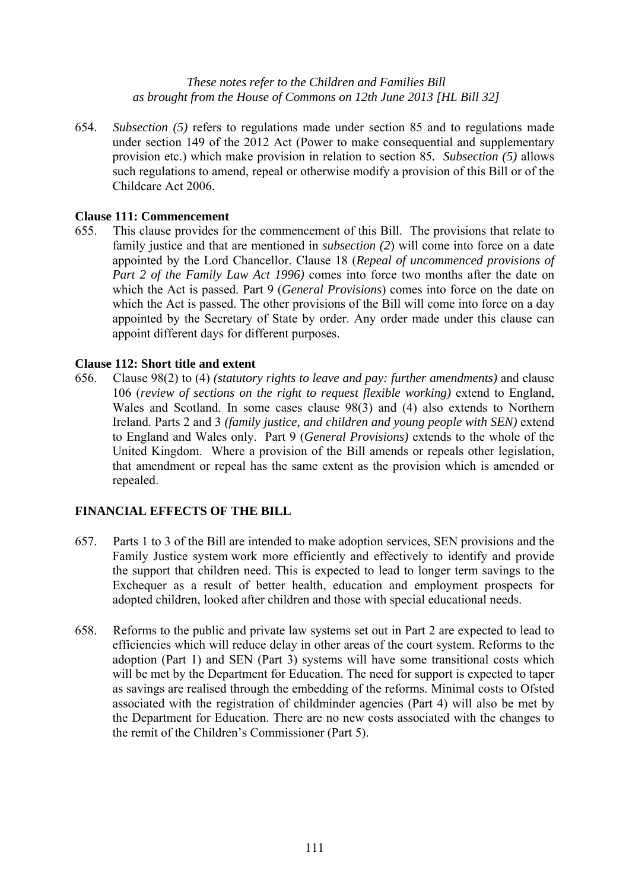654. *Subsection (5)* refers to regulations made under section 85 and to regulations made under section 149 of the 2012 Act (Power to make consequential and supplementary provision etc.) which make provision in relation to section 85. *Subsection (5)* allows such regulations to amend, repeal or otherwise modify a provision of this Bill or of the Childcare Act 2006.

**Clause 111: Commencement**

655. This clause provides for the commencement of this Bill. The provisions that relate to family justice and that are mentioned in ***subsection (2***) will come into force on a date appointed by the Lord Chancellor. Clause 18 (*Repeal of uncommenced provisions of Part 2 of the Family Law Act 1996)* comes into force two months after the date on which the Act is passed. Part 9 (*General Provisions*) comes into force on the date on which the Act is passed. The other provisions of the Bill will come into force on a day appointed by the Secretary of State by order. Any order made under this clause can appoint different days for different purposes.

**Clause 112: Short title and extent**

656. Clause 98(2) to (4) *(statutory rights to leave and pay: further amendments)* and clause 106 (*review of sections on the right to request flexible working)* extend to England, Wales and Scotland. In some cases clause 98(3) and (4) also extends to Northern Ireland. Parts 2 and 3 *(family justice, and children and young people with SEN)* extend to England and Wales only. Part 9 (*General Provisions)* extends to the whole of the United Kingdom. Where a provision of the Bill amends or repeals other legislation, that amendment or repeal has the same extent as the provision which is amended or repealed.

## FINANCIAL EFFECTS OF THE BILL

657. Parts 1 to 3 of the Bill are intended to make adoption services, SEN provisions and the Family Justice system work more efficiently and effectively to identify and provide the support that children need. This is expected to lead to longer term savings to the Exchequer as a result of better health, education and employment prospects for adopted children, looked after children and those with special educational needs.

658. Reforms to the public and private law systems set out in Part 2 are expected to lead to efficiencies which will reduce delay in other areas of the court system. Reforms to the adoption (Part 1) and SEN (Part 3) systems will have some transitional costs which will be met by the Department for Education. The need for support is expected to taper as savings are realised through the embedding of the reforms. Minimal costs to Ofsted associated with the registration of childminder agencies (Part 4) will also be met by the Department for Education. There are no new costs associated with the changes to the remit of the Children's Commissioner (Part 5).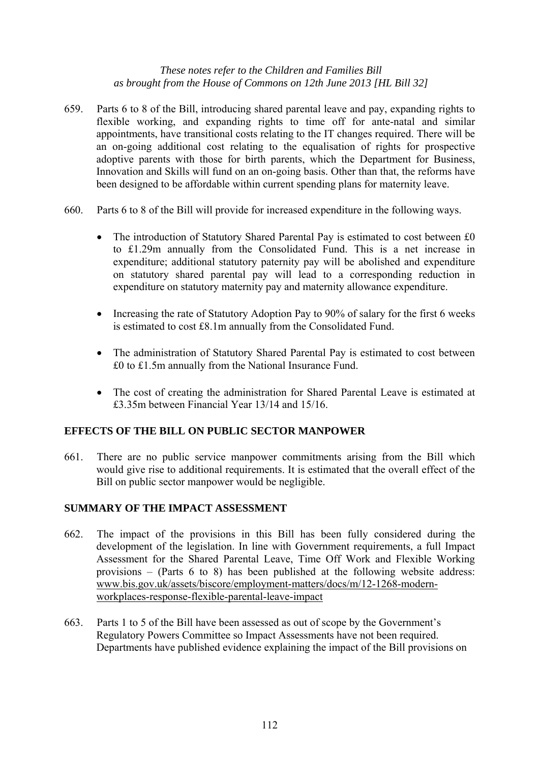*These notes refer to the Children and Families Bill as brought from the House of Commons on 12th June 2013 [HL Bill 32]*

659. Parts 6 to 8 of the Bill, introducing shared parental leave and pay, expanding rights to flexible working, and expanding rights to time off for ante-natal and similar appointments, have transitional costs relating to the IT changes required. There will be an on-going additional cost relating to the equalisation of rights for prospective adoptive parents with those for birth parents, which the Department for Business, Innovation and Skills will fund on an on-going basis. Other than that, the reforms have been designed to be affordable within current spending plans for maternity leave.

660. Parts 6 to 8 of the Bill will provide for increased expenditure in the following ways.

- The introduction of Statutory Shared Parental Pay is estimated to cost between £0 to £1.29m annually from the Consolidated Fund. This is a net increase in expenditure; additional statutory paternity pay will be abolished and expenditure on statutory shared parental pay will lead to a corresponding reduction in expenditure on statutory maternity pay and maternity allowance expenditure.

- Increasing the rate of Statutory Adoption Pay to 90% of salary for the first 6 weeks is estimated to cost £8.1m annually from the Consolidated Fund.

- The administration of Statutory Shared Parental Pay is estimated to cost between £0 to £1.5m annually from the National Insurance Fund.

- The cost of creating the administration for Shared Parental Leave is estimated at £3.35m between Financial Year 13/14 and 15/16.

## EFFECTS OF THE BILL ON PUBLIC SECTOR MANPOWER

661. There are no public service manpower commitments arising from the Bill which would give rise to additional requirements. It is estimated that the overall effect of the Bill on public sector manpower would be negligible.

## SUMMARY OF THE IMPACT ASSESSMENT

662. The impact of the provisions in this Bill has been fully considered during the development of the legislation. In line with Government requirements, a full Impact Assessment for the Shared Parental Leave, Time Off Work and Flexible Working provisions – (Parts 6 to 8) has been published at the following website address: www.bis.gov.uk/assets/biscore/employment-matters/docs/m/12-1268-modern-workplaces-response-flexible-parental-leave-impact

663. Parts 1 to 5 of the Bill have been assessed as out of scope by the Government's Regulatory Powers Committee so Impact Assessments have not been required. Departments have published evidence explaining the impact of the Bill provisions on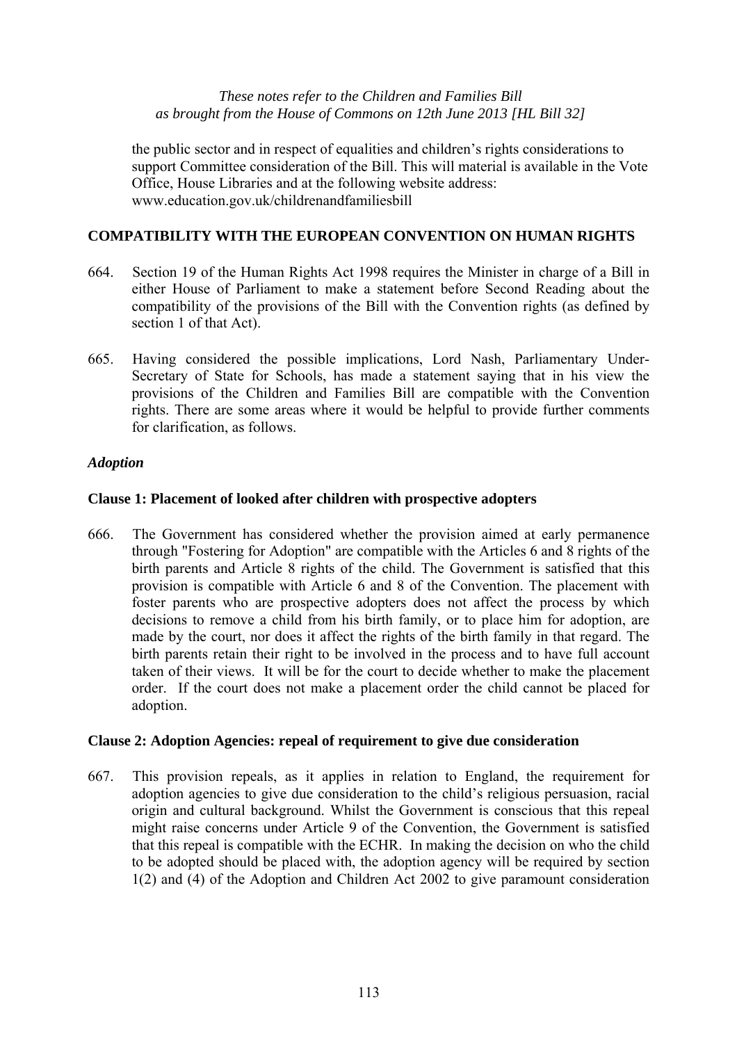the public sector and in respect of equalities and children's rights considerations to support Committee consideration of the Bill. This will material is available in the Vote Office, House Libraries and at the following website address: www.education.gov.uk/childrenandfamiliesbill

## COMPATIBILITY WITH THE EUROPEAN CONVENTION ON HUMAN RIGHTS

664. Section 19 of the Human Rights Act 1998 requires the Minister in charge of a Bill in either House of Parliament to make a statement before Second Reading about the compatibility of the provisions of the Bill with the Convention rights (as defined by section 1 of that Act).

665. Having considered the possible implications, Lord Nash, Parliamentary Under-Secretary of State for Schools, has made a statement saying that in his view the provisions of the Children and Families Bill are compatible with the Convention rights. There are some areas where it would be helpful to provide further comments for clarification, as follows.

### *Adoption*

#### Clause 1: Placement of looked after children with prospective adopters

666. The Government has considered whether the provision aimed at early permanence through "Fostering for Adoption" are compatible with the Articles 6 and 8 rights of the birth parents and Article 8 rights of the child. The Government is satisfied that this provision is compatible with Article 6 and 8 of the Convention. The placement with foster parents who are prospective adopters does not affect the process by which decisions to remove a child from his birth family, or to place him for adoption, are made by the court, nor does it affect the rights of the birth family in that regard. The birth parents retain their right to be involved in the process and to have full account taken of their views. It will be for the court to decide whether to make the placement order. If the court does not make a placement order the child cannot be placed for adoption.

#### Clause 2: Adoption Agencies: repeal of requirement to give due consideration

667. This provision repeals, as it applies in relation to England, the requirement for adoption agencies to give due consideration to the child's religious persuasion, racial origin and cultural background. Whilst the Government is conscious that this repeal might raise concerns under Article 9 of the Convention, the Government is satisfied that this repeal is compatible with the ECHR. In making the decision on who the child to be adopted should be placed with, the adoption agency will be required by section 1(2) and (4) of the Adoption and Children Act 2002 to give paramount consideration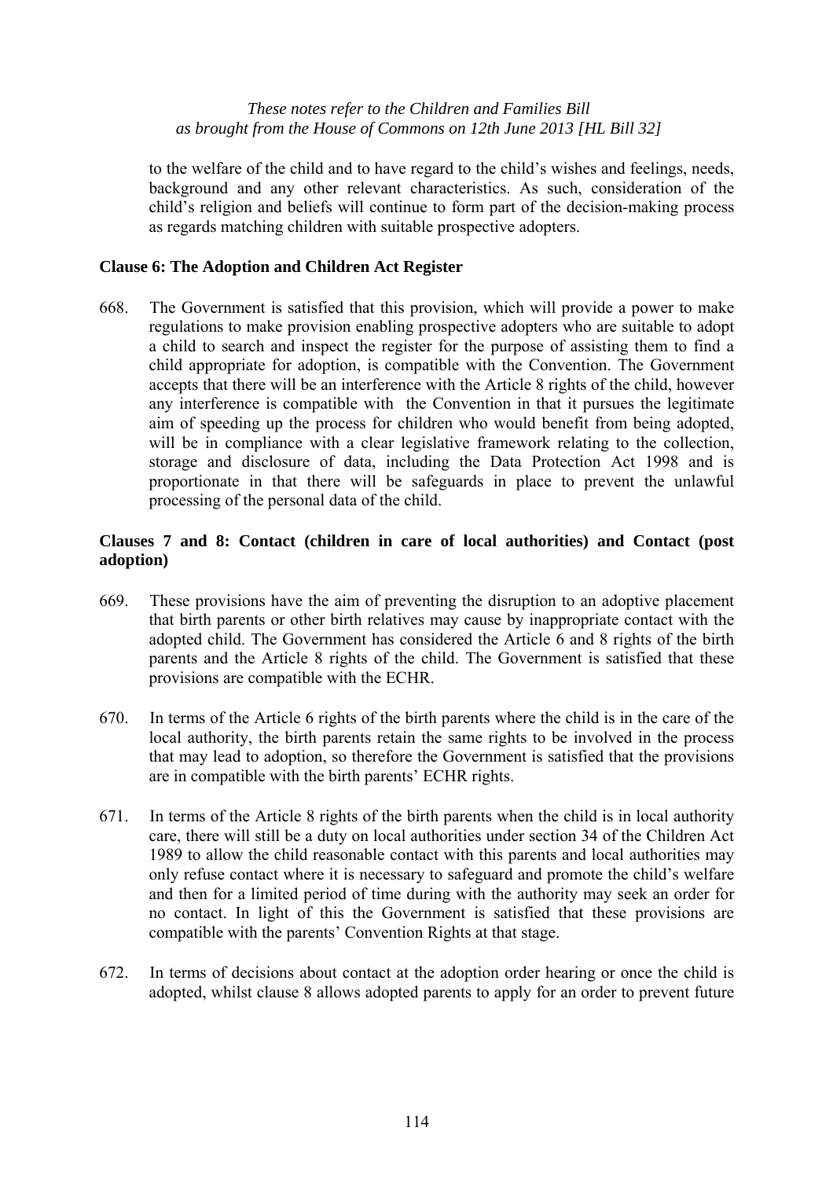to the welfare of the child and to have regard to the child's wishes and feelings, needs, background and any other relevant characteristics. As such, consideration of the child's religion and beliefs will continue to form part of the decision-making process as regards matching children with suitable prospective adopters.

**Clause 6: The Adoption and Children Act Register**

668. The Government is satisfied that this provision, which will provide a power to make regulations to make provision enabling prospective adopters who are suitable to adopt a child to search and inspect the register for the purpose of assisting them to find a child appropriate for adoption, is compatible with the Convention. The Government accepts that there will be an interference with the Article 8 rights of the child, however any interference is compatible with the Convention in that it pursues the legitimate aim of speeding up the process for children who would benefit from being adopted, will be in compliance with a clear legislative framework relating to the collection, storage and disclosure of data, including the Data Protection Act 1998 and is proportionate in that there will be safeguards in place to prevent the unlawful processing of the personal data of the child.

**Clauses 7 and 8: Contact (children in care of local authorities) and Contact (post adoption)**

669. These provisions have the aim of preventing the disruption to an adoptive placement that birth parents or other birth relatives may cause by inappropriate contact with the adopted child. The Government has considered the Article 6 and 8 rights of the birth parents and the Article 8 rights of the child. The Government is satisfied that these provisions are compatible with the ECHR.

670. In terms of the Article 6 rights of the birth parents where the child is in the care of the local authority, the birth parents retain the same rights to be involved in the process that may lead to adoption, so therefore the Government is satisfied that the provisions are in compatible with the birth parents' ECHR rights.

671. In terms of the Article 8 rights of the birth parents when the child is in local authority care, there will still be a duty on local authorities under section 34 of the Children Act 1989 to allow the child reasonable contact with this parents and local authorities may only refuse contact where it is necessary to safeguard and promote the child's welfare and then for a limited period of time during with the authority may seek an order for no contact. In light of this the Government is satisfied that these provisions are compatible with the parents' Convention Rights at that stage.

672. In terms of decisions about contact at the adoption order hearing or once the child is adopted, whilst clause 8 allows adopted parents to apply for an order to prevent future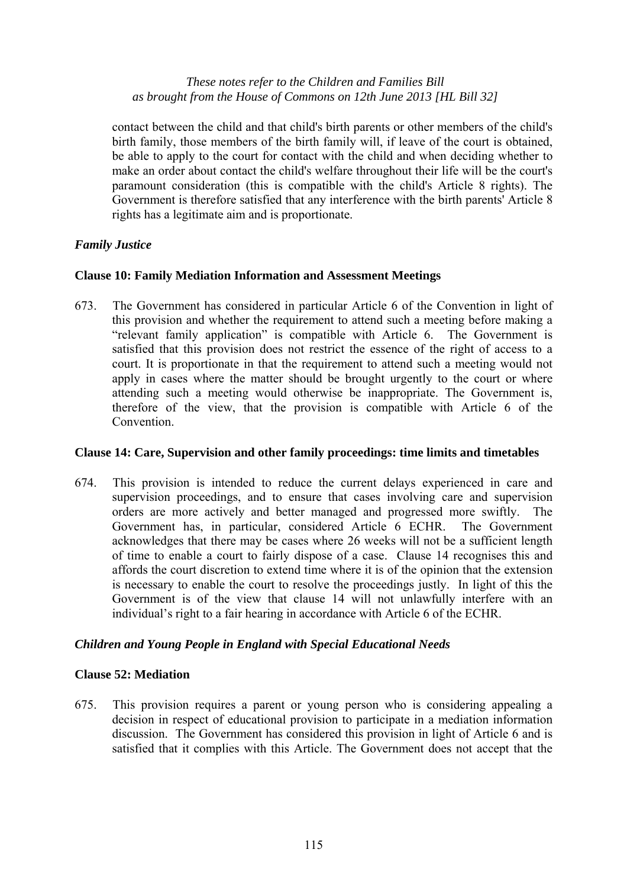contact between the child and that child's birth parents or other members of the child's birth family, those members of the birth family will, if leave of the court is obtained, be able to apply to the court for contact with the child and when deciding whether to make an order about contact the child's welfare throughout their life will be the court's paramount consideration (this is compatible with the child's Article 8 rights). The Government is therefore satisfied that any interference with the birth parents' Article 8 rights has a legitimate aim and is proportionate.

### *Family Justice*

**Clause 10: Family Mediation Information and Assessment Meetings**

673. The Government has considered in particular Article 6 of the Convention in light of this provision and whether the requirement to attend such a meeting before making a "relevant family application" is compatible with Article 6. The Government is satisfied that this provision does not restrict the essence of the right of access to a court. It is proportionate in that the requirement to attend such a meeting would not apply in cases where the matter should be brought urgently to the court or where attending such a meeting would otherwise be inappropriate. The Government is, therefore of the view, that the provision is compatible with Article 6 of the Convention.

**Clause 14: Care, Supervision and other family proceedings: time limits and timetables**

674. This provision is intended to reduce the current delays experienced in care and supervision proceedings, and to ensure that cases involving care and supervision orders are more actively and better managed and progressed more swiftly. The Government has, in particular, considered Article 6 ECHR. The Government acknowledges that there may be cases where 26 weeks will not be a sufficient length of time to enable a court to fairly dispose of a case. Clause 14 recognises this and affords the court discretion to extend time where it is of the opinion that the extension is necessary to enable the court to resolve the proceedings justly. In light of this the Government is of the view that clause 14 will not unlawfully interfere with an individual's right to a fair hearing in accordance with Article 6 of the ECHR.

### *Children and Young People in England with Special Educational Needs*

**Clause 52: Mediation**

675. This provision requires a parent or young person who is considering appealing a decision in respect of educational provision to participate in a mediation information discussion. The Government has considered this provision in light of Article 6 and is satisfied that it complies with this Article. The Government does not accept that the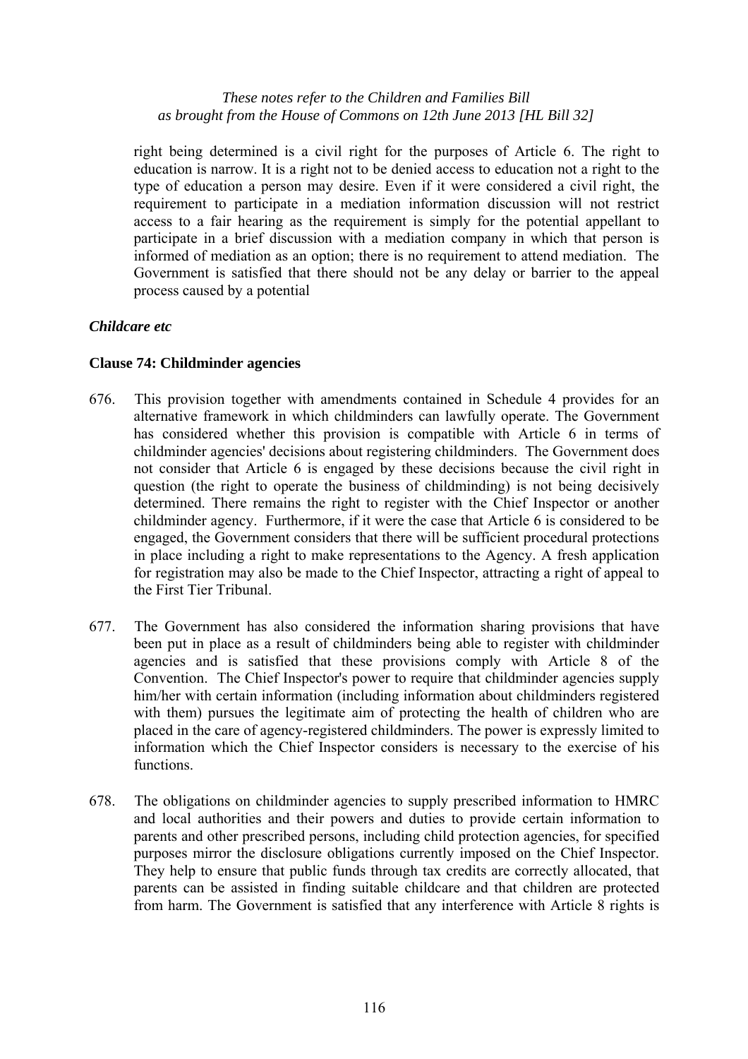right being determined is a civil right for the purposes of Article 6. The right to education is narrow. It is a right not to be denied access to education not a right to the type of education a person may desire. Even if it were considered a civil right, the requirement to participate in a mediation information discussion will not restrict access to a fair hearing as the requirement is simply for the potential appellant to participate in a brief discussion with a mediation company in which that person is informed of mediation as an option; there is no requirement to attend mediation. The Government is satisfied that there should not be any delay or barrier to the appeal process caused by a potential

### *Childcare etc*

### **Clause 74: Childminder agencies**

676. This provision together with amendments contained in Schedule 4 provides for an alternative framework in which childminders can lawfully operate. The Government has considered whether this provision is compatible with Article 6 in terms of childminder agencies' decisions about registering childminders. The Government does not consider that Article 6 is engaged by these decisions because the civil right in question (the right to operate the business of childminding) is not being decisively determined. There remains the right to register with the Chief Inspector or another childminder agency. Furthermore, if it were the case that Article 6 is considered to be engaged, the Government considers that there will be sufficient procedural protections in place including a right to make representations to the Agency. A fresh application for registration may also be made to the Chief Inspector, attracting a right of appeal to the First Tier Tribunal.

677. The Government has also considered the information sharing provisions that have been put in place as a result of childminders being able to register with childminder agencies and is satisfied that these provisions comply with Article 8 of the Convention. The Chief Inspector's power to require that childminder agencies supply him/her with certain information (including information about childminders registered with them) pursues the legitimate aim of protecting the health of children who are placed in the care of agency-registered childminders. The power is expressly limited to information which the Chief Inspector considers is necessary to the exercise of his functions.

678. The obligations on childminder agencies to supply prescribed information to HMRC and local authorities and their powers and duties to provide certain information to parents and other prescribed persons, including child protection agencies, for specified purposes mirror the disclosure obligations currently imposed on the Chief Inspector. They help to ensure that public funds through tax credits are correctly allocated, that parents can be assisted in finding suitable childcare and that children are protected from harm. The Government is satisfied that any interference with Article 8 rights is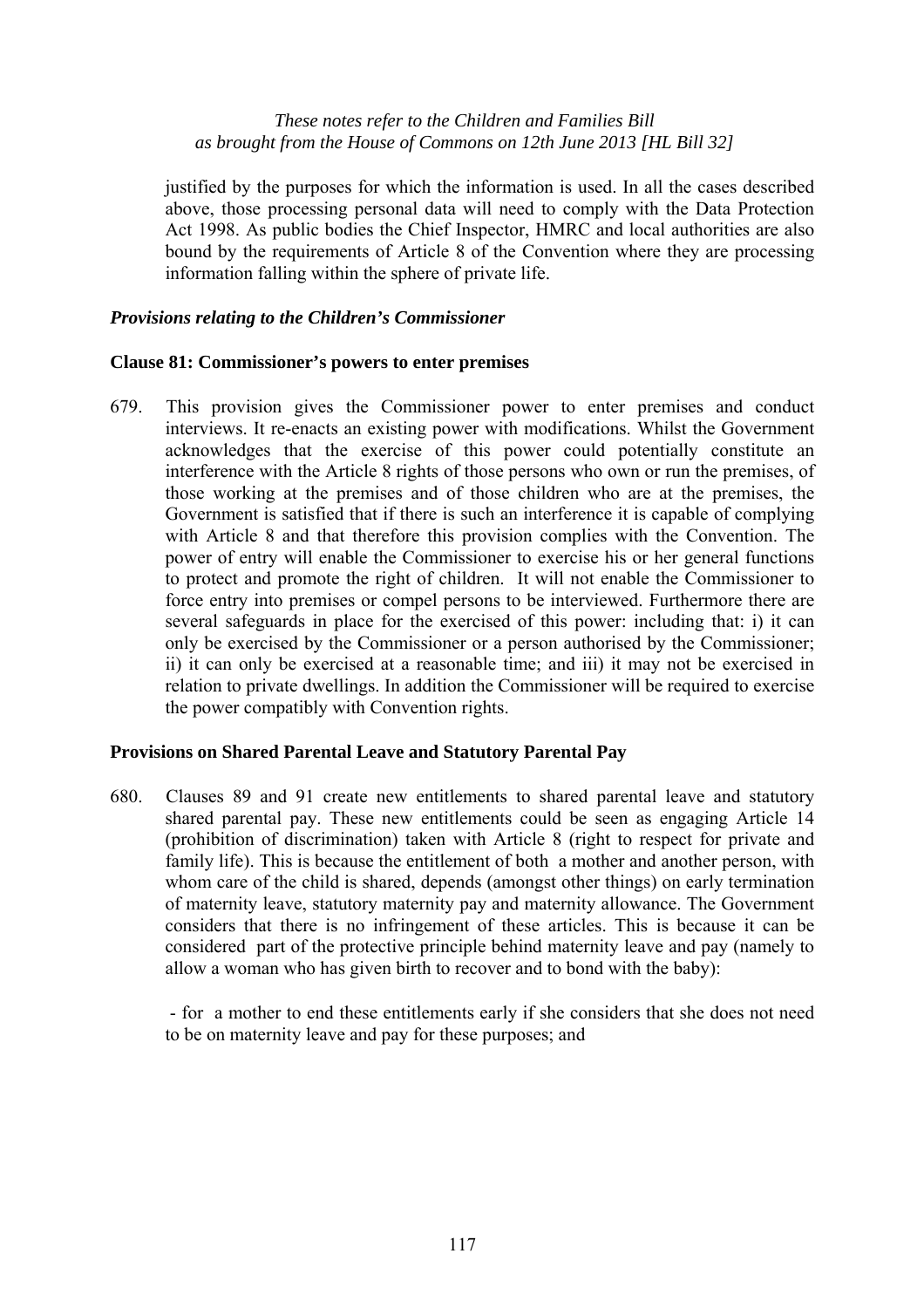justified by the purposes for which the information is used. In all the cases described above, those processing personal data will need to comply with the Data Protection Act 1998. As public bodies the Chief Inspector, HMRC and local authorities are also bound by the requirements of Article 8 of the Convention where they are processing information falling within the sphere of private life.

### *Provisions relating to the Children's Commissioner*

#### Clause 81: Commissioner's powers to enter premises

679. This provision gives the Commissioner power to enter premises and conduct interviews. It re-enacts an existing power with modifications. Whilst the Government acknowledges that the exercise of this power could potentially constitute an interference with the Article 8 rights of those persons who own or run the premises, of those working at the premises and of those children who are at the premises, the Government is satisfied that if there is such an interference it is capable of complying with Article 8 and that therefore this provision complies with the Convention. The power of entry will enable the Commissioner to exercise his or her general functions to protect and promote the right of children. It will not enable the Commissioner to force entry into premises or compel persons to be interviewed. Furthermore there are several safeguards in place for the exercised of this power: including that: i) it can only be exercised by the Commissioner or a person authorised by the Commissioner; ii) it can only be exercised at a reasonable time; and iii) it may not be exercised in relation to private dwellings. In addition the Commissioner will be required to exercise the power compatibly with Convention rights.

### Provisions on Shared Parental Leave and Statutory Parental Pay

680. Clauses 89 and 91 create new entitlements to shared parental leave and statutory shared parental pay. These new entitlements could be seen as engaging Article 14 (prohibition of discrimination) taken with Article 8 (right to respect for private and family life). This is because the entitlement of both a mother and another person, with whom care of the child is shared, depends (amongst other things) on early termination of maternity leave, statutory maternity pay and maternity allowance. The Government considers that there is no infringement of these articles. This is because it can be considered part of the protective principle behind maternity leave and pay (namely to allow a woman who has given birth to recover and to bond with the baby):

- for a mother to end these entitlements early if she considers that she does not need to be on maternity leave and pay for these purposes; and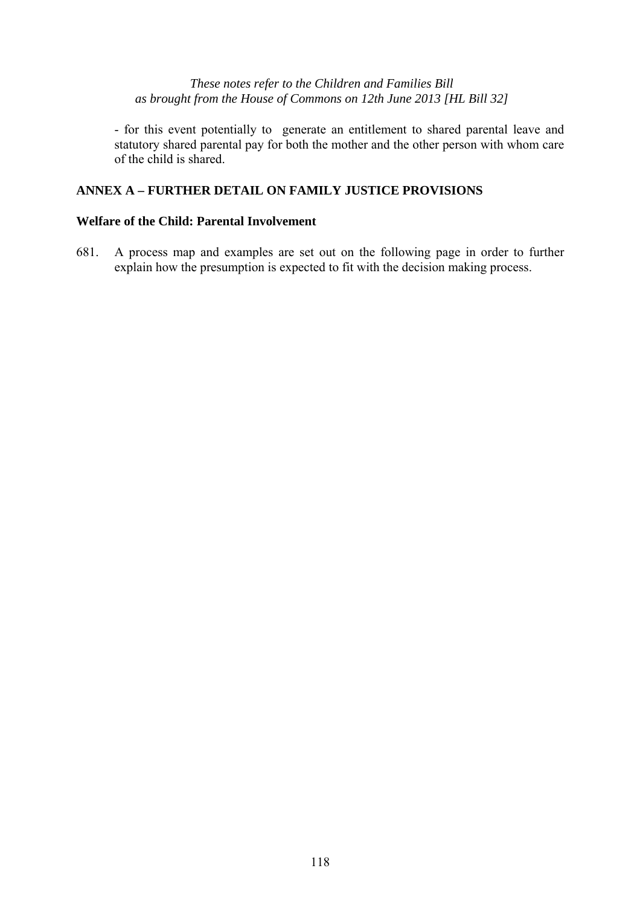- for this event potentially to generate an entitlement to shared parental leave and statutory shared parental pay for both the mother and the other person with whom care of the child is shared.

## ANNEX A – FURTHER DETAIL ON FAMILY JUSTICE PROVISIONS

### Welfare of the Child: Parental Involvement

681. A process map and examples are set out on the following page in order to further explain how the presumption is expected to fit with the decision making process.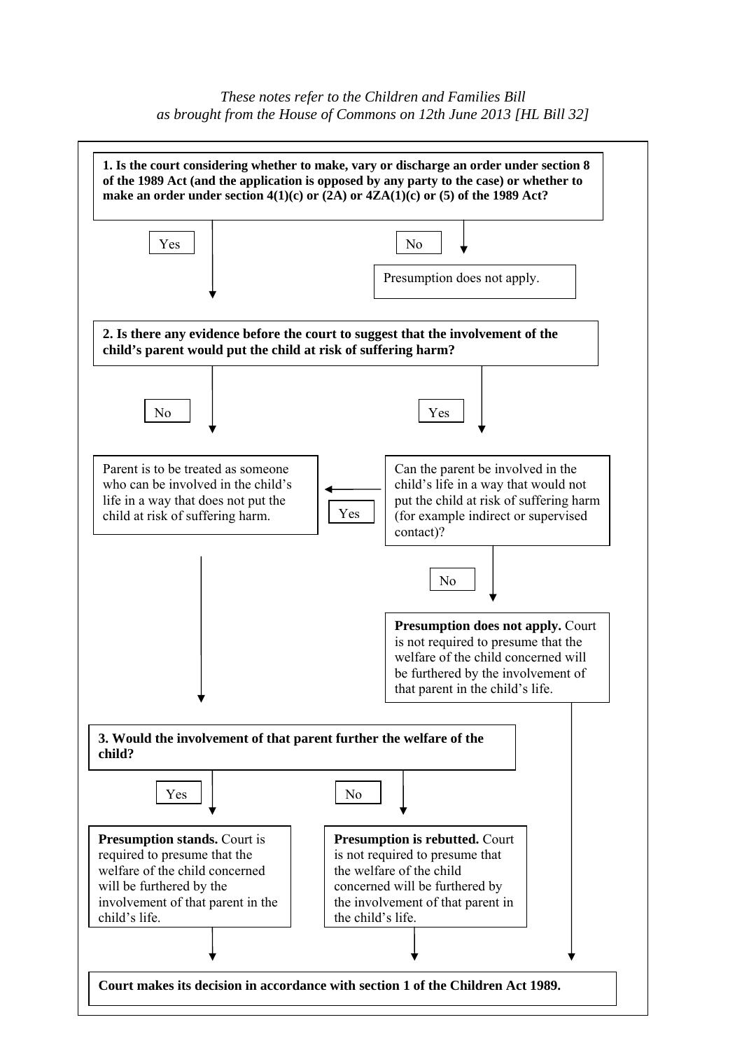*These notes refer to the Children and Families Bill as brought from the House of Commons on 12th June 2013 [HL Bill 32]*

**1. Is the court considering whether to make, vary or discharge an order under section 8 of the 1989 Act (and the application is opposed by any party to the case) or whether to make an order under section 4(1)(c) or (2A) or 4ZA(1)(c) or (5) of the 1989 Act?**

- **No** → Presumption does not apply.
- **Yes** → go to question 2.

**2. Is there any evidence before the court to suggest that the involvement of the child's parent would put the child at risk of suffering harm?**

- **No** → Parent is to be treated as someone who can be involved in the child's life in a way that does not put the child at risk of suffering harm. → go to question 3.
- **Yes** → Can the parent be involved in the child's life in a way that would not put the child at risk of suffering harm (for example indirect or supervised contact)?
  - **Yes** → Parent is to be treated as someone who can be involved in the child's life in a way that does not put the child at risk of suffering harm. → go to question 3.
  - **No** → **Presumption does not apply.** Court is not required to presume that the welfare of the child concerned will be furthered by the involvement of that parent in the child's life. → Court makes its decision in accordance with section 1 of the Children Act 1989.

**3. Would the involvement of that parent further the welfare of the child?**

- **Yes** → **Presumption stands.** Court is required to presume that the welfare of the child concerned will be furthered by the involvement of that parent in the child's life.
- **No** → **Presumption is rebutted.** Court is not required to presume that the welfare of the child concerned will be furthered by the involvement of that parent in the child's life.

**Court makes its decision in accordance with section 1 of the Children Act 1989.**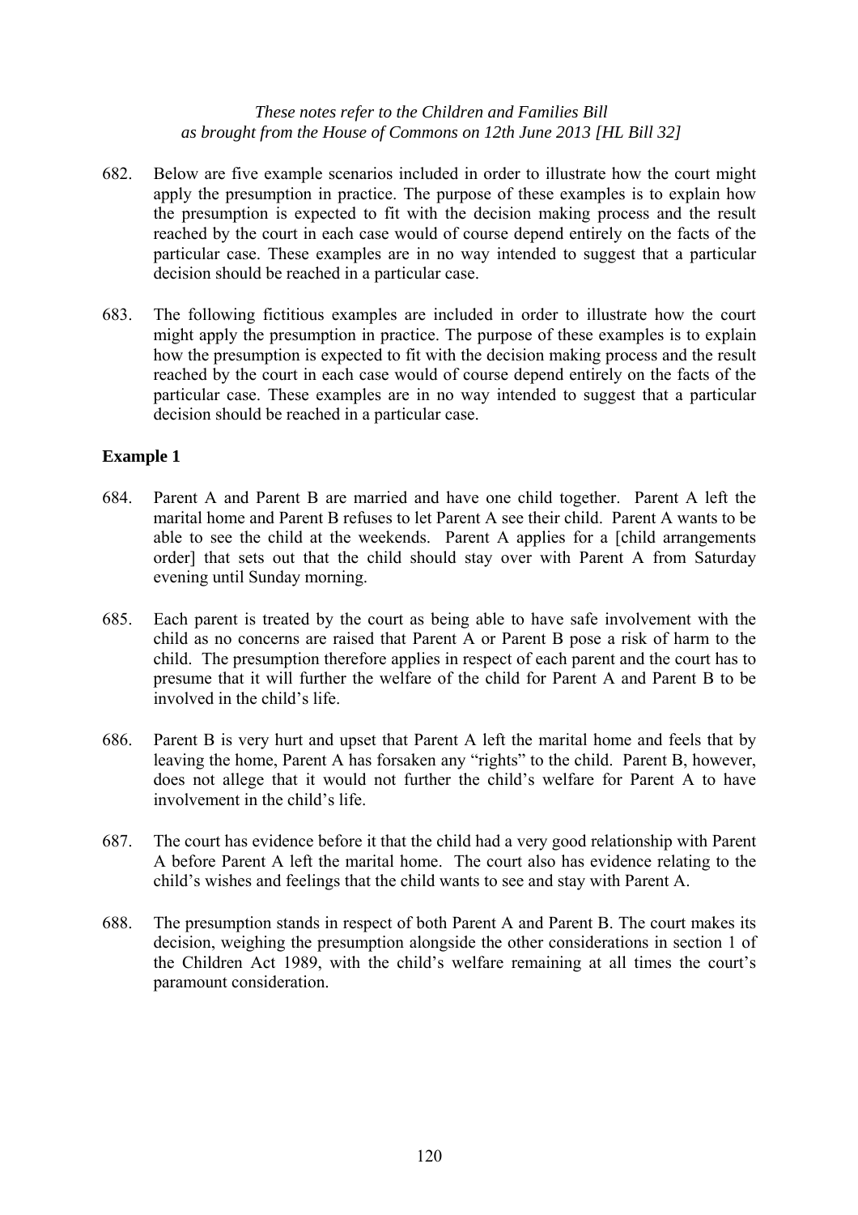682. Below are five example scenarios included in order to illustrate how the court might apply the presumption in practice. The purpose of these examples is to explain how the presumption is expected to fit with the decision making process and the result reached by the court in each case would of course depend entirely on the facts of the particular case. These examples are in no way intended to suggest that a particular decision should be reached in a particular case.

683. The following fictitious examples are included in order to illustrate how the court might apply the presumption in practice. The purpose of these examples is to explain how the presumption is expected to fit with the decision making process and the result reached by the court in each case would of course depend entirely on the facts of the particular case. These examples are in no way intended to suggest that a particular decision should be reached in a particular case.

**Example 1**

684. Parent A and Parent B are married and have one child together. Parent A left the marital home and Parent B refuses to let Parent A see their child. Parent A wants to be able to see the child at the weekends. Parent A applies for a [child arrangements order] that sets out that the child should stay over with Parent A from Saturday evening until Sunday morning.

685. Each parent is treated by the court as being able to have safe involvement with the child as no concerns are raised that Parent A or Parent B pose a risk of harm to the child. The presumption therefore applies in respect of each parent and the court has to presume that it will further the welfare of the child for Parent A and Parent B to be involved in the child's life.

686. Parent B is very hurt and upset that Parent A left the marital home and feels that by leaving the home, Parent A has forsaken any "rights" to the child. Parent B, however, does not allege that it would not further the child's welfare for Parent A to have involvement in the child's life.

687. The court has evidence before it that the child had a very good relationship with Parent A before Parent A left the marital home. The court also has evidence relating to the child's wishes and feelings that the child wants to see and stay with Parent A.

688. The presumption stands in respect of both Parent A and Parent B. The court makes its decision, weighing the presumption alongside the other considerations in section 1 of the Children Act 1989, with the child's welfare remaining at all times the court's paramount consideration.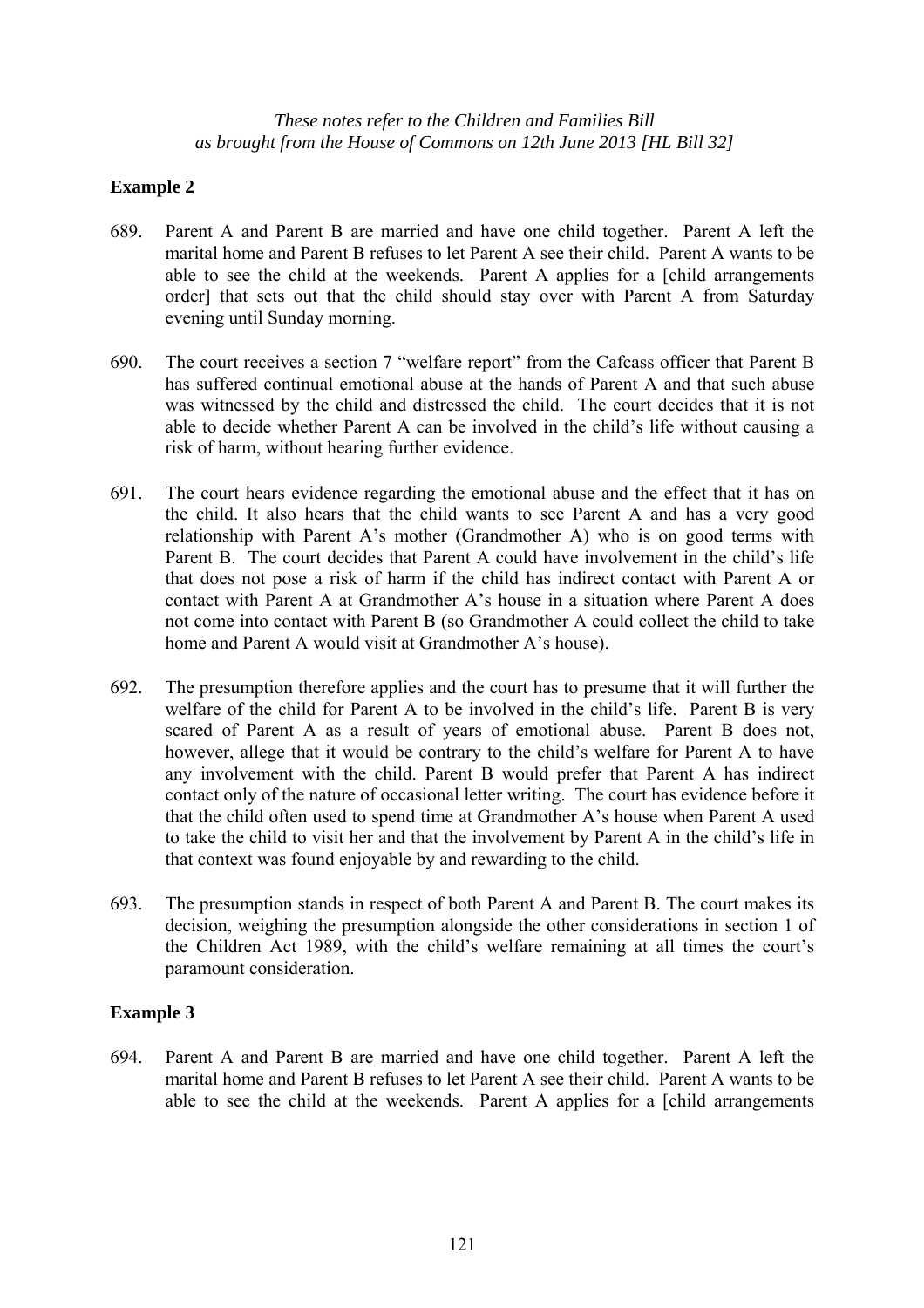**Example 2**

689. Parent A and Parent B are married and have one child together. Parent A left the marital home and Parent B refuses to let Parent A see their child. Parent A wants to be able to see the child at the weekends. Parent A applies for a [child arrangements order] that sets out that the child should stay over with Parent A from Saturday evening until Sunday morning.

690. The court receives a section 7 "welfare report" from the Cafcass officer that Parent B has suffered continual emotional abuse at the hands of Parent A and that such abuse was witnessed by the child and distressed the child. The court decides that it is not able to decide whether Parent A can be involved in the child's life without causing a risk of harm, without hearing further evidence.

691. The court hears evidence regarding the emotional abuse and the effect that it has on the child. It also hears that the child wants to see Parent A and has a very good relationship with Parent A's mother (Grandmother A) who is on good terms with Parent B. The court decides that Parent A could have involvement in the child's life that does not pose a risk of harm if the child has indirect contact with Parent A or contact with Parent A at Grandmother A's house in a situation where Parent A does not come into contact with Parent B (so Grandmother A could collect the child to take home and Parent A would visit at Grandmother A's house).

692. The presumption therefore applies and the court has to presume that it will further the welfare of the child for Parent A to be involved in the child's life. Parent B is very scared of Parent A as a result of years of emotional abuse. Parent B does not, however, allege that it would be contrary to the child's welfare for Parent A to have any involvement with the child. Parent B would prefer that Parent A has indirect contact only of the nature of occasional letter writing. The court has evidence before it that the child often used to spend time at Grandmother A's house when Parent A used to take the child to visit her and that the involvement by Parent A in the child's life in that context was found enjoyable by and rewarding to the child.

693. The presumption stands in respect of both Parent A and Parent B. The court makes its decision, weighing the presumption alongside the other considerations in section 1 of the Children Act 1989, with the child's welfare remaining at all times the court's paramount consideration.

**Example 3**

694. Parent A and Parent B are married and have one child together. Parent A left the marital home and Parent B refuses to let Parent A see their child. Parent A wants to be able to see the child at the weekends. Parent A applies for a [child arrangements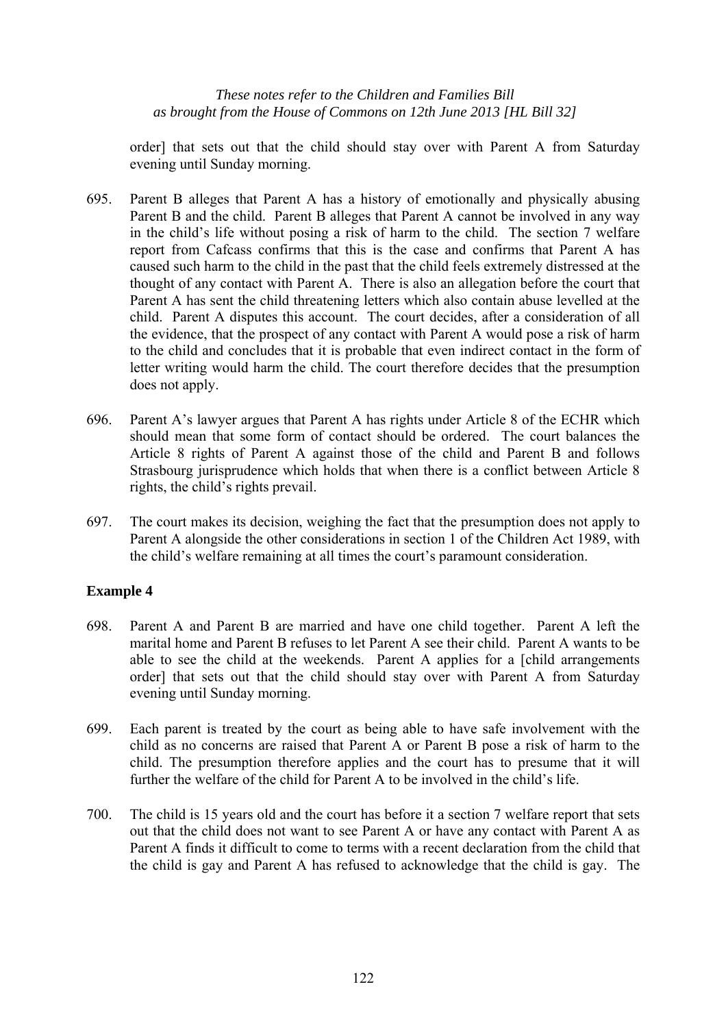order] that sets out that the child should stay over with Parent A from Saturday evening until Sunday morning.

695. Parent B alleges that Parent A has a history of emotionally and physically abusing Parent B and the child. Parent B alleges that Parent A cannot be involved in any way in the child's life without posing a risk of harm to the child. The section 7 welfare report from Cafcass confirms that this is the case and confirms that Parent A has caused such harm to the child in the past that the child feels extremely distressed at the thought of any contact with Parent A. There is also an allegation before the court that Parent A has sent the child threatening letters which also contain abuse levelled at the child. Parent A disputes this account. The court decides, after a consideration of all the evidence, that the prospect of any contact with Parent A would pose a risk of harm to the child and concludes that it is probable that even indirect contact in the form of letter writing would harm the child. The court therefore decides that the presumption does not apply.

696. Parent A's lawyer argues that Parent A has rights under Article 8 of the ECHR which should mean that some form of contact should be ordered. The court balances the Article 8 rights of Parent A against those of the child and Parent B and follows Strasbourg jurisprudence which holds that when there is a conflict between Article 8 rights, the child's rights prevail.

697. The court makes its decision, weighing the fact that the presumption does not apply to Parent A alongside the other considerations in section 1 of the Children Act 1989, with the child's welfare remaining at all times the court's paramount consideration.

**Example 4**

698. Parent A and Parent B are married and have one child together. Parent A left the marital home and Parent B refuses to let Parent A see their child. Parent A wants to be able to see the child at the weekends. Parent A applies for a [child arrangements order] that sets out that the child should stay over with Parent A from Saturday evening until Sunday morning.

699. Each parent is treated by the court as being able to have safe involvement with the child as no concerns are raised that Parent A or Parent B pose a risk of harm to the child. The presumption therefore applies and the court has to presume that it will further the welfare of the child for Parent A to be involved in the child's life.

700. The child is 15 years old and the court has before it a section 7 welfare report that sets out that the child does not want to see Parent A or have any contact with Parent A as Parent A finds it difficult to come to terms with a recent declaration from the child that the child is gay and Parent A has refused to acknowledge that the child is gay. The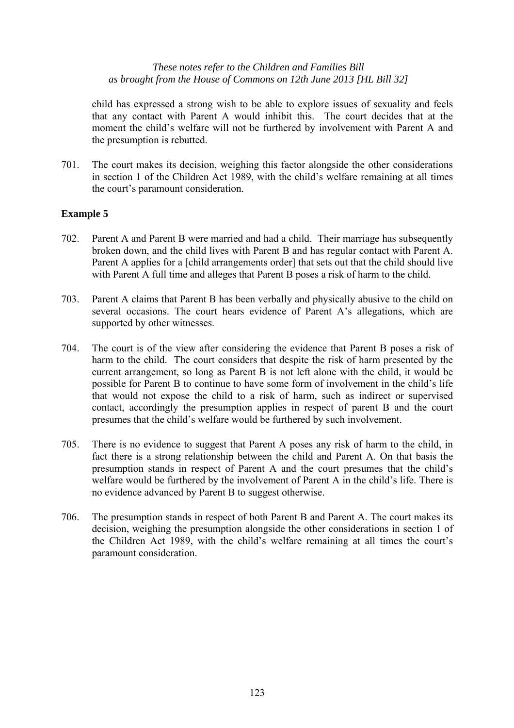child has expressed a strong wish to be able to explore issues of sexuality and feels that any contact with Parent A would inhibit this. The court decides that at the moment the child's welfare will not be furthered by involvement with Parent A and the presumption is rebutted.

701. The court makes its decision, weighing this factor alongside the other considerations in section 1 of the Children Act 1989, with the child's welfare remaining at all times the court's paramount consideration.

**Example 5**

702. Parent A and Parent B were married and had a child. Their marriage has subsequently broken down, and the child lives with Parent B and has regular contact with Parent A. Parent A applies for a [child arrangements order] that sets out that the child should live with Parent A full time and alleges that Parent B poses a risk of harm to the child.

703. Parent A claims that Parent B has been verbally and physically abusive to the child on several occasions. The court hears evidence of Parent A's allegations, which are supported by other witnesses.

704. The court is of the view after considering the evidence that Parent B poses a risk of harm to the child. The court considers that despite the risk of harm presented by the current arrangement, so long as Parent B is not left alone with the child, it would be possible for Parent B to continue to have some form of involvement in the child's life that would not expose the child to a risk of harm, such as indirect or supervised contact, accordingly the presumption applies in respect of parent B and the court presumes that the child's welfare would be furthered by such involvement.

705. There is no evidence to suggest that Parent A poses any risk of harm to the child, in fact there is a strong relationship between the child and Parent A. On that basis the presumption stands in respect of Parent A and the court presumes that the child's welfare would be furthered by the involvement of Parent A in the child's life. There is no evidence advanced by Parent B to suggest otherwise.

706. The presumption stands in respect of both Parent B and Parent A. The court makes its decision, weighing the presumption alongside the other considerations in section 1 of the Children Act 1989, with the child's welfare remaining at all times the court's paramount consideration.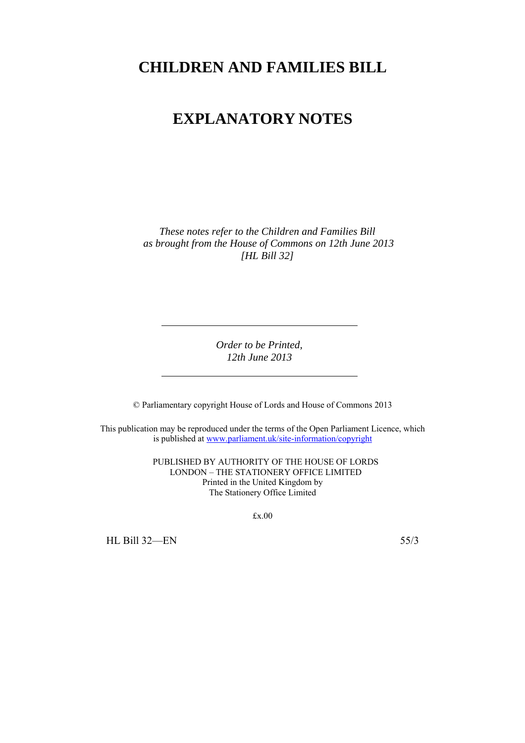# CHILDREN AND FAMILIES BILL

# EXPLANATORY NOTES

*These notes refer to the Children and Families Bill as brought from the House of Commons on 12th June 2013 [HL Bill 32]*

---

*Order to be Printed, 12th June 2013*

---

© Parliamentary copyright House of Lords and House of Commons 2013

This publication may be reproduced under the terms of the Open Parliament Licence, which is published at www.parliament.uk/site-information/copyright

PUBLISHED BY AUTHORITY OF THE HOUSE OF LORDS
LONDON – THE STATIONERY OFFICE LIMITED
Printed in the United Kingdom by
The Stationery Office Limited

£x.00

HL Bill 32—EN 55/3